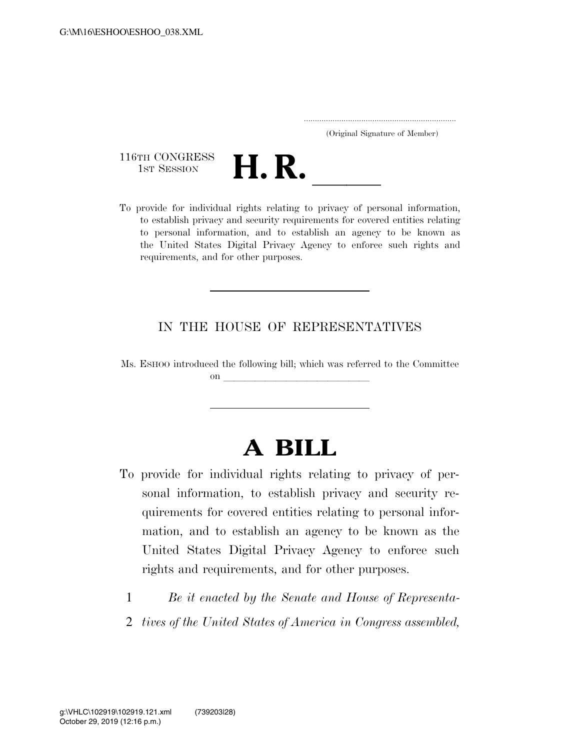(Original Signature of Member)

116TH CONGRESS
1ST SESSION

# H. R. \_\_\_\_\_

To provide for individual rights relating to privacy of personal information, to establish privacy and security requirements for covered entities relating to personal information, and to establish an agency to be known as the United States Digital Privacy Agency to enforce such rights and requirements, and for other purposes.

IN THE HOUSE OF REPRESENTATIVES

Ms. ESHOO introduced the following bill; which was referred to the Committee on \_\_\_\_\_\_\_\_\_\_\_\_\_\_\_\_\_\_\_\_\_\_\_\_\_\_\_\_

# A BILL

To provide for individual rights relating to privacy of personal information, to establish privacy and security requirements for covered entities relating to personal information, and to establish an agency to be known as the United States Digital Privacy Agency to enforce such rights and requirements, and for other purposes.

1 *Be it enacted by the Senate and House of Representa-*
2 *tives of the United States of America in Congress assembled,*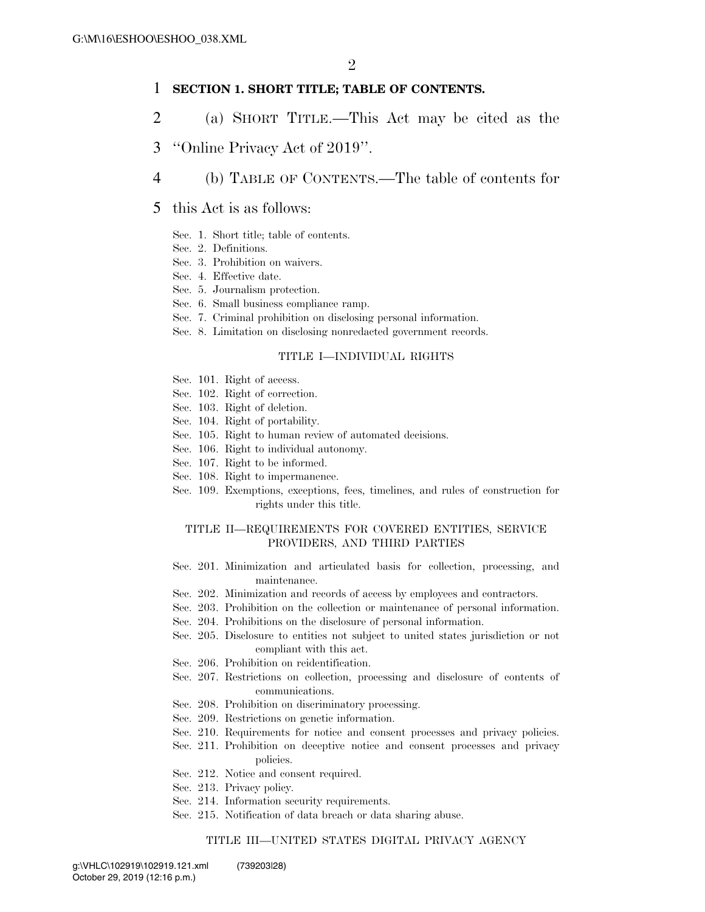**SECTION 1. SHORT TITLE; TABLE OF CONTENTS.**

(a) SHORT TITLE.—This Act may be cited as the "Online Privacy Act of 2019".

(b) TABLE OF CONTENTS.—The table of contents for this Act is as follows:

Sec. 1. Short title; table of contents.
Sec. 2. Definitions.
Sec. 3. Prohibition on waivers.
Sec. 4. Effective date.
Sec. 5. Journalism protection.
Sec. 6. Small business compliance ramp.
Sec. 7. Criminal prohibition on disclosing personal information.
Sec. 8. Limitation on disclosing nonredacted government records.

TITLE I—INDIVIDUAL RIGHTS

Sec. 101. Right of access.
Sec. 102. Right of correction.
Sec. 103. Right of deletion.
Sec. 104. Right of portability.
Sec. 105. Right to human review of automated decisions.
Sec. 106. Right to individual autonomy.
Sec. 107. Right to be informed.
Sec. 108. Right to impermanence.
Sec. 109. Exemptions, exceptions, fees, timelines, and rules of construction for rights under this title.

TITLE II—REQUIREMENTS FOR COVERED ENTITIES, SERVICE PROVIDERS, AND THIRD PARTIES

Sec. 201. Minimization and articulated basis for collection, processing, and maintenance.
Sec. 202. Minimization and records of access by employees and contractors.
Sec. 203. Prohibition on the collection or maintenance of personal information.
Sec. 204. Prohibitions on the disclosure of personal information.
Sec. 205. Disclosure to entities not subject to united states jurisdiction or not compliant with this act.
Sec. 206. Prohibition on reidentification.
Sec. 207. Restrictions on collection, processing and disclosure of contents of communications.
Sec. 208. Prohibition on discriminatory processing.
Sec. 209. Restrictions on genetic information.
Sec. 210. Requirements for notice and consent processes and privacy policies.
Sec. 211. Prohibition on deceptive notice and consent processes and privacy policies.
Sec. 212. Notice and consent required.
Sec. 213. Privacy policy.
Sec. 214. Information security requirements.
Sec. 215. Notification of data breach or data sharing abuse.

TITLE III—UNITED STATES DIGITAL PRIVACY AGENCY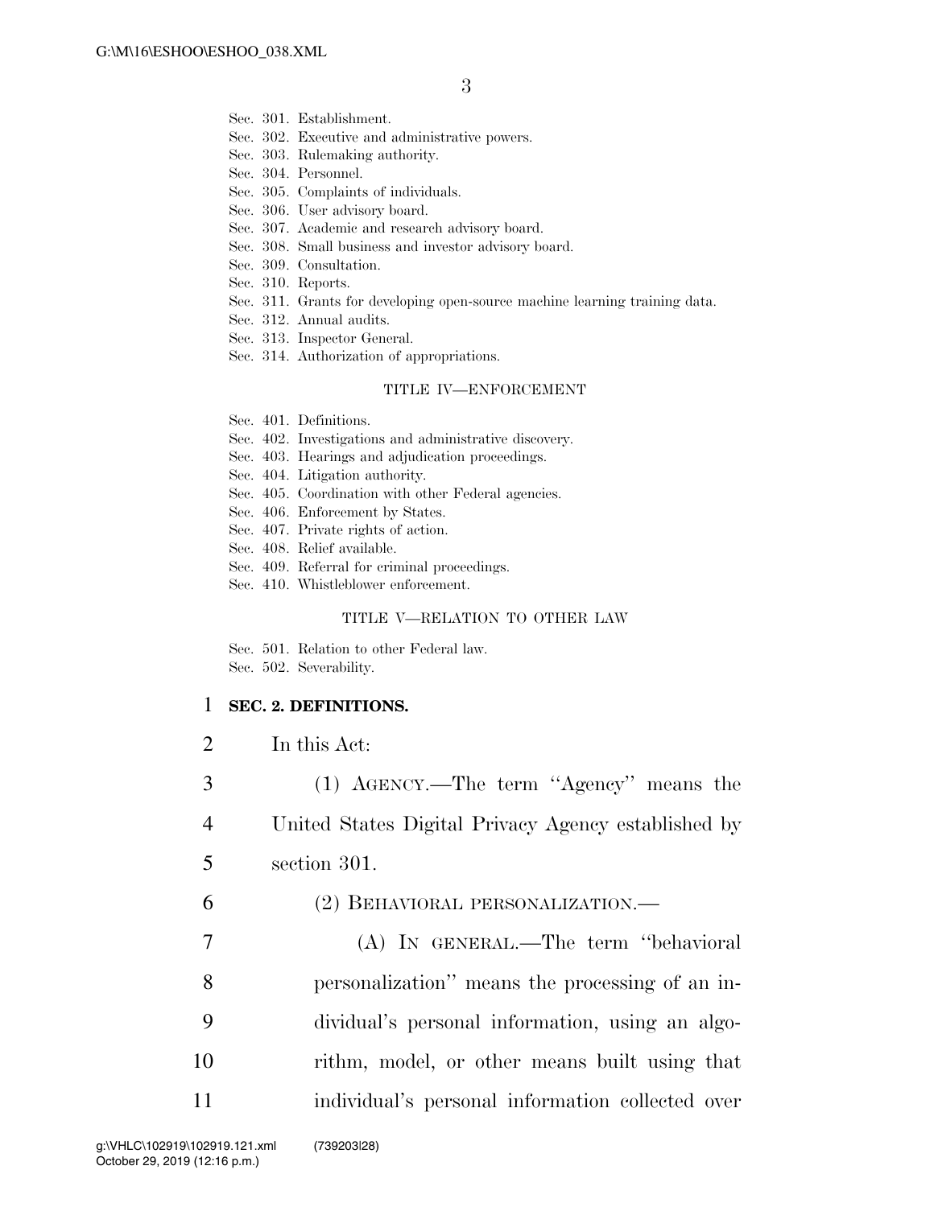Sec. 301. Establishment.
Sec. 302. Executive and administrative powers.
Sec. 303. Rulemaking authority.
Sec. 304. Personnel.
Sec. 305. Complaints of individuals.
Sec. 306. User advisory board.
Sec. 307. Academic and research advisory board.
Sec. 308. Small business and investor advisory board.
Sec. 309. Consultation.
Sec. 310. Reports.
Sec. 311. Grants for developing open-source machine learning training data.
Sec. 312. Annual audits.
Sec. 313. Inspector General.
Sec. 314. Authorization of appropriations.

TITLE IV—ENFORCEMENT

Sec. 401. Definitions.
Sec. 402. Investigations and administrative discovery.
Sec. 403. Hearings and adjudication proceedings.
Sec. 404. Litigation authority.
Sec. 405. Coordination with other Federal agencies.
Sec. 406. Enforcement by States.
Sec. 407. Private rights of action.
Sec. 408. Relief available.
Sec. 409. Referral for criminal proceedings.
Sec. 410. Whistleblower enforcement.

TITLE V—RELATION TO OTHER LAW

Sec. 501. Relation to other Federal law.
Sec. 502. Severability.

**SEC. 2. DEFINITIONS.**

In this Act:

(1) AGENCY.—The term ''Agency'' means the United States Digital Privacy Agency established by section 301.

(2) BEHAVIORAL PERSONALIZATION.—

(A) IN GENERAL.—The term ''behavioral personalization'' means the processing of an individual's personal information, using an algorithm, model, or other means built using that individual's personal information collected over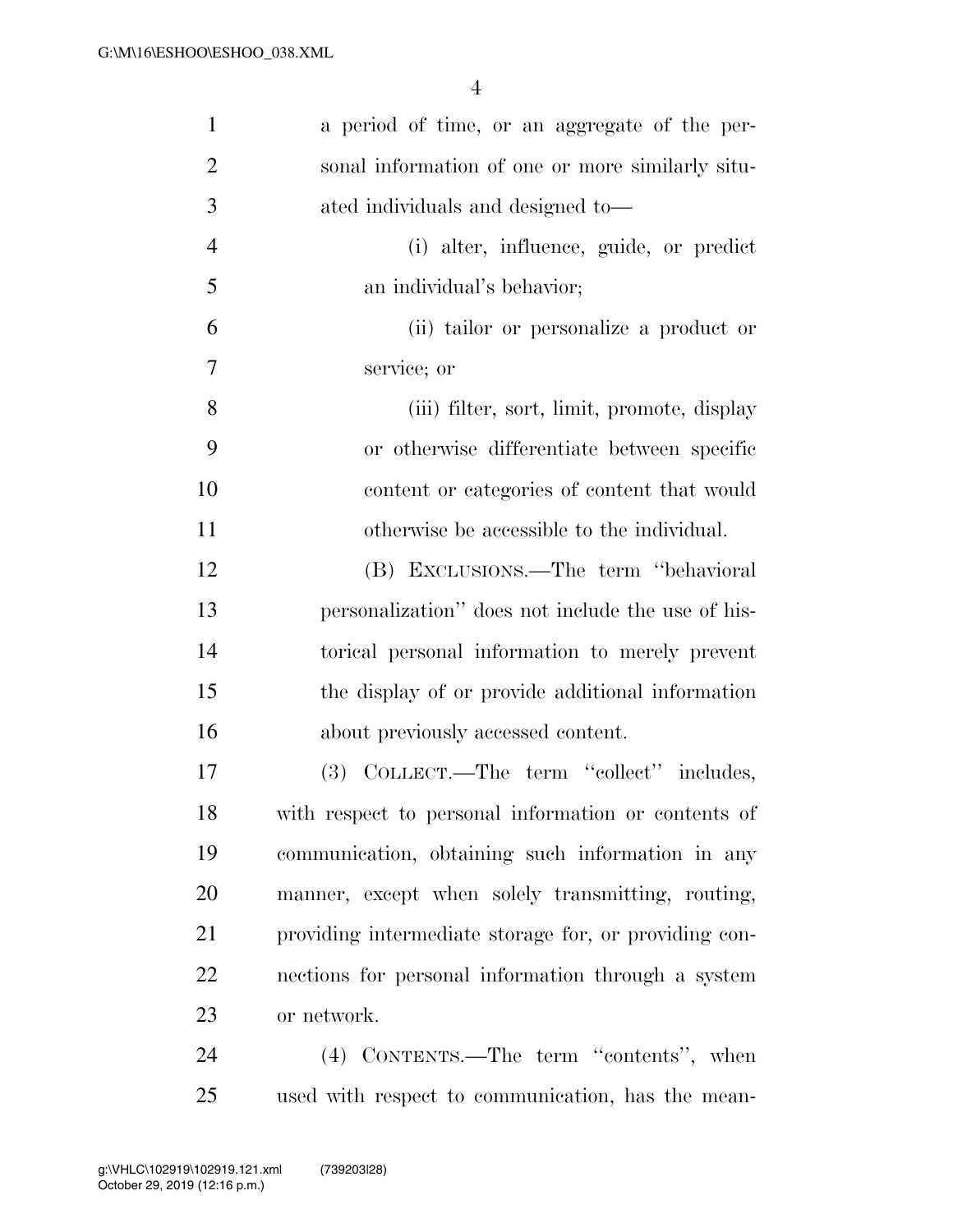a period of time, or an aggregate of the personal information of one or more similarly situated individuals and designed to—

(i) alter, influence, guide, or predict an individual's behavior;

(ii) tailor or personalize a product or service; or

(iii) filter, sort, limit, promote, display or otherwise differentiate between specific content or categories of content that would otherwise be accessible to the individual.

(B) EXCLUSIONS.—The term "behavioral personalization" does not include the use of historical personal information to merely prevent the display of or provide additional information about previously accessed content.

(3) COLLECT.—The term "collect" includes, with respect to personal information or contents of communication, obtaining such information in any manner, except when solely transmitting, routing, providing intermediate storage for, or providing connections for personal information through a system or network.

(4) CONTENTS.—The term "contents", when used with respect to communication, has the mean-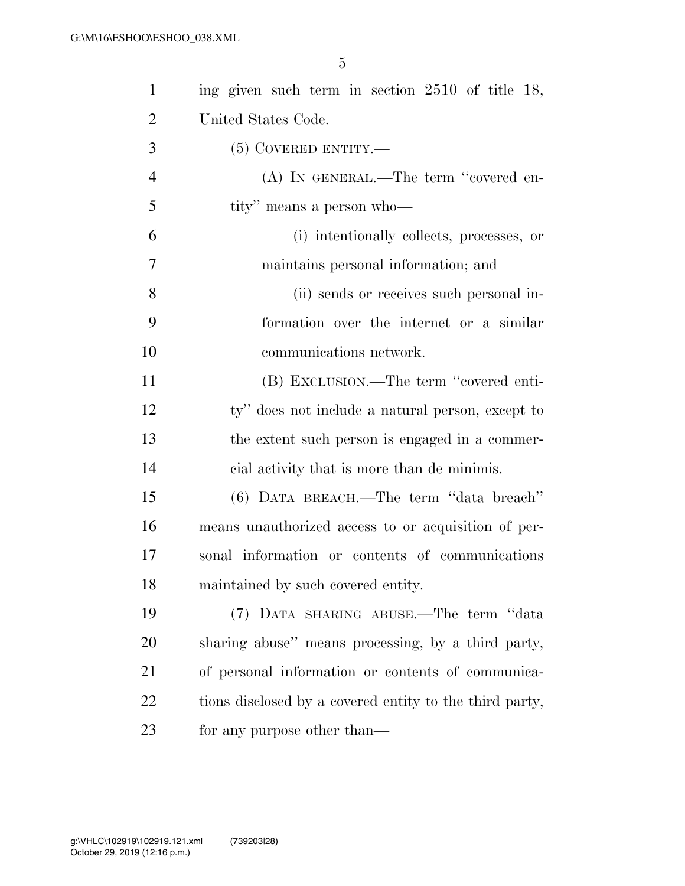ing given such term in section 2510 of title 18, United States Code.

(5) COVERED ENTITY.—

(A) IN GENERAL.—The term ''covered entity'' means a person who—

(i) intentionally collects, processes, or maintains personal information; and

(ii) sends or receives such personal information over the internet or a similar communications network.

(B) EXCLUSION.—The term ''covered entity'' does not include a natural person, except to the extent such person is engaged in a commercial activity that is more than de minimis.

(6) DATA BREACH.—The term ''data breach'' means unauthorized access to or acquisition of personal information or contents of communications maintained by such covered entity.

(7) DATA SHARING ABUSE.—The term ''data sharing abuse'' means processing, by a third party, of personal information or contents of communications disclosed by a covered entity to the third party, for any purpose other than—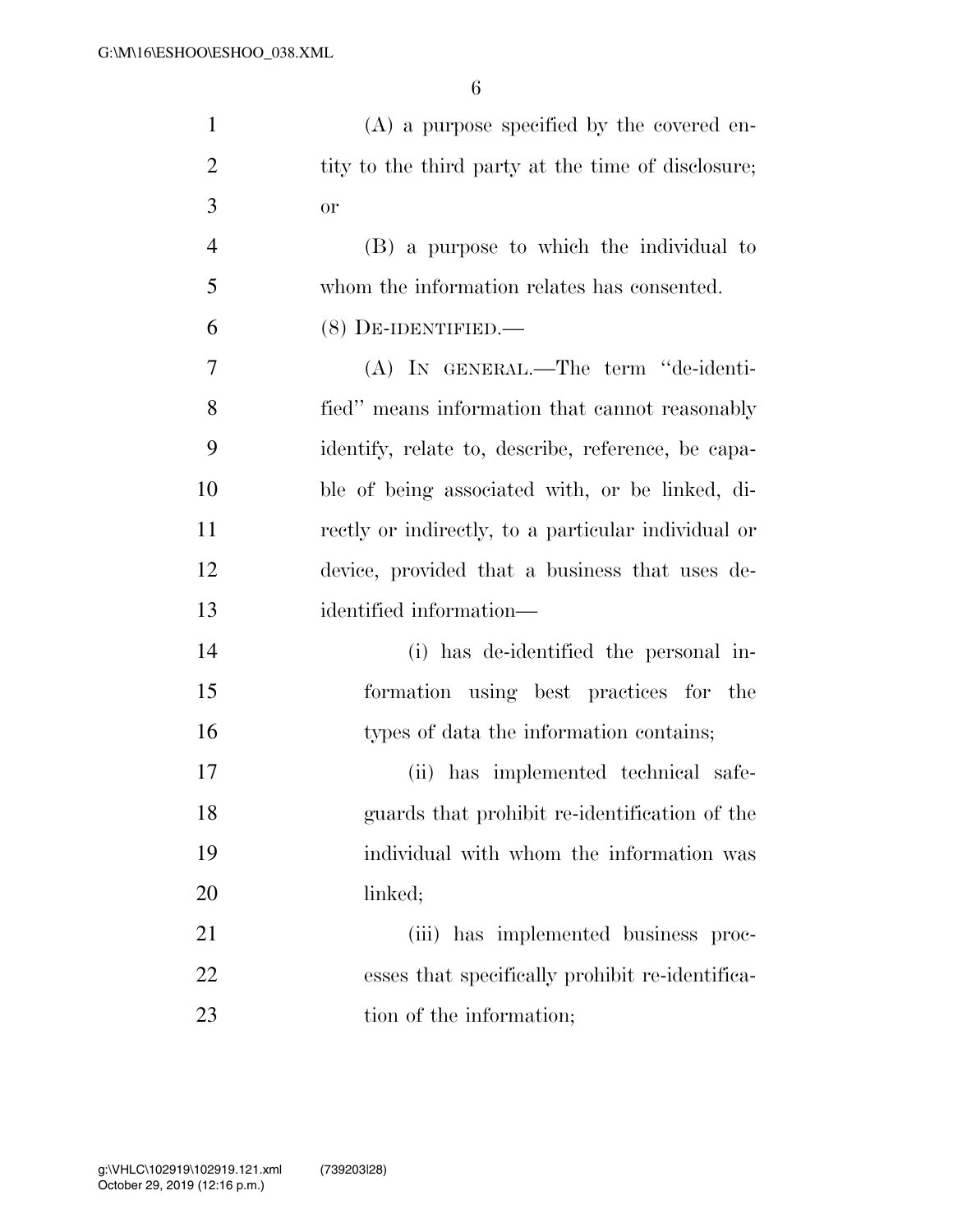(A) a purpose specified by the covered entity to the third party at the time of disclosure; or

(B) a purpose to which the individual to whom the information relates has consented.

(8) DE-IDENTIFIED.—

(A) IN GENERAL.—The term "de-identified" means information that cannot reasonably identify, relate to, describe, reference, be capable of being associated with, or be linked, directly or indirectly, to a particular individual or device, provided that a business that uses de-identified information—

(i) has de-identified the personal information using best practices for the types of data the information contains;

(ii) has implemented technical safeguards that prohibit re-identification of the individual with whom the information was linked;

(iii) has implemented business processes that specifically prohibit re-identification of the information;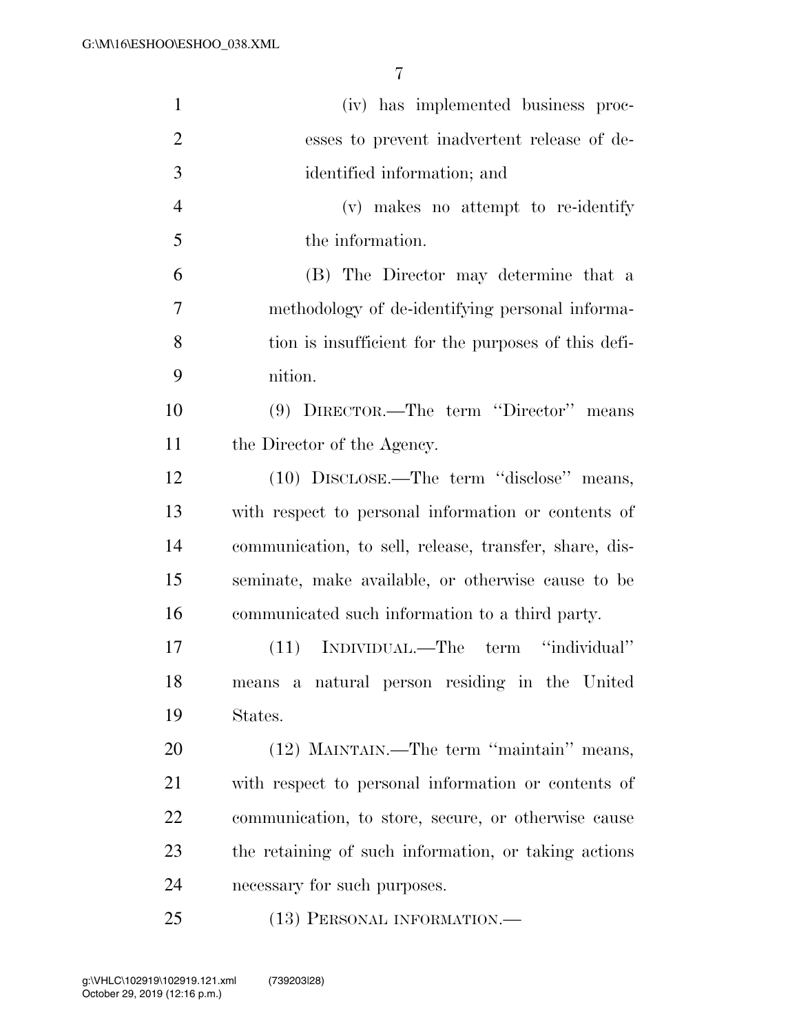(iv) has implemented business processes to prevent inadvertent release of de-identified information; and

(v) makes no attempt to re-identify the information.

(B) The Director may determine that a methodology of de-identifying personal information is insufficient for the purposes of this definition.

(9) DIRECTOR.—The term "Director" means the Director of the Agency.

(10) DISCLOSE.—The term "disclose" means, with respect to personal information or contents of communication, to sell, release, transfer, share, disseminate, make available, or otherwise cause to be communicated such information to a third party.

(11) INDIVIDUAL.—The term "individual" means a natural person residing in the United States.

(12) MAINTAIN.—The term "maintain" means, with respect to personal information or contents of communication, to store, secure, or otherwise cause the retaining of such information, or taking actions necessary for such purposes.

(13) PERSONAL INFORMATION.—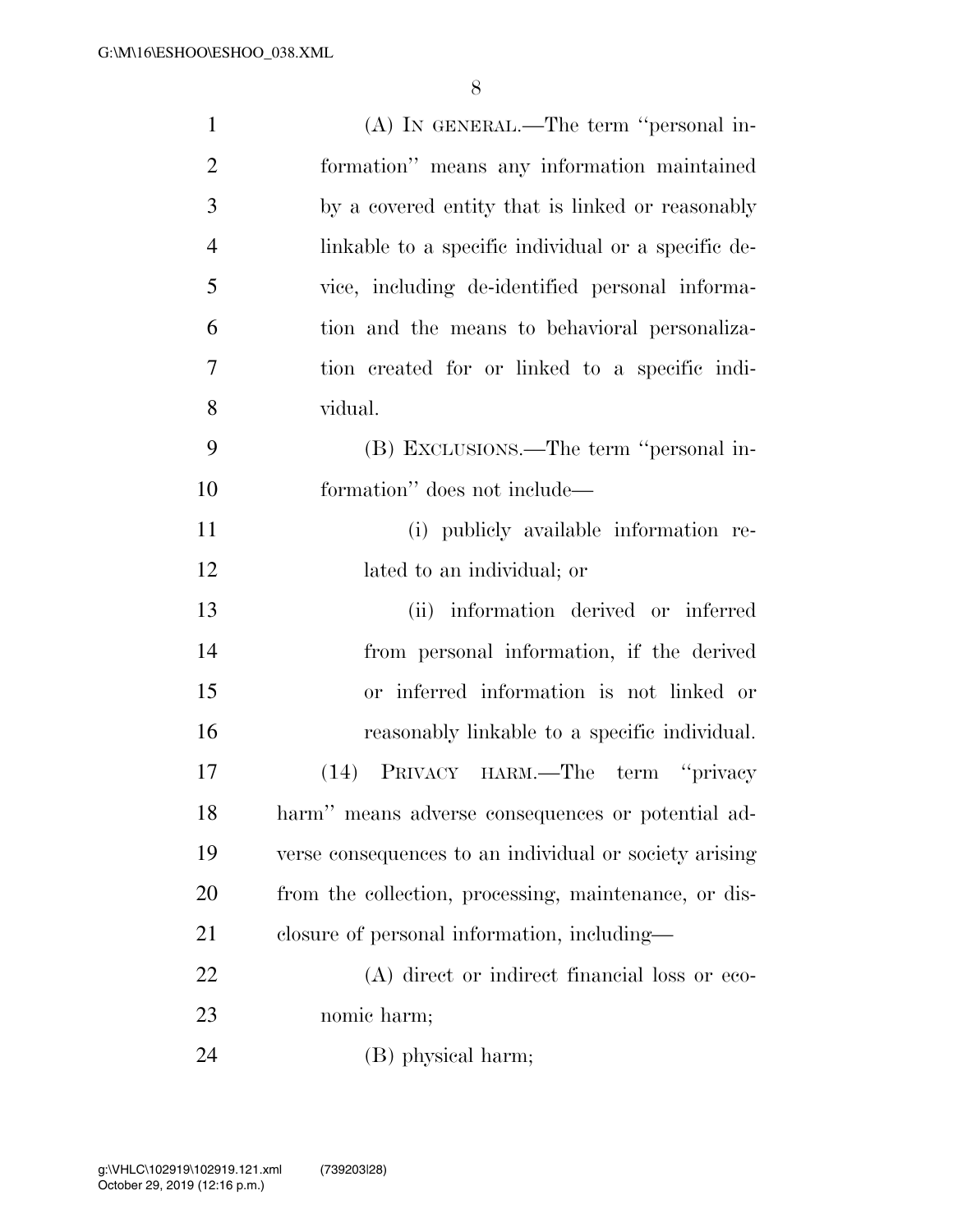(A) IN GENERAL.—The term ''personal information'' means any information maintained by a covered entity that is linked or reasonably linkable to a specific individual or a specific device, including de-identified personal information and the means to behavioral personalization created for or linked to a specific individual.

(B) EXCLUSIONS.—The term ''personal information'' does not include—

(i) publicly available information related to an individual; or

(ii) information derived or inferred from personal information, if the derived or inferred information is not linked or reasonably linkable to a specific individual.

(14) PRIVACY HARM.—The term ''privacy harm'' means adverse consequences or potential adverse consequences to an individual or society arising from the collection, processing, maintenance, or disclosure of personal information, including—

(A) direct or indirect financial loss or economic harm;

(B) physical harm;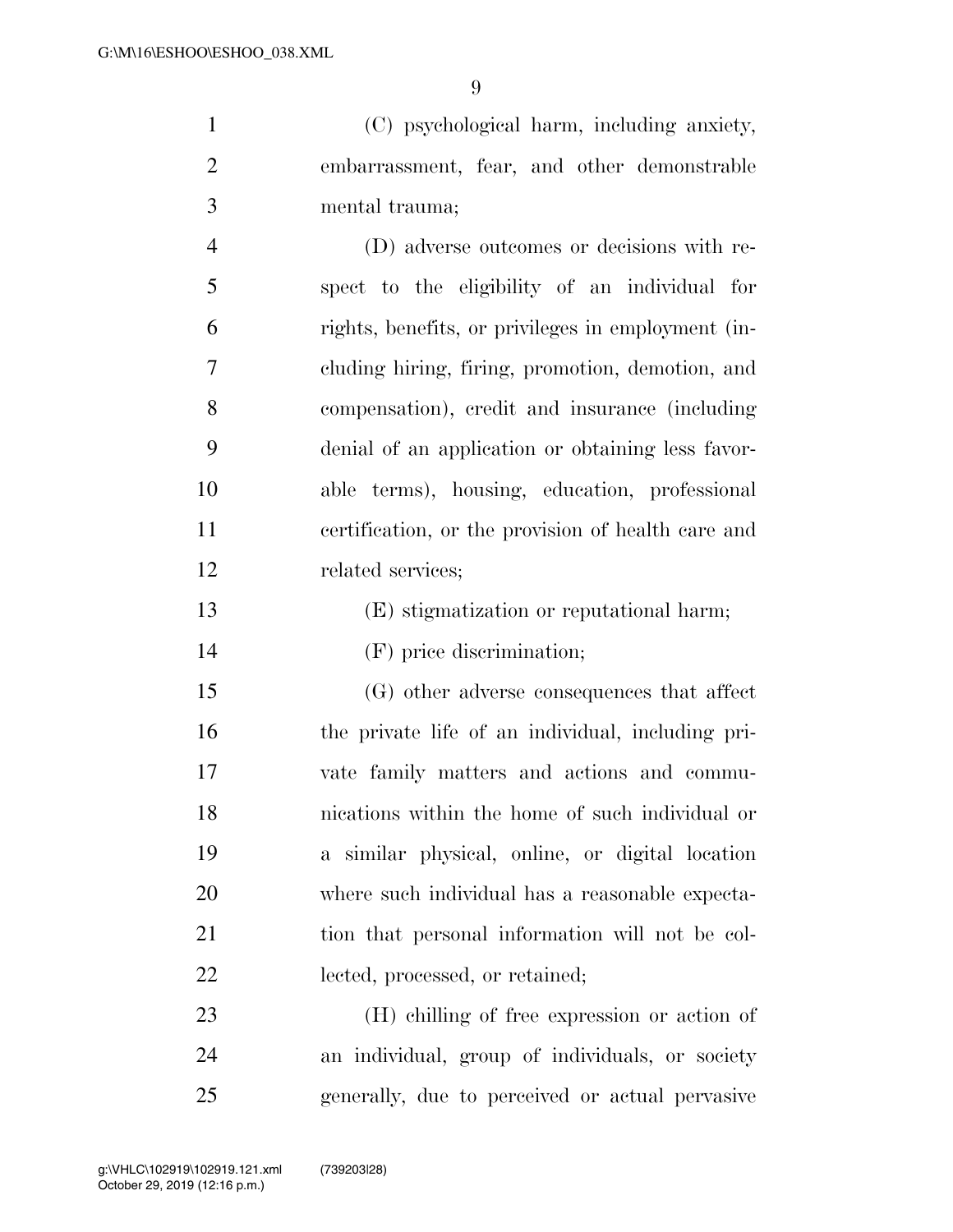(C) psychological harm, including anxiety, embarrassment, fear, and other demonstrable mental trauma;

(D) adverse outcomes or decisions with respect to the eligibility of an individual for rights, benefits, or privileges in employment (including hiring, firing, promotion, demotion, and compensation), credit and insurance (including denial of an application or obtaining less favorable terms), housing, education, professional certification, or the provision of health care and related services;

(E) stigmatization or reputational harm;

(F) price discrimination;

(G) other adverse consequences that affect the private life of an individual, including private family matters and actions and communications within the home of such individual or a similar physical, online, or digital location where such individual has a reasonable expectation that personal information will not be collected, processed, or retained;

(H) chilling of free expression or action of an individual, group of individuals, or society generally, due to perceived or actual pervasive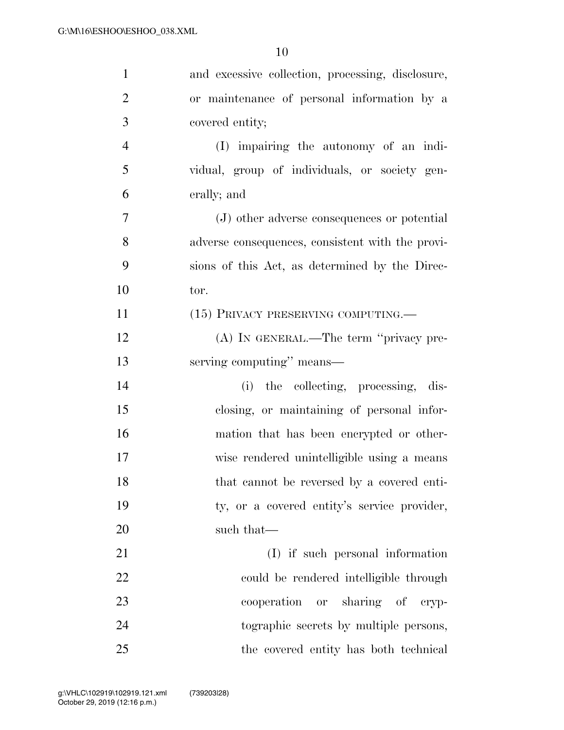and excessive collection, processing, disclosure, or maintenance of personal information by a covered entity;

(I) impairing the autonomy of an individual, group of individuals, or society generally; and

(J) other adverse consequences or potential adverse consequences, consistent with the provisions of this Act, as determined by the Director.

(15) PRIVACY PRESERVING COMPUTING.—

(A) IN GENERAL.—The term ''privacy preserving computing'' means—

(i) the collecting, processing, disclosing, or maintaining of personal information that has been encrypted or otherwise rendered unintelligible using a means that cannot be reversed by a covered entity, or a covered entity's service provider, such that—

(I) if such personal information could be rendered intelligible through cooperation or sharing of cryptographic secrets by multiple persons, the covered entity has both technical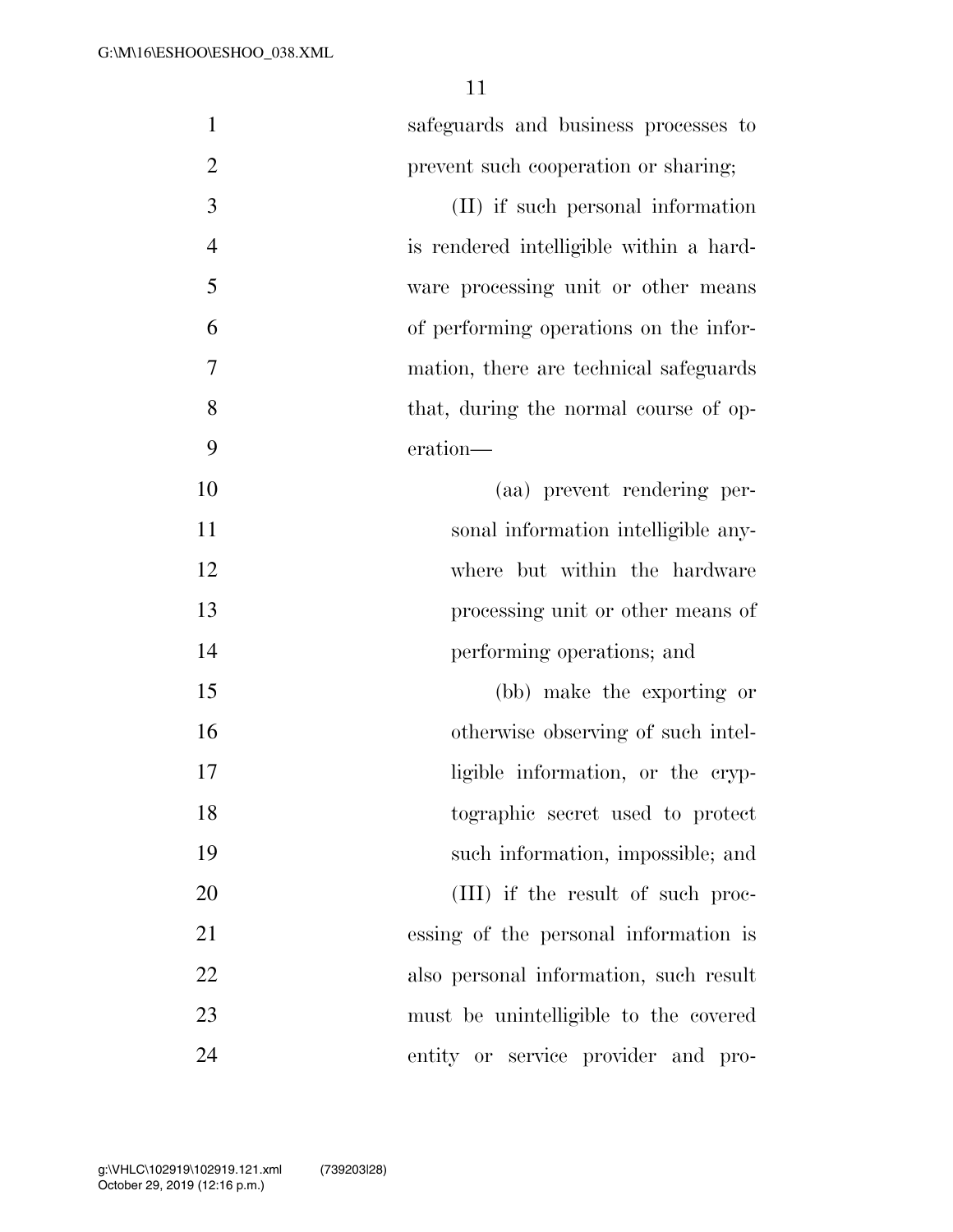safeguards and business processes to prevent such cooperation or sharing;

(II) if such personal information is rendered intelligible within a hardware processing unit or other means of performing operations on the information, there are technical safeguards that, during the normal course of operation—

(aa) prevent rendering personal information intelligible anywhere but within the hardware processing unit or other means of performing operations; and

(bb) make the exporting or otherwise observing of such intelligible information, or the cryptographic secret used to protect such information, impossible; and

(III) if the result of such processing of the personal information is also personal information, such result must be unintelligible to the covered entity or service provider and pro-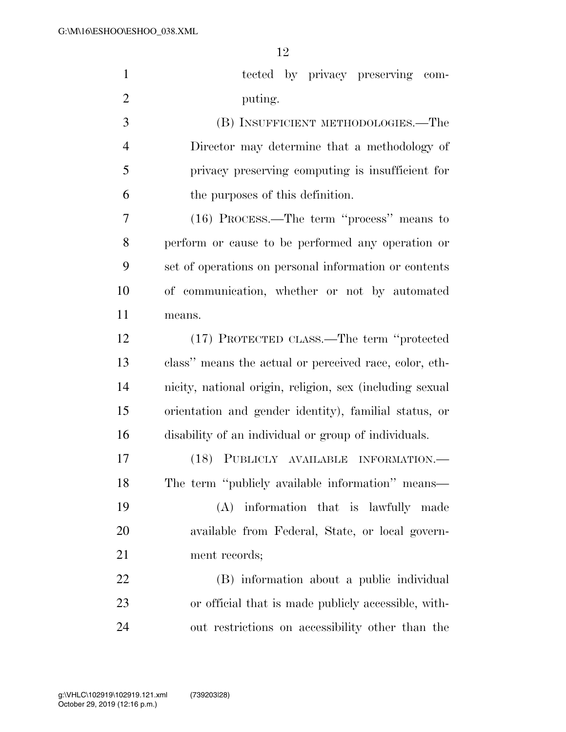tected by privacy preserving computing.

(B) INSUFFICIENT METHODOLOGIES.—The Director may determine that a methodology of privacy preserving computing is insufficient for the purposes of this definition.

(16) PROCESS.—The term ''process'' means to perform or cause to be performed any operation or set of operations on personal information or contents of communication, whether or not by automated means.

(17) PROTECTED CLASS.—The term ''protected class'' means the actual or perceived race, color, ethnicity, national origin, religion, sex (including sexual orientation and gender identity), familial status, or disability of an individual or group of individuals.

(18) PUBLICLY AVAILABLE INFORMATION.—The term ''publicly available information'' means—

(A) information that is lawfully made available from Federal, State, or local government records;

(B) information about a public individual or official that is made publicly accessible, without restrictions on accessibility other than the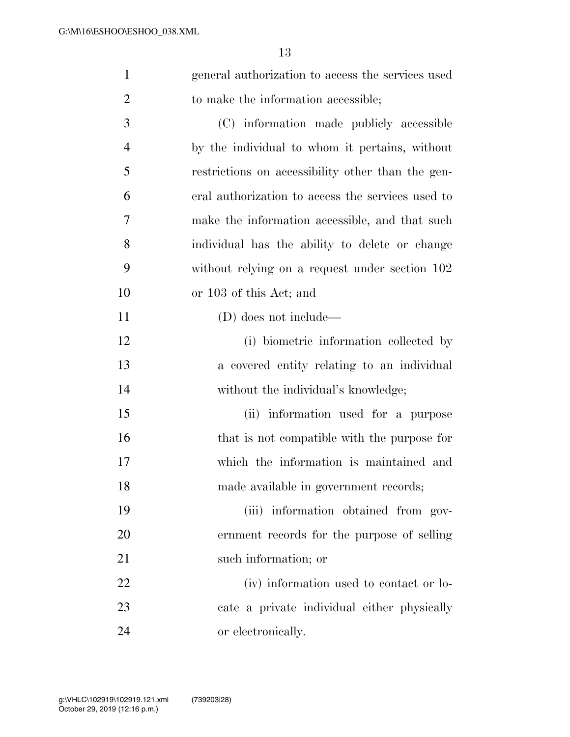general authorization to access the services used to make the information accessible;

(C) information made publicly accessible by the individual to whom it pertains, without restrictions on accessibility other than the general authorization to access the services used to make the information accessible, and that such individual has the ability to delete or change without relying on a request under section 102 or 103 of this Act; and

(D) does not include—

(i) biometric information collected by a covered entity relating to an individual without the individual's knowledge;

(ii) information used for a purpose that is not compatible with the purpose for which the information is maintained and made available in government records;

(iii) information obtained from government records for the purpose of selling such information; or

(iv) information used to contact or locate a private individual either physically or electronically.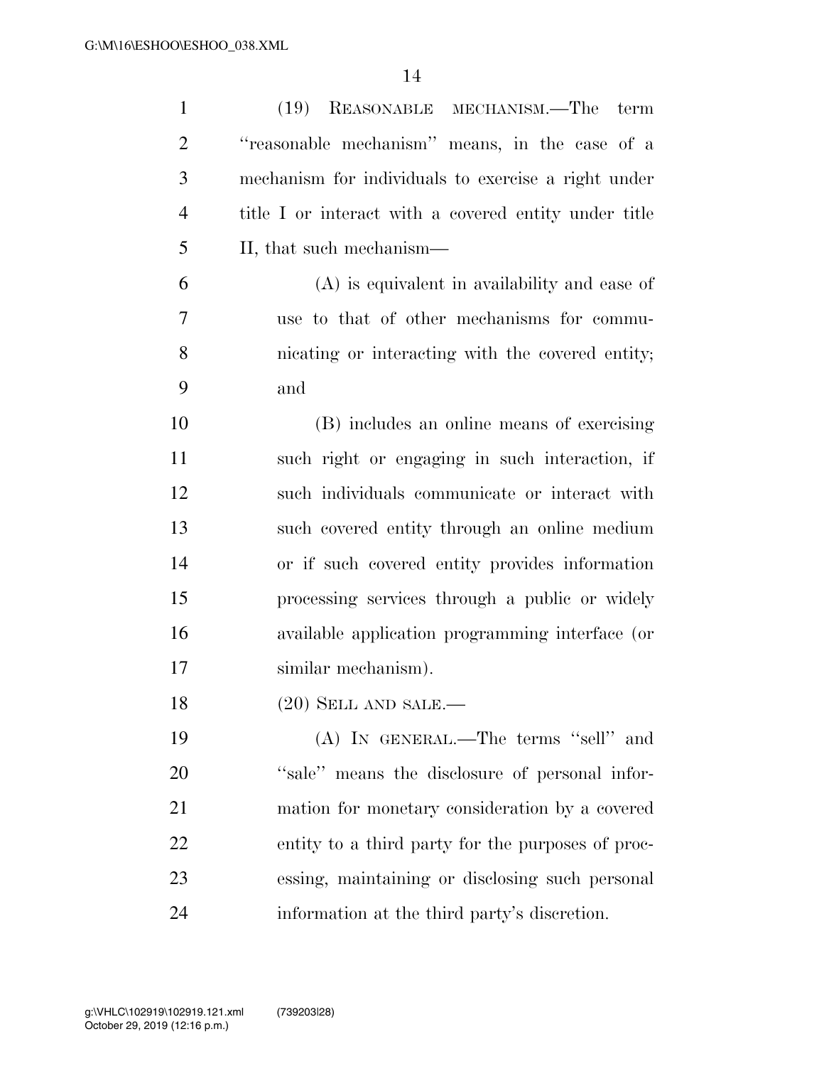(19) REASONABLE MECHANISM.—The term ''reasonable mechanism'' means, in the case of a mechanism for individuals to exercise a right under title I or interact with a covered entity under title II, that such mechanism—

(A) is equivalent in availability and ease of use to that of other mechanisms for communicating or interacting with the covered entity; and

(B) includes an online means of exercising such right or engaging in such interaction, if such individuals communicate or interact with such covered entity through an online medium or if such covered entity provides information processing services through a public or widely available application programming interface (or similar mechanism).

(20) SELL AND SALE.—

(A) IN GENERAL.—The terms ''sell'' and ''sale'' means the disclosure of personal information for monetary consideration by a covered entity to a third party for the purposes of processing, maintaining or disclosing such personal information at the third party's discretion.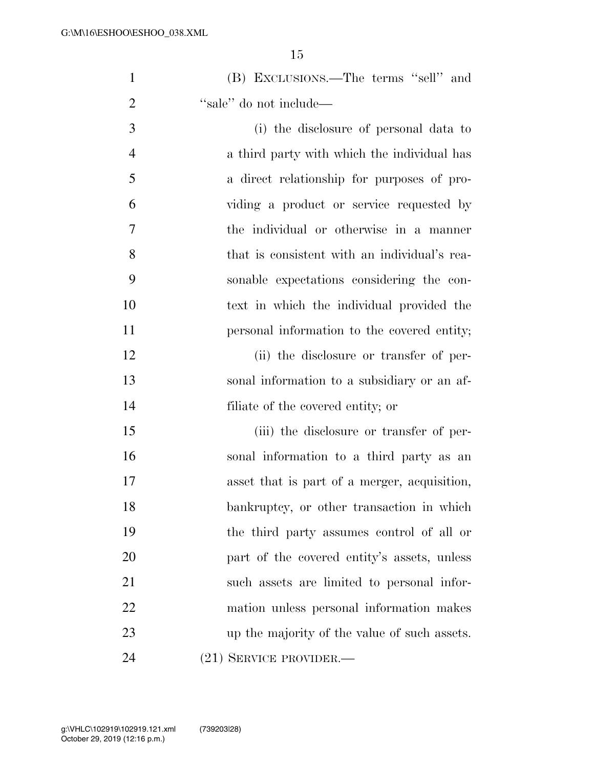(B) EXCLUSIONS.—The terms ''sell'' and ''sale'' do not include—

(i) the disclosure of personal data to a third party with which the individual has a direct relationship for purposes of providing a product or service requested by the individual or otherwise in a manner that is consistent with an individual's reasonable expectations considering the context in which the individual provided the personal information to the covered entity;

(ii) the disclosure or transfer of personal information to a subsidiary or an affiliate of the covered entity; or

(iii) the disclosure or transfer of personal information to a third party as an asset that is part of a merger, acquisition, bankruptcy, or other transaction in which the third party assumes control of all or part of the covered entity's assets, unless such assets are limited to personal information unless personal information makes up the majority of the value of such assets.

(21) SERVICE PROVIDER.—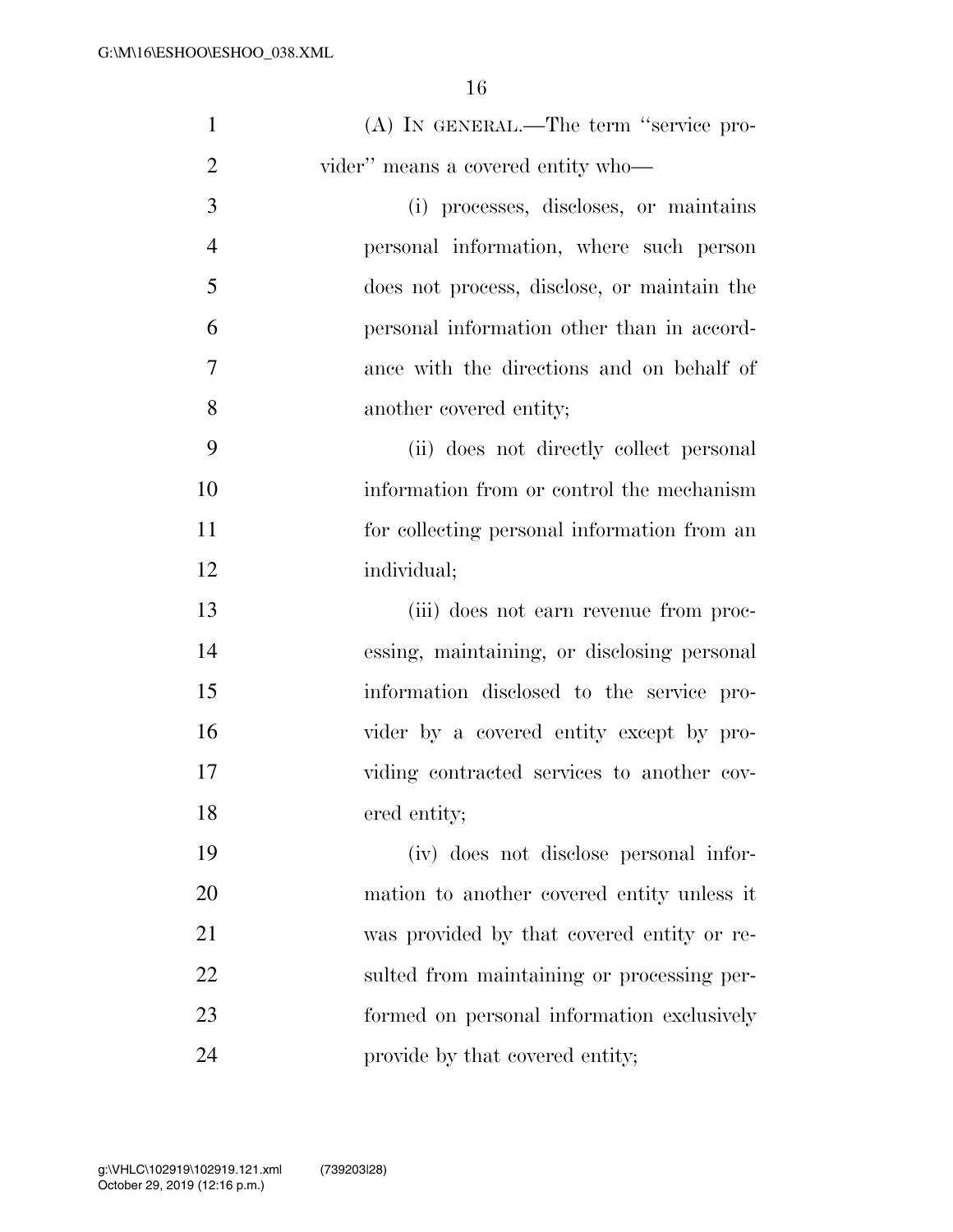(A) IN GENERAL.—The term "service provider" means a covered entity who—

(i) processes, discloses, or maintains personal information, where such person does not process, disclose, or maintain the personal information other than in accordance with the directions and on behalf of another covered entity;

(ii) does not directly collect personal information from or control the mechanism for collecting personal information from an individual;

(iii) does not earn revenue from processing, maintaining, or disclosing personal information disclosed to the service provider by a covered entity except by providing contracted services to another covered entity;

(iv) does not disclose personal information to another covered entity unless it was provided by that covered entity or resulted from maintaining or processing performed on personal information exclusively provide by that covered entity;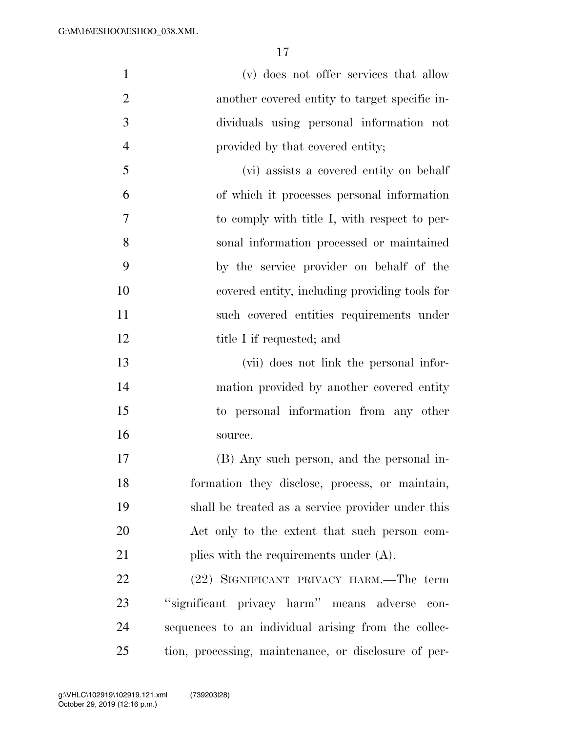(v) does not offer services that allow another covered entity to target specific individuals using personal information not provided by that covered entity;

(vi) assists a covered entity on behalf of which it processes personal information to comply with title I, with respect to personal information processed or maintained by the service provider on behalf of the covered entity, including providing tools for such covered entities requirements under title I if requested; and

(vii) does not link the personal information provided by another covered entity to personal information from any other source.

(B) Any such person, and the personal information they disclose, process, or maintain, shall be treated as a service provider under this Act only to the extent that such person complies with the requirements under (A).

(22) SIGNIFICANT PRIVACY HARM.—The term "significant privacy harm" means adverse consequences to an individual arising from the collection, processing, maintenance, or disclosure of per-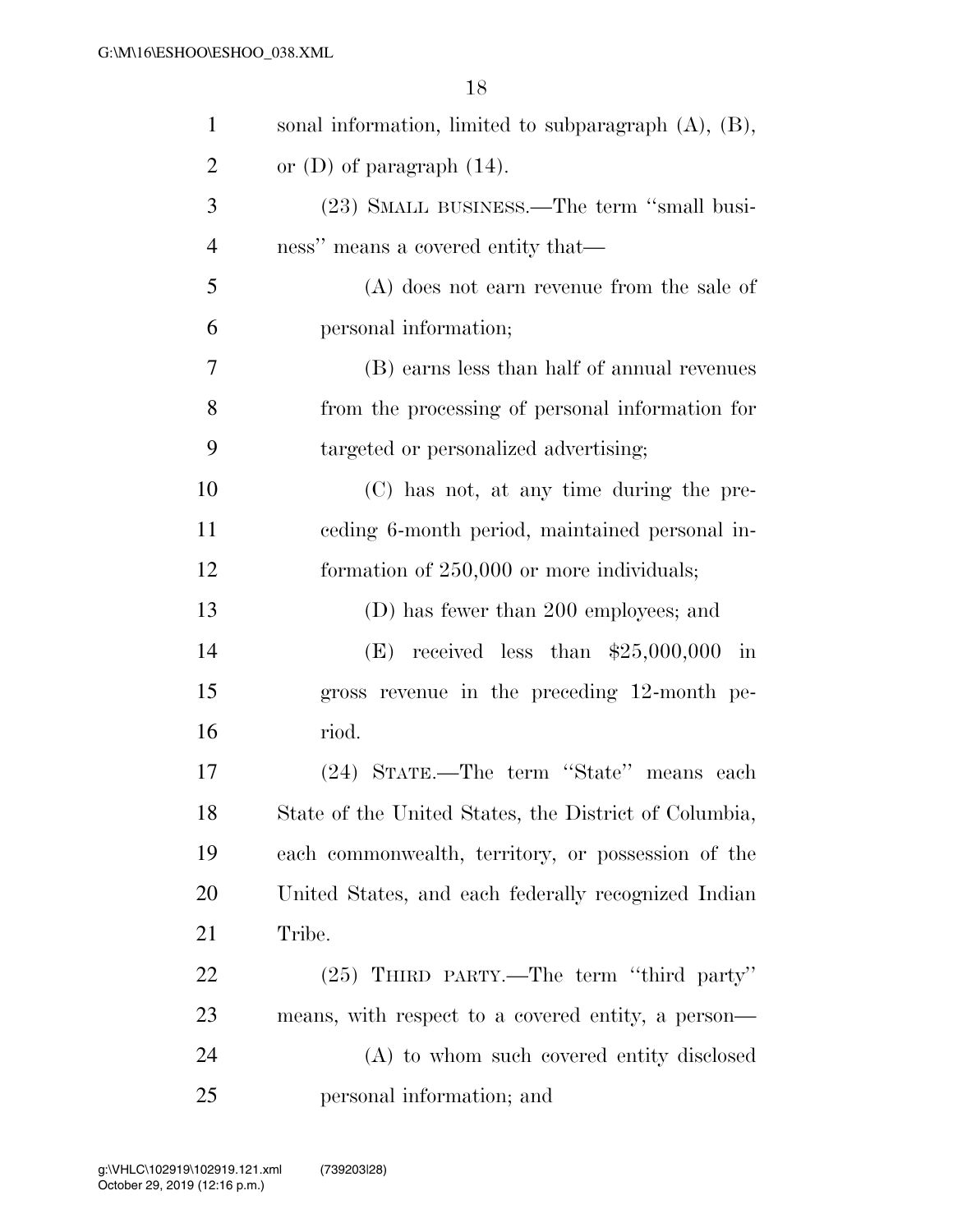sonal information, limited to subparagraph (A), (B), or (D) of paragraph (14).

(23) SMALL BUSINESS.—The term ''small business'' means a covered entity that—

(A) does not earn revenue from the sale of personal information;

(B) earns less than half of annual revenues from the processing of personal information for targeted or personalized advertising;

(C) has not, at any time during the preceding 6-month period, maintained personal information of 250,000 or more individuals;

(D) has fewer than 200 employees; and

(E) received less than $25,000,000 in gross revenue in the preceding 12-month period.

(24) STATE.—The term ''State'' means each State of the United States, the District of Columbia, each commonwealth, territory, or possession of the United States, and each federally recognized Indian Tribe.

(25) THIRD PARTY.—The term ''third party'' means, with respect to a covered entity, a person—

(A) to whom such covered entity disclosed personal information; and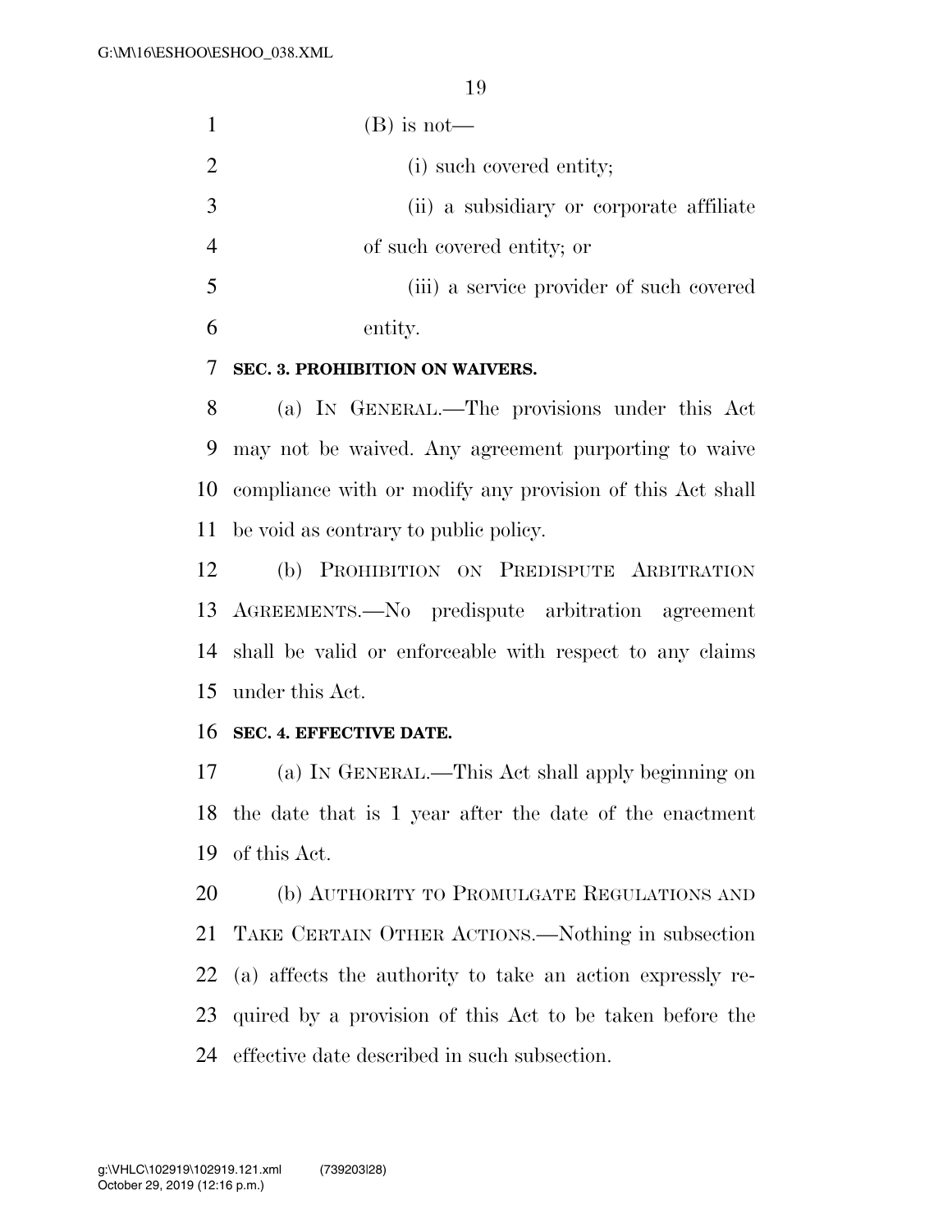(B) is not—

(i) such covered entity;

(ii) a subsidiary or corporate affiliate of such covered entity; or

(iii) a service provider of such covered entity.

**SEC. 3. PROHIBITION ON WAIVERS.**

(a) IN GENERAL.—The provisions under this Act may not be waived. Any agreement purporting to waive compliance with or modify any provision of this Act shall be void as contrary to public policy.

(b) PROHIBITION ON PREDISPUTE ARBITRATION AGREEMENTS.—No predispute arbitration agreement shall be valid or enforceable with respect to any claims under this Act.

**SEC. 4. EFFECTIVE DATE.**

(a) IN GENERAL.—This Act shall apply beginning on the date that is 1 year after the date of the enactment of this Act.

(b) AUTHORITY TO PROMULGATE REGULATIONS AND TAKE CERTAIN OTHER ACTIONS.—Nothing in subsection (a) affects the authority to take an action expressly required by a provision of this Act to be taken before the effective date described in such subsection.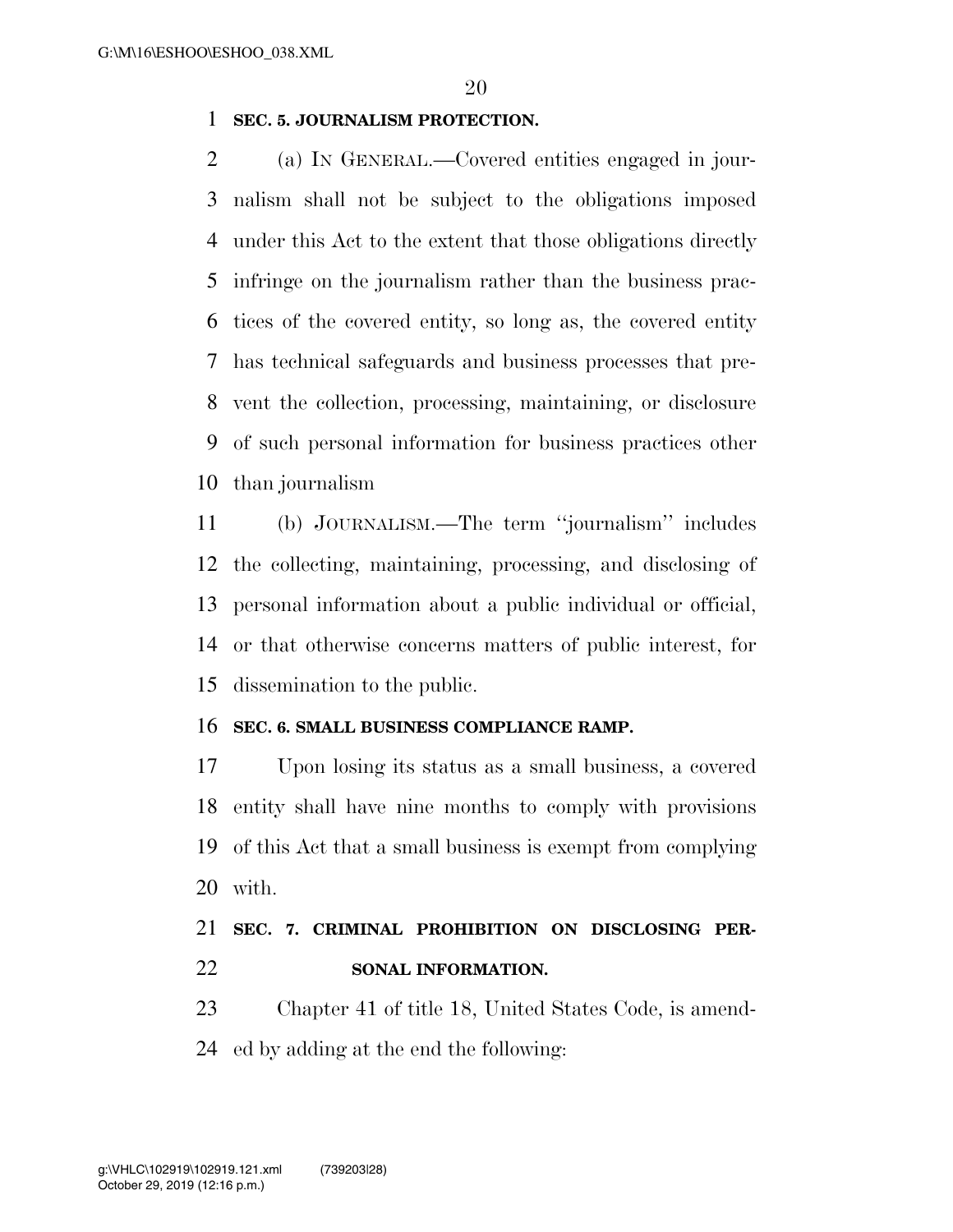**SEC. 5. JOURNALISM PROTECTION.**

(a) IN GENERAL.—Covered entities engaged in journalism shall not be subject to the obligations imposed under this Act to the extent that those obligations directly infringe on the journalism rather than the business practices of the covered entity, so long as, the covered entity has technical safeguards and business processes that prevent the collection, processing, maintaining, or disclosure of such personal information for business practices other than journalism

(b) JOURNALISM.—The term ''journalism'' includes the collecting, maintaining, processing, and disclosing of personal information about a public individual or official, or that otherwise concerns matters of public interest, for dissemination to the public.

**SEC. 6. SMALL BUSINESS COMPLIANCE RAMP.**

Upon losing its status as a small business, a covered entity shall have nine months to comply with provisions of this Act that a small business is exempt from complying with.

**SEC. 7. CRIMINAL PROHIBITION ON DISCLOSING PERSONAL INFORMATION.**

Chapter 41 of title 18, United States Code, is amended by adding at the end the following: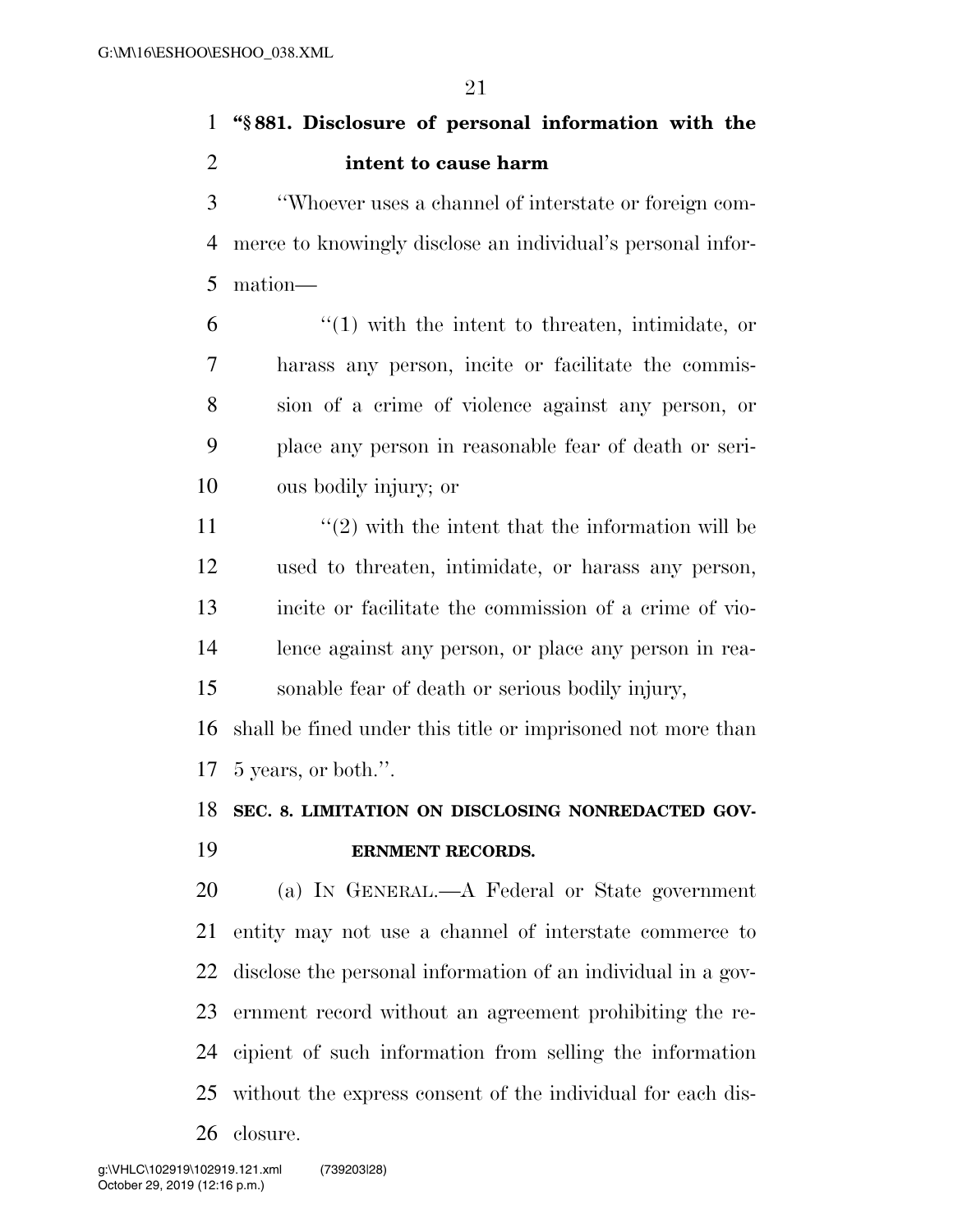**"§ 881. Disclosure of personal information with the intent to cause harm**

"Whoever uses a channel of interstate or foreign commerce to knowingly disclose an individual's personal information—

"(1) with the intent to threaten, intimidate, or harass any person, incite or facilitate the commission of a crime of violence against any person, or place any person in reasonable fear of death or serious bodily injury; or

"(2) with the intent that the information will be used to threaten, intimidate, or harass any person, incite or facilitate the commission of a crime of violence against any person, or place any person in reasonable fear of death or serious bodily injury,

shall be fined under this title or imprisoned not more than 5 years, or both.".

**SEC. 8. LIMITATION ON DISCLOSING NONREDACTED GOVERNMENT RECORDS.**

(a) IN GENERAL.—A Federal or State government entity may not use a channel of interstate commerce to disclose the personal information of an individual in a government record without an agreement prohibiting the recipient of such information from selling the information without the express consent of the individual for each disclosure.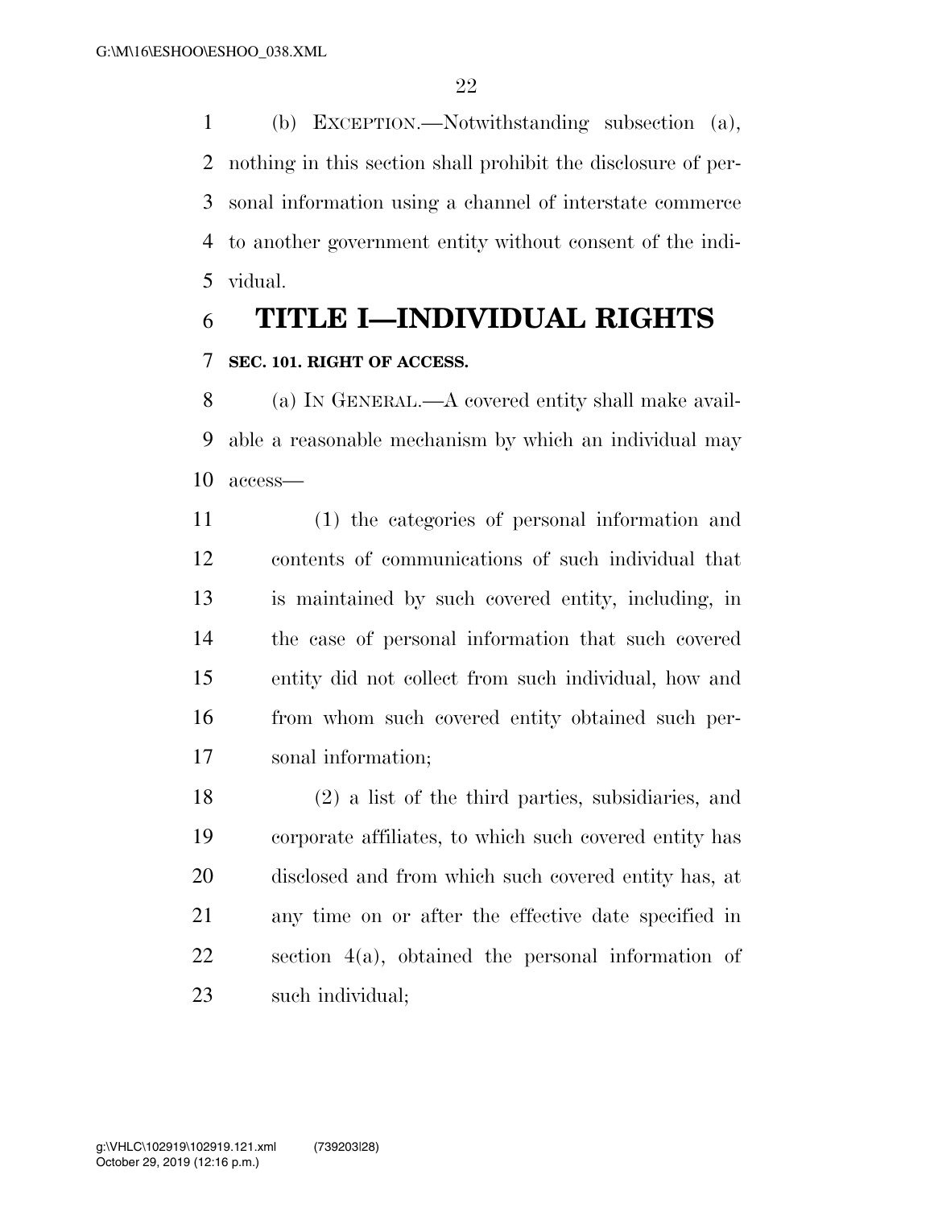(b) EXCEPTION.—Notwithstanding subsection (a), nothing in this section shall prohibit the disclosure of personal information using a channel of interstate commerce to another government entity without consent of the individual.

# TITLE I—INDIVIDUAL RIGHTS

### SEC. 101. RIGHT OF ACCESS.

(a) IN GENERAL.—A covered entity shall make available a reasonable mechanism by which an individual may access—

(1) the categories of personal information and contents of communications of such individual that is maintained by such covered entity, including, in the case of personal information that such covered entity did not collect from such individual, how and from whom such covered entity obtained such personal information;

(2) a list of the third parties, subsidiaries, and corporate affiliates, to which such covered entity has disclosed and from which such covered entity has, at any time on or after the effective date specified in section 4(a), obtained the personal information of such individual;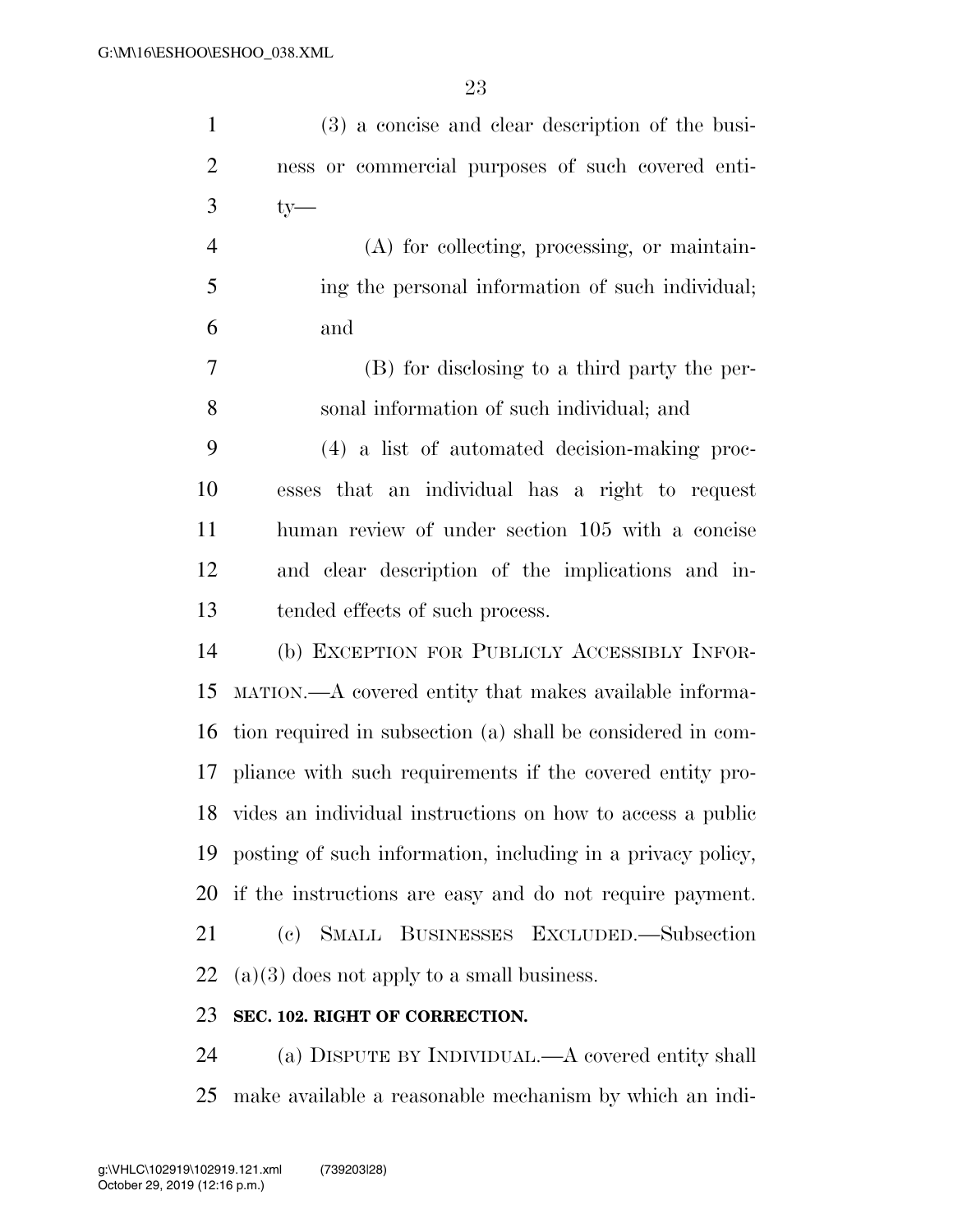(3) a concise and clear description of the business or commercial purposes of such covered entity—

(A) for collecting, processing, or maintaining the personal information of such individual; and

(B) for disclosing to a third party the personal information of such individual; and

(4) a list of automated decision-making processes that an individual has a right to request human review of under section 105 with a concise and clear description of the implications and intended effects of such process.

(b) EXCEPTION FOR PUBLICLY ACCESSIBLY INFORMATION.—A covered entity that makes available information required in subsection (a) shall be considered in compliance with such requirements if the covered entity provides an individual instructions on how to access a public posting of such information, including in a privacy policy, if the instructions are easy and do not require payment.

(c) SMALL BUSINESSES EXCLUDED.—Subsection (a)(3) does not apply to a small business.

**SEC. 102. RIGHT OF CORRECTION.**

(a) DISPUTE BY INDIVIDUAL.—A covered entity shall make available a reasonable mechanism by which an indi-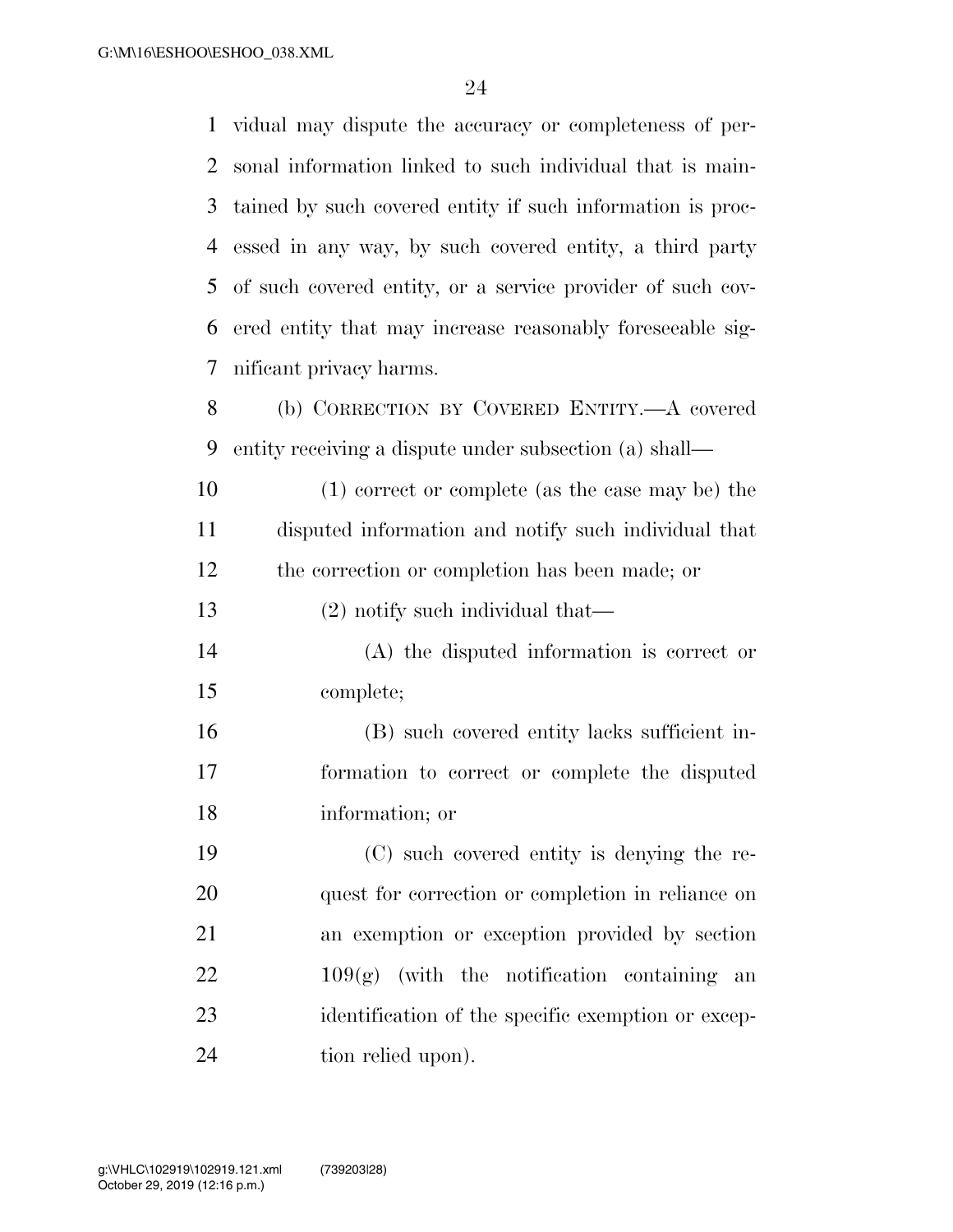vidual may dispute the accuracy or completeness of personal information linked to such individual that is maintained by such covered entity if such information is processed in any way, by such covered entity, a third party of such covered entity, or a service provider of such covered entity that may increase reasonably foreseeable significant privacy harms.

(b) CORRECTION BY COVERED ENTITY.—A covered entity receiving a dispute under subsection (a) shall—

(1) correct or complete (as the case may be) the disputed information and notify such individual that the correction or completion has been made; or

(2) notify such individual that—

(A) the disputed information is correct or complete;

(B) such covered entity lacks sufficient information to correct or complete the disputed information; or

(C) such covered entity is denying the request for correction or completion in reliance on an exemption or exception provided by section 109(g) (with the notification containing an identification of the specific exemption or exception relied upon).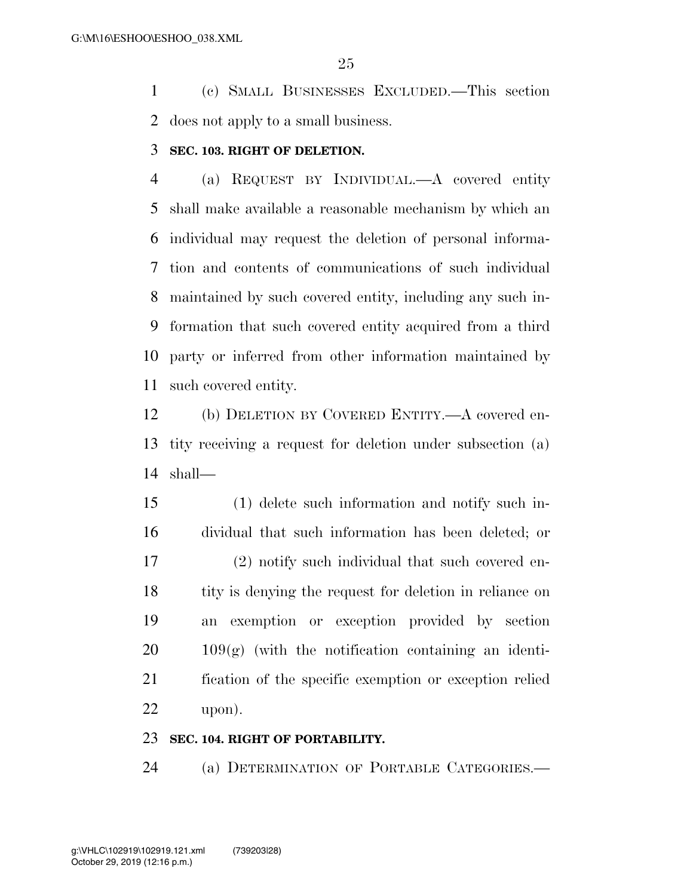(c) SMALL BUSINESSES EXCLUDED.—This section does not apply to a small business.

**SEC. 103. RIGHT OF DELETION.**

(a) REQUEST BY INDIVIDUAL.—A covered entity shall make available a reasonable mechanism by which an individual may request the deletion of personal information and contents of communications of such individual maintained by such covered entity, including any such information that such covered entity acquired from a third party or inferred from other information maintained by such covered entity.

(b) DELETION BY COVERED ENTITY.—A covered entity receiving a request for deletion under subsection (a) shall—

(1) delete such information and notify such individual that such information has been deleted; or

(2) notify such individual that such covered entity is denying the request for deletion in reliance on an exemption or exception provided by section 109(g) (with the notification containing an identification of the specific exemption or exception relied upon).

**SEC. 104. RIGHT OF PORTABILITY.**

(a) DETERMINATION OF PORTABLE CATEGORIES.—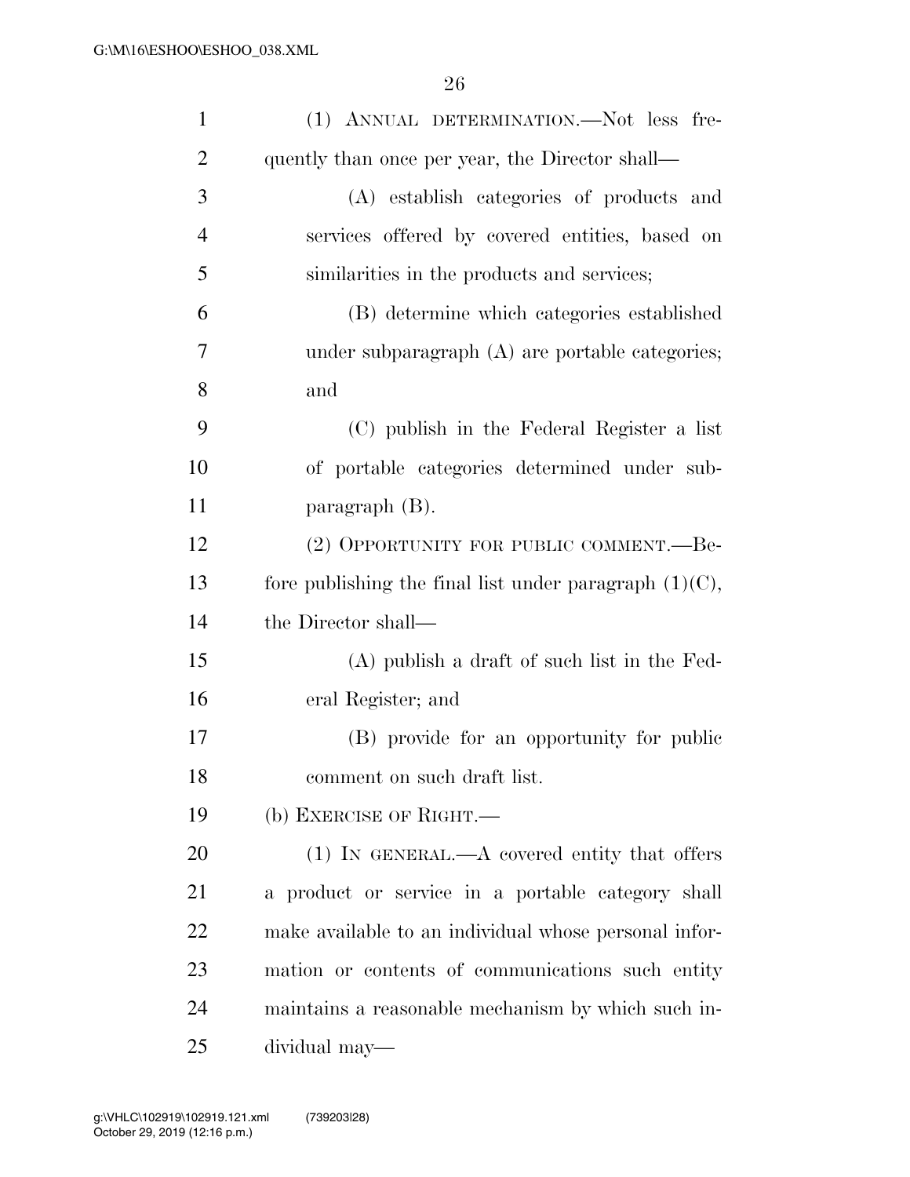(1) ANNUAL DETERMINATION.—Not less frequently than once per year, the Director shall—

(A) establish categories of products and services offered by covered entities, based on similarities in the products and services;

(B) determine which categories established under subparagraph (A) are portable categories; and

(C) publish in the Federal Register a list of portable categories determined under subparagraph (B).

(2) OPPORTUNITY FOR PUBLIC COMMENT.—Before publishing the final list under paragraph (1)(C), the Director shall—

(A) publish a draft of such list in the Federal Register; and

(B) provide for an opportunity for public comment on such draft list.

(b) EXERCISE OF RIGHT.—

(1) IN GENERAL.—A covered entity that offers a product or service in a portable category shall make available to an individual whose personal information or contents of communications such entity maintains a reasonable mechanism by which such individual may—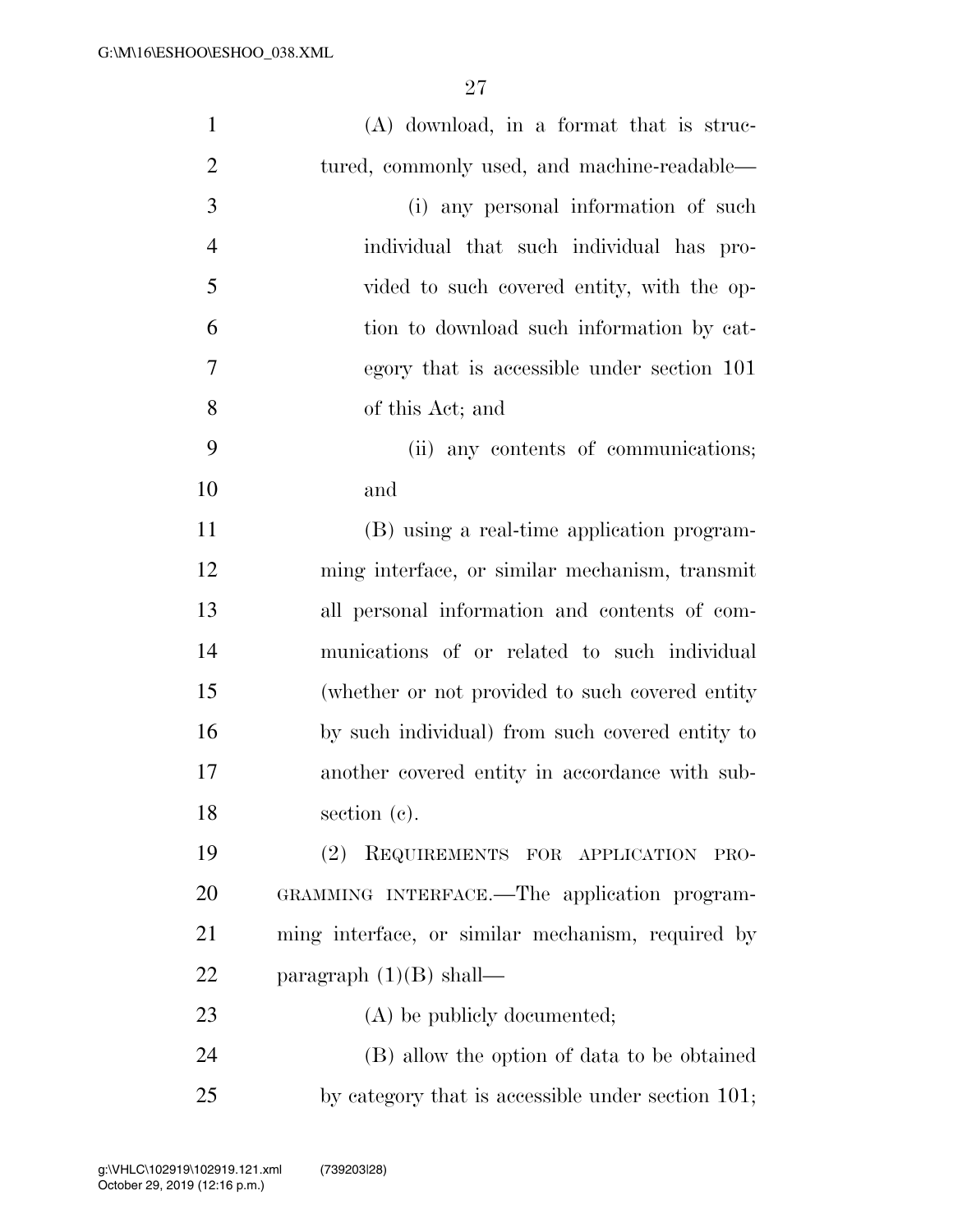(A) download, in a format that is structured, commonly used, and machine-readable—

(i) any personal information of such individual that such individual has provided to such covered entity, with the option to download such information by category that is accessible under section 101 of this Act; and

(ii) any contents of communications; and

(B) using a real-time application programming interface, or similar mechanism, transmit all personal information and contents of communications of or related to such individual (whether or not provided to such covered entity by such individual) from such covered entity to another covered entity in accordance with subsection (c).

(2) REQUIREMENTS FOR APPLICATION PROGRAMMING INTERFACE.—The application programming interface, or similar mechanism, required by paragraph (1)(B) shall—

(A) be publicly documented;

(B) allow the option of data to be obtained by category that is accessible under section 101;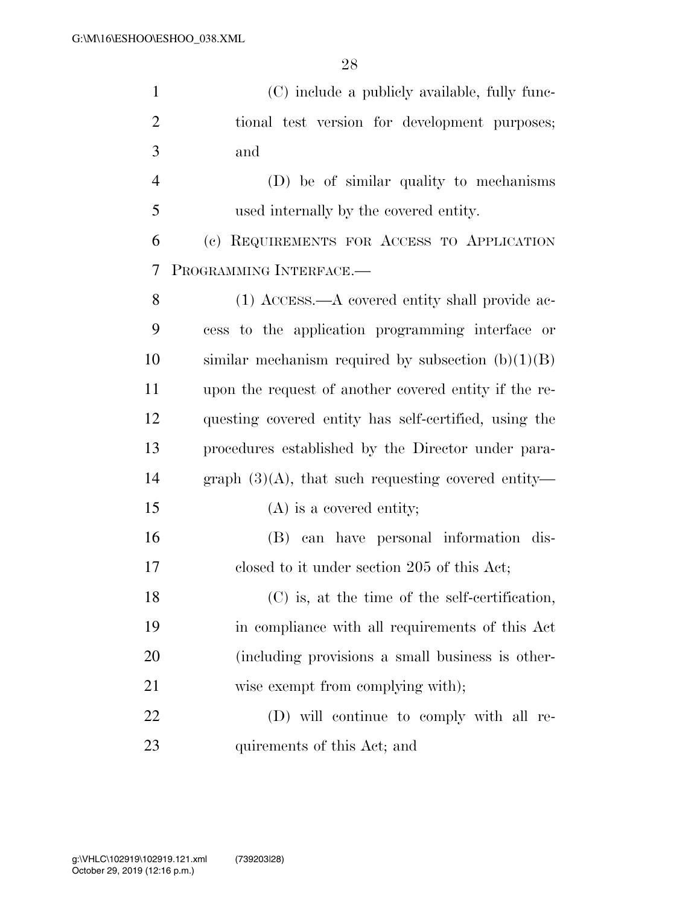(C) include a publicly available, fully functional test version for development purposes; and

(D) be of similar quality to mechanisms used internally by the covered entity.

(c) REQUIREMENTS FOR ACCESS TO APPLICATION PROGRAMMING INTERFACE.—

(1) ACCESS.—A covered entity shall provide access to the application programming interface or similar mechanism required by subsection (b)(1)(B) upon the request of another covered entity if the requesting covered entity has self-certified, using the procedures established by the Director under paragraph (3)(A), that such requesting covered entity—

(A) is a covered entity;

(B) can have personal information disclosed to it under section 205 of this Act;

(C) is, at the time of the self-certification, in compliance with all requirements of this Act (including provisions a small business is otherwise exempt from complying with);

(D) will continue to comply with all requirements of this Act; and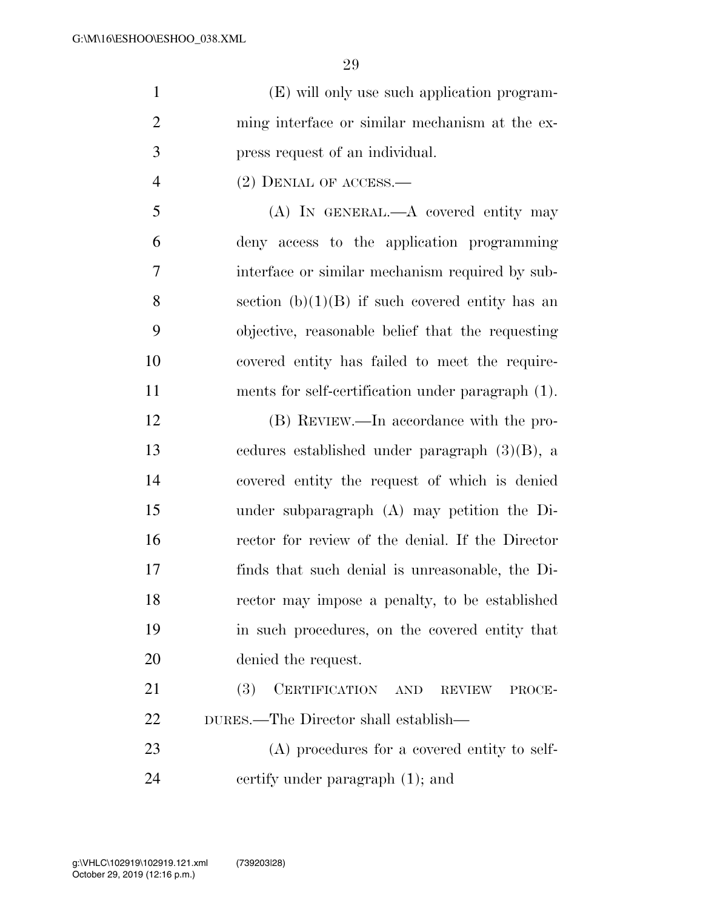(E) will only use such application programming interface or similar mechanism at the express request of an individual.

(2) DENIAL OF ACCESS.—

(A) IN GENERAL.—A covered entity may deny access to the application programming interface or similar mechanism required by subsection (b)(1)(B) if such covered entity has an objective, reasonable belief that the requesting covered entity has failed to meet the requirements for self-certification under paragraph (1).

(B) REVIEW.—In accordance with the procedures established under paragraph (3)(B), a covered entity the request of which is denied under subparagraph (A) may petition the Director for review of the denial. If the Director finds that such denial is unreasonable, the Director may impose a penalty, to be established in such procedures, on the covered entity that denied the request.

(3) CERTIFICATION AND REVIEW PROCEDURES.—The Director shall establish—

(A) procedures for a covered entity to self-certify under paragraph (1); and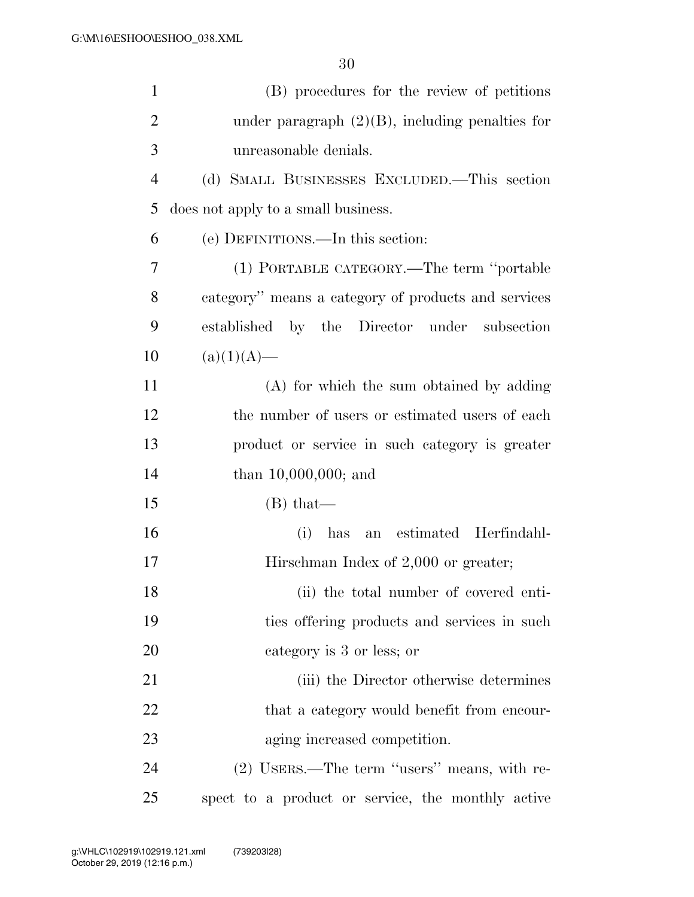(B) procedures for the review of petitions under paragraph (2)(B), including penalties for unreasonable denials.

(d) SMALL BUSINESSES EXCLUDED.—This section does not apply to a small business.

(e) DEFINITIONS.—In this section:

(1) PORTABLE CATEGORY.—The term ''portable category'' means a category of products and services established by the Director under subsection (a)(1)(A)—

(A) for which the sum obtained by adding the number of users or estimated users of each product or service in such category is greater than 10,000,000; and

(B) that—

(i) has an estimated Herfindahl-Hirschman Index of 2,000 or greater;

(ii) the total number of covered entities offering products and services in such category is 3 or less; or

(iii) the Director otherwise determines that a category would benefit from encouraging increased competition.

(2) USERS.—The term ''users'' means, with respect to a product or service, the monthly active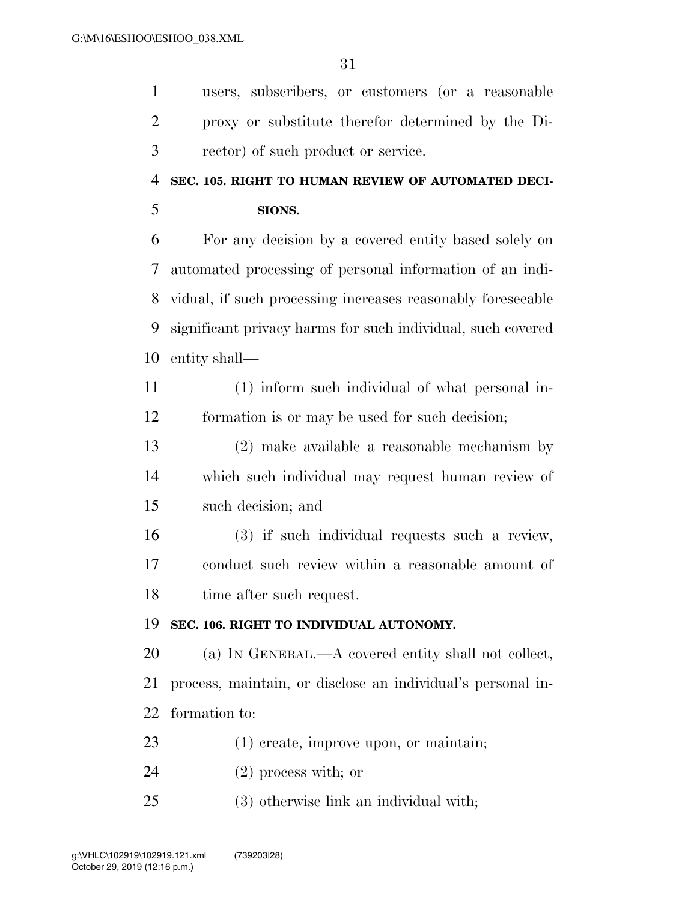users, subscribers, or customers (or a reasonable proxy or substitute therefor determined by the Director) of such product or service.

### SEC. 105. RIGHT TO HUMAN REVIEW OF AUTOMATED DECISIONS.

For any decision by a covered entity based solely on automated processing of personal information of an individual, if such processing increases reasonably foreseeable significant privacy harms for such individual, such covered entity shall—

(1) inform such individual of what personal information is or may be used for such decision;

(2) make available a reasonable mechanism by which such individual may request human review of such decision; and

(3) if such individual requests such a review, conduct such review within a reasonable amount of time after such request.

### SEC. 106. RIGHT TO INDIVIDUAL AUTONOMY.

(a) IN GENERAL.—A covered entity shall not collect, process, maintain, or disclose an individual's personal information to:

(1) create, improve upon, or maintain;

(2) process with; or

(3) otherwise link an individual with;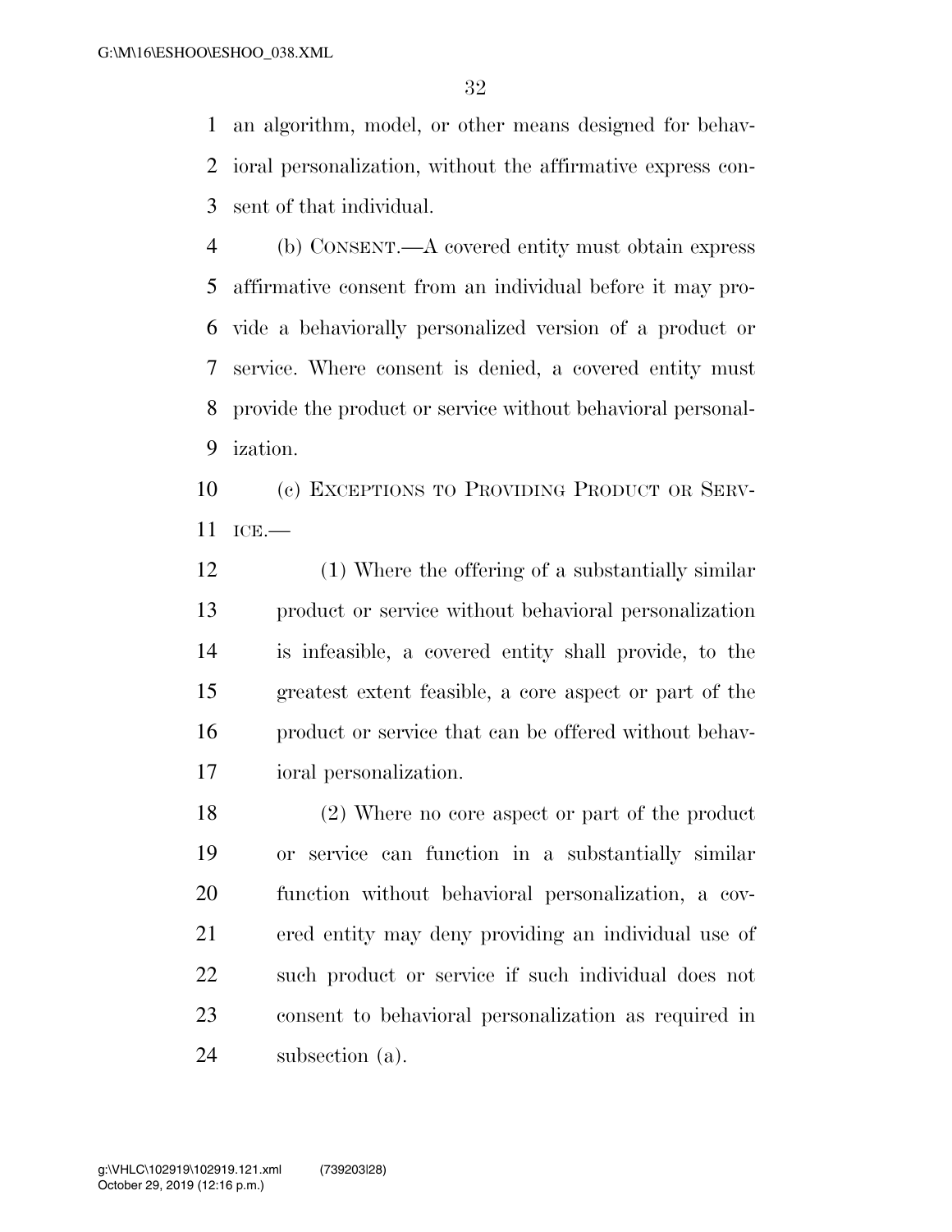an algorithm, model, or other means designed for behavioral personalization, without the affirmative express consent of that individual.

(b) CONSENT.—A covered entity must obtain express affirmative consent from an individual before it may provide a behaviorally personalized version of a product or service. Where consent is denied, a covered entity must provide the product or service without behavioral personalization.

(c) EXCEPTIONS TO PROVIDING PRODUCT OR SERVICE.—

(1) Where the offering of a substantially similar product or service without behavioral personalization is infeasible, a covered entity shall provide, to the greatest extent feasible, a core aspect or part of the product or service that can be offered without behavioral personalization.

(2) Where no core aspect or part of the product or service can function in a substantially similar function without behavioral personalization, a covered entity may deny providing an individual use of such product or service if such individual does not consent to behavioral personalization as required in subsection (a).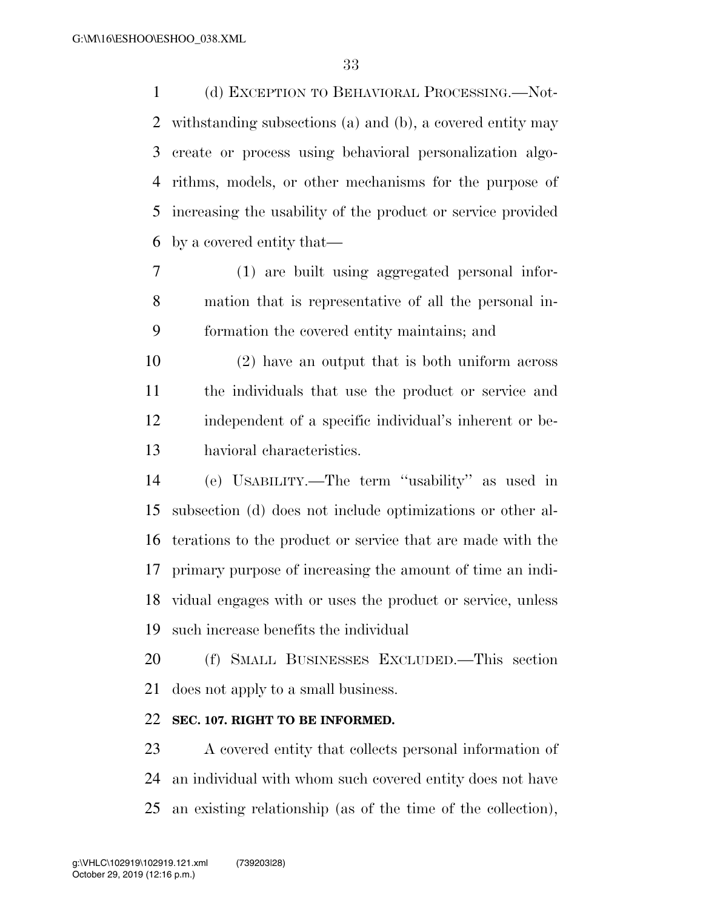(d) EXCEPTION TO BEHAVIORAL PROCESSING.—Notwithstanding subsections (a) and (b), a covered entity may create or process using behavioral personalization algorithms, models, or other mechanisms for the purpose of increasing the usability of the product or service provided by a covered entity that—

(1) are built using aggregated personal information that is representative of all the personal information the covered entity maintains; and

(2) have an output that is both uniform across the individuals that use the product or service and independent of a specific individual's inherent or behavioral characteristics.

(e) USABILITY.—The term ''usability'' as used in subsection (d) does not include optimizations or other alterations to the product or service that are made with the primary purpose of increasing the amount of time an individual engages with or uses the product or service, unless such increase benefits the individual

(f) SMALL BUSINESSES EXCLUDED.—This section does not apply to a small business.

**SEC. 107. RIGHT TO BE INFORMED.**

A covered entity that collects personal information of an individual with whom such covered entity does not have an existing relationship (as of the time of the collection),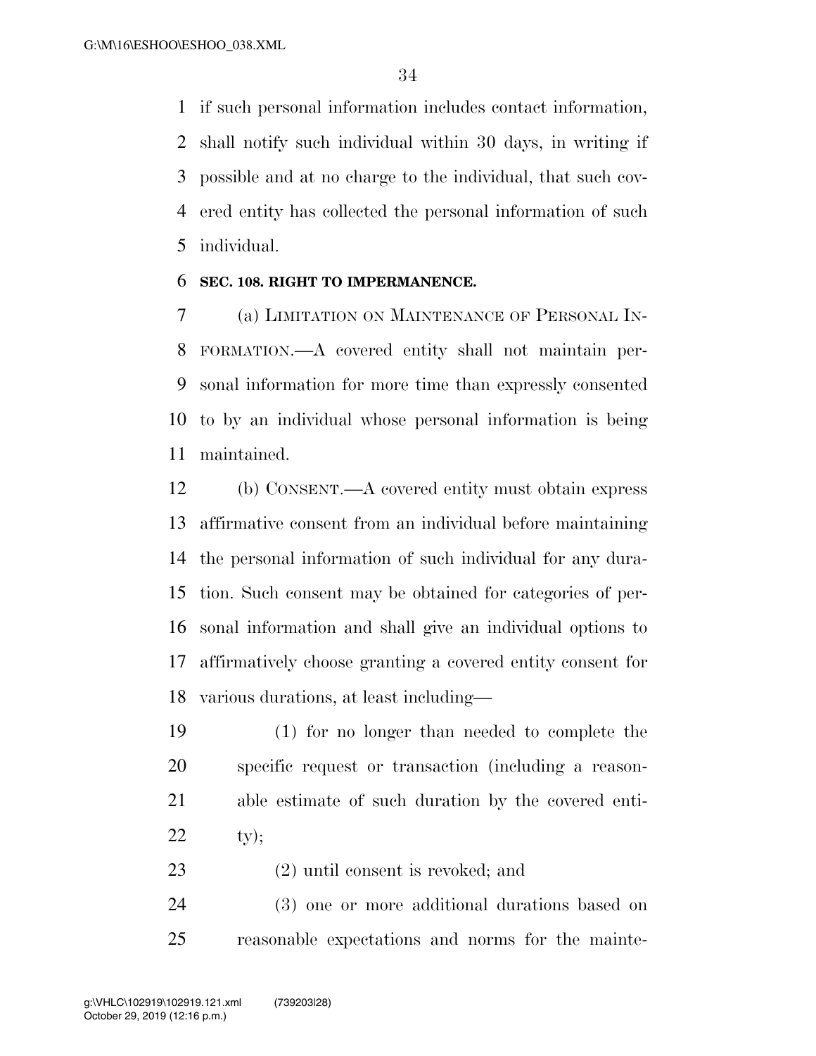if such personal information includes contact information, shall notify such individual within 30 days, in writing if possible and at no charge to the individual, that such covered entity has collected the personal information of such individual.

**SEC. 108. RIGHT TO IMPERMANENCE.**

(a) LIMITATION ON MAINTENANCE OF PERSONAL INFORMATION.—A covered entity shall not maintain personal information for more time than expressly consented to by an individual whose personal information is being maintained.

(b) CONSENT.—A covered entity must obtain express affirmative consent from an individual before maintaining the personal information of such individual for any duration. Such consent may be obtained for categories of personal information and shall give an individual options to affirmatively choose granting a covered entity consent for various durations, at least including—

(1) for no longer than needed to complete the specific request or transaction (including a reasonable estimate of such duration by the covered entity);

(2) until consent is revoked; and

(3) one or more additional durations based on reasonable expectations and norms for the mainte-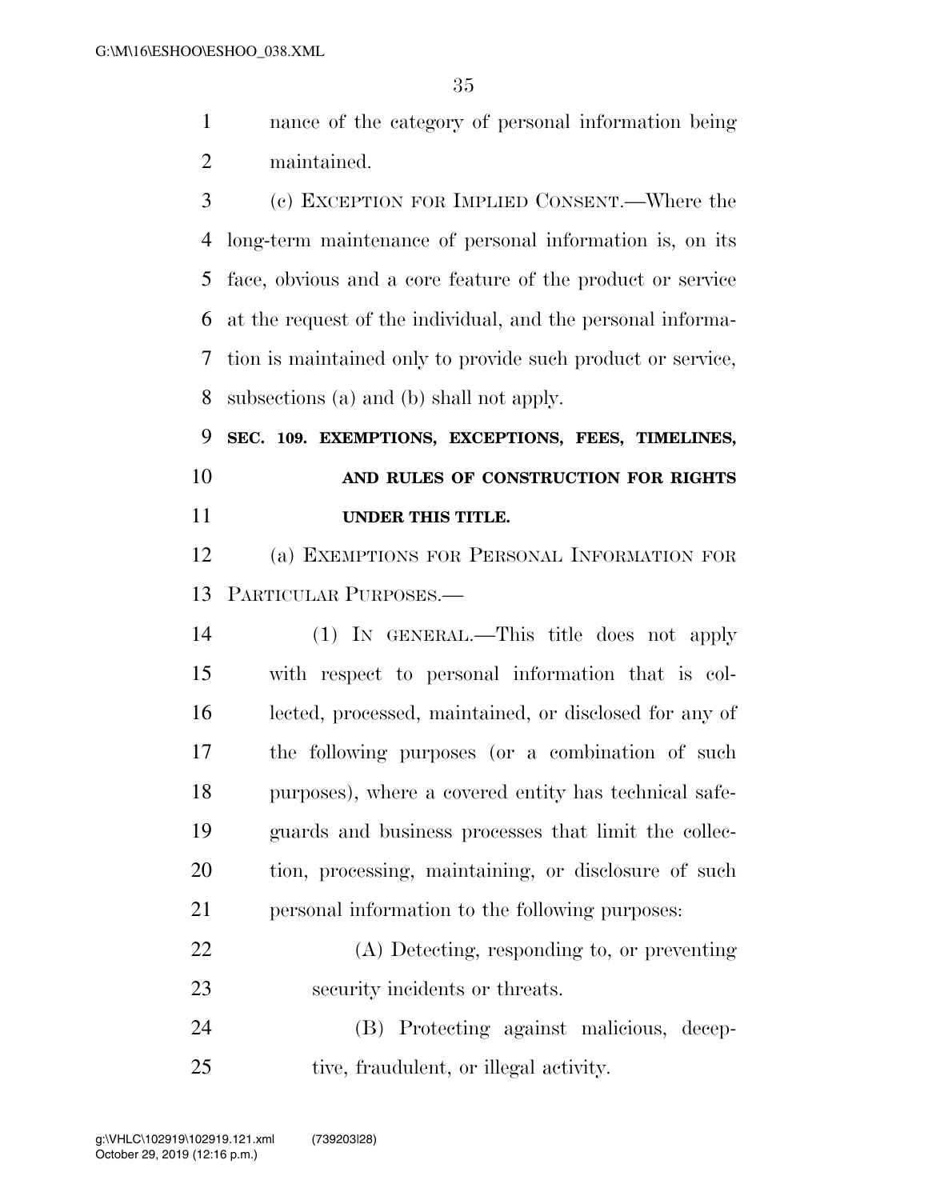nance of the category of personal information being maintained.

(c) EXCEPTION FOR IMPLIED CONSENT.—Where the long-term maintenance of personal information is, on its face, obvious and a core feature of the product or service at the request of the individual, and the personal information is maintained only to provide such product or service, subsections (a) and (b) shall not apply.

**SEC. 109. EXEMPTIONS, EXCEPTIONS, FEES, TIMELINES, AND RULES OF CONSTRUCTION FOR RIGHTS UNDER THIS TITLE.**

(a) EXEMPTIONS FOR PERSONAL INFORMATION FOR PARTICULAR PURPOSES.—

(1) IN GENERAL.—This title does not apply with respect to personal information that is collected, processed, maintained, or disclosed for any of the following purposes (or a combination of such purposes), where a covered entity has technical safeguards and business processes that limit the collection, processing, maintaining, or disclosure of such personal information to the following purposes:

(A) Detecting, responding to, or preventing security incidents or threats.

(B) Protecting against malicious, deceptive, fraudulent, or illegal activity.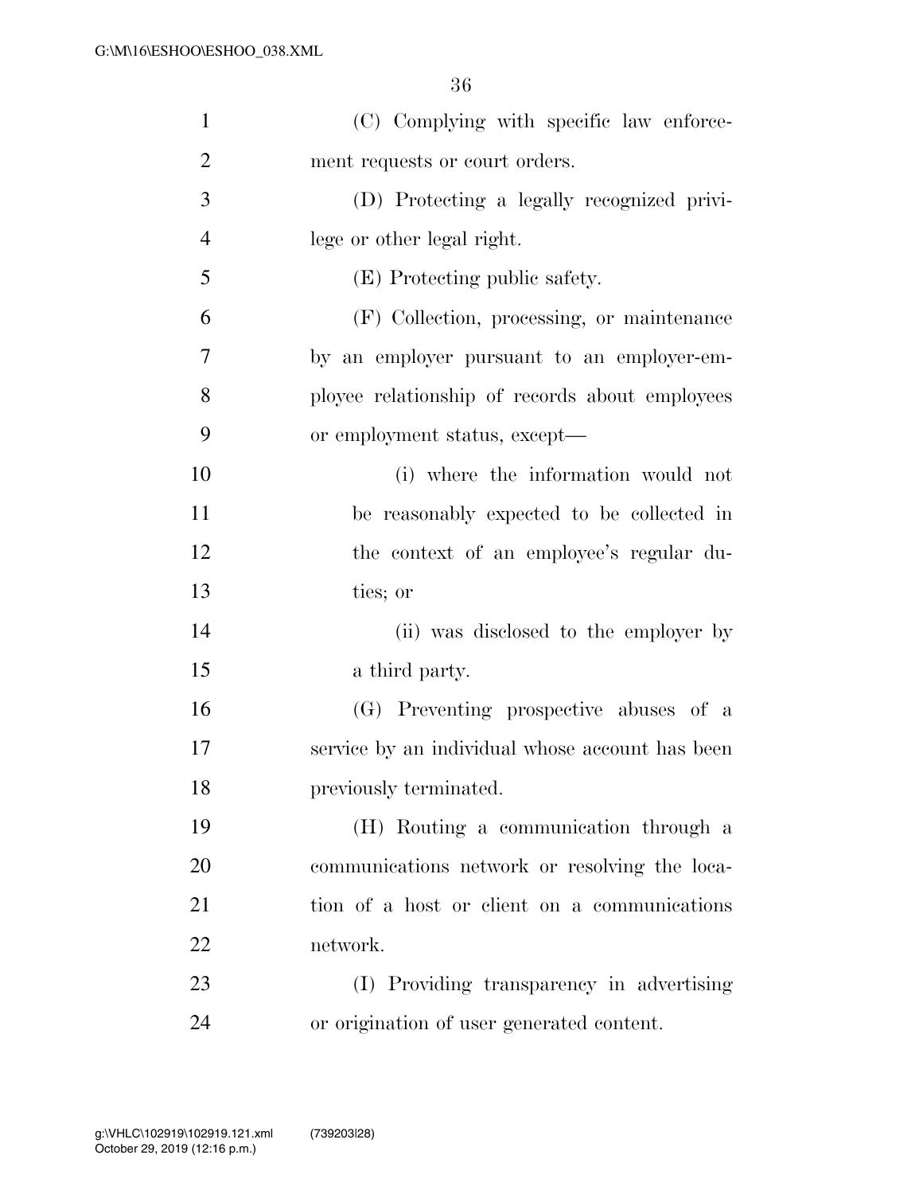(C) Complying with specific law enforcement requests or court orders.

(D) Protecting a legally recognized privilege or other legal right.

(E) Protecting public safety.

(F) Collection, processing, or maintenance by an employer pursuant to an employer-employee relationship of records about employees or employment status, except—

(i) where the information would not be reasonably expected to be collected in the context of an employee's regular duties; or

(ii) was disclosed to the employer by a third party.

(G) Preventing prospective abuses of a service by an individual whose account has been previously terminated.

(H) Routing a communication through a communications network or resolving the location of a host or client on a communications network.

(I) Providing transparency in advertising or origination of user generated content.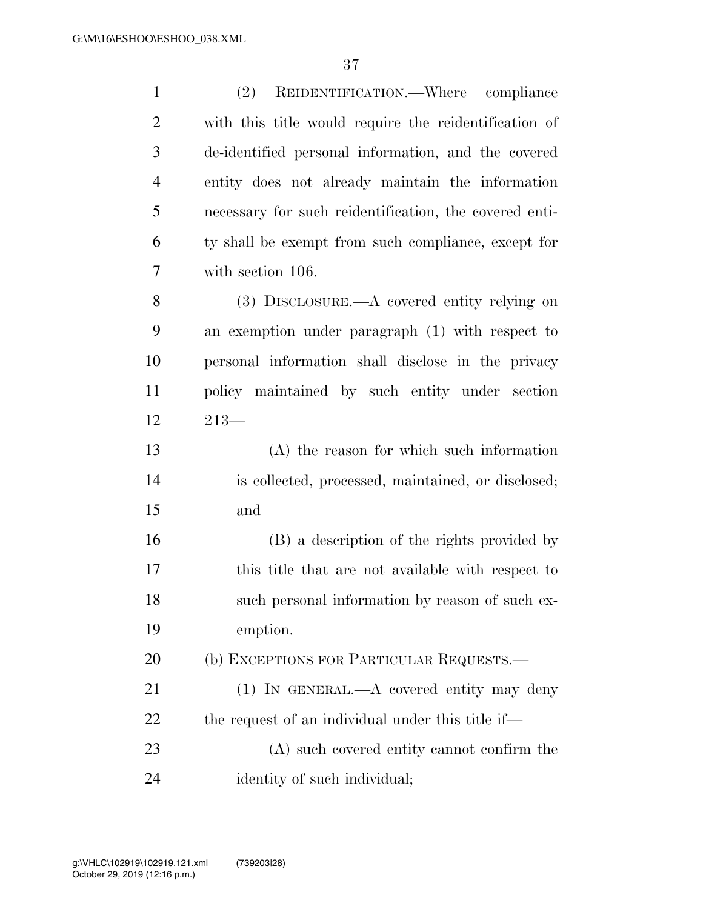(2) REIDENTIFICATION.—Where compliance with this title would require the reidentification of de-identified personal information, and the covered entity does not already maintain the information necessary for such reidentification, the covered entity shall be exempt from such compliance, except for with section 106.

(3) DISCLOSURE.—A covered entity relying on an exemption under paragraph (1) with respect to personal information shall disclose in the privacy policy maintained by such entity under section 213—

(A) the reason for which such information is collected, processed, maintained, or disclosed; and

(B) a description of the rights provided by this title that are not available with respect to such personal information by reason of such exemption.

(b) EXCEPTIONS FOR PARTICULAR REQUESTS.—

(1) IN GENERAL.—A covered entity may deny the request of an individual under this title if—

(A) such covered entity cannot confirm the identity of such individual;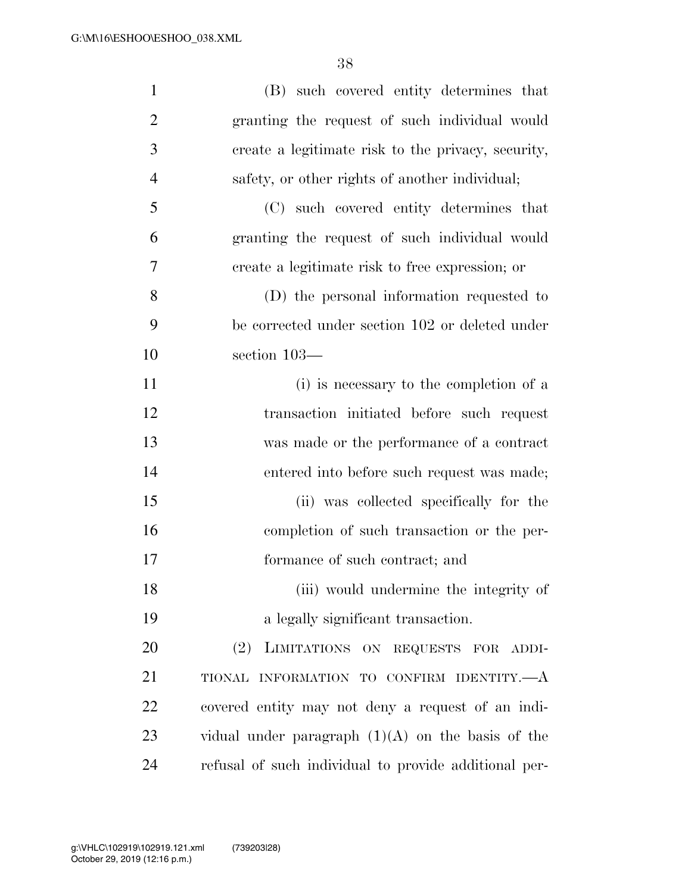(B) such covered entity determines that granting the request of such individual would create a legitimate risk to the privacy, security, safety, or other rights of another individual;

(C) such covered entity determines that granting the request of such individual would create a legitimate risk to free expression; or

(D) the personal information requested to be corrected under section 102 or deleted under section 103—

(i) is necessary to the completion of a transaction initiated before such request was made or the performance of a contract entered into before such request was made;

(ii) was collected specifically for the completion of such transaction or the performance of such contract; and

(iii) would undermine the integrity of a legally significant transaction.

(2) LIMITATIONS ON REQUESTS FOR ADDITIONAL INFORMATION TO CONFIRM IDENTITY.—A covered entity may not deny a request of an individual under paragraph (1)(A) on the basis of the refusal of such individual to provide additional per-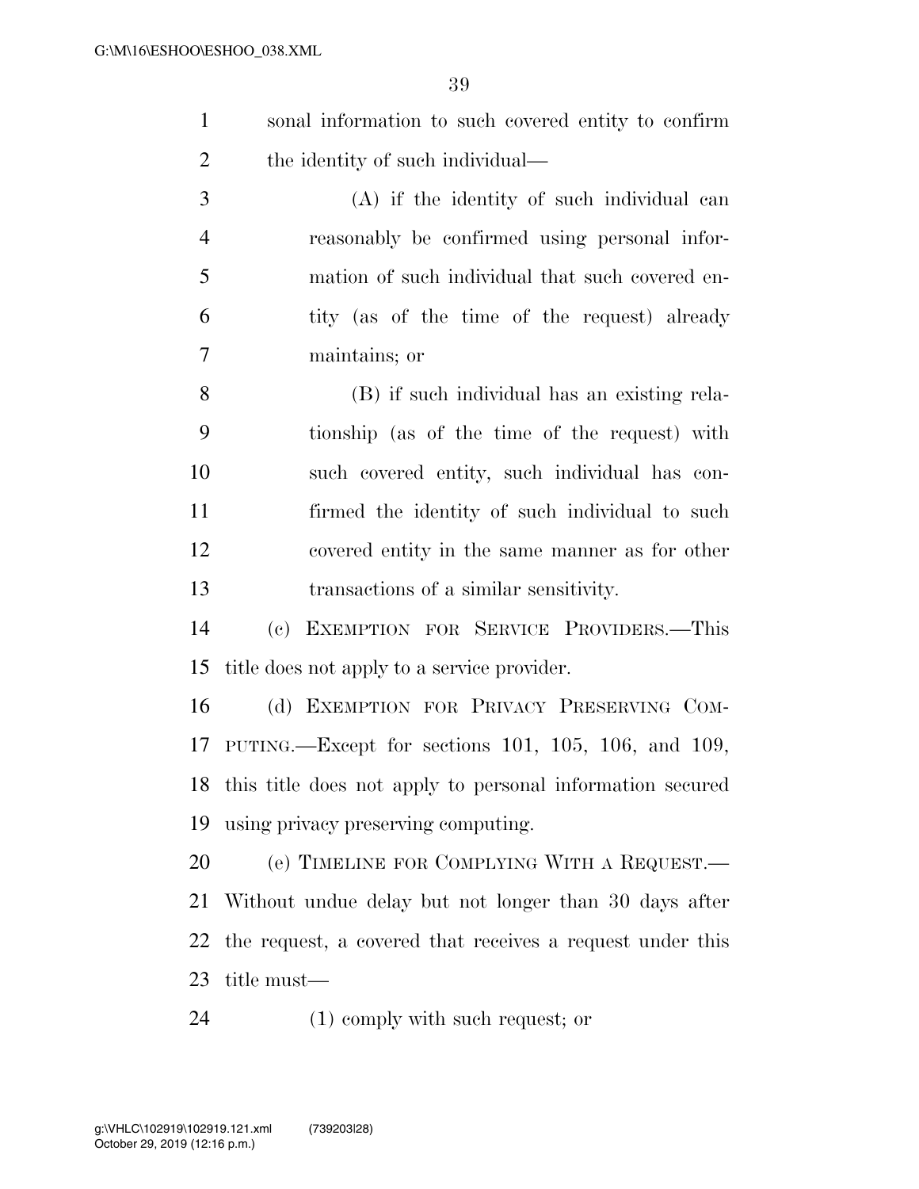sonal information to such covered entity to confirm the identity of such individual—

(A) if the identity of such individual can reasonably be confirmed using personal information of such individual that such covered entity (as of the time of the request) already maintains; or

(B) if such individual has an existing relationship (as of the time of the request) with such covered entity, such individual has confirmed the identity of such individual to such covered entity in the same manner as for other transactions of a similar sensitivity.

(c) EXEMPTION FOR SERVICE PROVIDERS.—This title does not apply to a service provider.

(d) EXEMPTION FOR PRIVACY PRESERVING COMPUTING.—Except for sections 101, 105, 106, and 109, this title does not apply to personal information secured using privacy preserving computing.

(e) TIMELINE FOR COMPLYING WITH A REQUEST.—Without undue delay but not longer than 30 days after the request, a covered that receives a request under this title must—

(1) comply with such request; or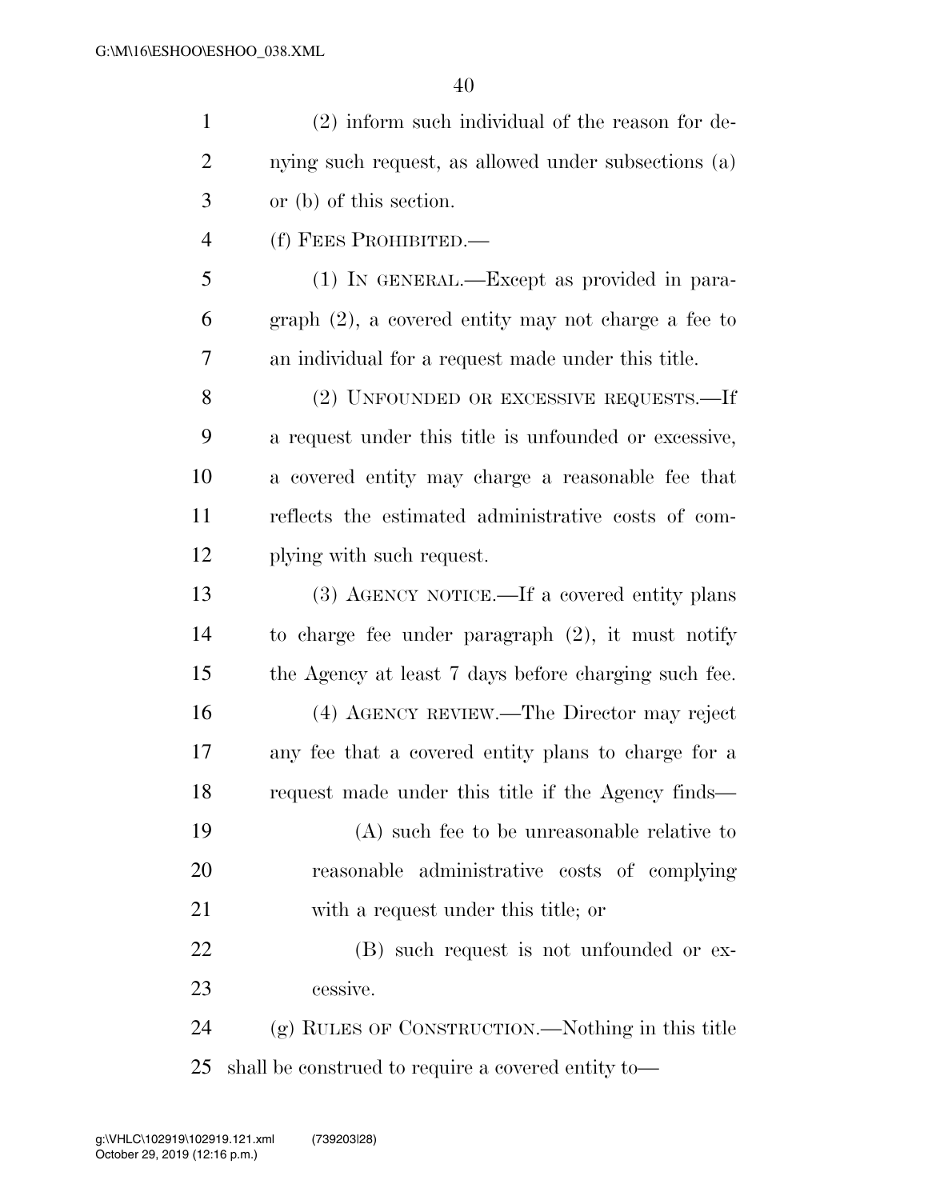(2) inform such individual of the reason for denying such request, as allowed under subsections (a) or (b) of this section.

(f) FEES PROHIBITED.—

(1) IN GENERAL.—Except as provided in paragraph (2), a covered entity may not charge a fee to an individual for a request made under this title.

(2) UNFOUNDED OR EXCESSIVE REQUESTS.—If a request under this title is unfounded or excessive, a covered entity may charge a reasonable fee that reflects the estimated administrative costs of complying with such request.

(3) AGENCY NOTICE.—If a covered entity plans to charge fee under paragraph (2), it must notify the Agency at least 7 days before charging such fee.

(4) AGENCY REVIEW.—The Director may reject any fee that a covered entity plans to charge for a request made under this title if the Agency finds—

(A) such fee to be unreasonable relative to reasonable administrative costs of complying with a request under this title; or

(B) such request is not unfounded or excessive.

(g) RULES OF CONSTRUCTION.—Nothing in this title shall be construed to require a covered entity to—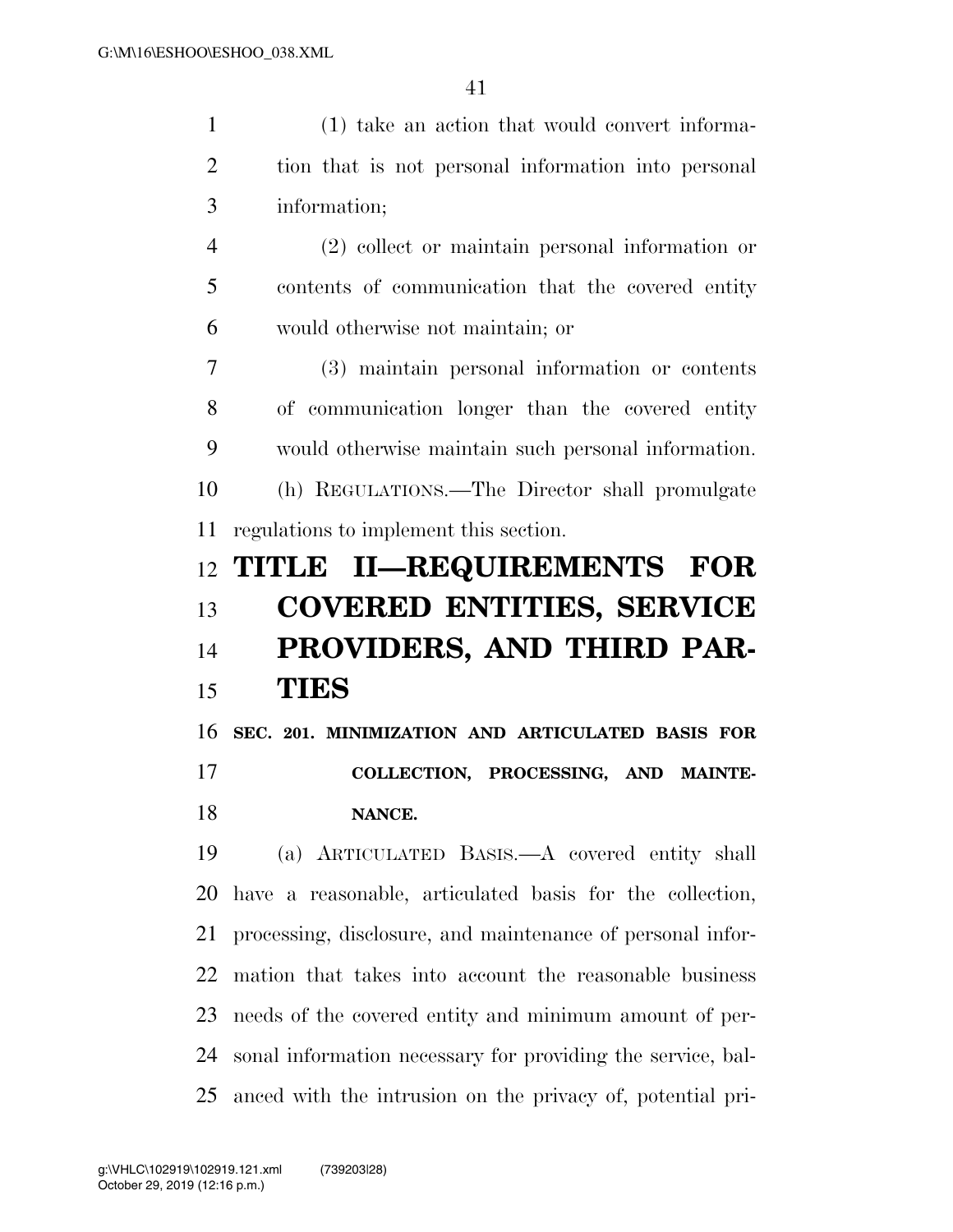(1) take an action that would convert information that is not personal information into personal information;

(2) collect or maintain personal information or contents of communication that the covered entity would otherwise not maintain; or

(3) maintain personal information or contents of communication longer than the covered entity would otherwise maintain such personal information.

(h) REGULATIONS.—The Director shall promulgate regulations to implement this section.

# TITLE II—REQUIREMENTS FOR COVERED ENTITIES, SERVICE PROVIDERS, AND THIRD PARTIES

## SEC. 201. MINIMIZATION AND ARTICULATED BASIS FOR COLLECTION, PROCESSING, AND MAINTENANCE.

(a) ARTICULATED BASIS.—A covered entity shall have a reasonable, articulated basis for the collection, processing, disclosure, and maintenance of personal information that takes into account the reasonable business needs of the covered entity and minimum amount of personal information necessary for providing the service, balanced with the intrusion on the privacy of, potential pri-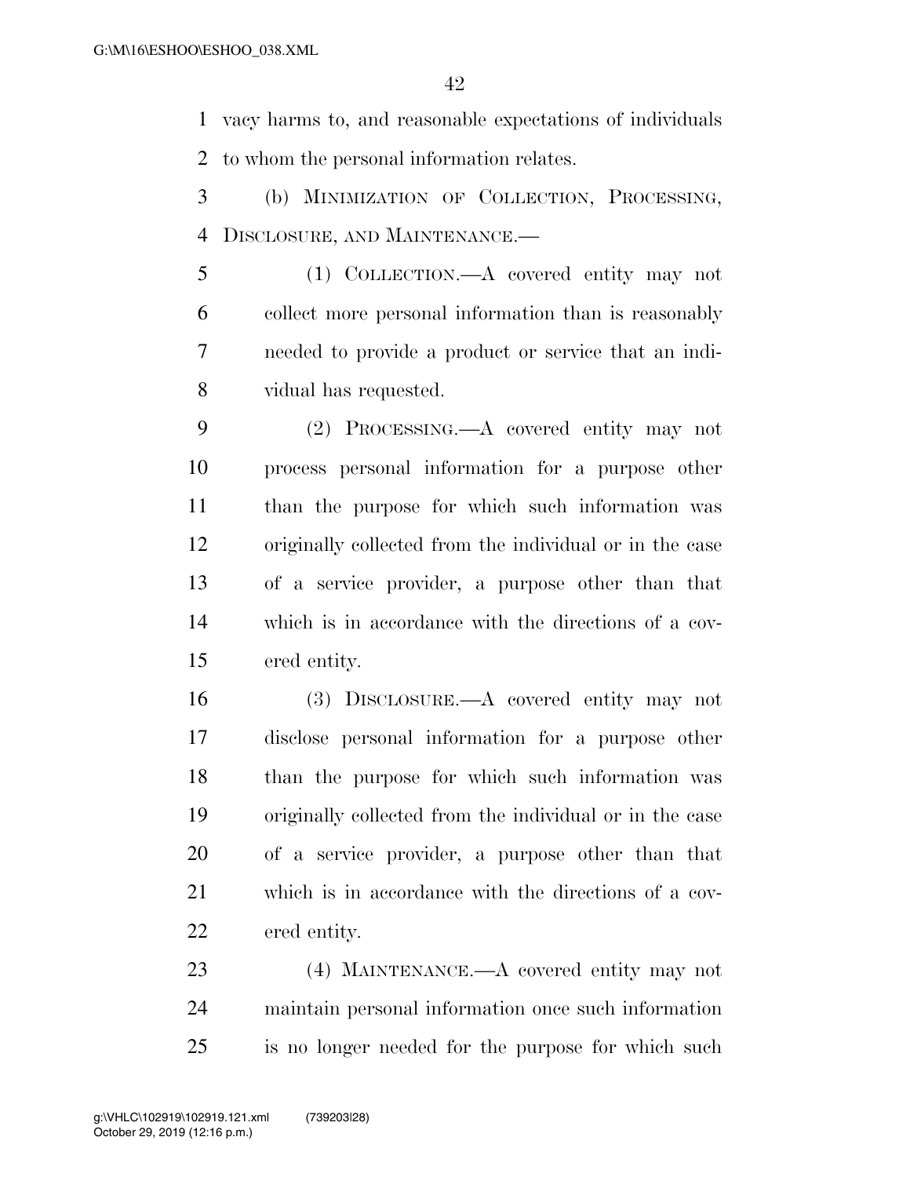vacy harms to, and reasonable expectations of individuals to whom the personal information relates.

(b) MINIMIZATION OF COLLECTION, PROCESSING, DISCLOSURE, AND MAINTENANCE.—

(1) COLLECTION.—A covered entity may not collect more personal information than is reasonably needed to provide a product or service that an individual has requested.

(2) PROCESSING.—A covered entity may not process personal information for a purpose other than the purpose for which such information was originally collected from the individual or in the case of a service provider, a purpose other than that which is in accordance with the directions of a covered entity.

(3) DISCLOSURE.—A covered entity may not disclose personal information for a purpose other than the purpose for which such information was originally collected from the individual or in the case of a service provider, a purpose other than that which is in accordance with the directions of a covered entity.

(4) MAINTENANCE.—A covered entity may not maintain personal information once such information is no longer needed for the purpose for which such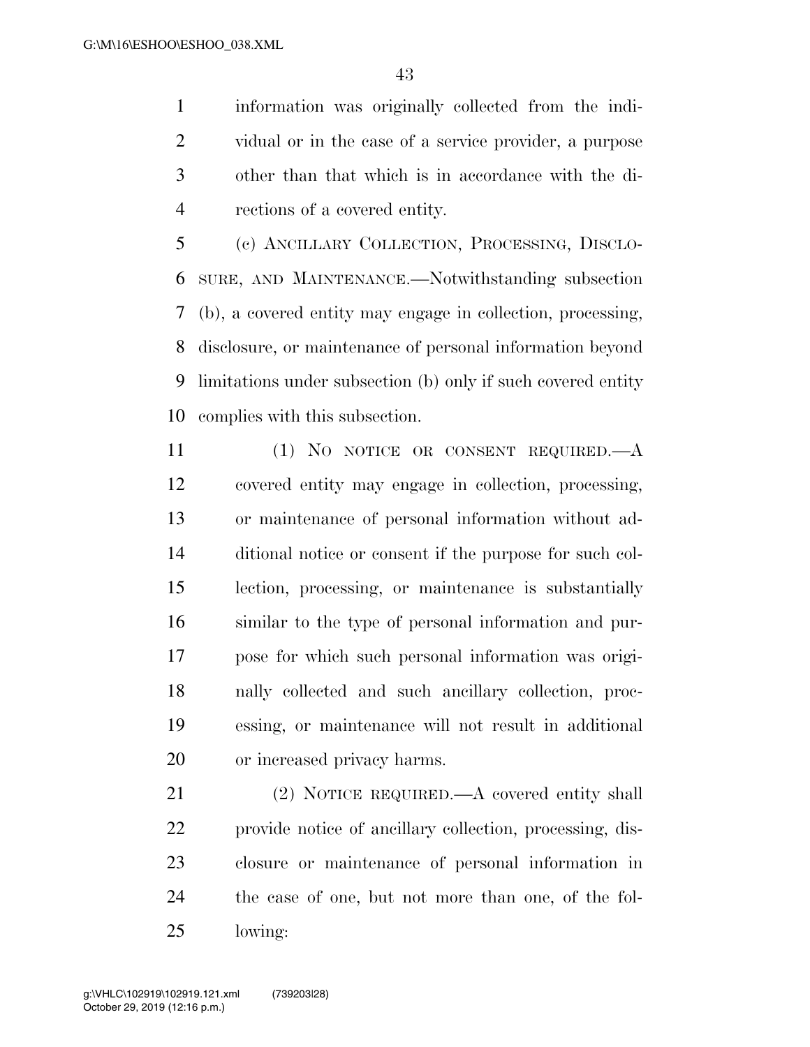information was originally collected from the individual or in the case of a service provider, a purpose other than that which is in accordance with the directions of a covered entity.

(c) ANCILLARY COLLECTION, PROCESSING, DISCLOSURE, AND MAINTENANCE.—Notwithstanding subsection (b), a covered entity may engage in collection, processing, disclosure, or maintenance of personal information beyond limitations under subsection (b) only if such covered entity complies with this subsection.

(1) NO NOTICE OR CONSENT REQUIRED.—A covered entity may engage in collection, processing, or maintenance of personal information without additional notice or consent if the purpose for such collection, processing, or maintenance is substantially similar to the type of personal information and purpose for which such personal information was originally collected and such ancillary collection, processing, or maintenance will not result in additional or increased privacy harms.

(2) NOTICE REQUIRED.—A covered entity shall provide notice of ancillary collection, processing, disclosure or maintenance of personal information in the case of one, but not more than one, of the following: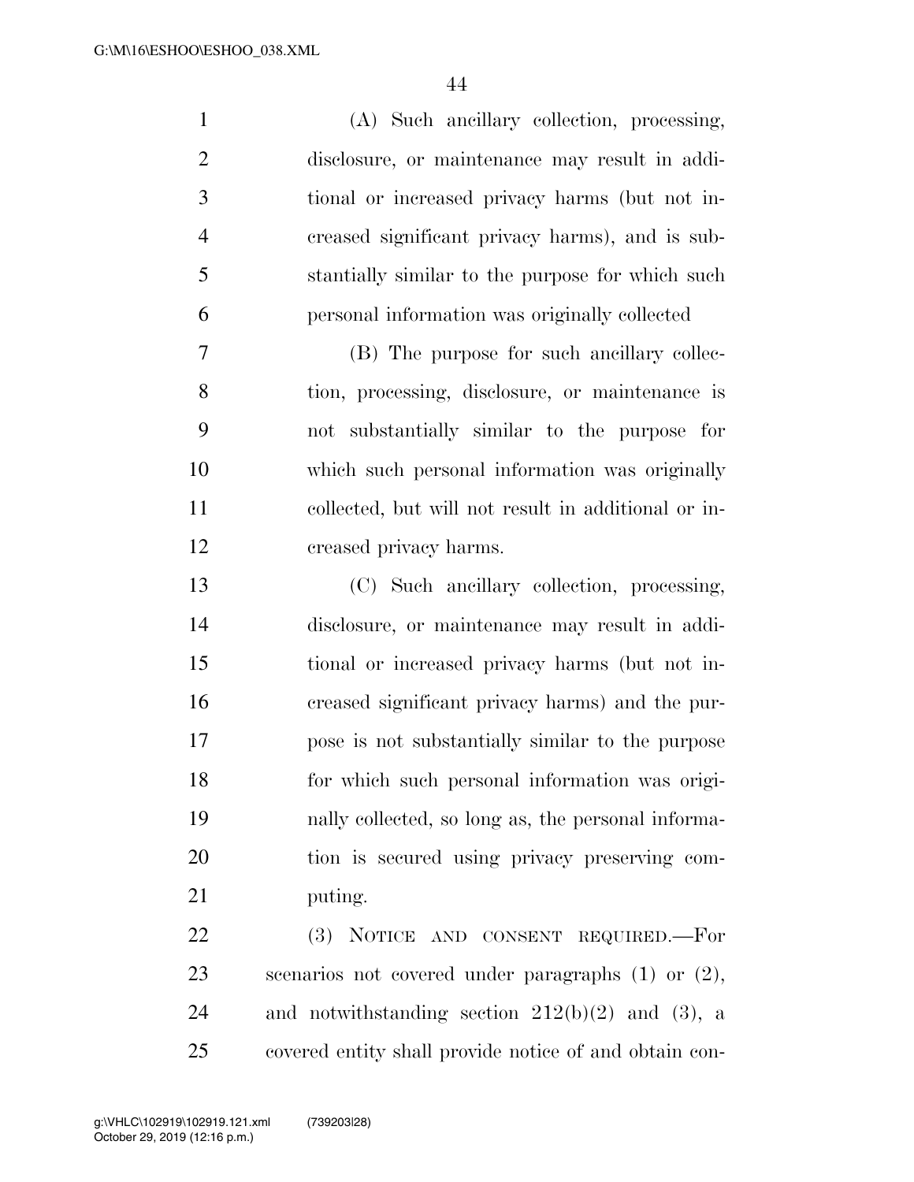(A) Such ancillary collection, processing, disclosure, or maintenance may result in additional or increased privacy harms (but not increased significant privacy harms), and is substantially similar to the purpose for which such personal information was originally collected

(B) The purpose for such ancillary collection, processing, disclosure, or maintenance is not substantially similar to the purpose for which such personal information was originally collected, but will not result in additional or increased privacy harms.

(C) Such ancillary collection, processing, disclosure, or maintenance may result in additional or increased privacy harms (but not increased significant privacy harms) and the purpose is not substantially similar to the purpose for which such personal information was originally collected, so long as, the personal information is secured using privacy preserving computing.

(3) NOTICE AND CONSENT REQUIRED.—For scenarios not covered under paragraphs (1) or (2), and notwithstanding section 212(b)(2) and (3), a covered entity shall provide notice of and obtain con-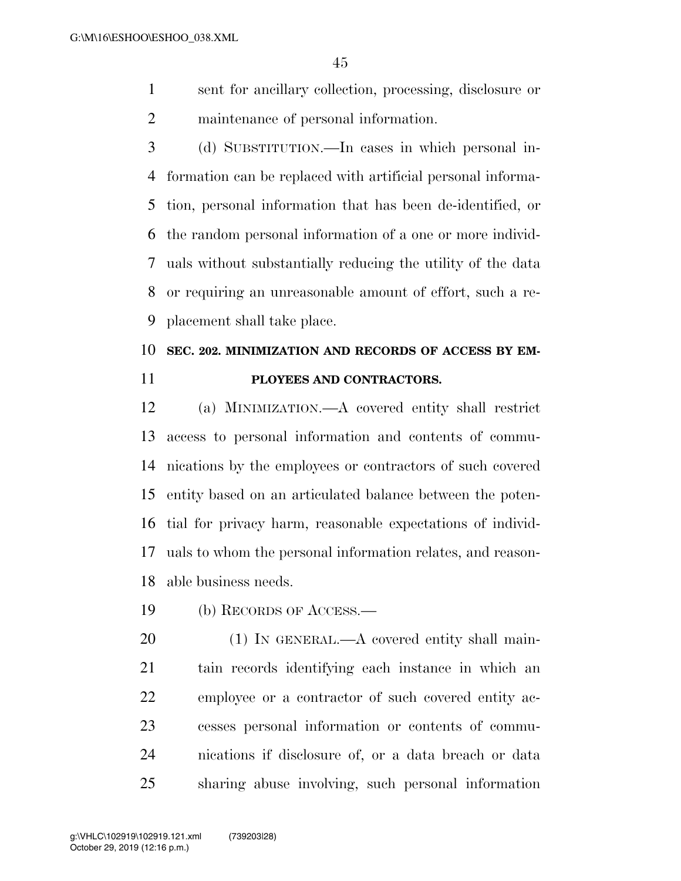sent for ancillary collection, processing, disclosure or maintenance of personal information.

(d) SUBSTITUTION.—In cases in which personal information can be replaced with artificial personal information, personal information that has been de-identified, or the random personal information of a one or more individuals without substantially reducing the utility of the data or requiring an unreasonable amount of effort, such a replacement shall take place.

**SEC. 202. MINIMIZATION AND RECORDS OF ACCESS BY EMPLOYEES AND CONTRACTORS.**

(a) MINIMIZATION.—A covered entity shall restrict access to personal information and contents of communications by the employees or contractors of such covered entity based on an articulated balance between the potential for privacy harm, reasonable expectations of individuals to whom the personal information relates, and reasonable business needs.

(b) RECORDS OF ACCESS.—

(1) IN GENERAL.—A covered entity shall maintain records identifying each instance in which an employee or a contractor of such covered entity accesses personal information or contents of communications if disclosure of, or a data breach or data sharing abuse involving, such personal information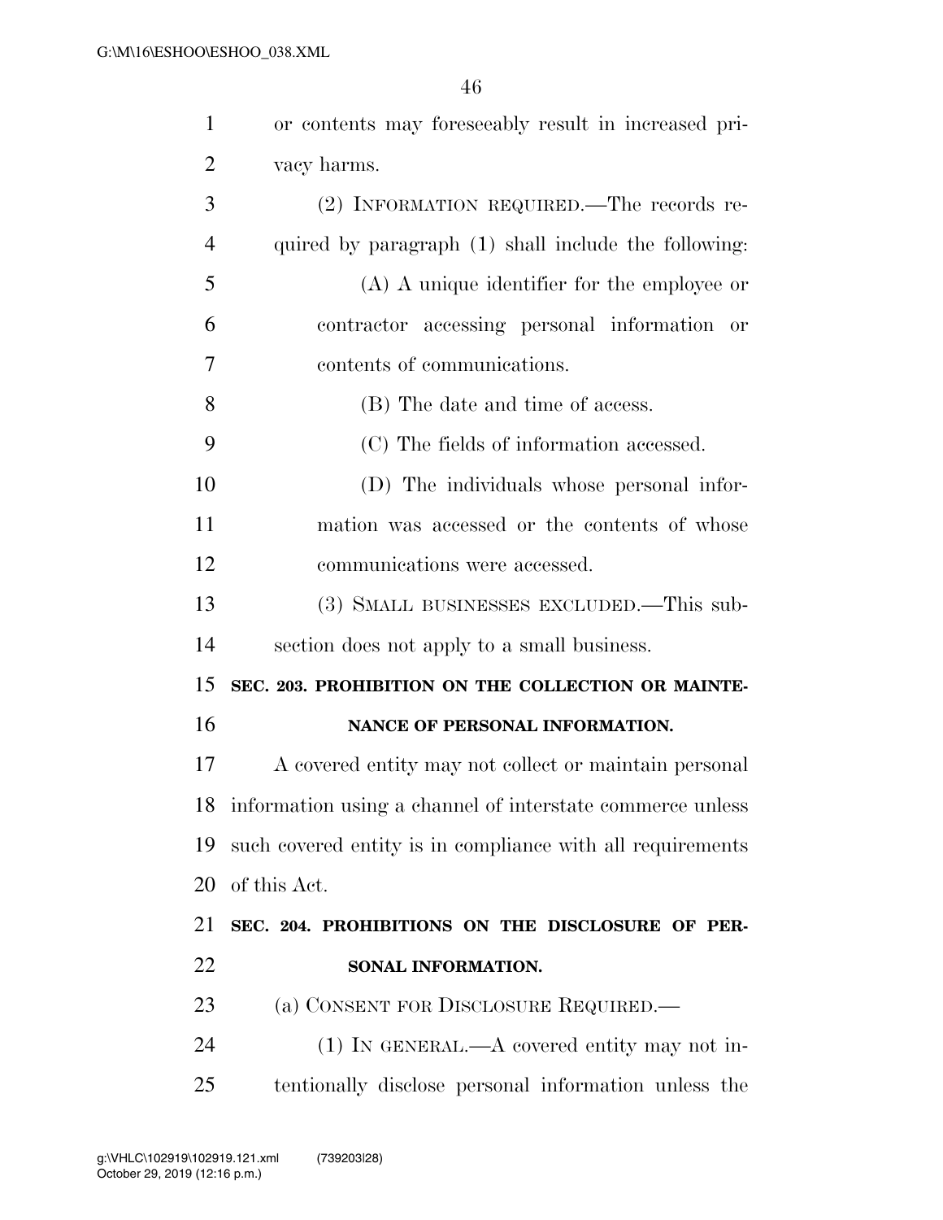or contents may foreseeably result in increased privacy harms.

(2) INFORMATION REQUIRED.—The records required by paragraph (1) shall include the following:

(A) A unique identifier for the employee or contractor accessing personal information or contents of communications.

(B) The date and time of access.

(C) The fields of information accessed.

(D) The individuals whose personal information was accessed or the contents of whose communications were accessed.

(3) SMALL BUSINESSES EXCLUDED.—This subsection does not apply to a small business.

**SEC. 203. PROHIBITION ON THE COLLECTION OR MAINTENANCE OF PERSONAL INFORMATION.**

A covered entity may not collect or maintain personal information using a channel of interstate commerce unless such covered entity is in compliance with all requirements of this Act.

**SEC. 204. PROHIBITIONS ON THE DISCLOSURE OF PERSONAL INFORMATION.**

(a) CONSENT FOR DISCLOSURE REQUIRED.—

(1) IN GENERAL.—A covered entity may not intentionally disclose personal information unless the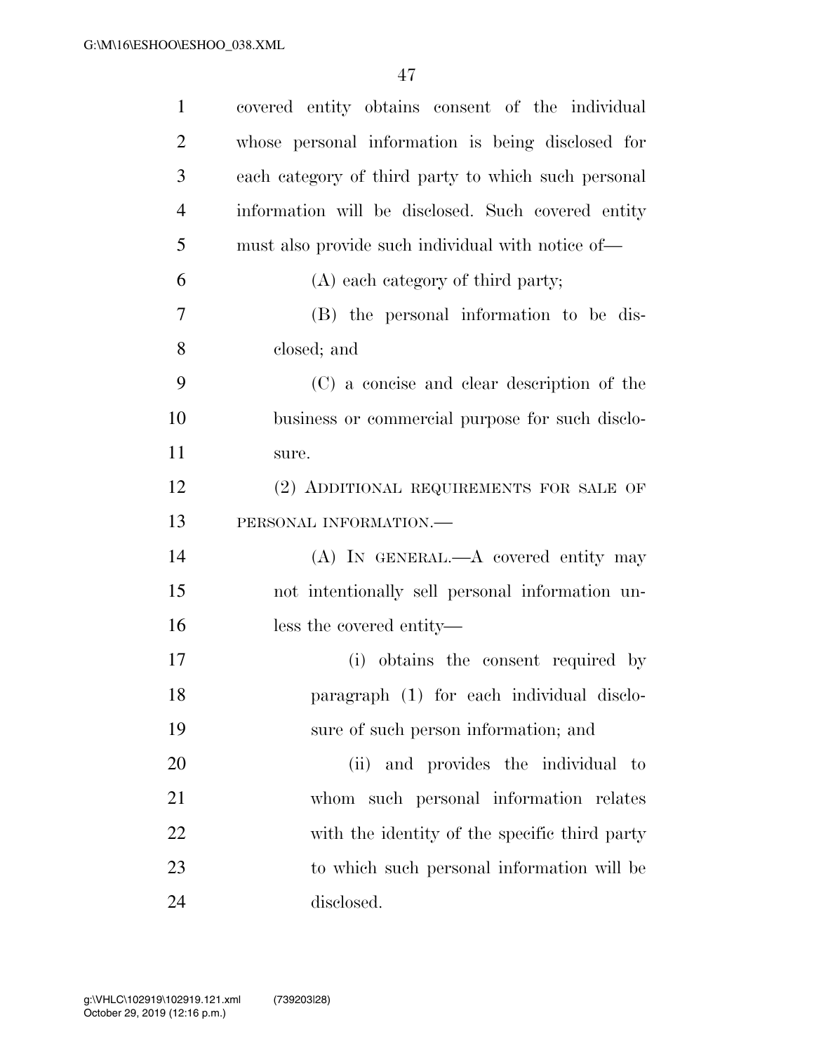covered entity obtains consent of the individual whose personal information is being disclosed for each category of third party to which such personal information will be disclosed. Such covered entity must also provide such individual with notice of—

(A) each category of third party;

(B) the personal information to be disclosed; and

(C) a concise and clear description of the business or commercial purpose for such disclosure.

(2) ADDITIONAL REQUIREMENTS FOR SALE OF PERSONAL INFORMATION.—

(A) IN GENERAL.—A covered entity may not intentionally sell personal information unless the covered entity—

(i) obtains the consent required by paragraph (1) for each individual disclosure of such person information; and

(ii) and provides the individual to whom such personal information relates with the identity of the specific third party to which such personal information will be disclosed.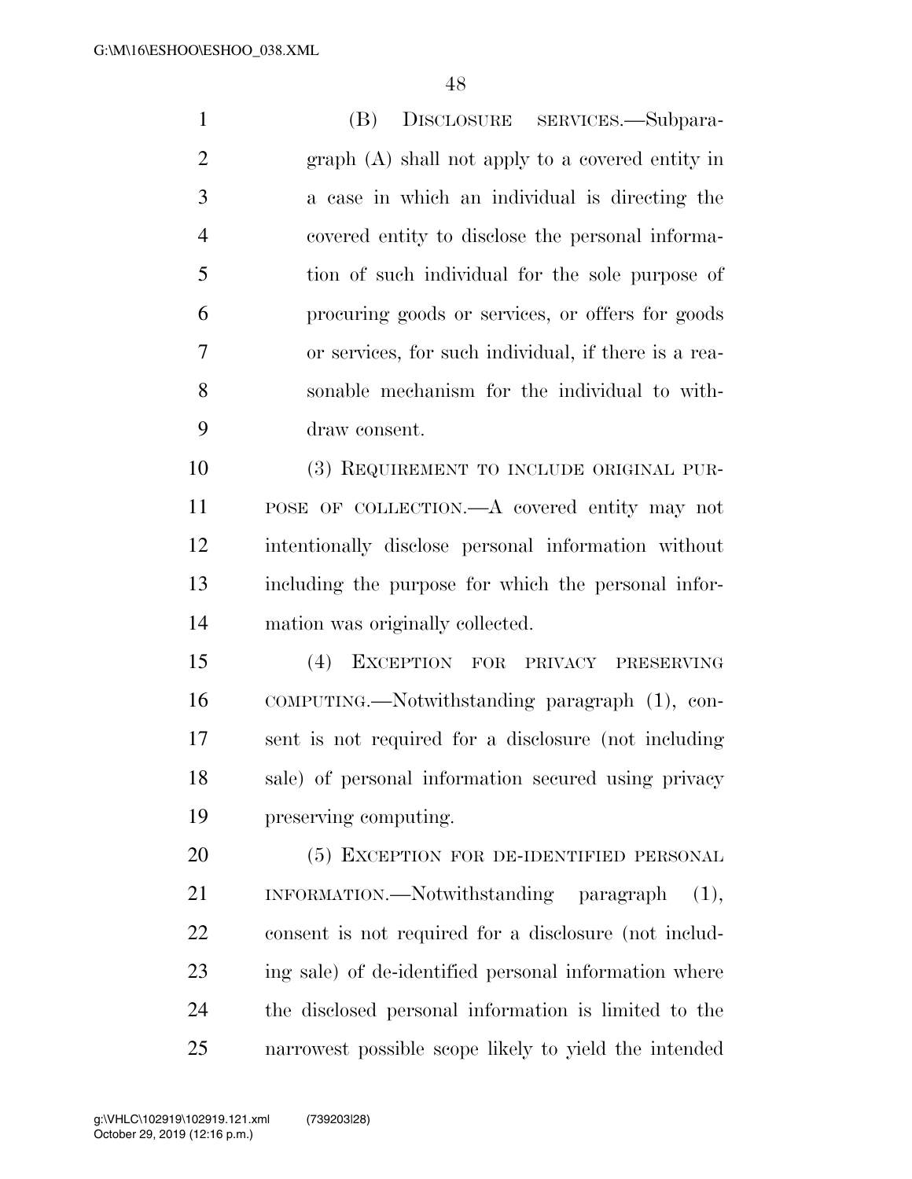(B) DISCLOSURE SERVICES.—Subparagraph (A) shall not apply to a covered entity in a case in which an individual is directing the covered entity to disclose the personal information of such individual for the sole purpose of procuring goods or services, or offers for goods or services, for such individual, if there is a reasonable mechanism for the individual to withdraw consent.

(3) REQUIREMENT TO INCLUDE ORIGINAL PURPOSE OF COLLECTION.—A covered entity may not intentionally disclose personal information without including the purpose for which the personal information was originally collected.

(4) EXCEPTION FOR PRIVACY PRESERVING COMPUTING.—Notwithstanding paragraph (1), consent is not required for a disclosure (not including sale) of personal information secured using privacy preserving computing.

(5) EXCEPTION FOR DE-IDENTIFIED PERSONAL INFORMATION.—Notwithstanding paragraph (1), consent is not required for a disclosure (not including sale) of de-identified personal information where the disclosed personal information is limited to the narrowest possible scope likely to yield the intended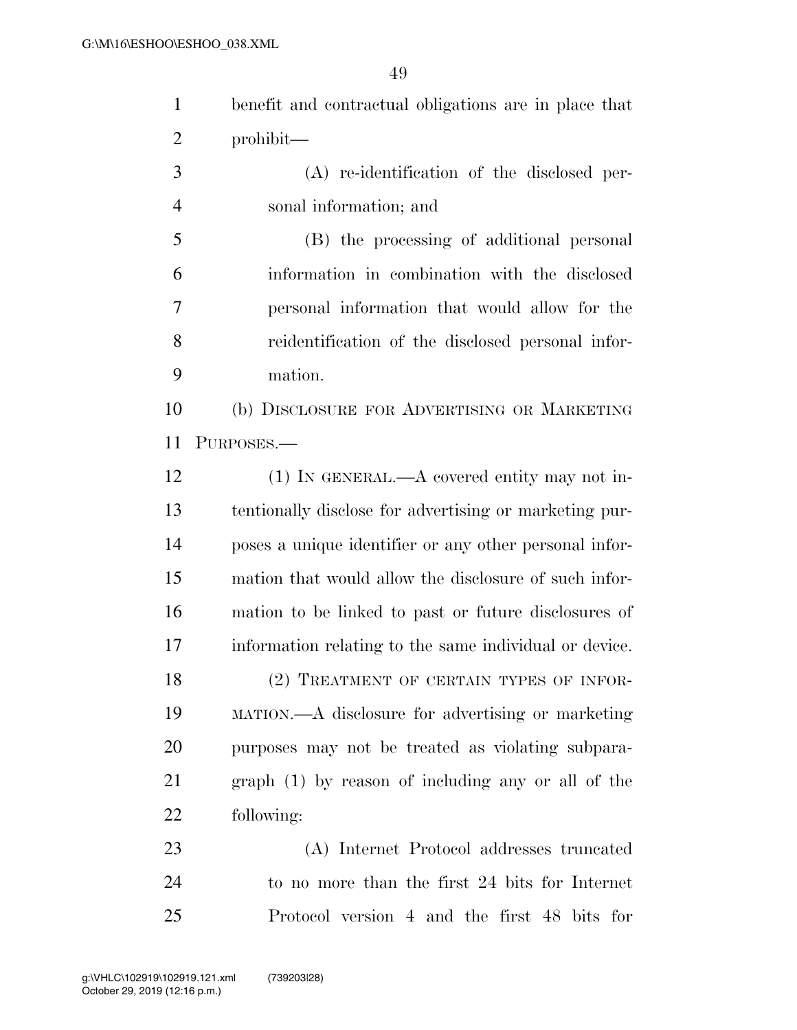benefit and contractual obligations are in place that prohibit—

(A) re-identification of the disclosed personal information; and

(B) the processing of additional personal information in combination with the disclosed personal information that would allow for the reidentification of the disclosed personal information.

(b) DISCLOSURE FOR ADVERTISING OR MARKETING PURPOSES.—

(1) IN GENERAL.—A covered entity may not intentionally disclose for advertising or marketing purposes a unique identifier or any other personal information that would allow the disclosure of such information to be linked to past or future disclosures of information relating to the same individual or device.

(2) TREATMENT OF CERTAIN TYPES OF INFORMATION.—A disclosure for advertising or marketing purposes may not be treated as violating subparagraph (1) by reason of including any or all of the following:

(A) Internet Protocol addresses truncated to no more than the first 24 bits for Internet Protocol version 4 and the first 48 bits for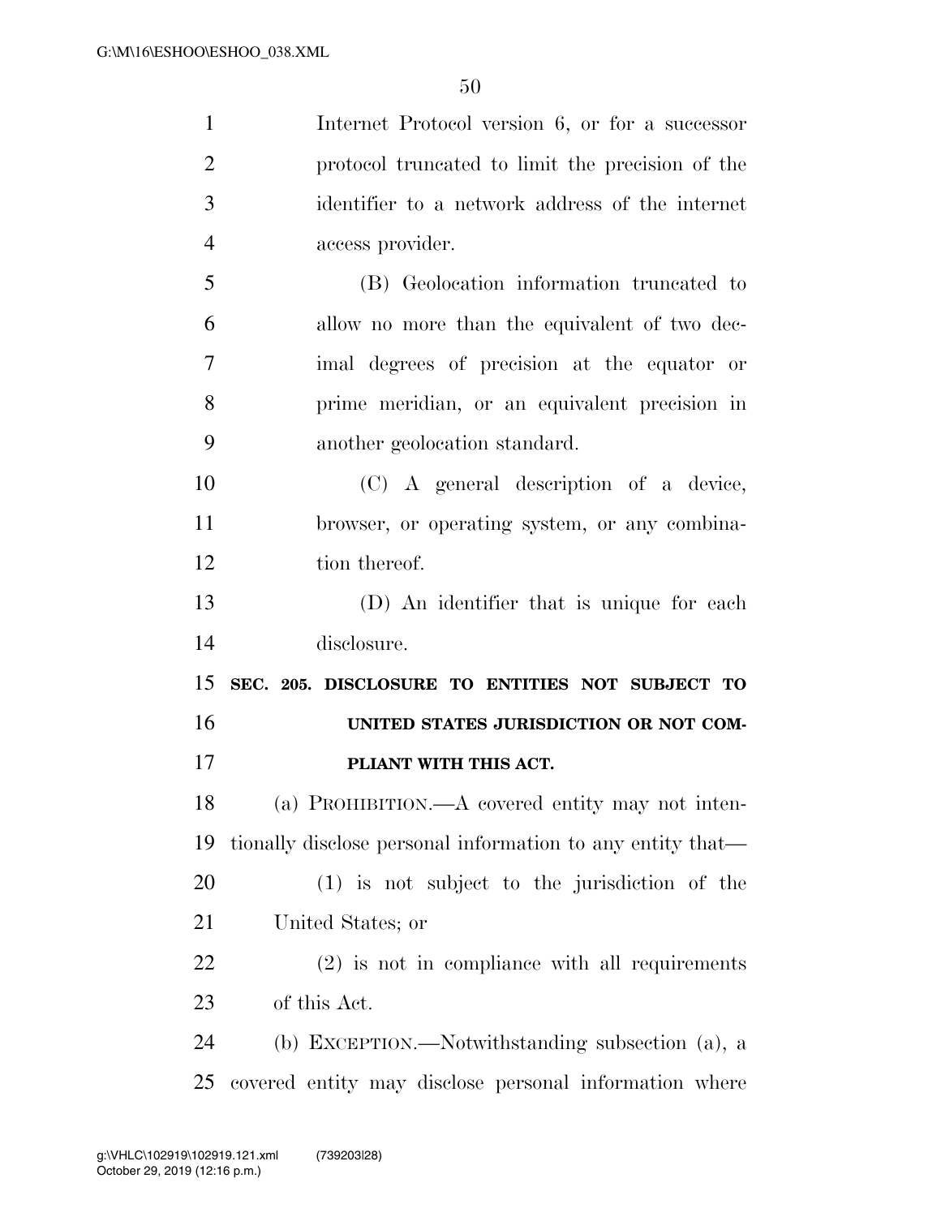Internet Protocol version 6, or for a successor protocol truncated to limit the precision of the identifier to a network address of the internet access provider.

(B) Geolocation information truncated to allow no more than the equivalent of two decimal degrees of precision at the equator or prime meridian, or an equivalent precision in another geolocation standard.

(C) A general description of a device, browser, or operating system, or any combination thereof.

(D) An identifier that is unique for each disclosure.

**SEC. 205. DISCLOSURE TO ENTITIES NOT SUBJECT TO UNITED STATES JURISDICTION OR NOT COMPLIANT WITH THIS ACT.**

(a) PROHIBITION.—A covered entity may not intentionally disclose personal information to any entity that—

(1) is not subject to the jurisdiction of the United States; or

(2) is not in compliance with all requirements of this Act.

(b) EXCEPTION.—Notwithstanding subsection (a), a covered entity may disclose personal information where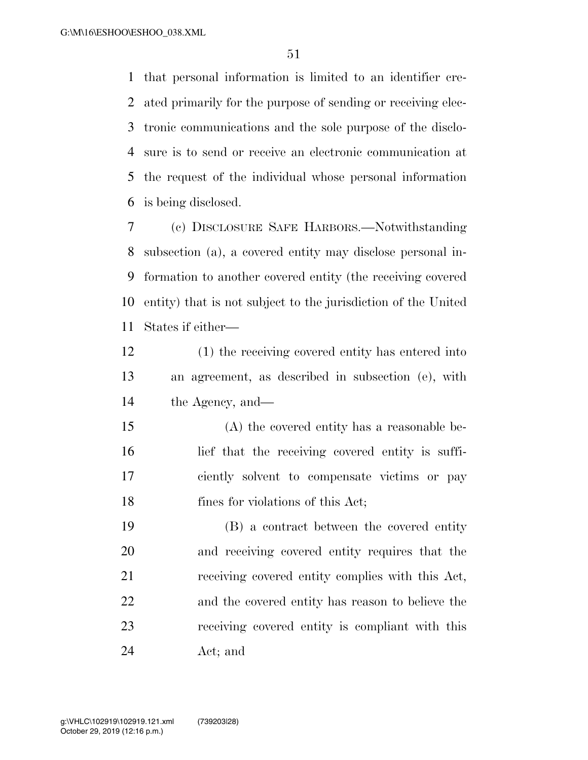that personal information is limited to an identifier created primarily for the purpose of sending or receiving electronic communications and the sole purpose of the disclosure is to send or receive an electronic communication at the request of the individual whose personal information is being disclosed.

(c) DISCLOSURE SAFE HARBORS.—Notwithstanding subsection (a), a covered entity may disclose personal information to another covered entity (the receiving covered entity) that is not subject to the jurisdiction of the United States if either—

(1) the receiving covered entity has entered into an agreement, as described in subsection (e), with the Agency, and—

(A) the covered entity has a reasonable belief that the receiving covered entity is sufficiently solvent to compensate victims or pay fines for violations of this Act;

(B) a contract between the covered entity and receiving covered entity requires that the receiving covered entity complies with this Act, and the covered entity has reason to believe the receiving covered entity is compliant with this Act; and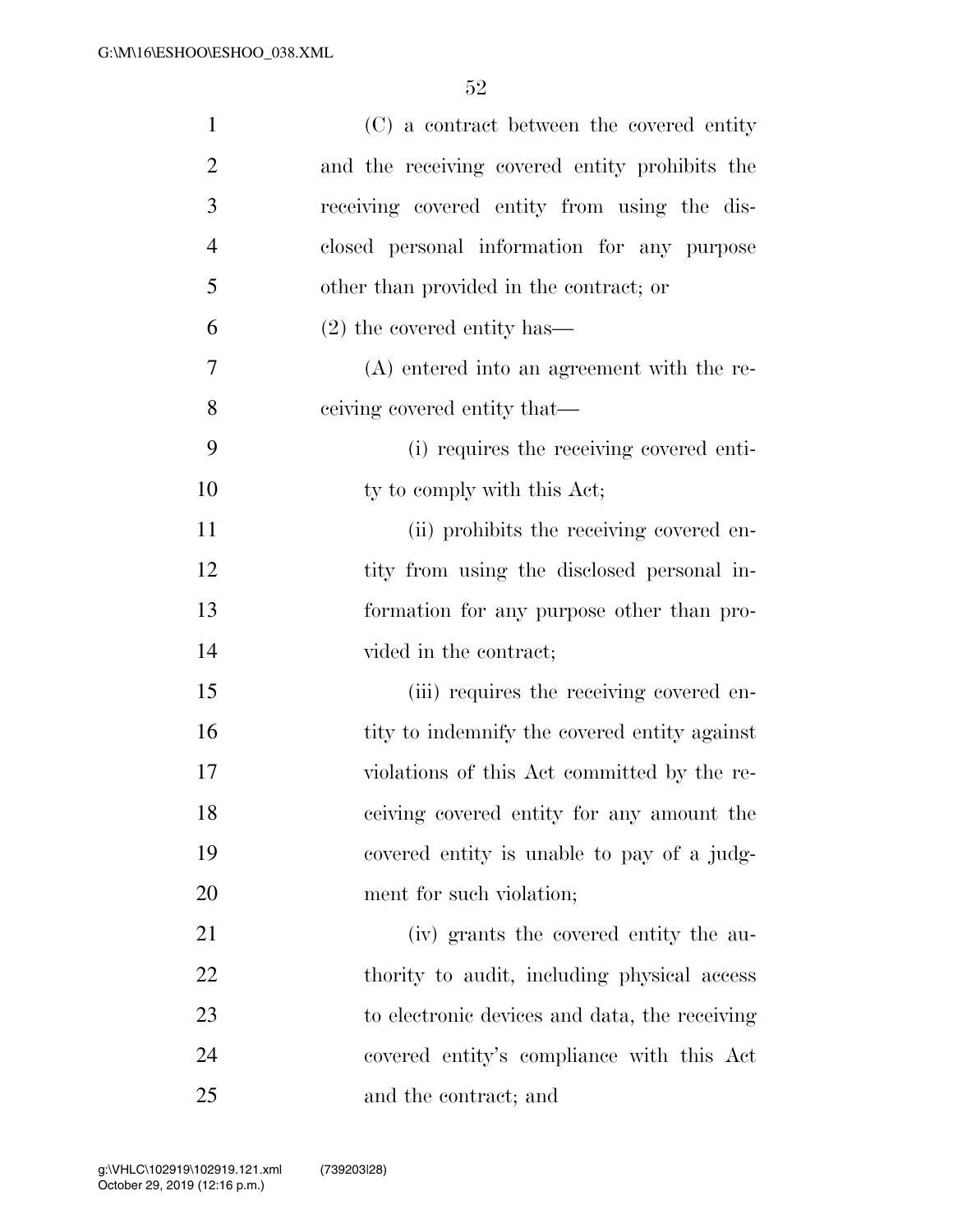(C) a contract between the covered entity and the receiving covered entity prohibits the receiving covered entity from using the disclosed personal information for any purpose other than provided in the contract; or

(2) the covered entity has—

(A) entered into an agreement with the receiving covered entity that—

(i) requires the receiving covered entity to comply with this Act;

(ii) prohibits the receiving covered entity from using the disclosed personal information for any purpose other than provided in the contract;

(iii) requires the receiving covered entity to indemnify the covered entity against violations of this Act committed by the receiving covered entity for any amount the covered entity is unable to pay of a judgment for such violation;

(iv) grants the covered entity the authority to audit, including physical access to electronic devices and data, the receiving covered entity's compliance with this Act and the contract; and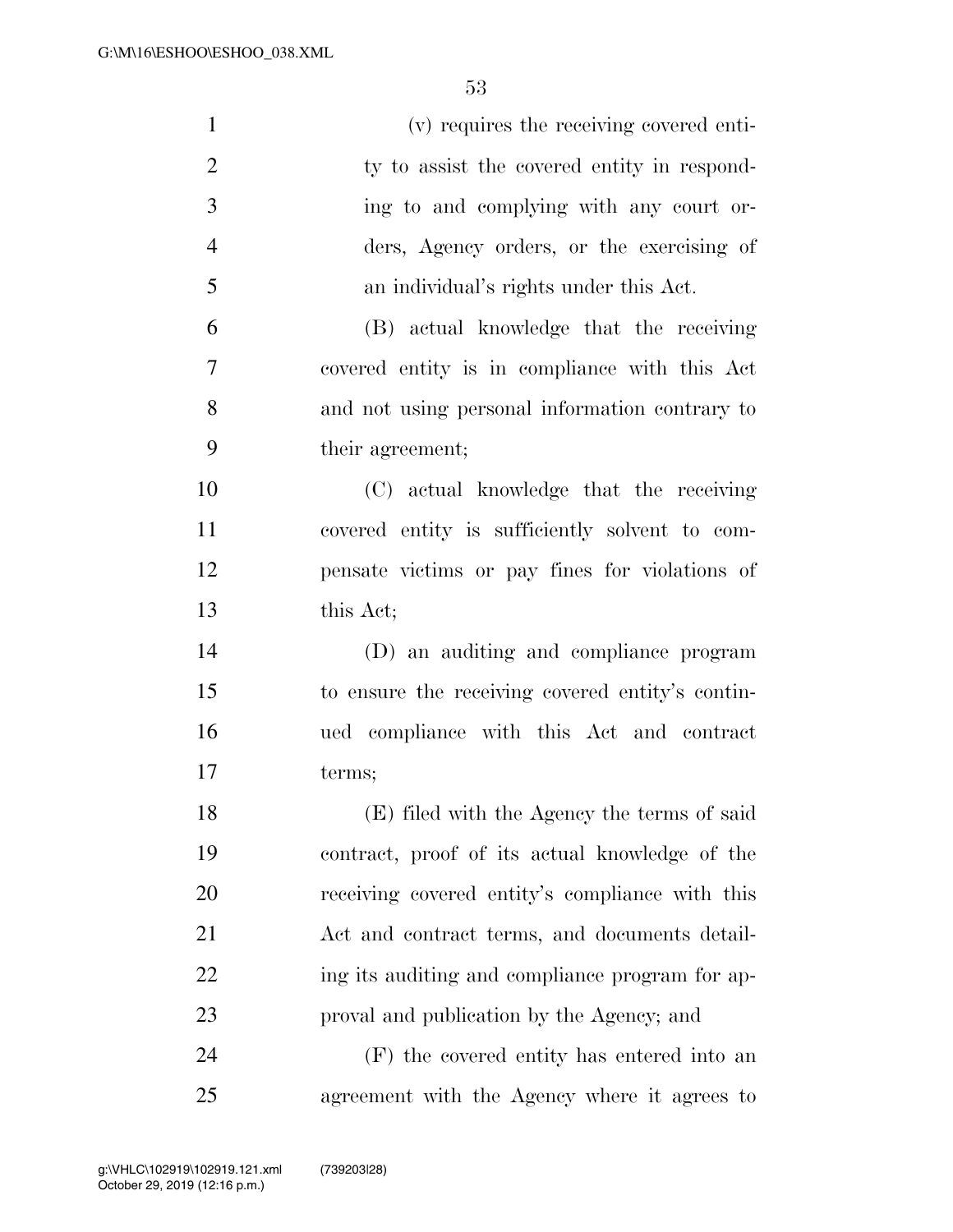(v) requires the receiving covered entity to assist the covered entity in responding to and complying with any court orders, Agency orders, or the exercising of an individual's rights under this Act.

(B) actual knowledge that the receiving covered entity is in compliance with this Act and not using personal information contrary to their agreement;

(C) actual knowledge that the receiving covered entity is sufficiently solvent to compensate victims or pay fines for violations of this Act;

(D) an auditing and compliance program to ensure the receiving covered entity's continued compliance with this Act and contract terms;

(E) filed with the Agency the terms of said contract, proof of its actual knowledge of the receiving covered entity's compliance with this Act and contract terms, and documents detailing its auditing and compliance program for approval and publication by the Agency; and

(F) the covered entity has entered into an agreement with the Agency where it agrees to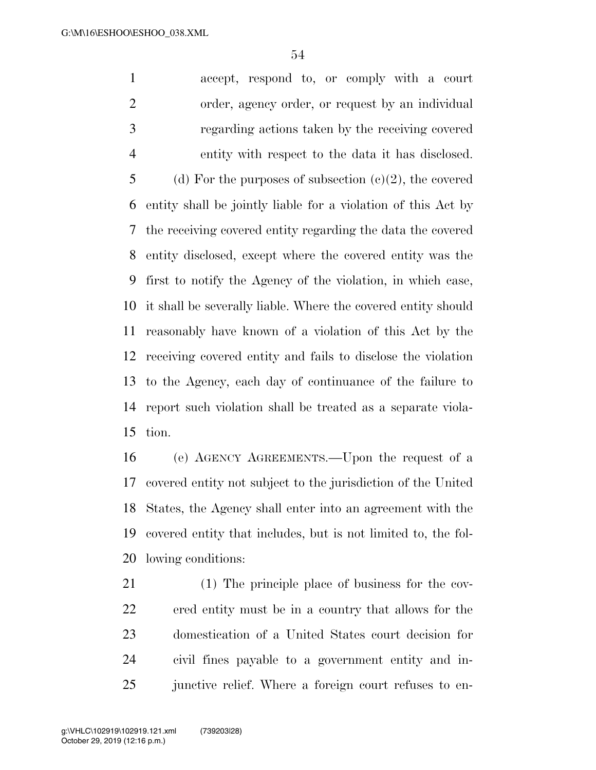accept, respond to, or comply with a court order, agency order, or request by an individual regarding actions taken by the receiving covered entity with respect to the data it has disclosed.

(d) For the purposes of subsection (c)(2), the covered entity shall be jointly liable for a violation of this Act by the receiving covered entity regarding the data the covered entity disclosed, except where the covered entity was the first to notify the Agency of the violation, in which case, it shall be severally liable. Where the covered entity should reasonably have known of a violation of this Act by the receiving covered entity and fails to disclose the violation to the Agency, each day of continuance of the failure to report such violation shall be treated as a separate violation.

(e) AGENCY AGREEMENTS.—Upon the request of a covered entity not subject to the jurisdiction of the United States, the Agency shall enter into an agreement with the covered entity that includes, but is not limited to, the following conditions:

(1) The principle place of business for the covered entity must be in a country that allows for the domestication of a United States court decision for civil fines payable to a government entity and injunctive relief. Where a foreign court refuses to en-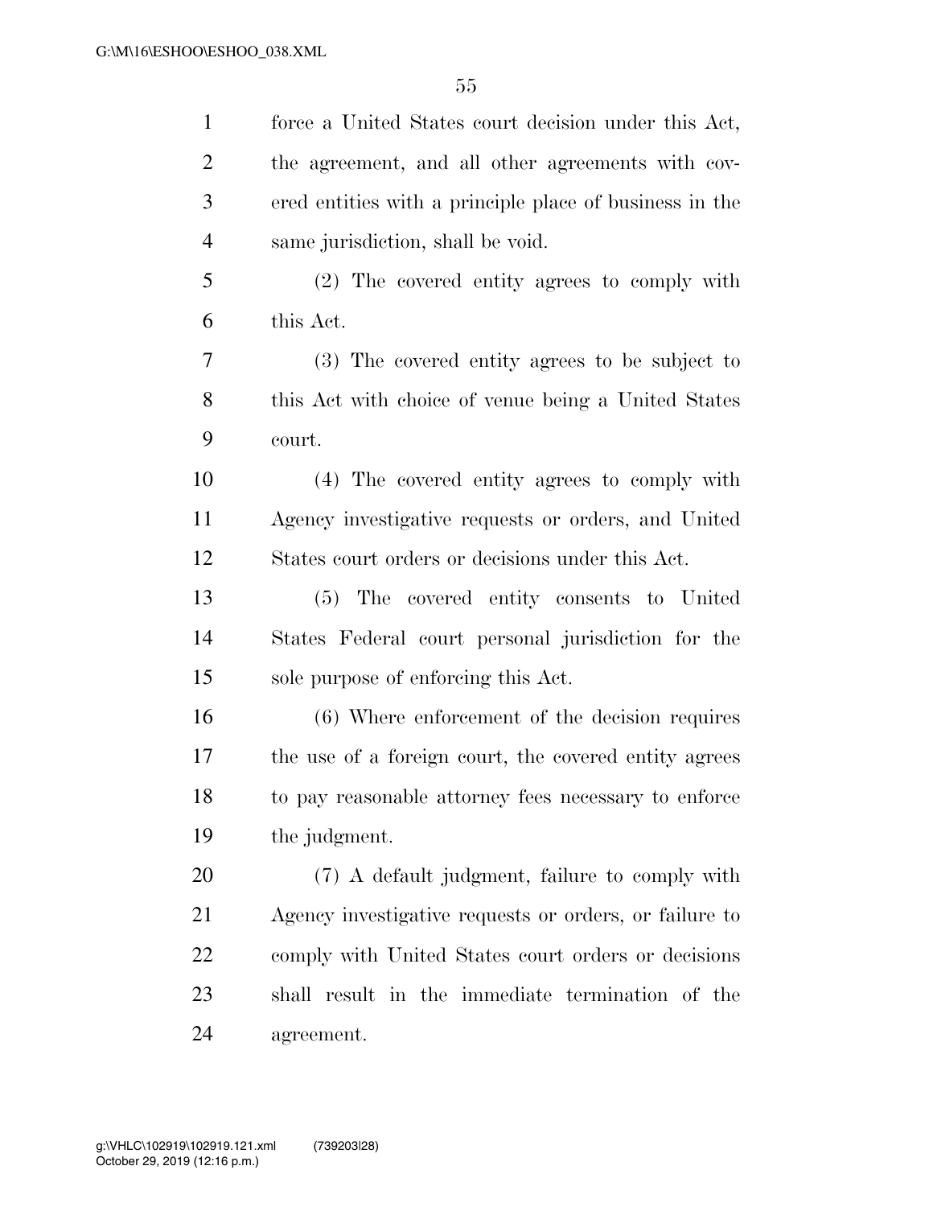force a United States court decision under this Act, the agreement, and all other agreements with covered entities with a principle place of business in the same jurisdiction, shall be void.

(2) The covered entity agrees to comply with this Act.

(3) The covered entity agrees to be subject to this Act with choice of venue being a United States court.

(4) The covered entity agrees to comply with Agency investigative requests or orders, and United States court orders or decisions under this Act.

(5) The covered entity consents to United States Federal court personal jurisdiction for the sole purpose of enforcing this Act.

(6) Where enforcement of the decision requires the use of a foreign court, the covered entity agrees to pay reasonable attorney fees necessary to enforce the judgment.

(7) A default judgment, failure to comply with Agency investigative requests or orders, or failure to comply with United States court orders or decisions shall result in the immediate termination of the agreement.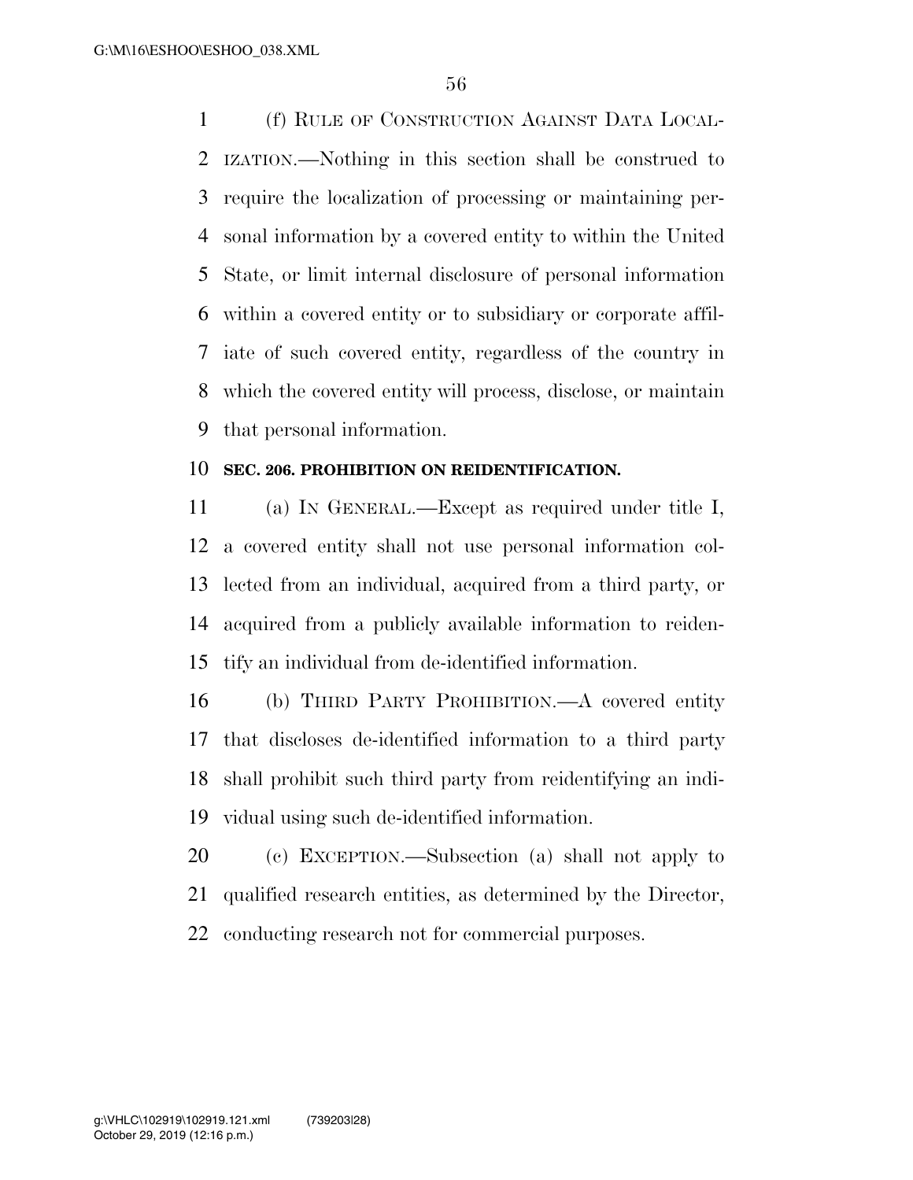(f) RULE OF CONSTRUCTION AGAINST DATA LOCALIZATION.—Nothing in this section shall be construed to require the localization of processing or maintaining personal information by a covered entity to within the United State, or limit internal disclosure of personal information within a covered entity or to subsidiary or corporate affiliate of such covered entity, regardless of the country in which the covered entity will process, disclose, or maintain that personal information.

**SEC. 206. PROHIBITION ON REIDENTIFICATION.**

(a) IN GENERAL.—Except as required under title I, a covered entity shall not use personal information collected from an individual, acquired from a third party, or acquired from a publicly available information to reidentify an individual from de-identified information.

(b) THIRD PARTY PROHIBITION.—A covered entity that discloses de-identified information to a third party shall prohibit such third party from reidentifying an individual using such de-identified information.

(c) EXCEPTION.—Subsection (a) shall not apply to qualified research entities, as determined by the Director, conducting research not for commercial purposes.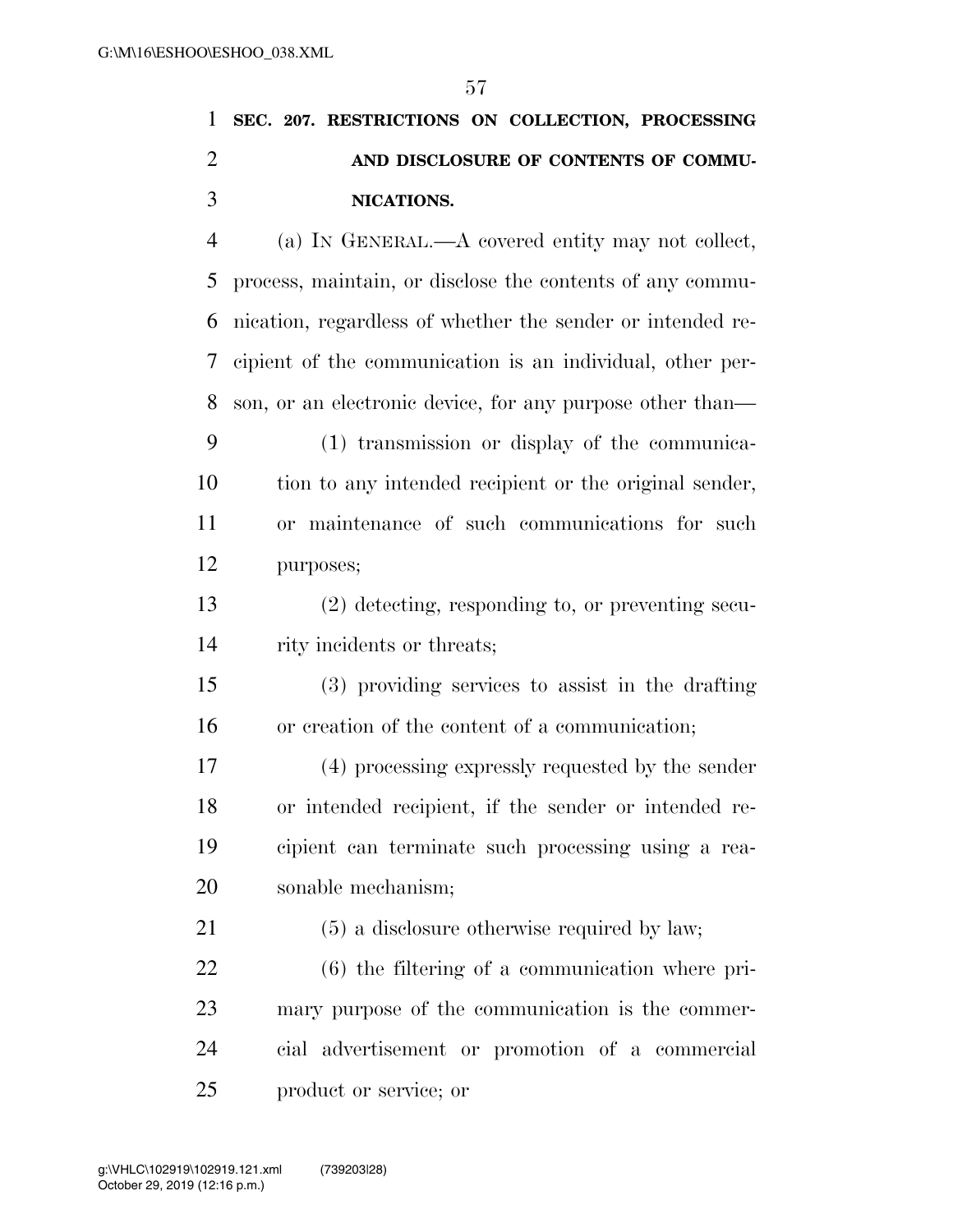## SEC. 207. RESTRICTIONS ON COLLECTION, PROCESSING AND DISCLOSURE OF CONTENTS OF COMMUNICATIONS.

(a) IN GENERAL.—A covered entity may not collect, process, maintain, or disclose the contents of any communication, regardless of whether the sender or intended recipient of the communication is an individual, other person, or an electronic device, for any purpose other than—

(1) transmission or display of the communication to any intended recipient or the original sender, or maintenance of such communications for such purposes;

(2) detecting, responding to, or preventing security incidents or threats;

(3) providing services to assist in the drafting or creation of the content of a communication;

(4) processing expressly requested by the sender or intended recipient, if the sender or intended recipient can terminate such processing using a reasonable mechanism;

(5) a disclosure otherwise required by law;

(6) the filtering of a communication where primary purpose of the communication is the commercial advertisement or promotion of a commercial product or service; or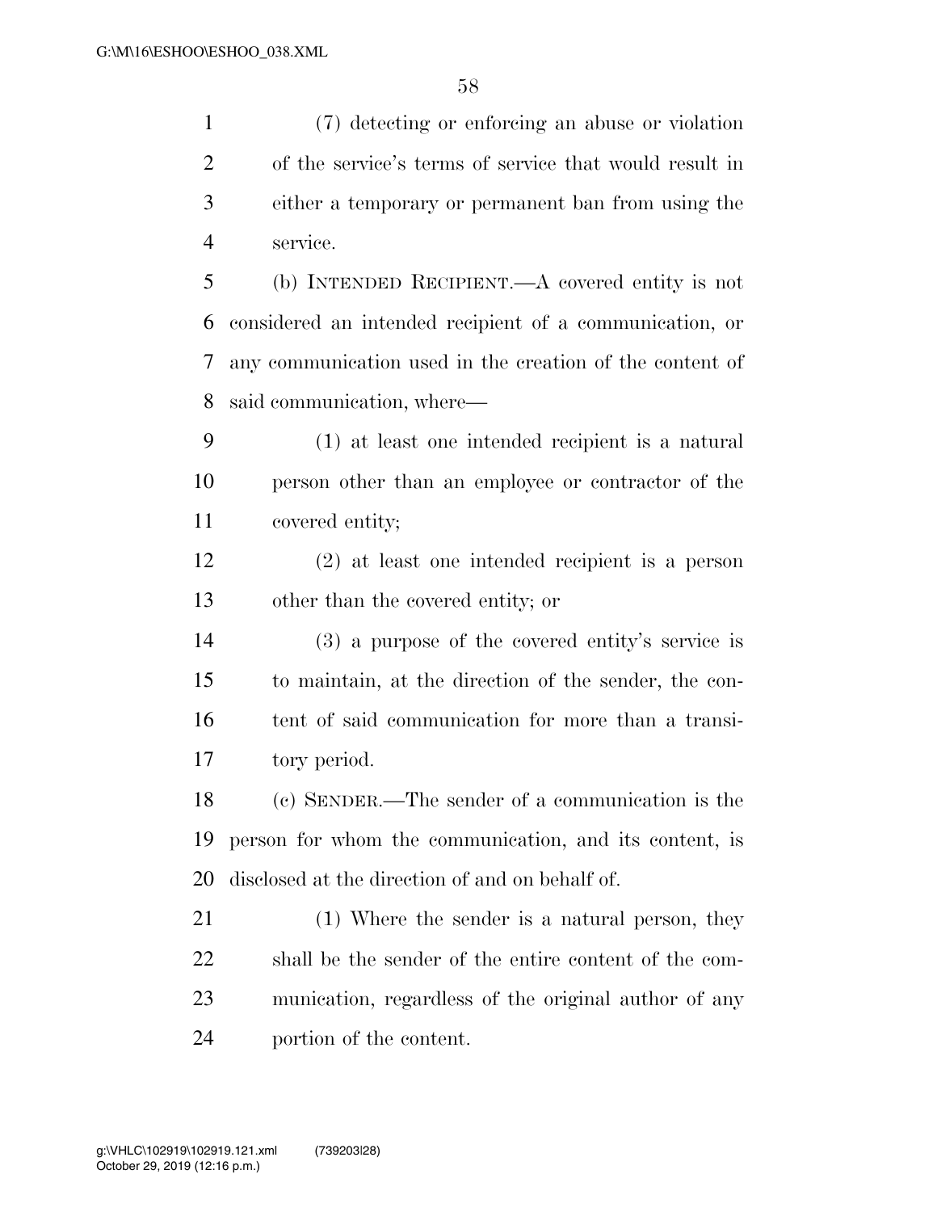(7) detecting or enforcing an abuse or violation of the service's terms of service that would result in either a temporary or permanent ban from using the service.

(b) INTENDED RECIPIENT.—A covered entity is not considered an intended recipient of a communication, or any communication used in the creation of the content of said communication, where—

(1) at least one intended recipient is a natural person other than an employee or contractor of the covered entity;

(2) at least one intended recipient is a person other than the covered entity; or

(3) a purpose of the covered entity's service is to maintain, at the direction of the sender, the content of said communication for more than a transitory period.

(c) SENDER.—The sender of a communication is the person for whom the communication, and its content, is disclosed at the direction of and on behalf of.

(1) Where the sender is a natural person, they shall be the sender of the entire content of the communication, regardless of the original author of any portion of the content.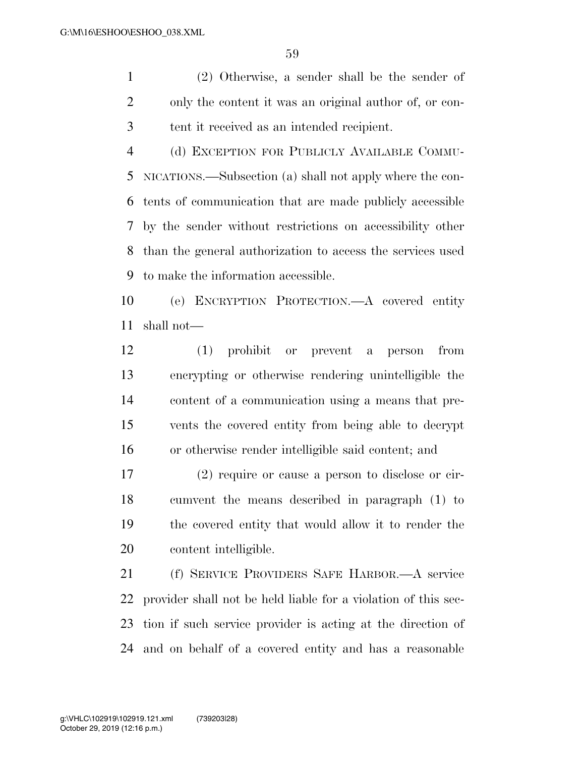(2) Otherwise, a sender shall be the sender of only the content it was an original author of, or content it received as an intended recipient.

(d) EXCEPTION FOR PUBLICLY AVAILABLE COMMUNICATIONS.—Subsection (a) shall not apply where the contents of communication that are made publicly accessible by the sender without restrictions on accessibility other than the general authorization to access the services used to make the information accessible.

(e) ENCRYPTION PROTECTION.—A covered entity shall not—

(1) prohibit or prevent a person from encrypting or otherwise rendering unintelligible the content of a communication using a means that prevents the covered entity from being able to decrypt or otherwise render intelligible said content; and

(2) require or cause a person to disclose or circumvent the means described in paragraph (1) to the covered entity that would allow it to render the content intelligible.

(f) SERVICE PROVIDERS SAFE HARBOR.—A service provider shall not be held liable for a violation of this section if such service provider is acting at the direction of and on behalf of a covered entity and has a reasonable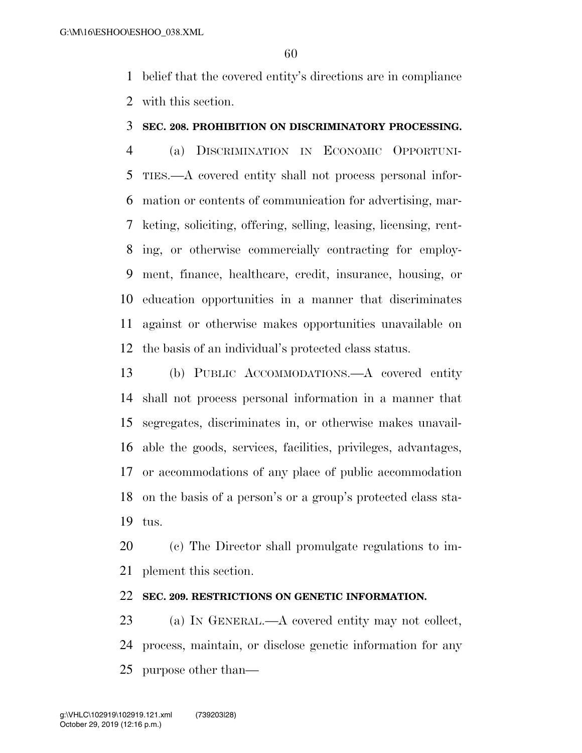belief that the covered entity's directions are in compliance with this section.

### SEC. 208. PROHIBITION ON DISCRIMINATORY PROCESSING.

(a) DISCRIMINATION IN ECONOMIC OPPORTUNITIES.—A covered entity shall not process personal information or contents of communication for advertising, marketing, soliciting, offering, selling, leasing, licensing, renting, or otherwise commercially contracting for employment, finance, healthcare, credit, insurance, housing, or education opportunities in a manner that discriminates against or otherwise makes opportunities unavailable on the basis of an individual's protected class status.

(b) PUBLIC ACCOMMODATIONS.—A covered entity shall not process personal information in a manner that segregates, discriminates in, or otherwise makes unavailable the goods, services, facilities, privileges, advantages, or accommodations of any place of public accommodation on the basis of a person's or a group's protected class status.

(c) The Director shall promulgate regulations to implement this section.

### SEC. 209. RESTRICTIONS ON GENETIC INFORMATION.

(a) IN GENERAL.—A covered entity may not collect, process, maintain, or disclose genetic information for any purpose other than—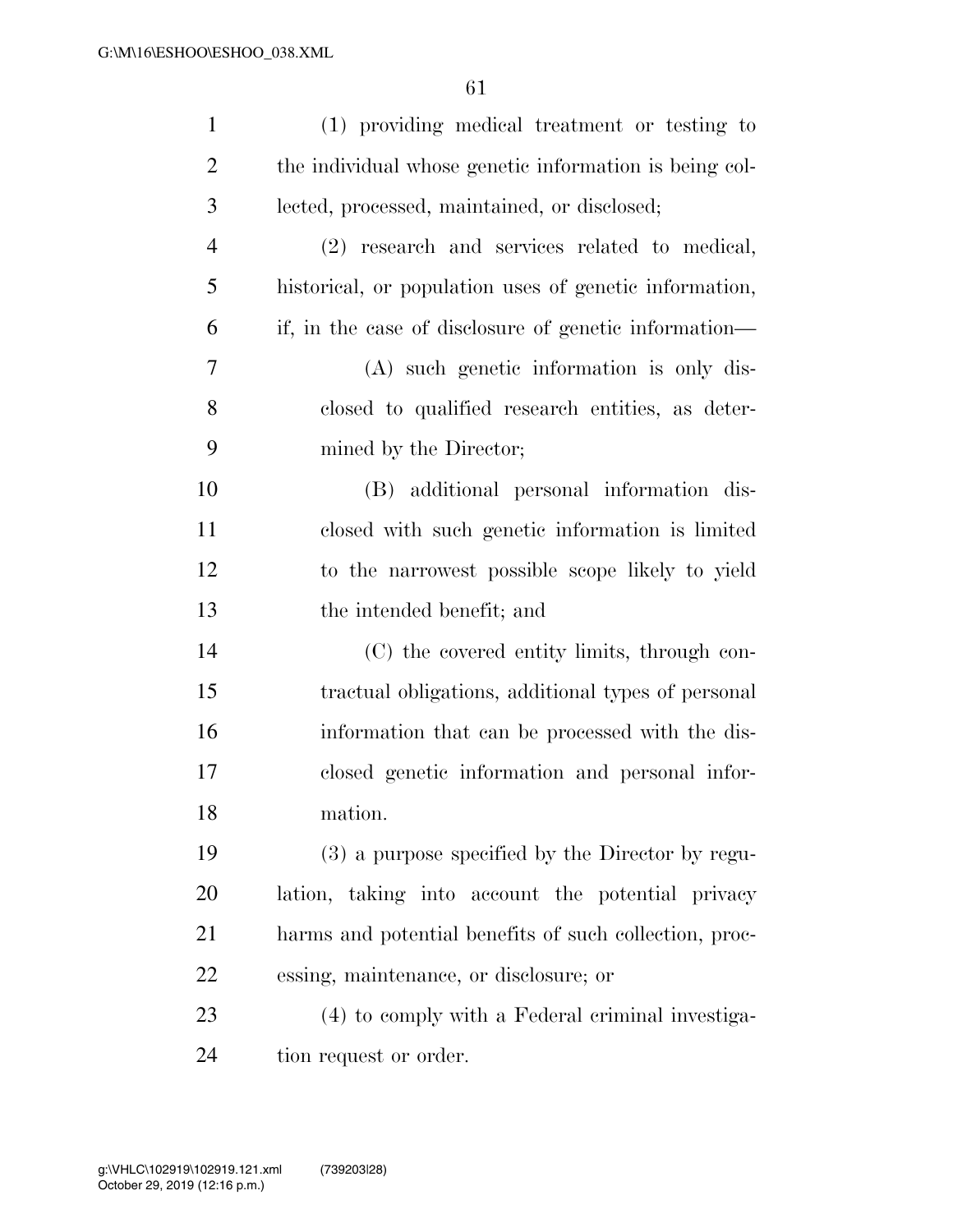(1) providing medical treatment or testing to the individual whose genetic information is being collected, processed, maintained, or disclosed;

(2) research and services related to medical, historical, or population uses of genetic information, if, in the case of disclosure of genetic information—

(A) such genetic information is only disclosed to qualified research entities, as determined by the Director;

(B) additional personal information disclosed with such genetic information is limited to the narrowest possible scope likely to yield the intended benefit; and

(C) the covered entity limits, through contractual obligations, additional types of personal information that can be processed with the disclosed genetic information and personal information.

(3) a purpose specified by the Director by regulation, taking into account the potential privacy harms and potential benefits of such collection, processing, maintenance, or disclosure; or

(4) to comply with a Federal criminal investigation request or order.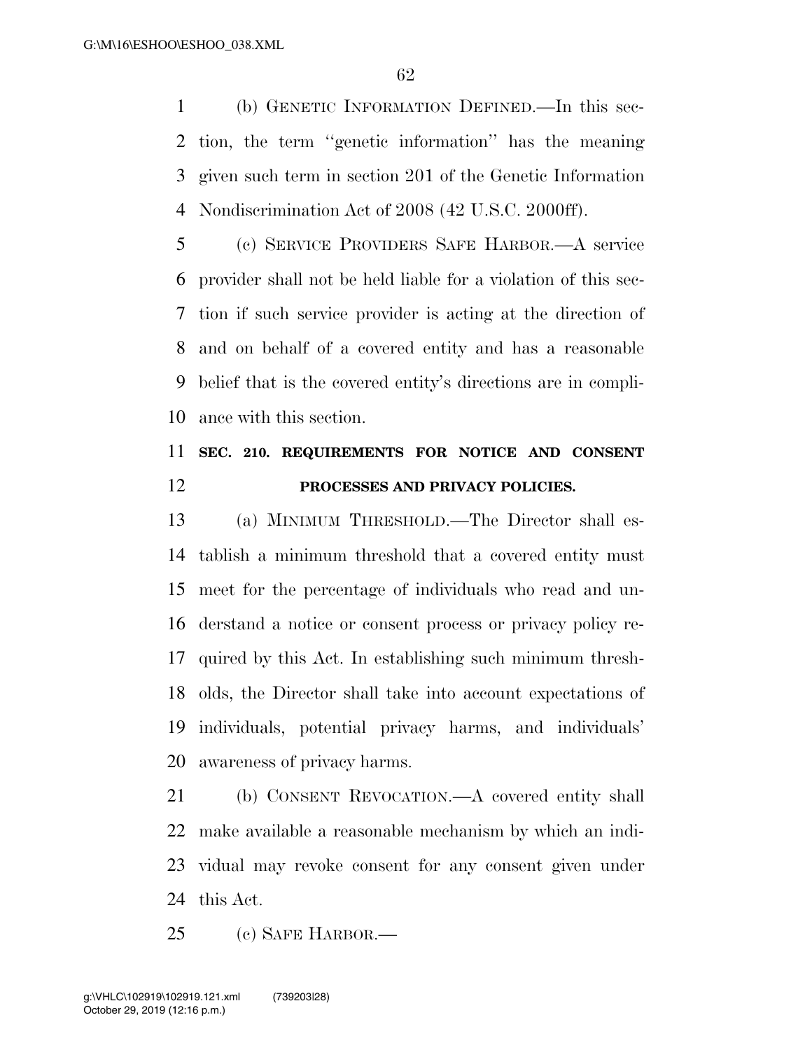(b) GENETIC INFORMATION DEFINED.—In this section, the term ''genetic information'' has the meaning given such term in section 201 of the Genetic Information Nondiscrimination Act of 2008 (42 U.S.C. 2000ff).

(c) SERVICE PROVIDERS SAFE HARBOR.—A service provider shall not be held liable for a violation of this section if such service provider is acting at the direction of and on behalf of a covered entity and has a reasonable belief that is the covered entity's directions are in compliance with this section.

## SEC. 210. REQUIREMENTS FOR NOTICE AND CONSENT PROCESSES AND PRIVACY POLICIES.

(a) MINIMUM THRESHOLD.—The Director shall establish a minimum threshold that a covered entity must meet for the percentage of individuals who read and understand a notice or consent process or privacy policy required by this Act. In establishing such minimum thresholds, the Director shall take into account expectations of individuals, potential privacy harms, and individuals' awareness of privacy harms.

(b) CONSENT REVOCATION.—A covered entity shall make available a reasonable mechanism by which an individual may revoke consent for any consent given under this Act.

(c) SAFE HARBOR.—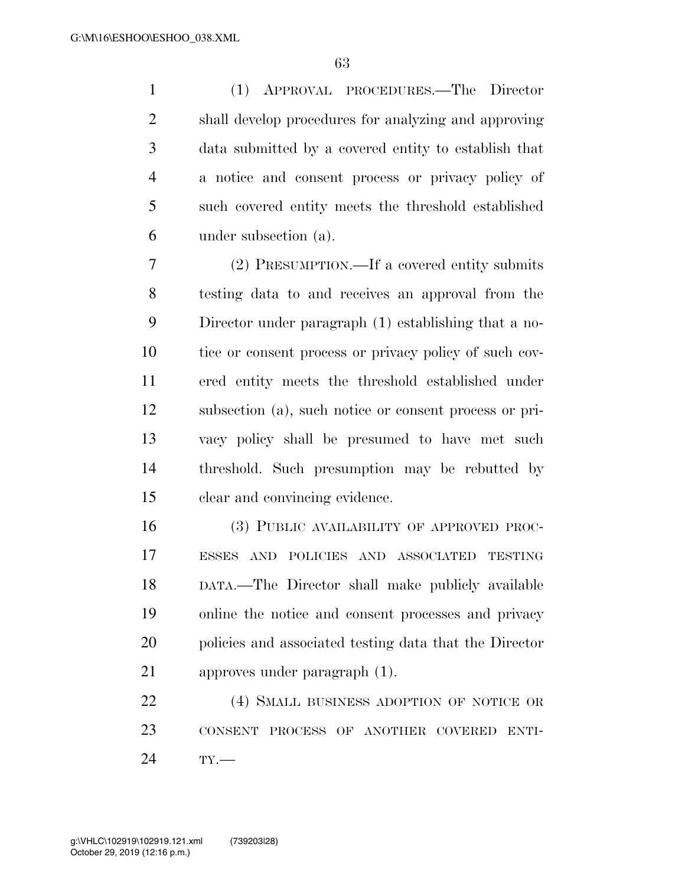(1) APPROVAL PROCEDURES.—The Director shall develop procedures for analyzing and approving data submitted by a covered entity to establish that a notice and consent process or privacy policy of such covered entity meets the threshold established under subsection (a).

(2) PRESUMPTION.—If a covered entity submits testing data to and receives an approval from the Director under paragraph (1) establishing that a notice or consent process or privacy policy of such covered entity meets the threshold established under subsection (a), such notice or consent process or privacy policy shall be presumed to have met such threshold. Such presumption may be rebutted by clear and convincing evidence.

(3) PUBLIC AVAILABILITY OF APPROVED PROCESSES AND POLICIES AND ASSOCIATED TESTING DATA.—The Director shall make publicly available online the notice and consent processes and privacy policies and associated testing data that the Director approves under paragraph (1).

(4) SMALL BUSINESS ADOPTION OF NOTICE OR CONSENT PROCESS OF ANOTHER COVERED ENTITY.—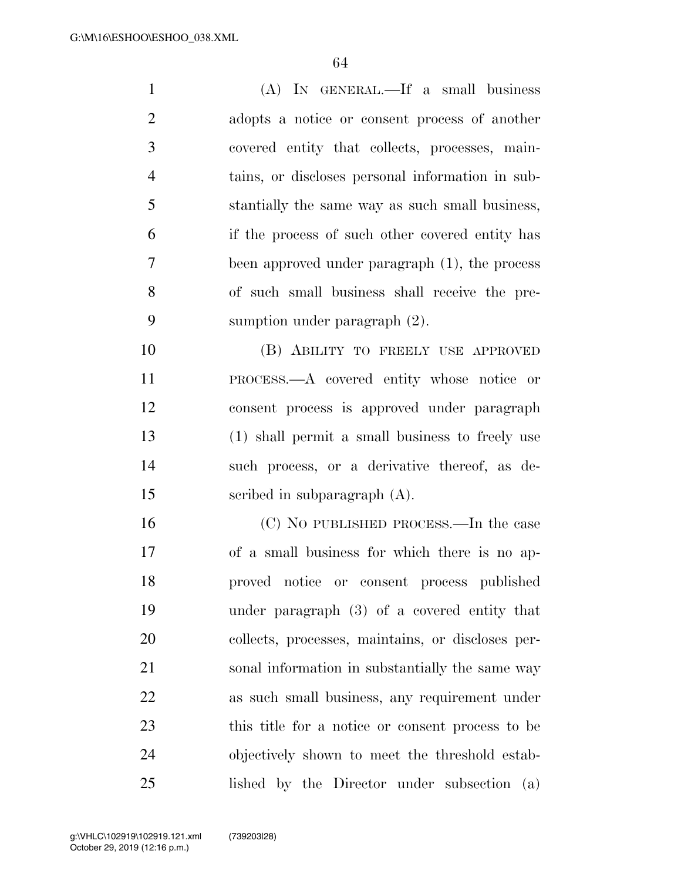(A) IN GENERAL.—If a small business adopts a notice or consent process of another covered entity that collects, processes, maintains, or discloses personal information in substantially the same way as such small business, if the process of such other covered entity has been approved under paragraph (1), the process of such small business shall receive the presumption under paragraph (2).

(B) ABILITY TO FREELY USE APPROVED PROCESS.—A covered entity whose notice or consent process is approved under paragraph (1) shall permit a small business to freely use such process, or a derivative thereof, as described in subparagraph (A).

(C) NO PUBLISHED PROCESS.—In the case of a small business for which there is no approved notice or consent process published under paragraph (3) of a covered entity that collects, processes, maintains, or discloses personal information in substantially the same way as such small business, any requirement under this title for a notice or consent process to be objectively shown to meet the threshold established by the Director under subsection (a)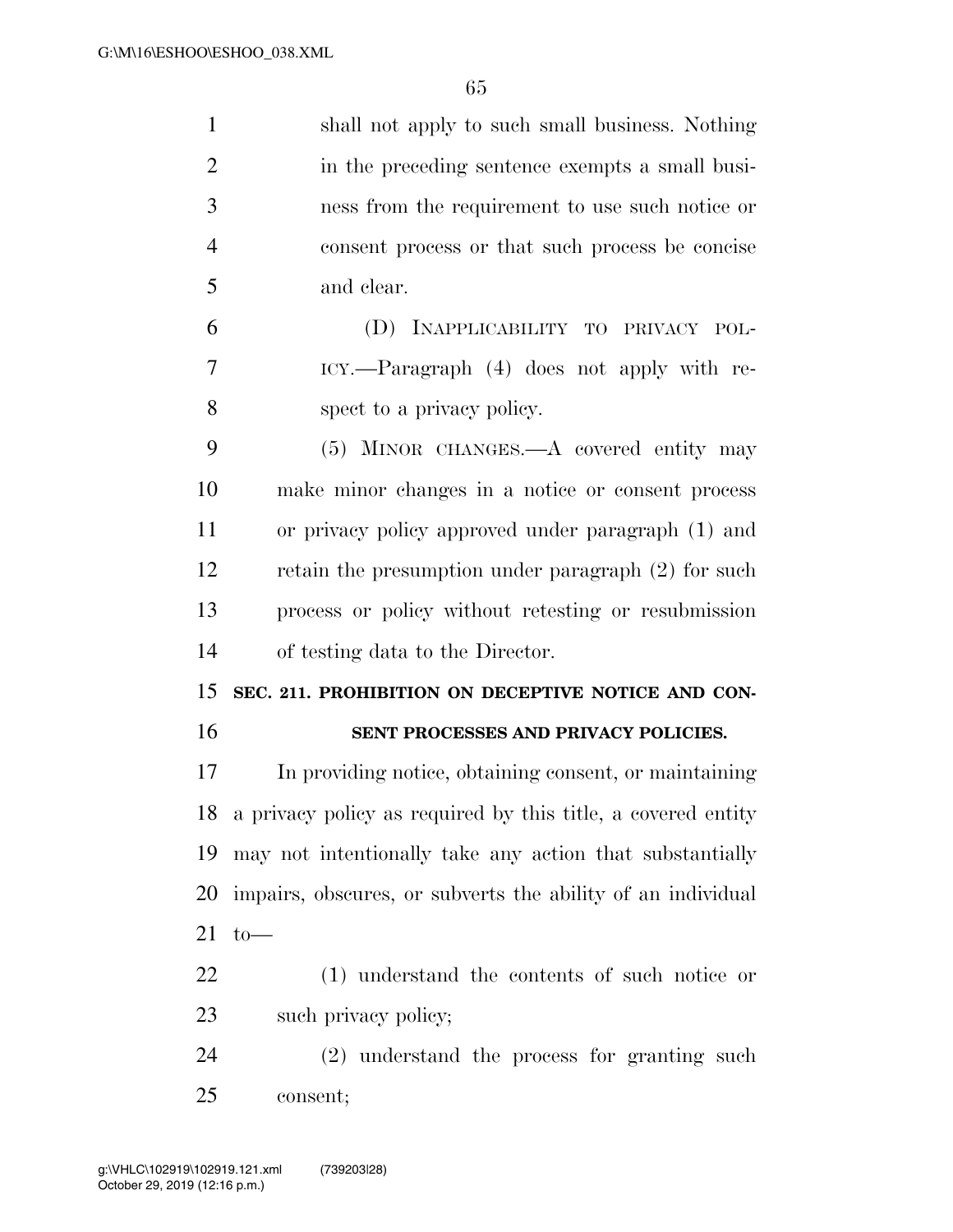shall not apply to such small business. Nothing in the preceding sentence exempts a small business from the requirement to use such notice or consent process or that such process be concise and clear.

(D) INAPPLICABILITY TO PRIVACY POLICY.—Paragraph (4) does not apply with respect to a privacy policy.

(5) MINOR CHANGES.—A covered entity may make minor changes in a notice or consent process or privacy policy approved under paragraph (1) and retain the presumption under paragraph (2) for such process or policy without retesting or resubmission of testing data to the Director.

## SEC. 211. PROHIBITION ON DECEPTIVE NOTICE AND CONSENT PROCESSES AND PRIVACY POLICIES.

In providing notice, obtaining consent, or maintaining a privacy policy as required by this title, a covered entity may not intentionally take any action that substantially impairs, obscures, or subverts the ability of an individual to—

(1) understand the contents of such notice or such privacy policy;

(2) understand the process for granting such consent;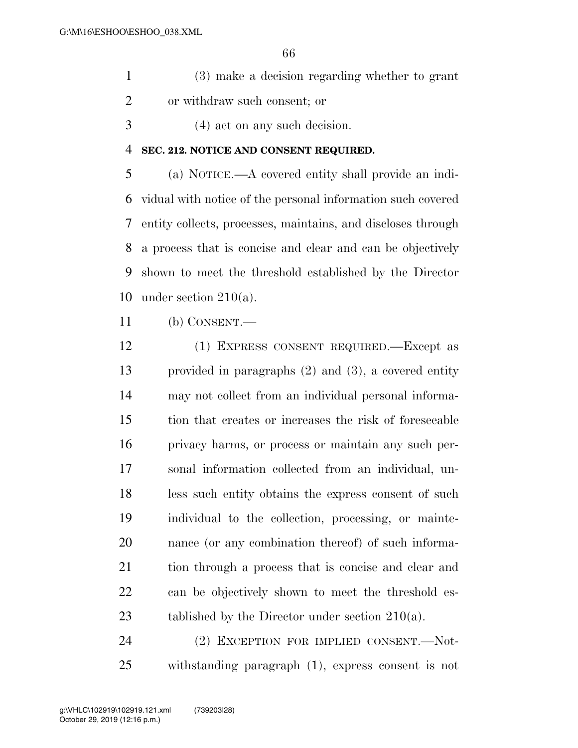(3) make a decision regarding whether to grant or withdraw such consent; or

(4) act on any such decision.

**SEC. 212. NOTICE AND CONSENT REQUIRED.**

(a) NOTICE.—A covered entity shall provide an individual with notice of the personal information such covered entity collects, processes, maintains, and discloses through a process that is concise and clear and can be objectively shown to meet the threshold established by the Director under section 210(a).

(b) CONSENT.—

(1) EXPRESS CONSENT REQUIRED.—Except as provided in paragraphs (2) and (3), a covered entity may not collect from an individual personal information that creates or increases the risk of foreseeable privacy harms, or process or maintain any such personal information collected from an individual, unless such entity obtains the express consent of such individual to the collection, processing, or maintenance (or any combination thereof) of such information through a process that is concise and clear and can be objectively shown to meet the threshold established by the Director under section 210(a).

(2) EXCEPTION FOR IMPLIED CONSENT.—Notwithstanding paragraph (1), express consent is not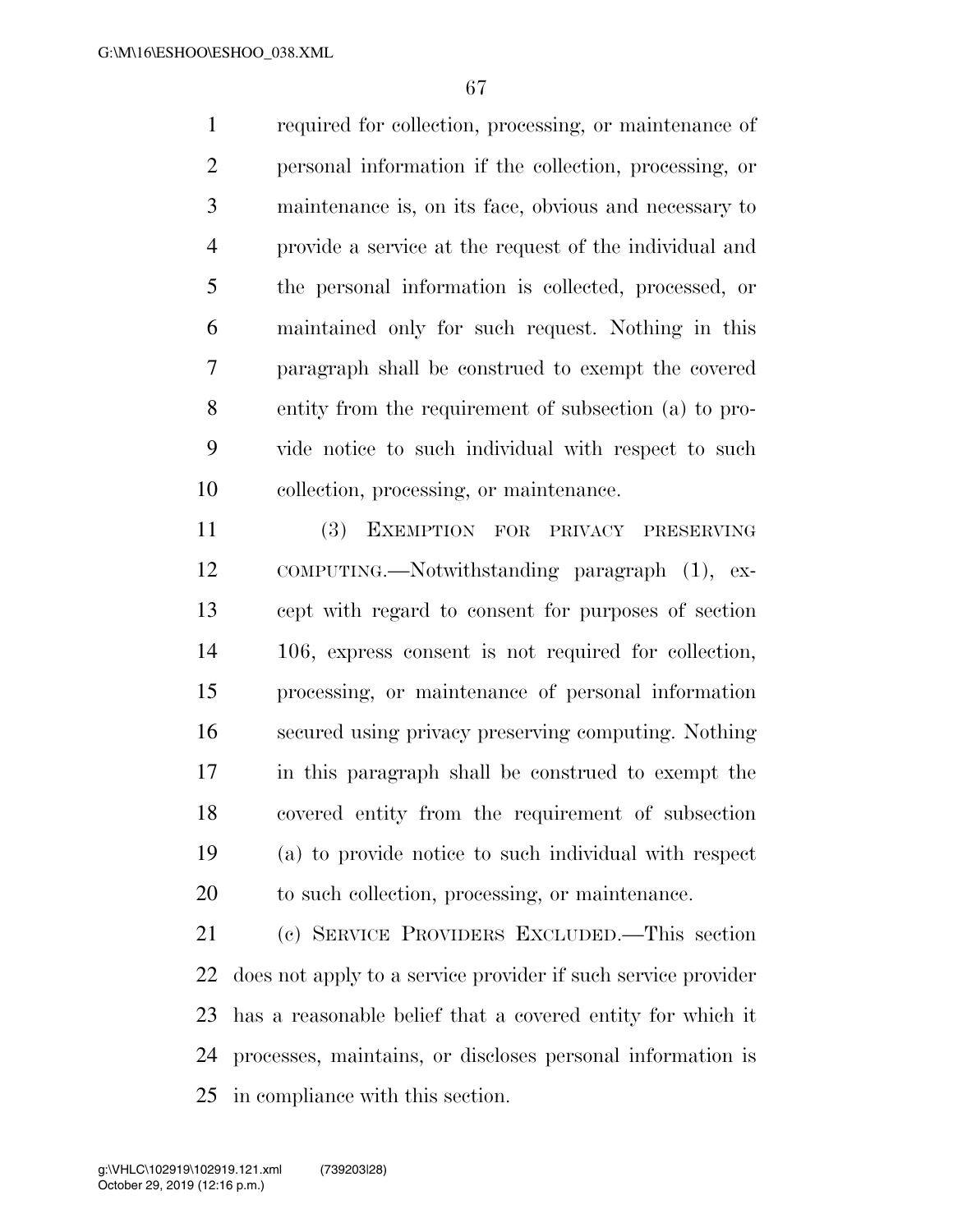required for collection, processing, or maintenance of personal information if the collection, processing, or maintenance is, on its face, obvious and necessary to provide a service at the request of the individual and the personal information is collected, processed, or maintained only for such request. Nothing in this paragraph shall be construed to exempt the covered entity from the requirement of subsection (a) to provide notice to such individual with respect to such collection, processing, or maintenance.

(3) EXEMPTION FOR PRIVACY PRESERVING COMPUTING.—Notwithstanding paragraph (1), except with regard to consent for purposes of section 106, express consent is not required for collection, processing, or maintenance of personal information secured using privacy preserving computing. Nothing in this paragraph shall be construed to exempt the covered entity from the requirement of subsection (a) to provide notice to such individual with respect to such collection, processing, or maintenance.

(c) SERVICE PROVIDERS EXCLUDED.—This section does not apply to a service provider if such service provider has a reasonable belief that a covered entity for which it processes, maintains, or discloses personal information is in compliance with this section.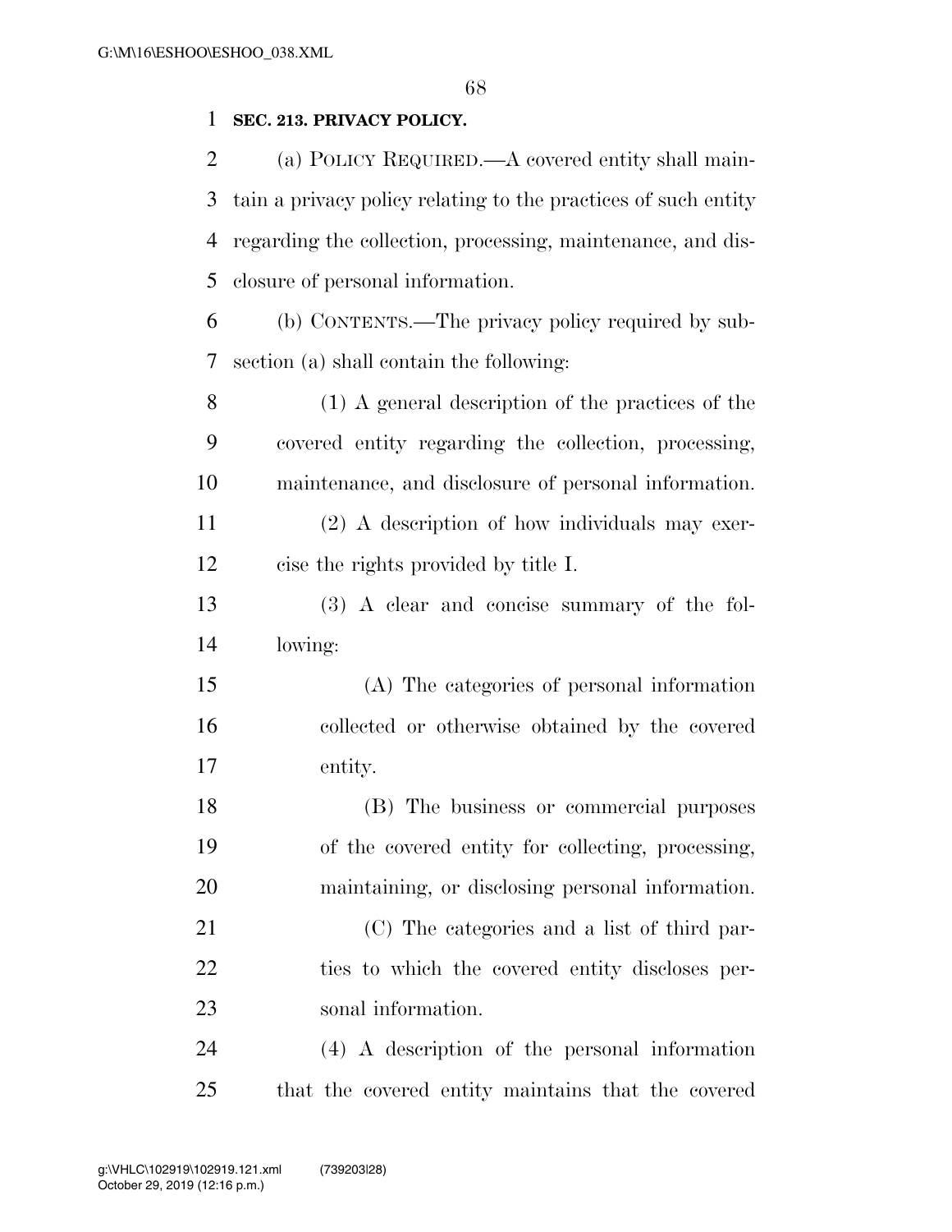**SEC. 213. PRIVACY POLICY.**

(a) POLICY REQUIRED.—A covered entity shall maintain a privacy policy relating to the practices of such entity regarding the collection, processing, maintenance, and disclosure of personal information.

(b) CONTENTS.—The privacy policy required by subsection (a) shall contain the following:

(1) A general description of the practices of the covered entity regarding the collection, processing, maintenance, and disclosure of personal information.

(2) A description of how individuals may exercise the rights provided by title I.

(3) A clear and concise summary of the following:

(A) The categories of personal information collected or otherwise obtained by the covered entity.

(B) The business or commercial purposes of the covered entity for collecting, processing, maintaining, or disclosing personal information.

(C) The categories and a list of third parties to which the covered entity discloses personal information.

(4) A description of the personal information that the covered entity maintains that the covered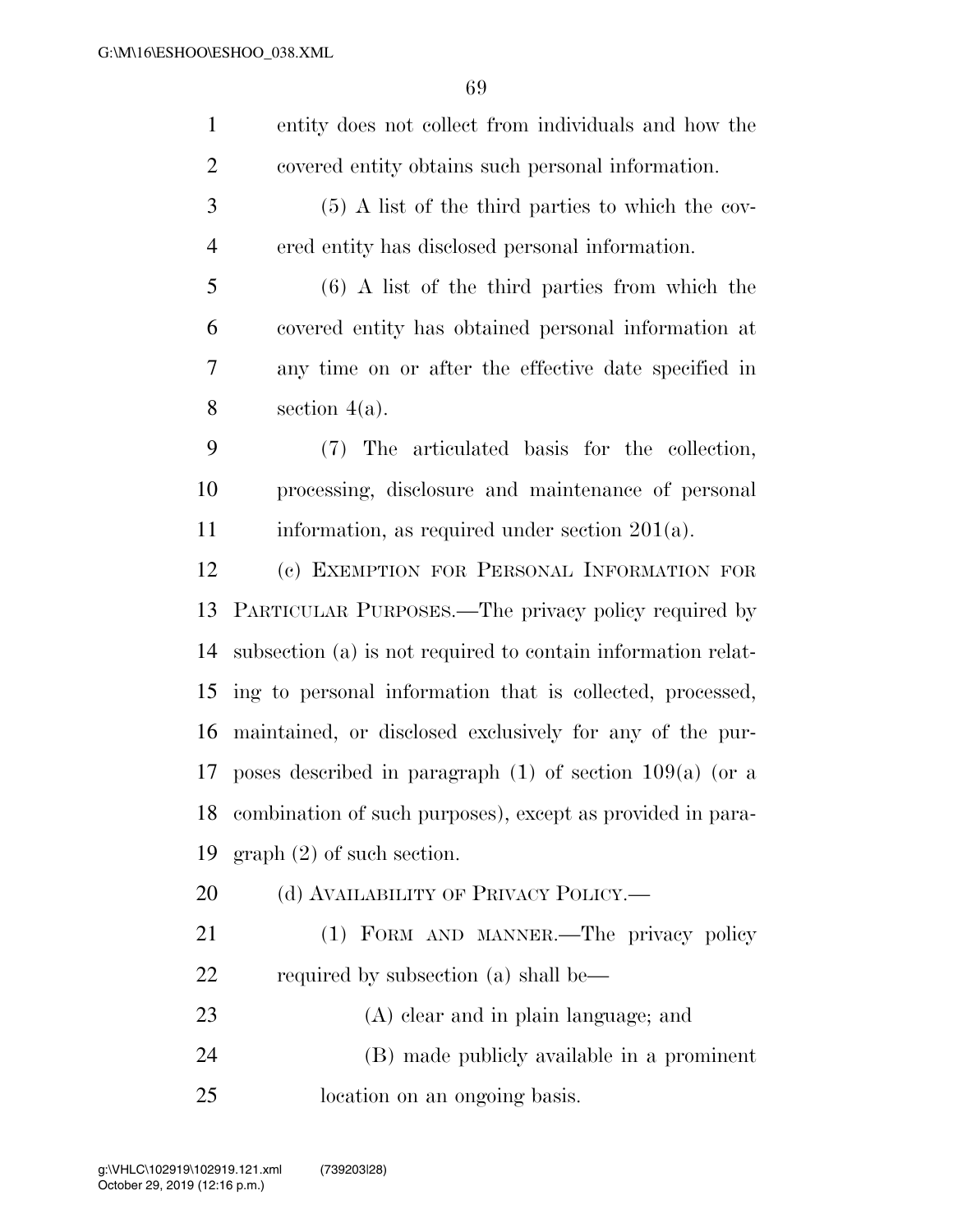entity does not collect from individuals and how the covered entity obtains such personal information.

(5) A list of the third parties to which the covered entity has disclosed personal information.

(6) A list of the third parties from which the covered entity has obtained personal information at any time on or after the effective date specified in section 4(a).

(7) The articulated basis for the collection, processing, disclosure and maintenance of personal information, as required under section 201(a).

(c) EXEMPTION FOR PERSONAL INFORMATION FOR PARTICULAR PURPOSES.—The privacy policy required by subsection (a) is not required to contain information relating to personal information that is collected, processed, maintained, or disclosed exclusively for any of the purposes described in paragraph (1) of section 109(a) (or a combination of such purposes), except as provided in paragraph (2) of such section.

(d) AVAILABILITY OF PRIVACY POLICY.—

(1) FORM AND MANNER.—The privacy policy required by subsection (a) shall be—

(A) clear and in plain language; and

(B) made publicly available in a prominent location on an ongoing basis.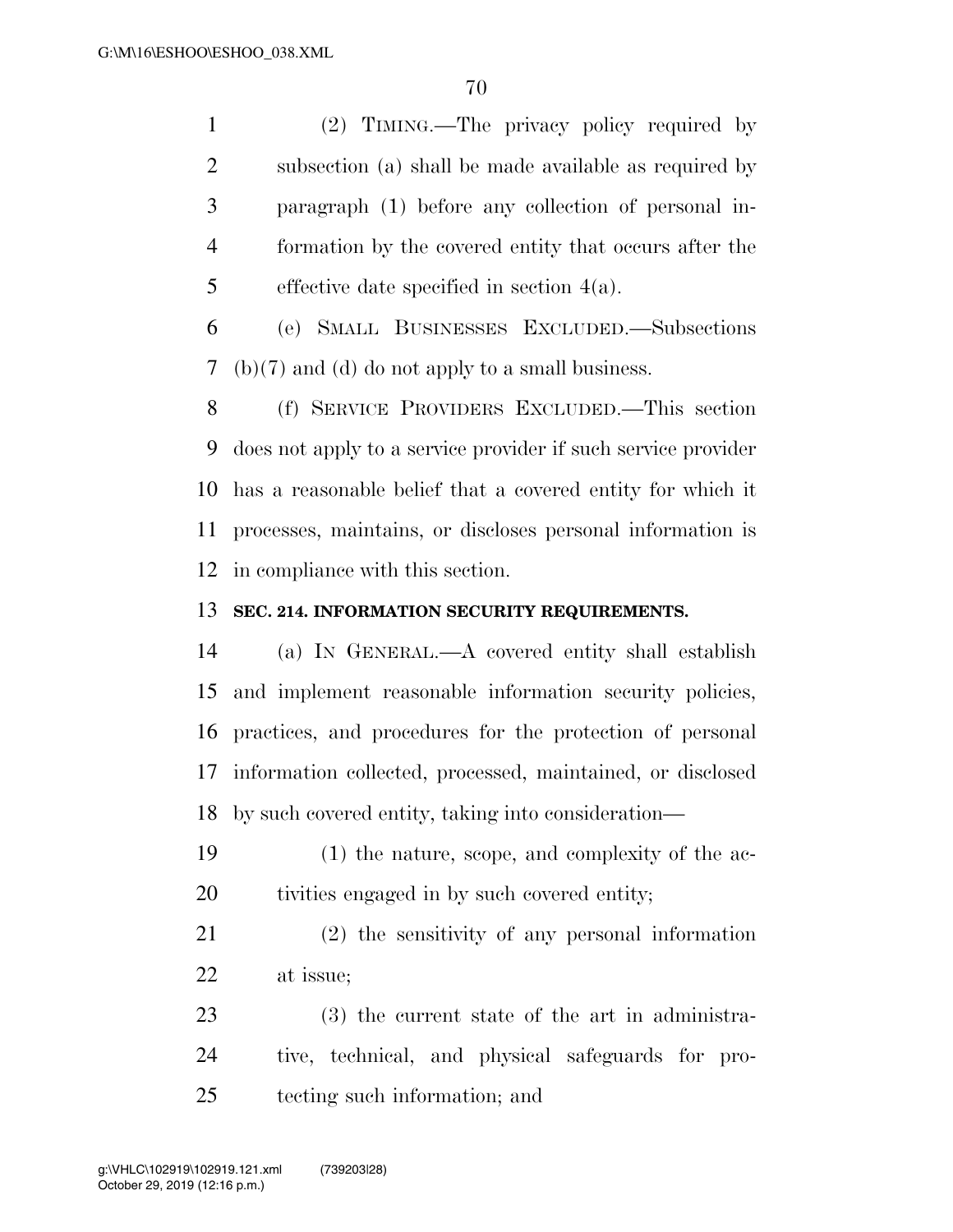(2) TIMING.—The privacy policy required by subsection (a) shall be made available as required by paragraph (1) before any collection of personal information by the covered entity that occurs after the effective date specified in section 4(a).

(e) SMALL BUSINESSES EXCLUDED.—Subsections (b)(7) and (d) do not apply to a small business.

(f) SERVICE PROVIDERS EXCLUDED.—This section does not apply to a service provider if such service provider has a reasonable belief that a covered entity for which it processes, maintains, or discloses personal information is in compliance with this section.

**SEC. 214. INFORMATION SECURITY REQUIREMENTS.**

(a) IN GENERAL.—A covered entity shall establish and implement reasonable information security policies, practices, and procedures for the protection of personal information collected, processed, maintained, or disclosed by such covered entity, taking into consideration—

(1) the nature, scope, and complexity of the activities engaged in by such covered entity;

(2) the sensitivity of any personal information at issue;

(3) the current state of the art in administrative, technical, and physical safeguards for protecting such information; and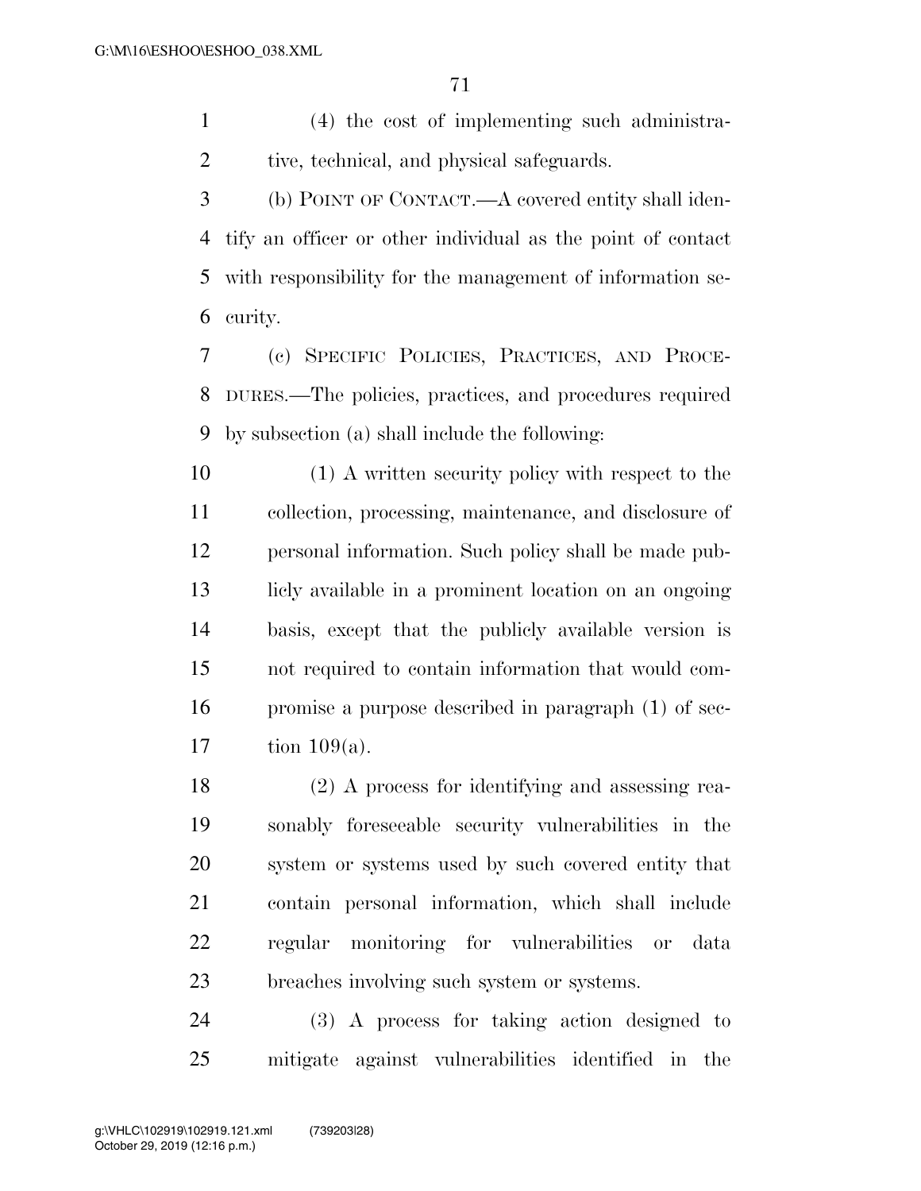(4) the cost of implementing such administrative, technical, and physical safeguards.

(b) POINT OF CONTACT.—A covered entity shall identify an officer or other individual as the point of contact with responsibility for the management of information security.

(c) SPECIFIC POLICIES, PRACTICES, AND PROCEDURES.—The policies, practices, and procedures required by subsection (a) shall include the following:

(1) A written security policy with respect to the collection, processing, maintenance, and disclosure of personal information. Such policy shall be made publicly available in a prominent location on an ongoing basis, except that the publicly available version is not required to contain information that would compromise a purpose described in paragraph (1) of section 109(a).

(2) A process for identifying and assessing reasonably foreseeable security vulnerabilities in the system or systems used by such covered entity that contain personal information, which shall include regular monitoring for vulnerabilities or data breaches involving such system or systems.

(3) A process for taking action designed to mitigate against vulnerabilities identified in the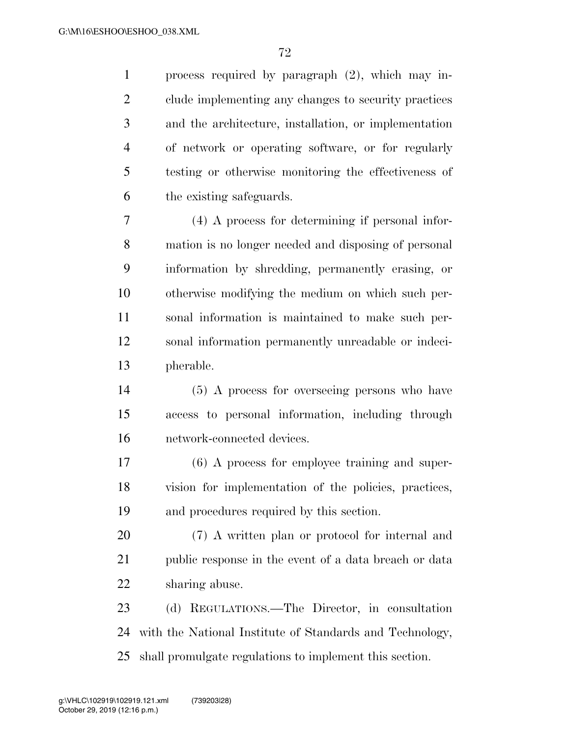process required by paragraph (2), which may include implementing any changes to security practices and the architecture, installation, or implementation of network or operating software, or for regularly testing or otherwise monitoring the effectiveness of the existing safeguards.

(4) A process for determining if personal information is no longer needed and disposing of personal information by shredding, permanently erasing, or otherwise modifying the medium on which such personal information is maintained to make such personal information permanently unreadable or indecipherable.

(5) A process for overseeing persons who have access to personal information, including through network-connected devices.

(6) A process for employee training and supervision for implementation of the policies, practices, and procedures required by this section.

(7) A written plan or protocol for internal and public response in the event of a data breach or data sharing abuse.

(d) REGULATIONS.—The Director, in consultation with the National Institute of Standards and Technology, shall promulgate regulations to implement this section.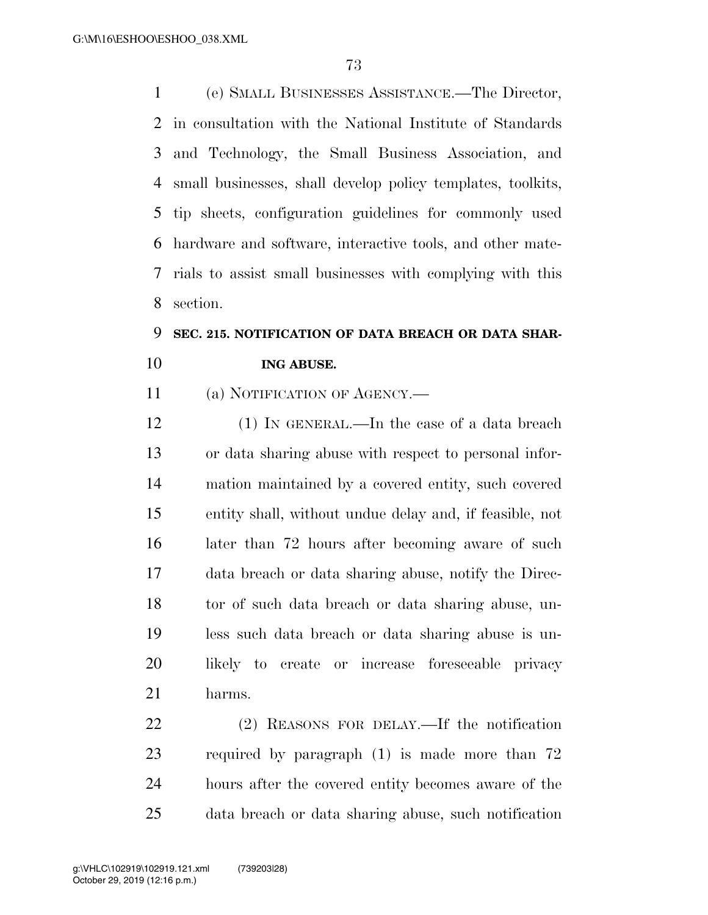(e) SMALL BUSINESSES ASSISTANCE.—The Director, in consultation with the National Institute of Standards and Technology, the Small Business Association, and small businesses, shall develop policy templates, toolkits, tip sheets, configuration guidelines for commonly used hardware and software, interactive tools, and other materials to assist small businesses with complying with this section.

### SEC. 215. NOTIFICATION OF DATA BREACH OR DATA SHARING ABUSE.

(a) NOTIFICATION OF AGENCY.—

(1) IN GENERAL.—In the case of a data breach or data sharing abuse with respect to personal information maintained by a covered entity, such covered entity shall, without undue delay and, if feasible, not later than 72 hours after becoming aware of such data breach or data sharing abuse, notify the Director of such data breach or data sharing abuse, unless such data breach or data sharing abuse is unlikely to create or increase foreseeable privacy harms.

(2) REASONS FOR DELAY.—If the notification required by paragraph (1) is made more than 72 hours after the covered entity becomes aware of the data breach or data sharing abuse, such notification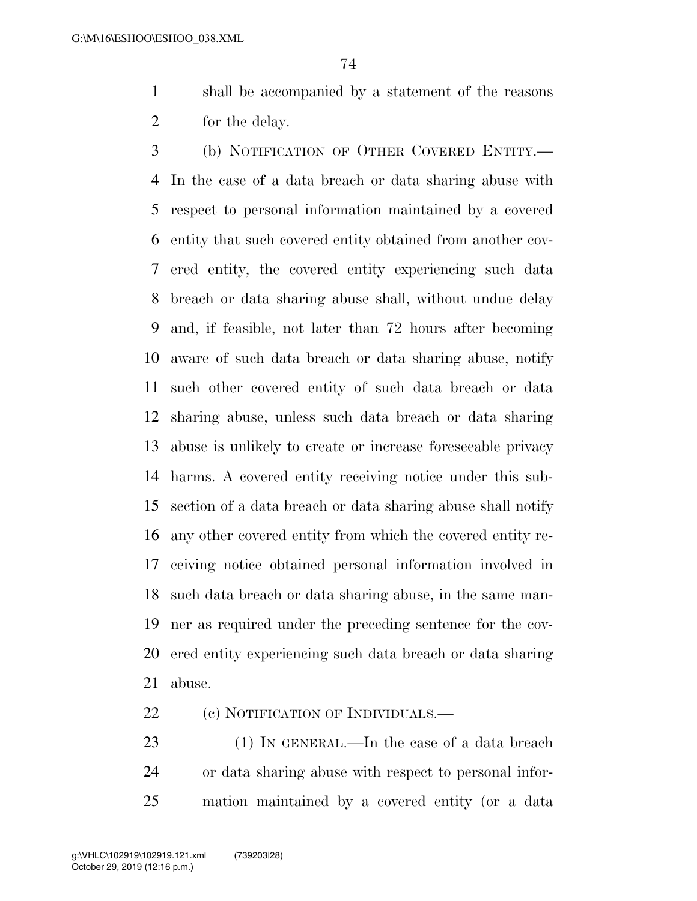shall be accompanied by a statement of the reasons for the delay.

(b) NOTIFICATION OF OTHER COVERED ENTITY.—In the case of a data breach or data sharing abuse with respect to personal information maintained by a covered entity that such covered entity obtained from another covered entity, the covered entity experiencing such data breach or data sharing abuse shall, without undue delay and, if feasible, not later than 72 hours after becoming aware of such data breach or data sharing abuse, notify such other covered entity of such data breach or data sharing abuse, unless such data breach or data sharing abuse is unlikely to create or increase foreseeable privacy harms. A covered entity receiving notice under this subsection of a data breach or data sharing abuse shall notify any other covered entity from which the covered entity receiving notice obtained personal information involved in such data breach or data sharing abuse, in the same manner as required under the preceding sentence for the covered entity experiencing such data breach or data sharing abuse.

(c) NOTIFICATION OF INDIVIDUALS.—

(1) IN GENERAL.—In the case of a data breach or data sharing abuse with respect to personal information maintained by a covered entity (or a data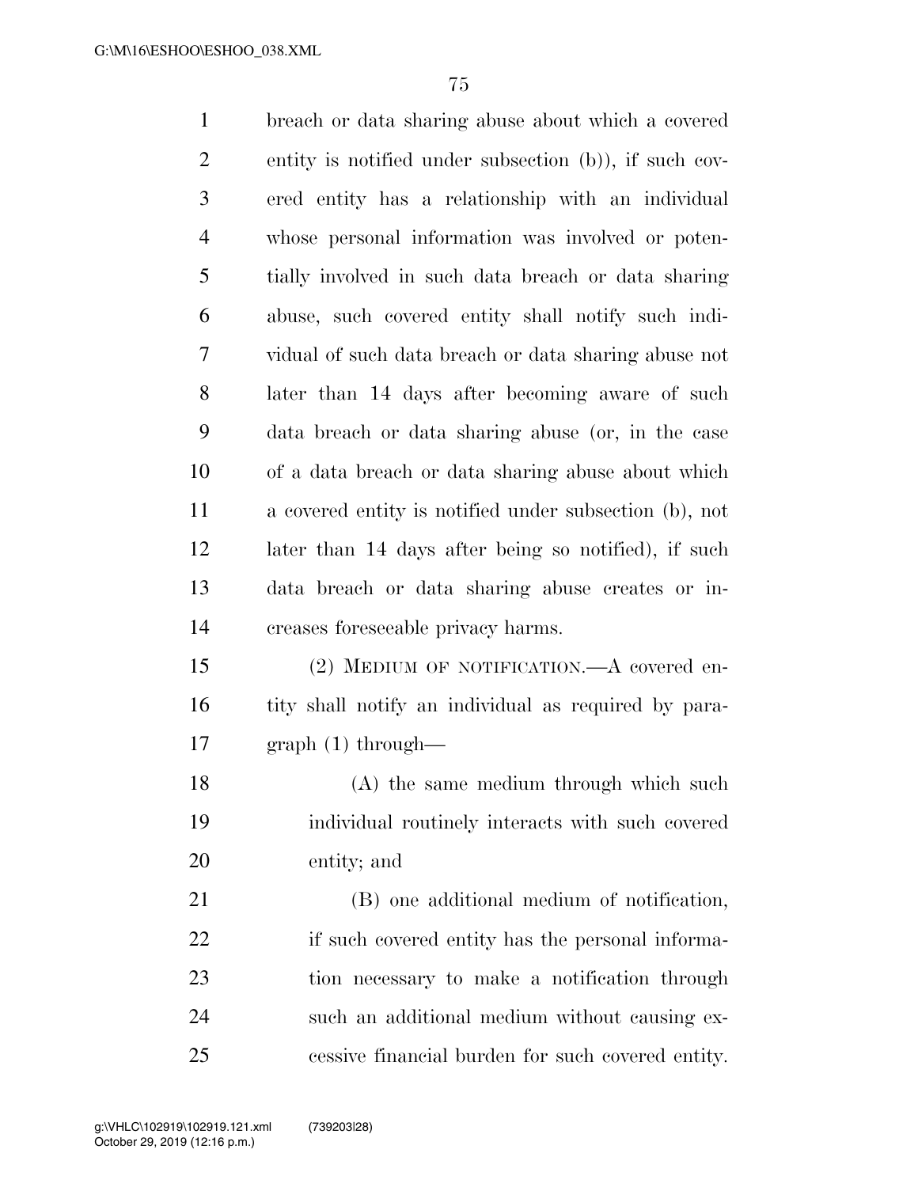breach or data sharing abuse about which a covered entity is notified under subsection (b)), if such covered entity has a relationship with an individual whose personal information was involved or potentially involved in such data breach or data sharing abuse, such covered entity shall notify such individual of such data breach or data sharing abuse not later than 14 days after becoming aware of such data breach or data sharing abuse (or, in the case of a data breach or data sharing abuse about which a covered entity is notified under subsection (b), not later than 14 days after being so notified), if such data breach or data sharing abuse creates or increases foreseeable privacy harms.

(2) MEDIUM OF NOTIFICATION.—A covered entity shall notify an individual as required by paragraph (1) through—

(A) the same medium through which such individual routinely interacts with such covered entity; and

(B) one additional medium of notification, if such covered entity has the personal information necessary to make a notification through such an additional medium without causing excessive financial burden for such covered entity.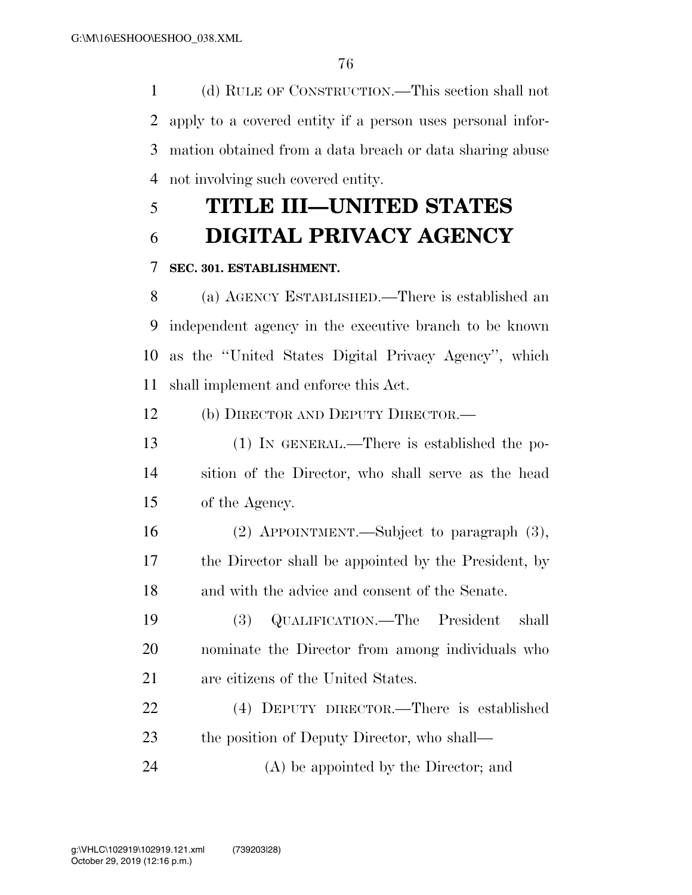(d) RULE OF CONSTRUCTION.—This section shall not apply to a covered entity if a person uses personal information obtained from a data breach or data sharing abuse not involving such covered entity.

# TITLE III—UNITED STATES DIGITAL PRIVACY AGENCY

**SEC. 301. ESTABLISHMENT.**

(a) AGENCY ESTABLISHED.—There is established an independent agency in the executive branch to be known as the "United States Digital Privacy Agency", which shall implement and enforce this Act.

(b) DIRECTOR AND DEPUTY DIRECTOR.—

(1) IN GENERAL.—There is established the position of the Director, who shall serve as the head of the Agency.

(2) APPOINTMENT.—Subject to paragraph (3), the Director shall be appointed by the President, by and with the advice and consent of the Senate.

(3) QUALIFICATION.—The President shall nominate the Director from among individuals who are citizens of the United States.

(4) DEPUTY DIRECTOR.—There is established the position of Deputy Director, who shall—

(A) be appointed by the Director; and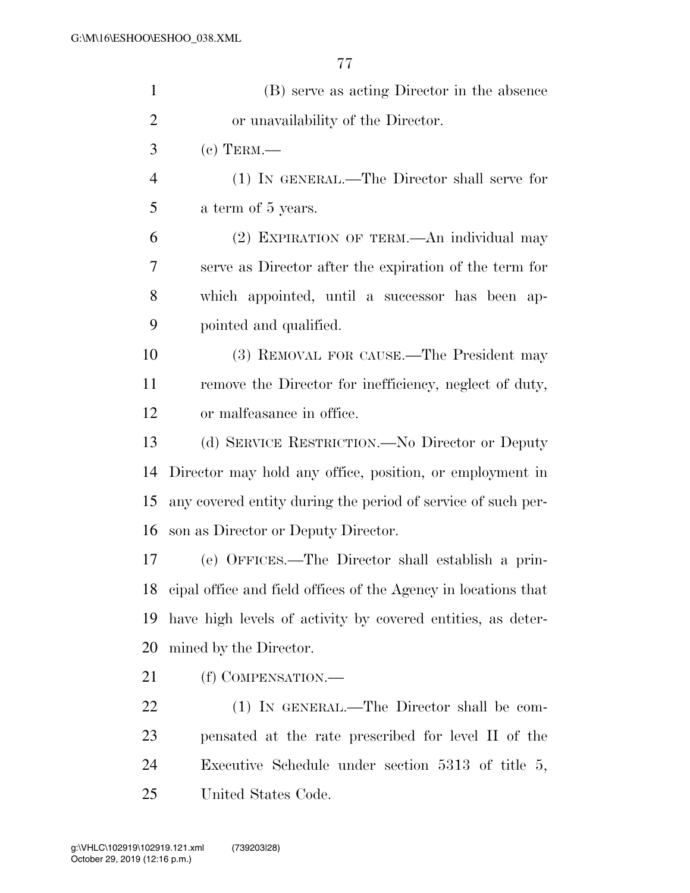(B) serve as acting Director in the absence or unavailability of the Director.

(c) TERM.—

(1) IN GENERAL.—The Director shall serve for a term of 5 years.

(2) EXPIRATION OF TERM.—An individual may serve as Director after the expiration of the term for which appointed, until a successor has been appointed and qualified.

(3) REMOVAL FOR CAUSE.—The President may remove the Director for inefficiency, neglect of duty, or malfeasance in office.

(d) SERVICE RESTRICTION.—No Director or Deputy Director may hold any office, position, or employment in any covered entity during the period of service of such person as Director or Deputy Director.

(e) OFFICES.—The Director shall establish a principal office and field offices of the Agency in locations that have high levels of activity by covered entities, as determined by the Director.

(f) COMPENSATION.—

(1) IN GENERAL.—The Director shall be compensated at the rate prescribed for level II of the Executive Schedule under section 5313 of title 5, United States Code.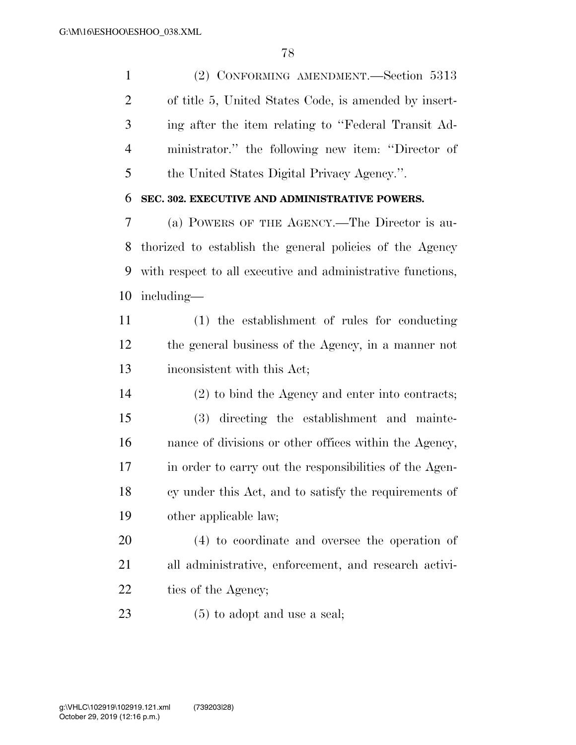(2) CONFORMING AMENDMENT.—Section 5313 of title 5, United States Code, is amended by inserting after the item relating to ''Federal Transit Administrator.'' the following new item: ''Director of the United States Digital Privacy Agency.''.

**SEC. 302. EXECUTIVE AND ADMINISTRATIVE POWERS.**

(a) POWERS OF THE AGENCY.—The Director is authorized to establish the general policies of the Agency with respect to all executive and administrative functions, including—

(1) the establishment of rules for conducting the general business of the Agency, in a manner not inconsistent with this Act;

(2) to bind the Agency and enter into contracts;

(3) directing the establishment and maintenance of divisions or other offices within the Agency, in order to carry out the responsibilities of the Agency under this Act, and to satisfy the requirements of other applicable law;

(4) to coordinate and oversee the operation of all administrative, enforcement, and research activities of the Agency;

(5) to adopt and use a seal;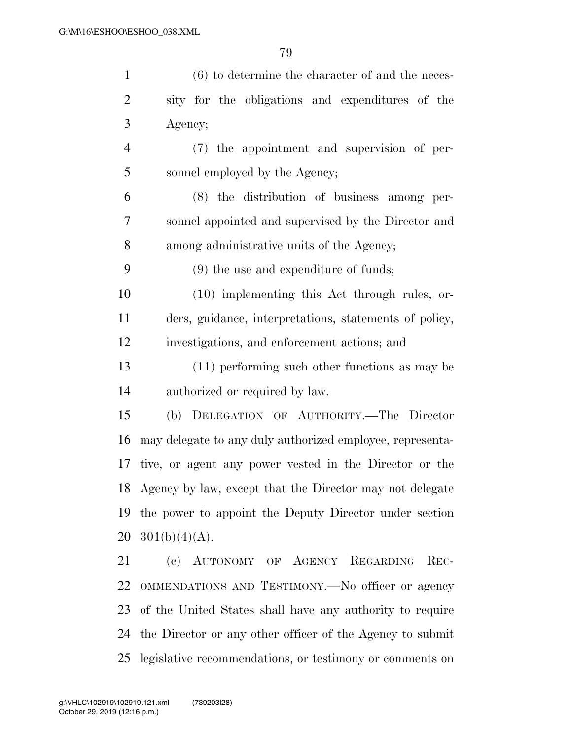(6) to determine the character of and the necessity for the obligations and expenditures of the Agency;

(7) the appointment and supervision of personnel employed by the Agency;

(8) the distribution of business among personnel appointed and supervised by the Director and among administrative units of the Agency;

(9) the use and expenditure of funds;

(10) implementing this Act through rules, orders, guidance, interpretations, statements of policy, investigations, and enforcement actions; and

(11) performing such other functions as may be authorized or required by law.

(b) DELEGATION OF AUTHORITY.—The Director may delegate to any duly authorized employee, representative, or agent any power vested in the Director or the Agency by law, except that the Director may not delegate the power to appoint the Deputy Director under section 301(b)(4)(A).

(c) AUTONOMY OF AGENCY REGARDING RECOMMENDATIONS AND TESTIMONY.—No officer or agency of the United States shall have any authority to require the Director or any other officer of the Agency to submit legislative recommendations, or testimony or comments on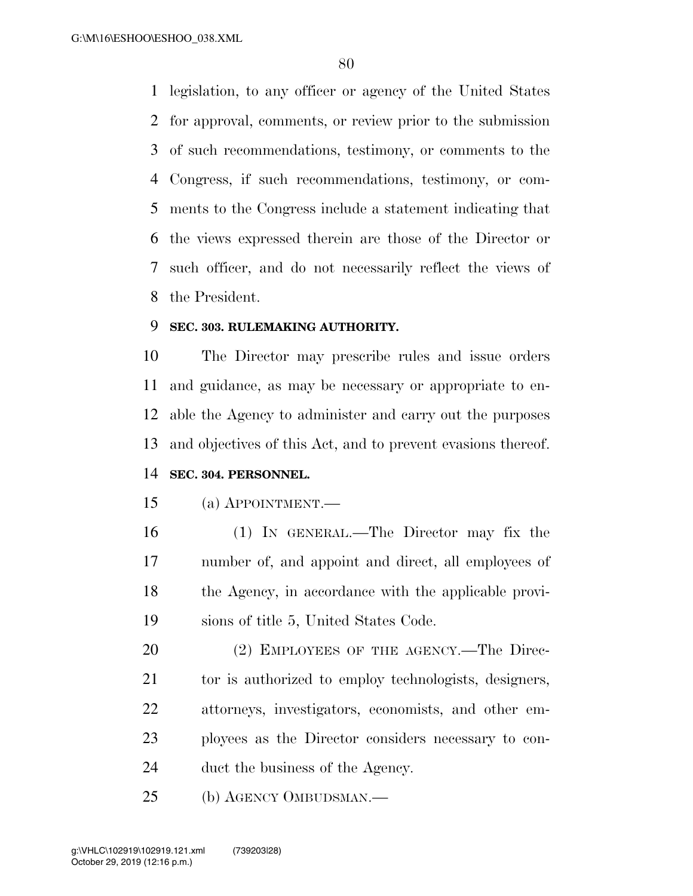legislation, to any officer or agency of the United States for approval, comments, or review prior to the submission of such recommendations, testimony, or comments to the Congress, if such recommendations, testimony, or comments to the Congress include a statement indicating that the views expressed therein are those of the Director or such officer, and do not necessarily reflect the views of the President.

**SEC. 303. RULEMAKING AUTHORITY.**

The Director may prescribe rules and issue orders and guidance, as may be necessary or appropriate to enable the Agency to administer and carry out the purposes and objectives of this Act, and to prevent evasions thereof.

**SEC. 304. PERSONNEL.**

(a) APPOINTMENT.—

(1) IN GENERAL.—The Director may fix the number of, and appoint and direct, all employees of the Agency, in accordance with the applicable provisions of title 5, United States Code.

(2) EMPLOYEES OF THE AGENCY.—The Director is authorized to employ technologists, designers, attorneys, investigators, economists, and other employees as the Director considers necessary to conduct the business of the Agency.

(b) AGENCY OMBUDSMAN.—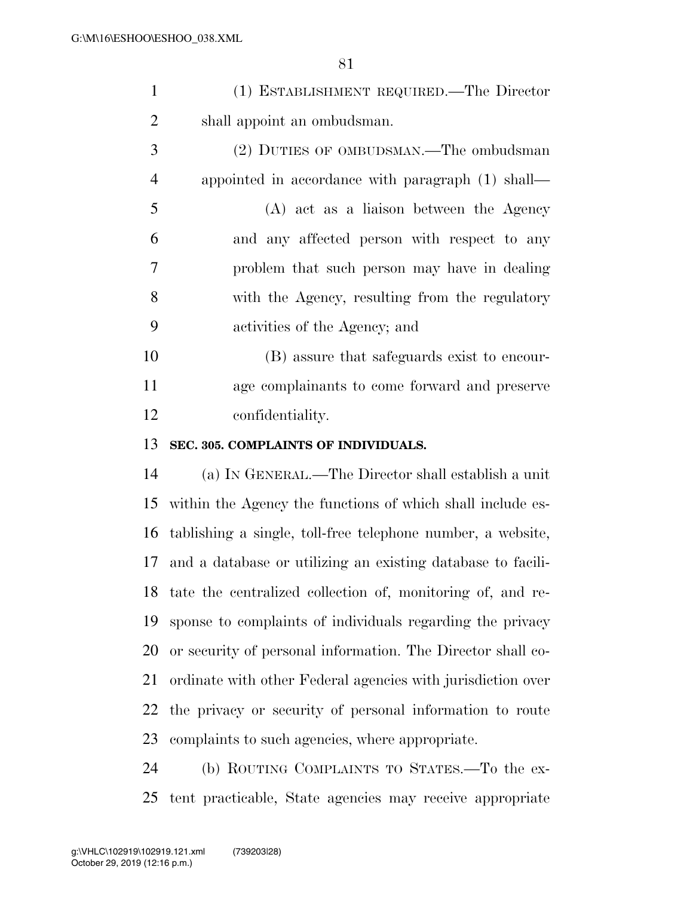(1) ESTABLISHMENT REQUIRED.—The Director shall appoint an ombudsman.

(2) DUTIES OF OMBUDSMAN.—The ombudsman appointed in accordance with paragraph (1) shall—

(A) act as a liaison between the Agency and any affected person with respect to any problem that such person may have in dealing with the Agency, resulting from the regulatory activities of the Agency; and

(B) assure that safeguards exist to encourage complainants to come forward and preserve confidentiality.

**SEC. 305. COMPLAINTS OF INDIVIDUALS.**

(a) IN GENERAL.—The Director shall establish a unit within the Agency the functions of which shall include establishing a single, toll-free telephone number, a website, and a database or utilizing an existing database to facilitate the centralized collection of, monitoring of, and response to complaints of individuals regarding the privacy or security of personal information. The Director shall coordinate with other Federal agencies with jurisdiction over the privacy or security of personal information to route complaints to such agencies, where appropriate.

(b) ROUTING COMPLAINTS TO STATES.—To the extent practicable, State agencies may receive appropriate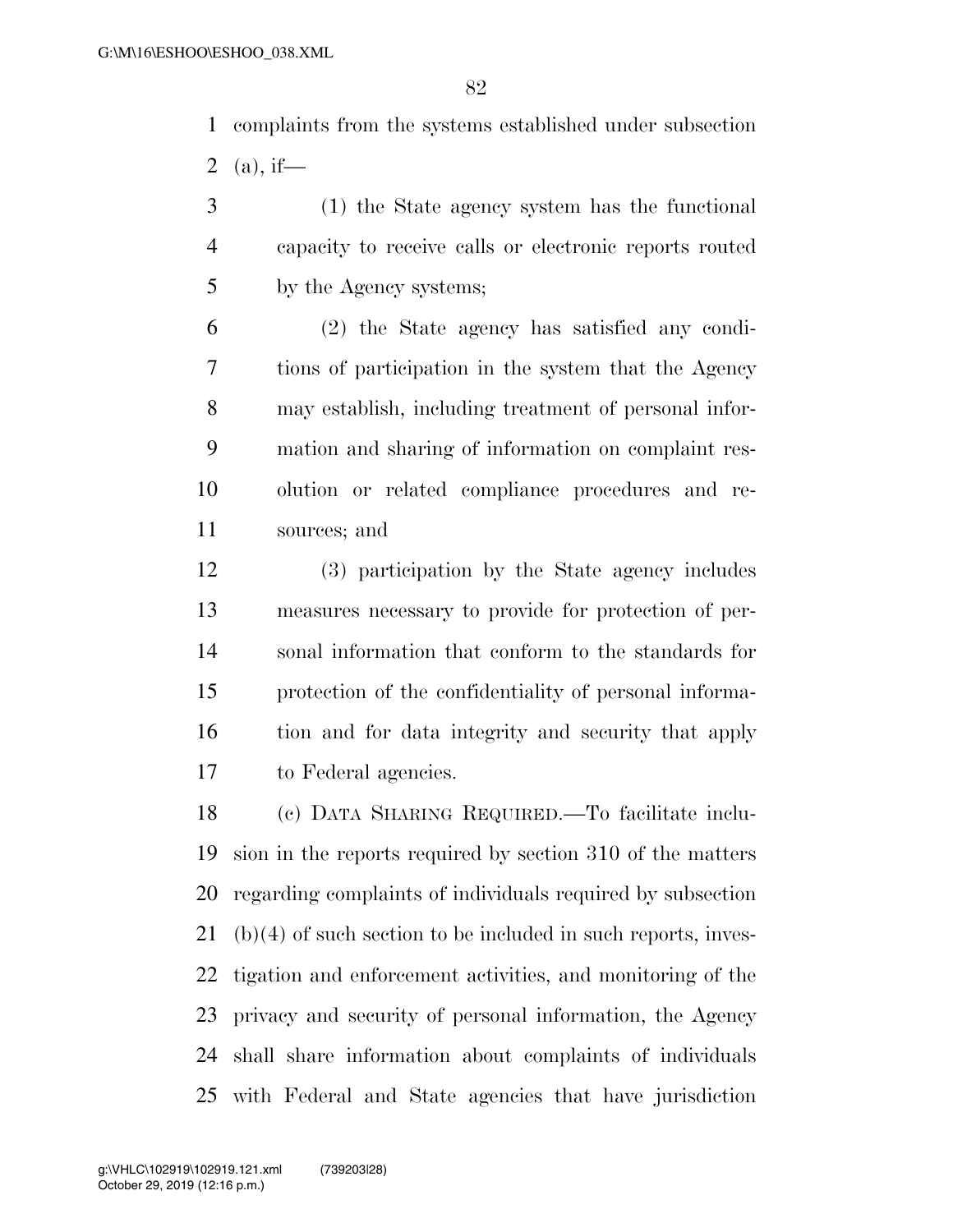complaints from the systems established under subsection (a), if—

(1) the State agency system has the functional capacity to receive calls or electronic reports routed by the Agency systems;

(2) the State agency has satisfied any conditions of participation in the system that the Agency may establish, including treatment of personal information and sharing of information on complaint resolution or related compliance procedures and resources; and

(3) participation by the State agency includes measures necessary to provide for protection of personal information that conform to the standards for protection of the confidentiality of personal information and for data integrity and security that apply to Federal agencies.

(c) DATA SHARING REQUIRED.—To facilitate inclusion in the reports required by section 310 of the matters regarding complaints of individuals required by subsection (b)(4) of such section to be included in such reports, investigation and enforcement activities, and monitoring of the privacy and security of personal information, the Agency shall share information about complaints of individuals with Federal and State agencies that have jurisdiction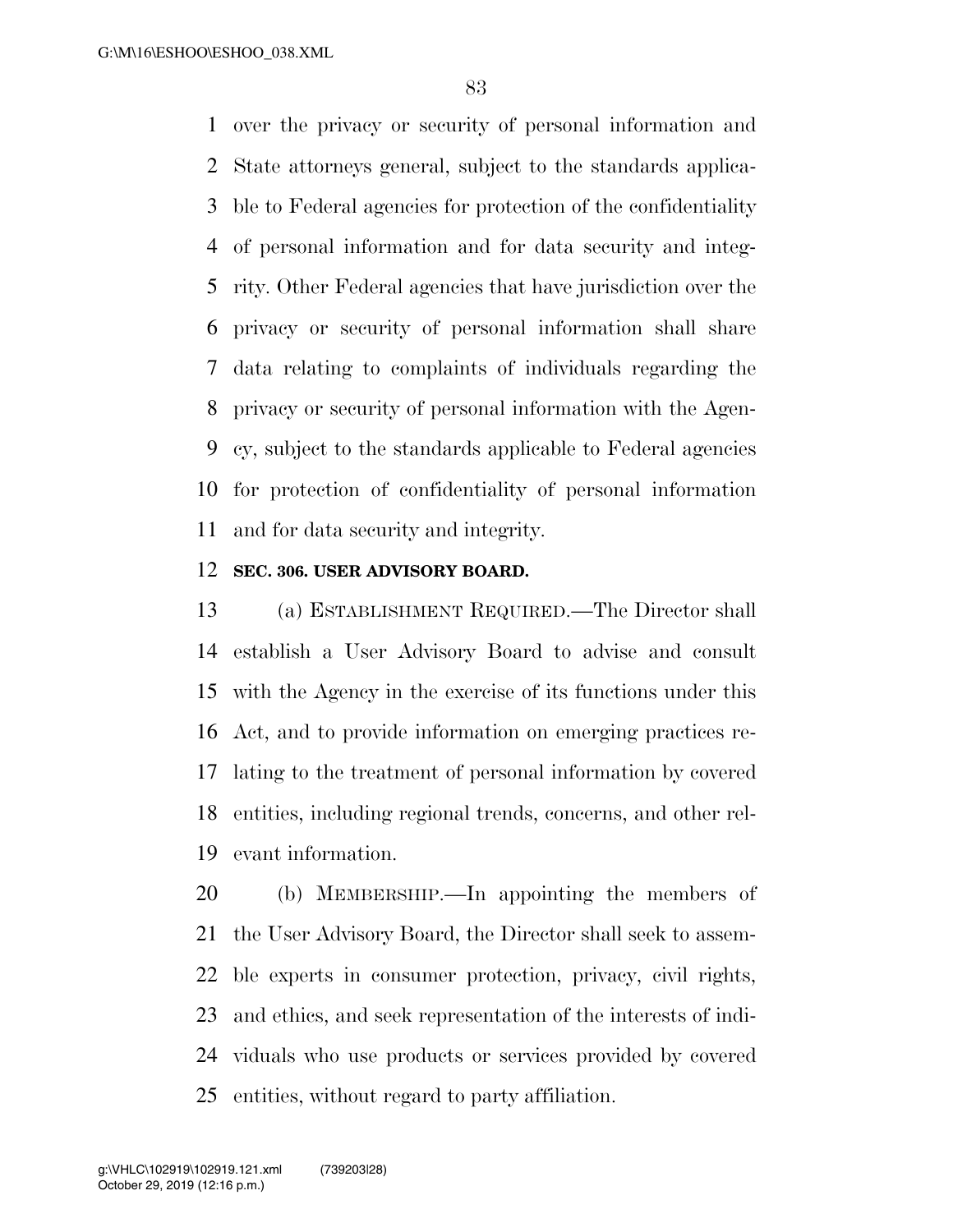over the privacy or security of personal information and State attorneys general, subject to the standards applicable to Federal agencies for protection of the confidentiality of personal information and for data security and integrity. Other Federal agencies that have jurisdiction over the privacy or security of personal information shall share data relating to complaints of individuals regarding the privacy or security of personal information with the Agency, subject to the standards applicable to Federal agencies for protection of confidentiality of personal information and for data security and integrity.

**SEC. 306. USER ADVISORY BOARD.**

(a) ESTABLISHMENT REQUIRED.—The Director shall establish a User Advisory Board to advise and consult with the Agency in the exercise of its functions under this Act, and to provide information on emerging practices relating to the treatment of personal information by covered entities, including regional trends, concerns, and other relevant information.

(b) MEMBERSHIP.—In appointing the members of the User Advisory Board, the Director shall seek to assemble experts in consumer protection, privacy, civil rights, and ethics, and seek representation of the interests of individuals who use products or services provided by covered entities, without regard to party affiliation.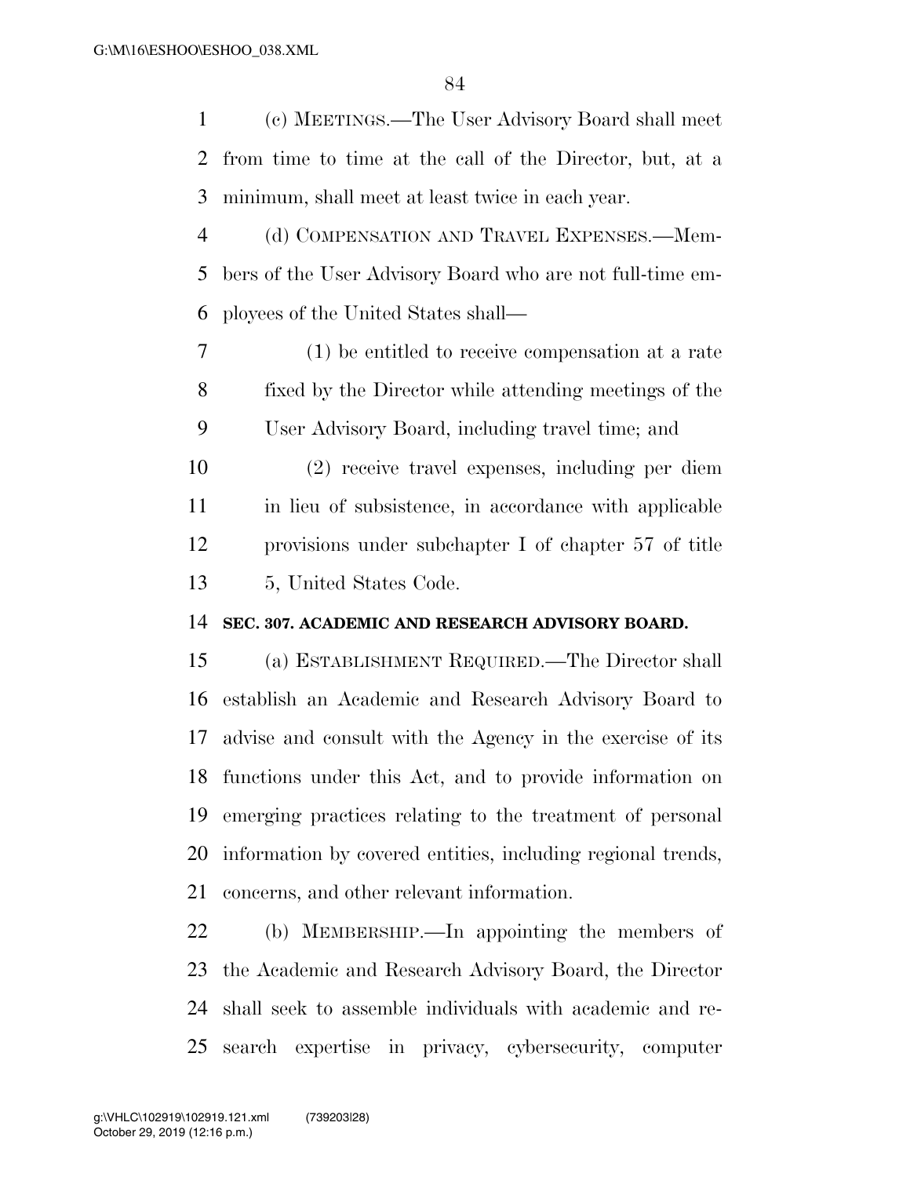(c) MEETINGS.—The User Advisory Board shall meet from time to time at the call of the Director, but, at a minimum, shall meet at least twice in each year.

(d) COMPENSATION AND TRAVEL EXPENSES.—Members of the User Advisory Board who are not full-time employees of the United States shall—

(1) be entitled to receive compensation at a rate fixed by the Director while attending meetings of the User Advisory Board, including travel time; and

(2) receive travel expenses, including per diem in lieu of subsistence, in accordance with applicable provisions under subchapter I of chapter 57 of title 5, United States Code.

**SEC. 307. ACADEMIC AND RESEARCH ADVISORY BOARD.**

(a) ESTABLISHMENT REQUIRED.—The Director shall establish an Academic and Research Advisory Board to advise and consult with the Agency in the exercise of its functions under this Act, and to provide information on emerging practices relating to the treatment of personal information by covered entities, including regional trends, concerns, and other relevant information.

(b) MEMBERSHIP.—In appointing the members of the Academic and Research Advisory Board, the Director shall seek to assemble individuals with academic and research expertise in privacy, cybersecurity, computer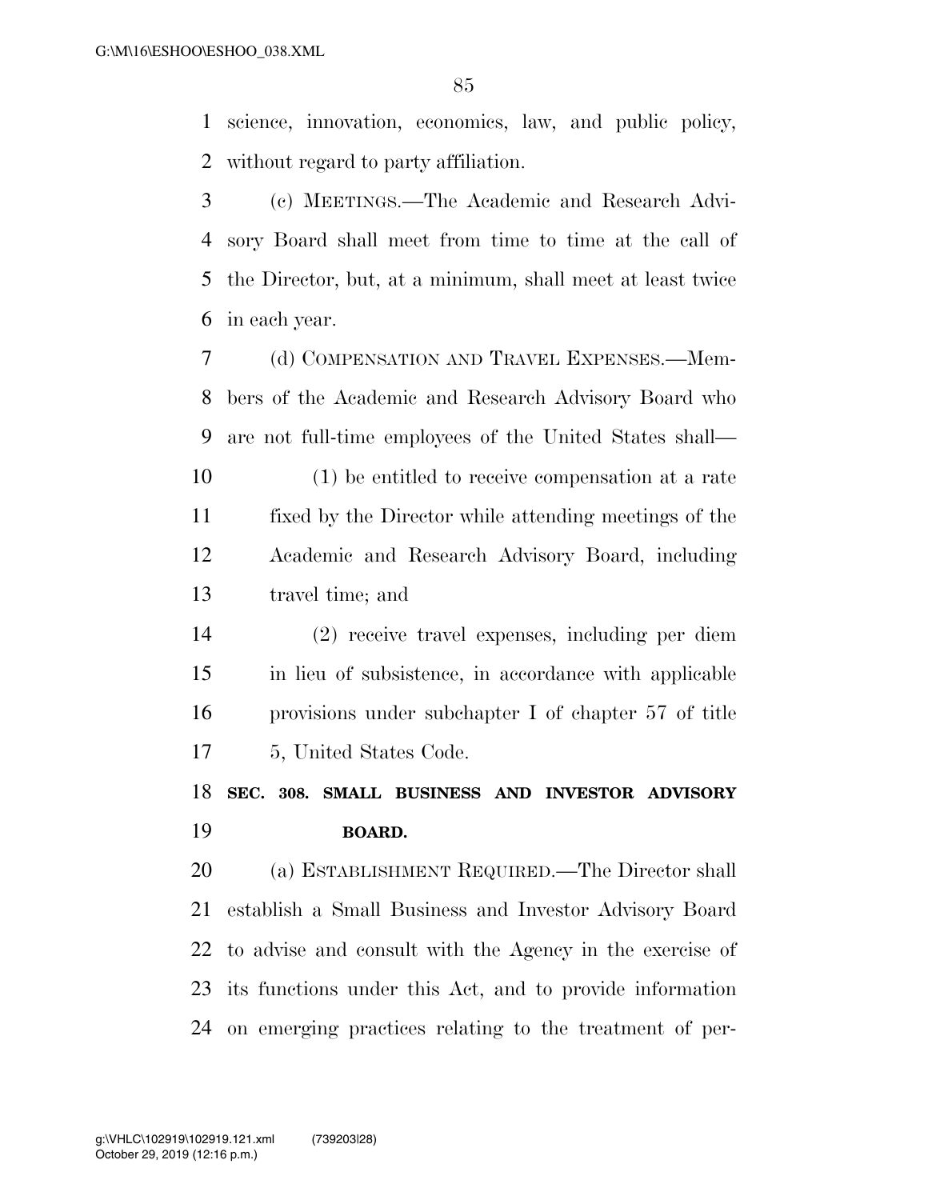science, innovation, economics, law, and public policy, without regard to party affiliation.

(c) MEETINGS.—The Academic and Research Advisory Board shall meet from time to time at the call of the Director, but, at a minimum, shall meet at least twice in each year.

(d) COMPENSATION AND TRAVEL EXPENSES.—Members of the Academic and Research Advisory Board who are not full-time employees of the United States shall—

(1) be entitled to receive compensation at a rate fixed by the Director while attending meetings of the Academic and Research Advisory Board, including travel time; and

(2) receive travel expenses, including per diem in lieu of subsistence, in accordance with applicable provisions under subchapter I of chapter 57 of title 5, United States Code.

### SEC. 308. SMALL BUSINESS AND INVESTOR ADVISORY BOARD.

(a) ESTABLISHMENT REQUIRED.—The Director shall establish a Small Business and Investor Advisory Board to advise and consult with the Agency in the exercise of its functions under this Act, and to provide information on emerging practices relating to the treatment of per-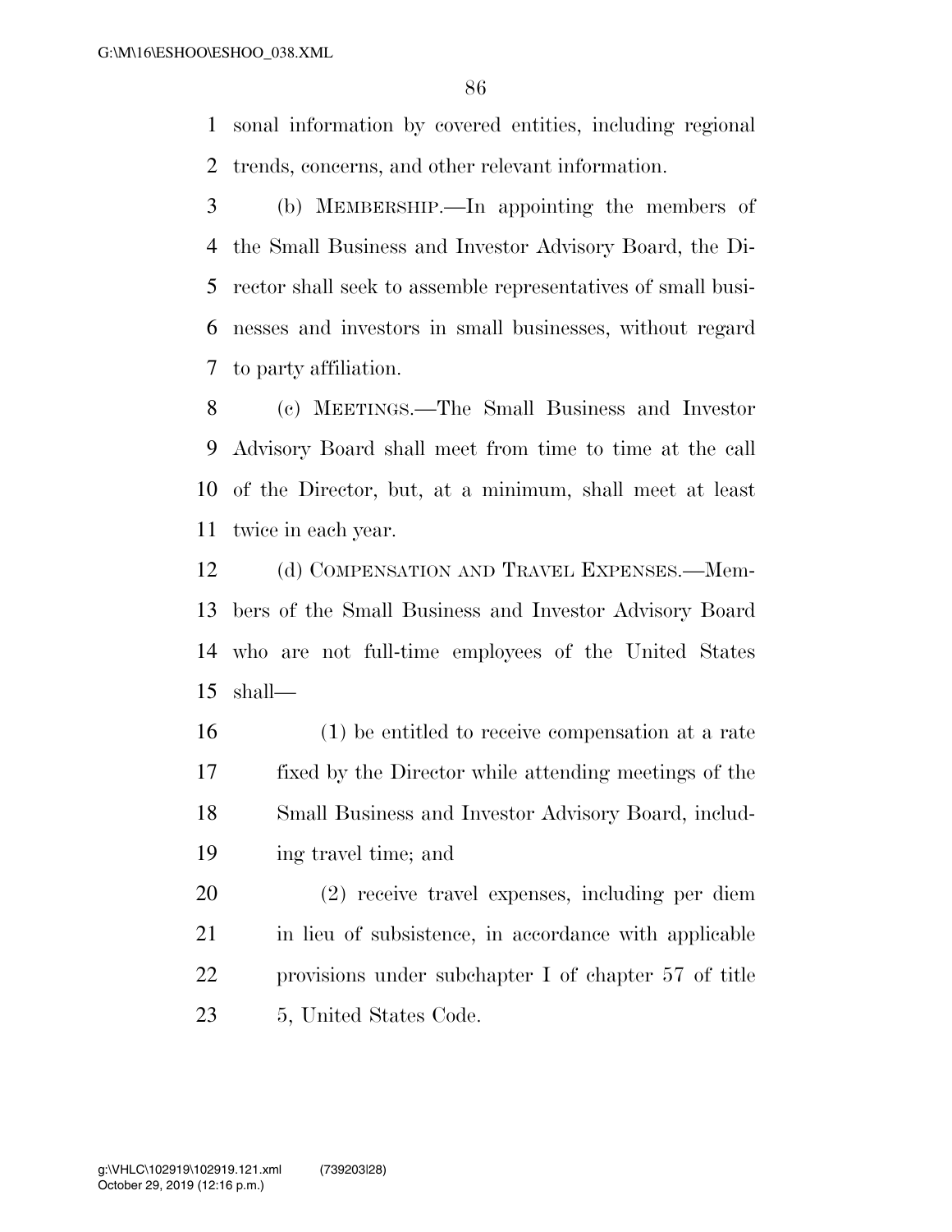sonal information by covered entities, including regional trends, concerns, and other relevant information.

(b) MEMBERSHIP.—In appointing the members of the Small Business and Investor Advisory Board, the Director shall seek to assemble representatives of small businesses and investors in small businesses, without regard to party affiliation.

(c) MEETINGS.—The Small Business and Investor Advisory Board shall meet from time to time at the call of the Director, but, at a minimum, shall meet at least twice in each year.

(d) COMPENSATION AND TRAVEL EXPENSES.—Members of the Small Business and Investor Advisory Board who are not full-time employees of the United States shall—

(1) be entitled to receive compensation at a rate fixed by the Director while attending meetings of the Small Business and Investor Advisory Board, including travel time; and

(2) receive travel expenses, including per diem in lieu of subsistence, in accordance with applicable provisions under subchapter I of chapter 57 of title 5, United States Code.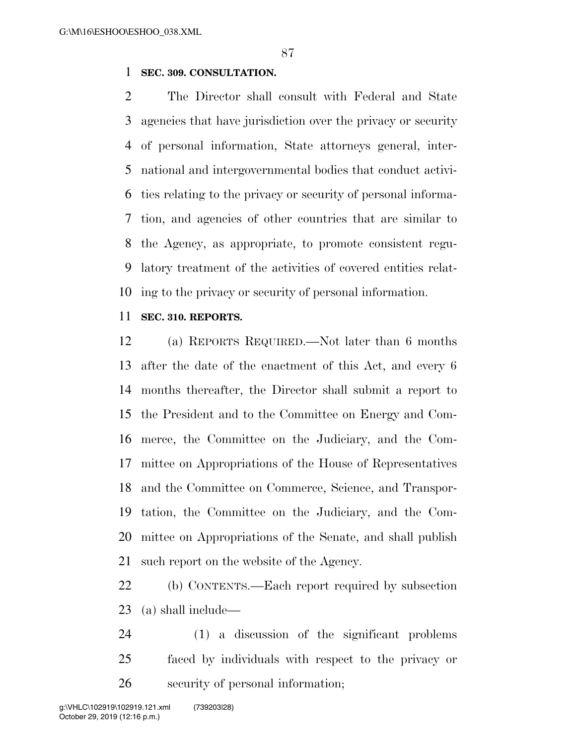**SEC. 309. CONSULTATION.**

The Director shall consult with Federal and State agencies that have jurisdiction over the privacy or security of personal information, State attorneys general, international and intergovernmental bodies that conduct activities relating to the privacy or security of personal information, and agencies of other countries that are similar to the Agency, as appropriate, to promote consistent regulatory treatment of the activities of covered entities relating to the privacy or security of personal information.

**SEC. 310. REPORTS.**

(a) REPORTS REQUIRED.—Not later than 6 months after the date of the enactment of this Act, and every 6 months thereafter, the Director shall submit a report to the President and to the Committee on Energy and Commerce, the Committee on the Judiciary, and the Committee on Appropriations of the House of Representatives and the Committee on Commerce, Science, and Transportation, the Committee on the Judiciary, and the Committee on Appropriations of the Senate, and shall publish such report on the website of the Agency.

(b) CONTENTS.—Each report required by subsection (a) shall include—

(1) a discussion of the significant problems faced by individuals with respect to the privacy or security of personal information;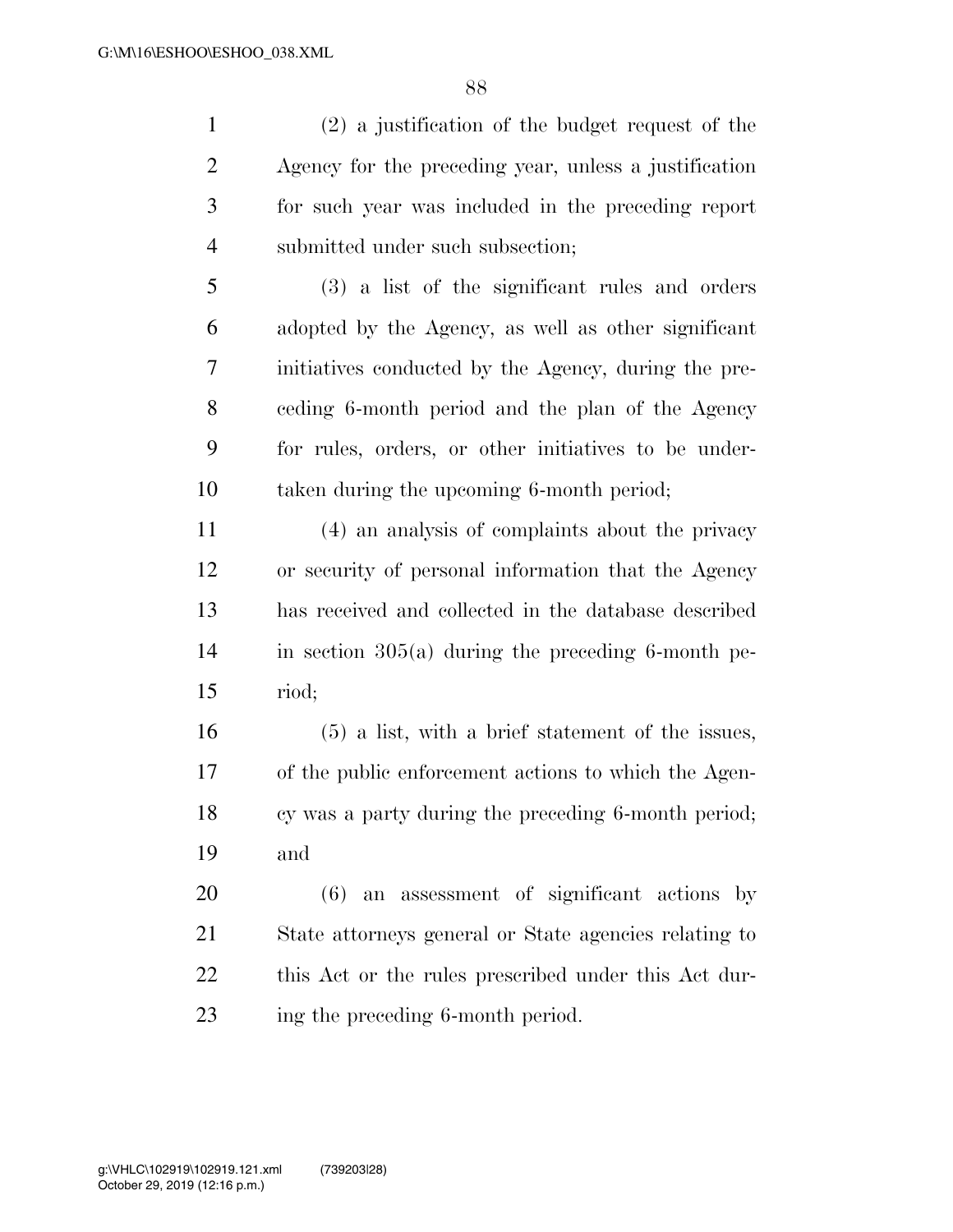(2) a justification of the budget request of the Agency for the preceding year, unless a justification for such year was included in the preceding report submitted under such subsection;

(3) a list of the significant rules and orders adopted by the Agency, as well as other significant initiatives conducted by the Agency, during the preceding 6-month period and the plan of the Agency for rules, orders, or other initiatives to be undertaken during the upcoming 6-month period;

(4) an analysis of complaints about the privacy or security of personal information that the Agency has received and collected in the database described in section 305(a) during the preceding 6-month period;

(5) a list, with a brief statement of the issues, of the public enforcement actions to which the Agency was a party during the preceding 6-month period; and

(6) an assessment of significant actions by State attorneys general or State agencies relating to this Act or the rules prescribed under this Act during the preceding 6-month period.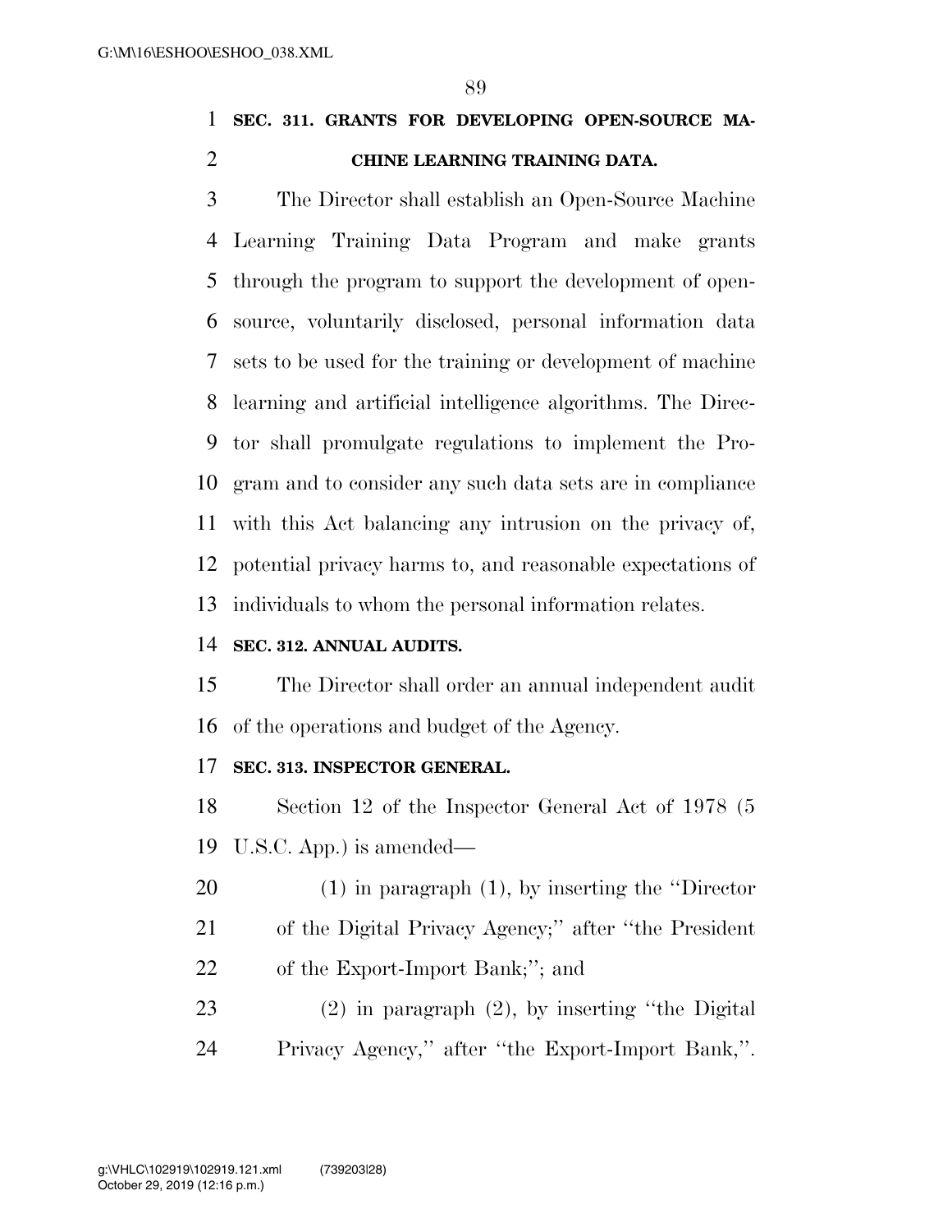**SEC. 311. GRANTS FOR DEVELOPING OPEN-SOURCE MACHINE LEARNING TRAINING DATA.**

The Director shall establish an Open-Source Machine Learning Training Data Program and make grants through the program to support the development of open-source, voluntarily disclosed, personal information data sets to be used for the training or development of machine learning and artificial intelligence algorithms. The Director shall promulgate regulations to implement the Program and to consider any such data sets are in compliance with this Act balancing any intrusion on the privacy of, potential privacy harms to, and reasonable expectations of individuals to whom the personal information relates.

**SEC. 312. ANNUAL AUDITS.**

The Director shall order an annual independent audit of the operations and budget of the Agency.

**SEC. 313. INSPECTOR GENERAL.**

Section 12 of the Inspector General Act of 1978 (5 U.S.C. App.) is amended—

(1) in paragraph (1), by inserting the ''Director of the Digital Privacy Agency;'' after ''the President of the Export-Import Bank;''; and

(2) in paragraph (2), by inserting ''the Digital Privacy Agency,'' after ''the Export-Import Bank,''.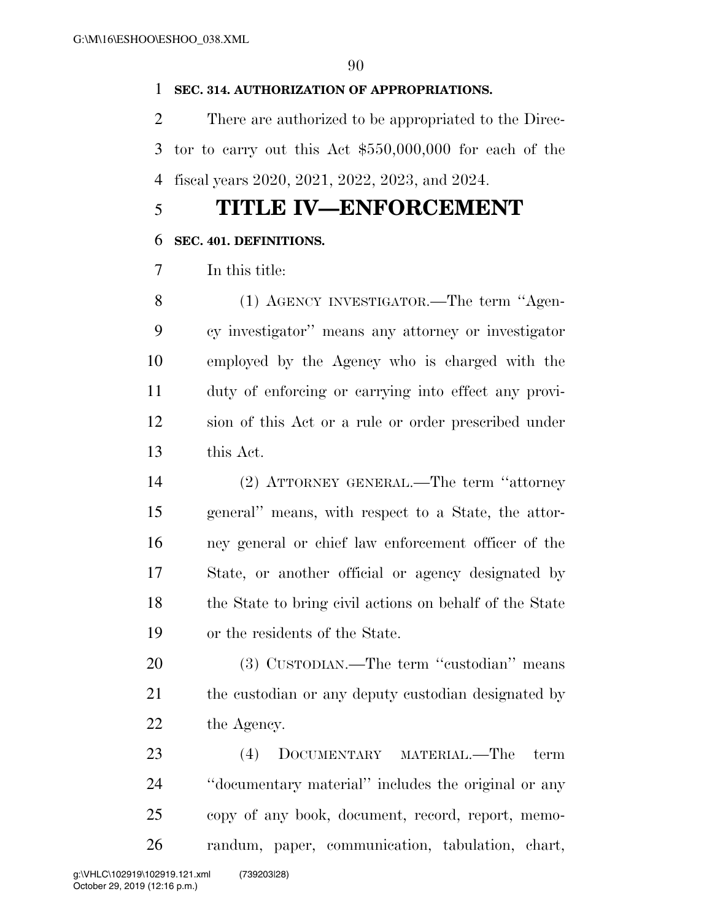**SEC. 314. AUTHORIZATION OF APPROPRIATIONS.**

There are authorized to be appropriated to the Director to carry out this Act $550,000,000 for each of the fiscal years 2020, 2021, 2022, 2023, and 2024.

# TITLE IV—ENFORCEMENT

**SEC. 401. DEFINITIONS.**

In this title:

(1) AGENCY INVESTIGATOR.—The term "Agency investigator" means any attorney or investigator employed by the Agency who is charged with the duty of enforcing or carrying into effect any provision of this Act or a rule or order prescribed under this Act.

(2) ATTORNEY GENERAL.—The term "attorney general" means, with respect to a State, the attorney general or chief law enforcement officer of the State, or another official or agency designated by the State to bring civil actions on behalf of the State or the residents of the State.

(3) CUSTODIAN.—The term "custodian" means the custodian or any deputy custodian designated by the Agency.

(4) DOCUMENTARY MATERIAL.—The term "documentary material" includes the original or any copy of any book, document, record, report, memorandum, paper, communication, tabulation, chart,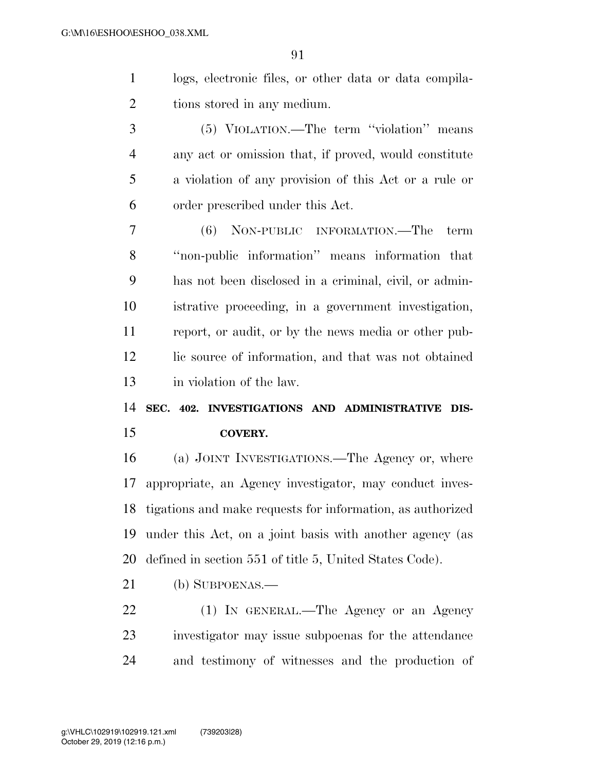logs, electronic files, or other data or data compilations stored in any medium.

(5) VIOLATION.—The term ''violation'' means any act or omission that, if proved, would constitute a violation of any provision of this Act or a rule or order prescribed under this Act.

(6) NON-PUBLIC INFORMATION.—The term ''non-public information'' means information that has not been disclosed in a criminal, civil, or administrative proceeding, in a government investigation, report, or audit, or by the news media or other public source of information, and that was not obtained in violation of the law.

**SEC. 402. INVESTIGATIONS AND ADMINISTRATIVE DISCOVERY.**

(a) JOINT INVESTIGATIONS.—The Agency or, where appropriate, an Agency investigator, may conduct investigations and make requests for information, as authorized under this Act, on a joint basis with another agency (as defined in section 551 of title 5, United States Code).

(b) SUBPOENAS.—

(1) IN GENERAL.—The Agency or an Agency investigator may issue subpoenas for the attendance and testimony of witnesses and the production of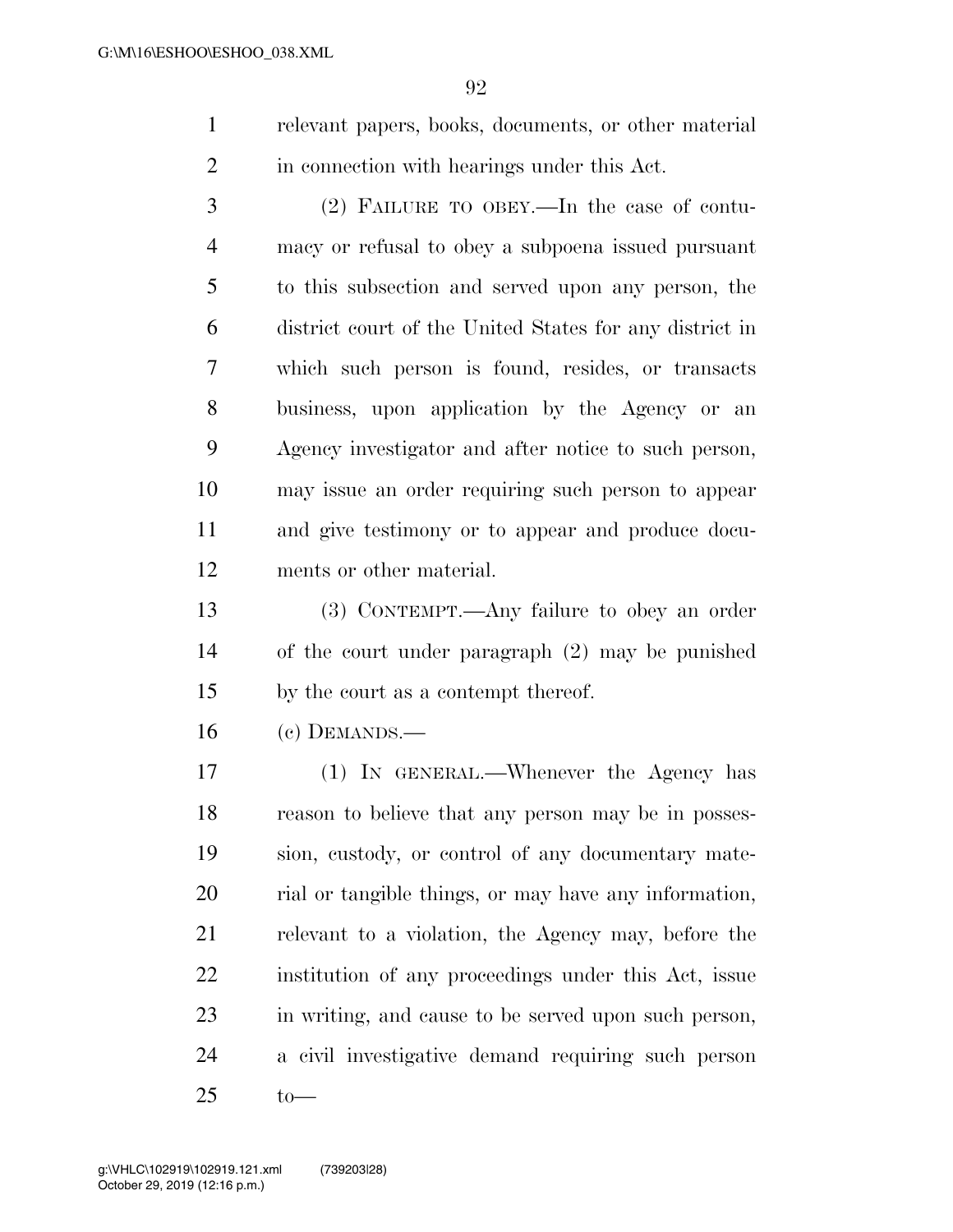relevant papers, books, documents, or other material in connection with hearings under this Act.

(2) FAILURE TO OBEY.—In the case of contumacy or refusal to obey a subpoena issued pursuant to this subsection and served upon any person, the district court of the United States for any district in which such person is found, resides, or transacts business, upon application by the Agency or an Agency investigator and after notice to such person, may issue an order requiring such person to appear and give testimony or to appear and produce documents or other material.

(3) CONTEMPT.—Any failure to obey an order of the court under paragraph (2) may be punished by the court as a contempt thereof.

(c) DEMANDS.—

(1) IN GENERAL.—Whenever the Agency has reason to believe that any person may be in possession, custody, or control of any documentary material or tangible things, or may have any information, relevant to a violation, the Agency may, before the institution of any proceedings under this Act, issue in writing, and cause to be served upon such person, a civil investigative demand requiring such person to—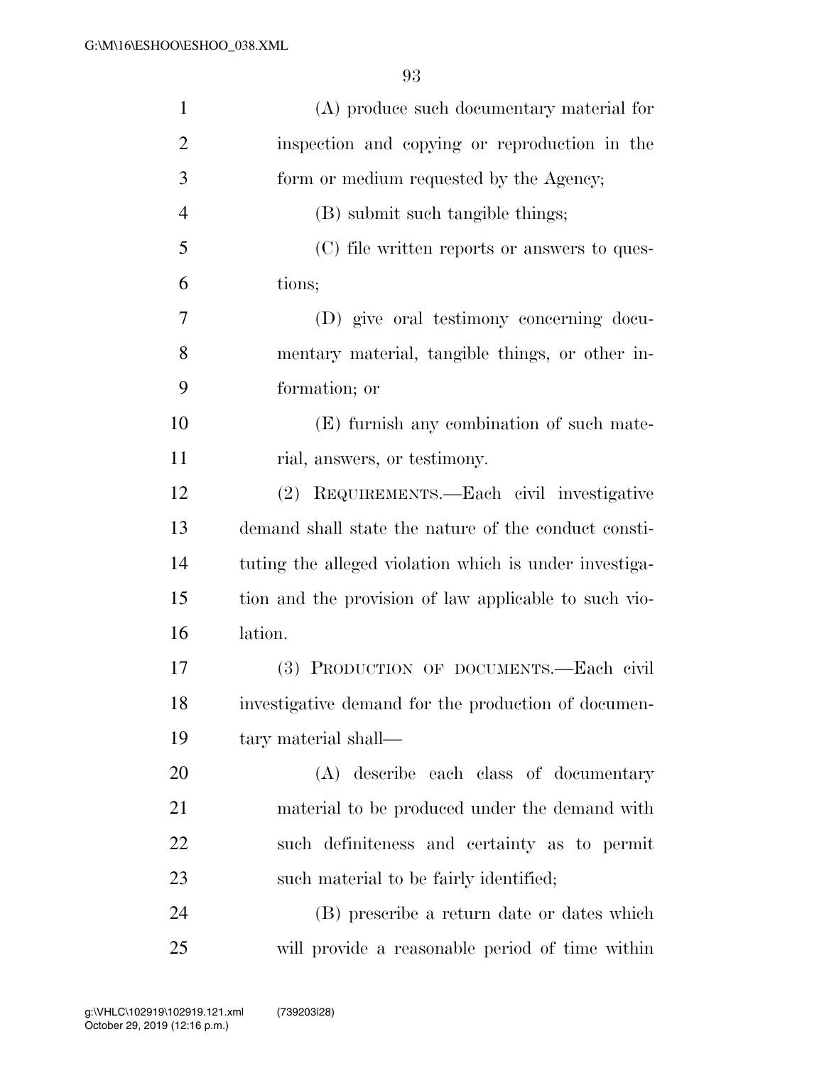(A) produce such documentary material for inspection and copying or reproduction in the form or medium requested by the Agency;

(B) submit such tangible things;

(C) file written reports or answers to questions;

(D) give oral testimony concerning documentary material, tangible things, or other information; or

(E) furnish any combination of such material, answers, or testimony.

(2) REQUIREMENTS.—Each civil investigative demand shall state the nature of the conduct constituting the alleged violation which is under investigation and the provision of law applicable to such violation.

(3) PRODUCTION OF DOCUMENTS.—Each civil investigative demand for the production of documentary material shall—

(A) describe each class of documentary material to be produced under the demand with such definiteness and certainty as to permit such material to be fairly identified;

(B) prescribe a return date or dates which will provide a reasonable period of time within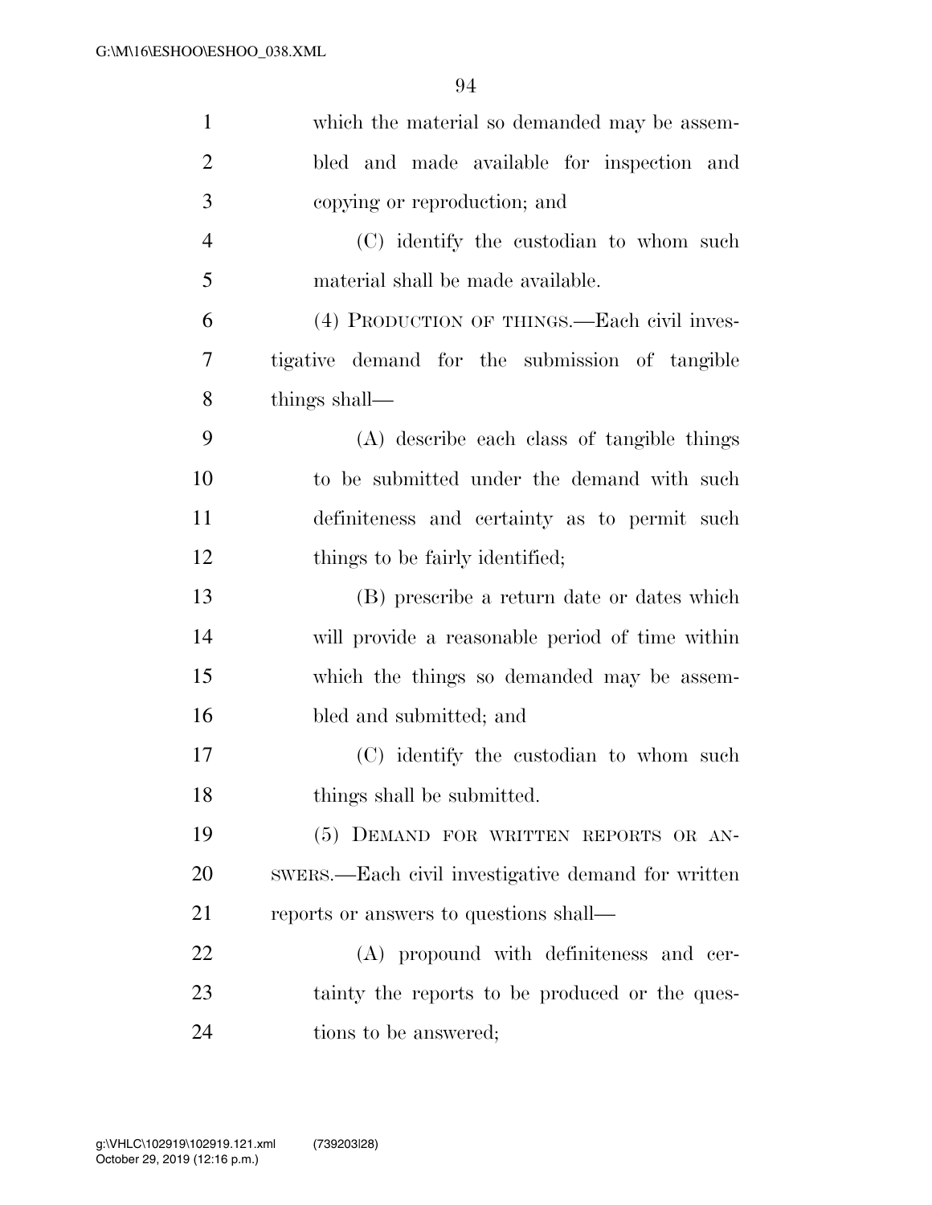which the material so demanded may be assembled and made available for inspection and copying or reproduction; and

(C) identify the custodian to whom such material shall be made available.

(4) PRODUCTION OF THINGS.—Each civil investigative demand for the submission of tangible things shall—

(A) describe each class of tangible things to be submitted under the demand with such definiteness and certainty as to permit such things to be fairly identified;

(B) prescribe a return date or dates which will provide a reasonable period of time within which the things so demanded may be assembled and submitted; and

(C) identify the custodian to whom such things shall be submitted.

(5) DEMAND FOR WRITTEN REPORTS OR ANSWERS.—Each civil investigative demand for written reports or answers to questions shall—

(A) propound with definiteness and certainty the reports to be produced or the questions to be answered;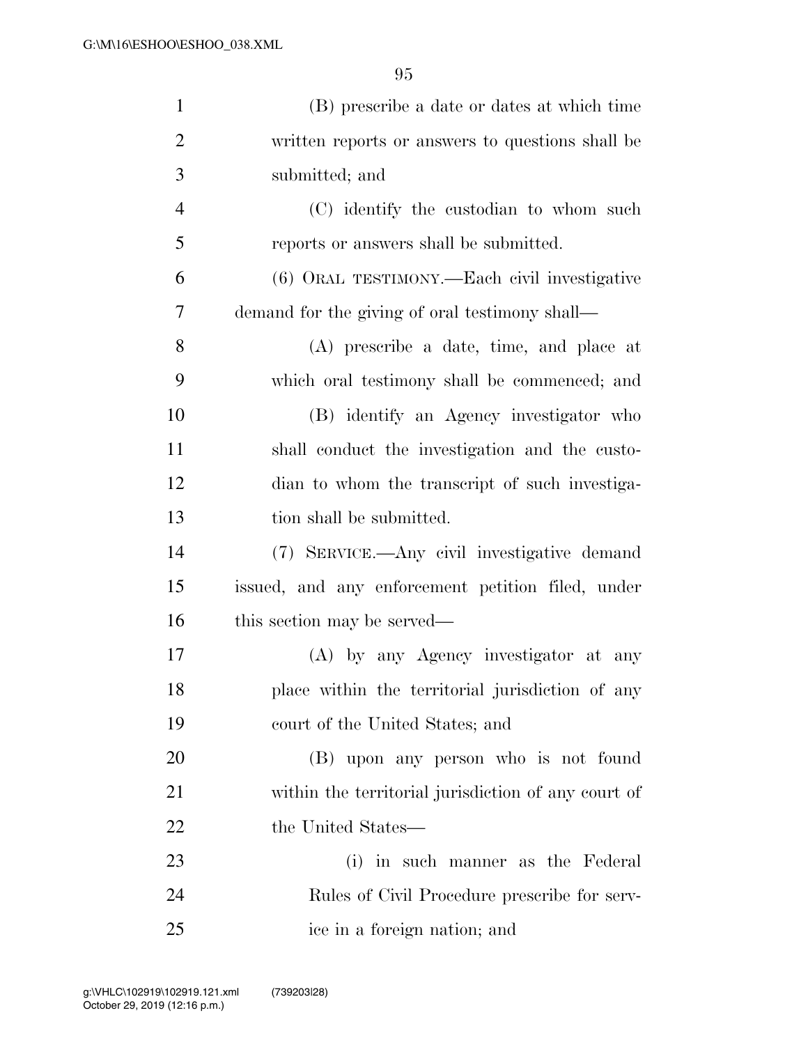(B) prescribe a date or dates at which time written reports or answers to questions shall be submitted; and

(C) identify the custodian to whom such reports or answers shall be submitted.

(6) ORAL TESTIMONY.—Each civil investigative demand for the giving of oral testimony shall—

(A) prescribe a date, time, and place at which oral testimony shall be commenced; and

(B) identify an Agency investigator who shall conduct the investigation and the custodian to whom the transcript of such investigation shall be submitted.

(7) SERVICE.—Any civil investigative demand issued, and any enforcement petition filed, under this section may be served—

(A) by any Agency investigator at any place within the territorial jurisdiction of any court of the United States; and

(B) upon any person who is not found within the territorial jurisdiction of any court of the United States—

(i) in such manner as the Federal Rules of Civil Procedure prescribe for service in a foreign nation; and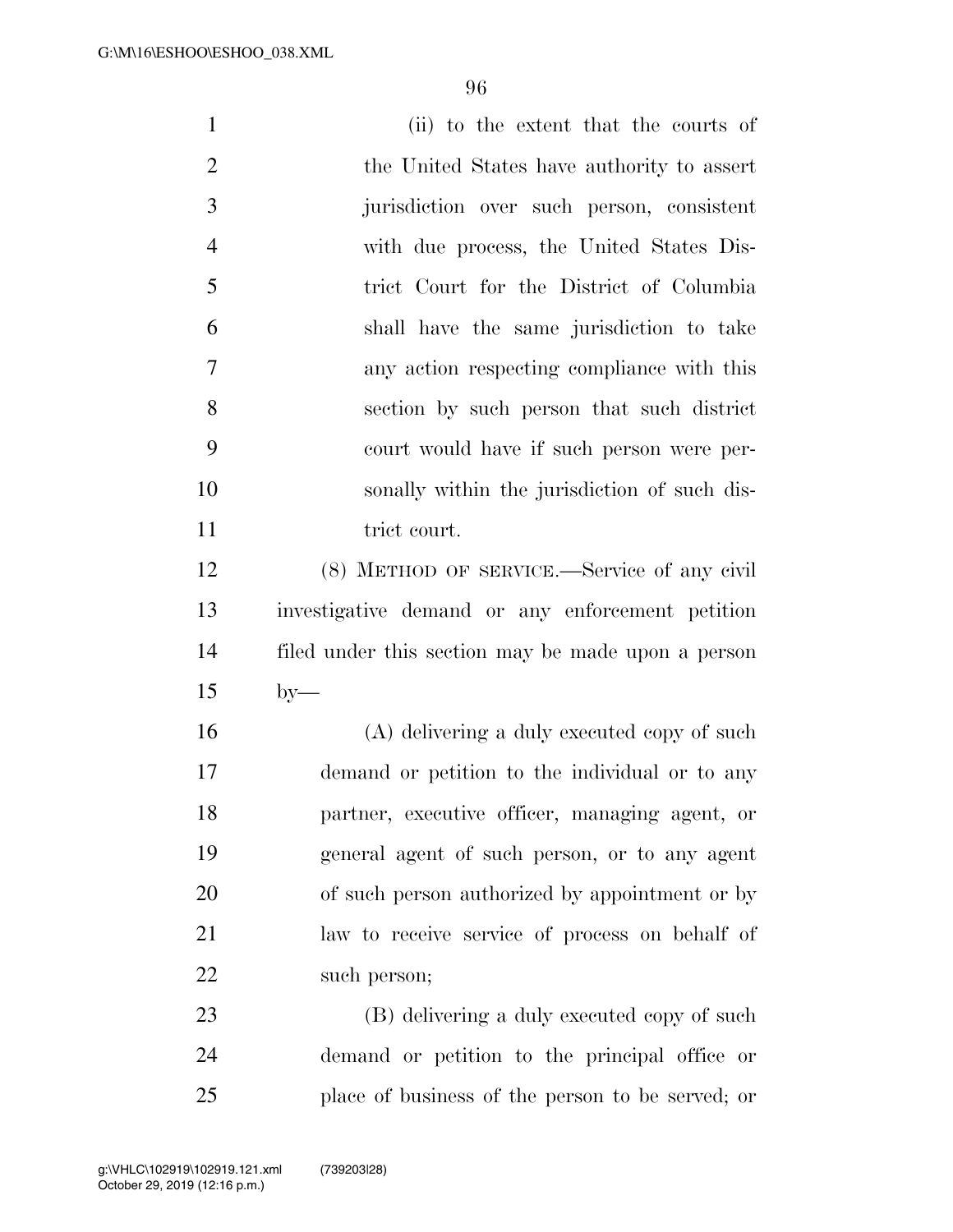(ii) to the extent that the courts of the United States have authority to assert jurisdiction over such person, consistent with due process, the United States District Court for the District of Columbia shall have the same jurisdiction to take any action respecting compliance with this section by such person that such district court would have if such person were personally within the jurisdiction of such district court.

(8) METHOD OF SERVICE.—Service of any civil investigative demand or any enforcement petition filed under this section may be made upon a person by—

(A) delivering a duly executed copy of such demand or petition to the individual or to any partner, executive officer, managing agent, or general agent of such person, or to any agent of such person authorized by appointment or by law to receive service of process on behalf of such person;

(B) delivering a duly executed copy of such demand or petition to the principal office or place of business of the person to be served; or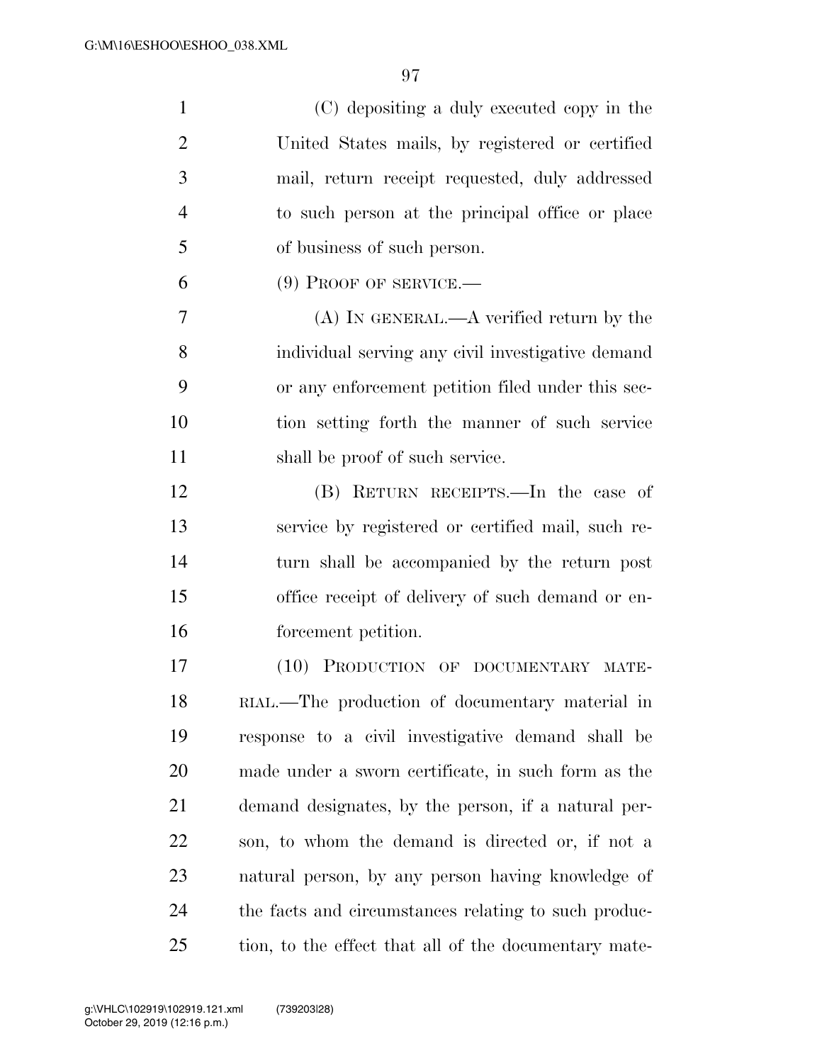(C) depositing a duly executed copy in the United States mails, by registered or certified mail, return receipt requested, duly addressed to such person at the principal office or place of business of such person.

(9) PROOF OF SERVICE.—

(A) IN GENERAL.—A verified return by the individual serving any civil investigative demand or any enforcement petition filed under this section setting forth the manner of such service shall be proof of such service.

(B) RETURN RECEIPTS.—In the case of service by registered or certified mail, such return shall be accompanied by the return post office receipt of delivery of such demand or enforcement petition.

(10) PRODUCTION OF DOCUMENTARY MATERIAL.—The production of documentary material in response to a civil investigative demand shall be made under a sworn certificate, in such form as the demand designates, by the person, if a natural person, to whom the demand is directed or, if not a natural person, by any person having knowledge of the facts and circumstances relating to such production, to the effect that all of the documentary mate-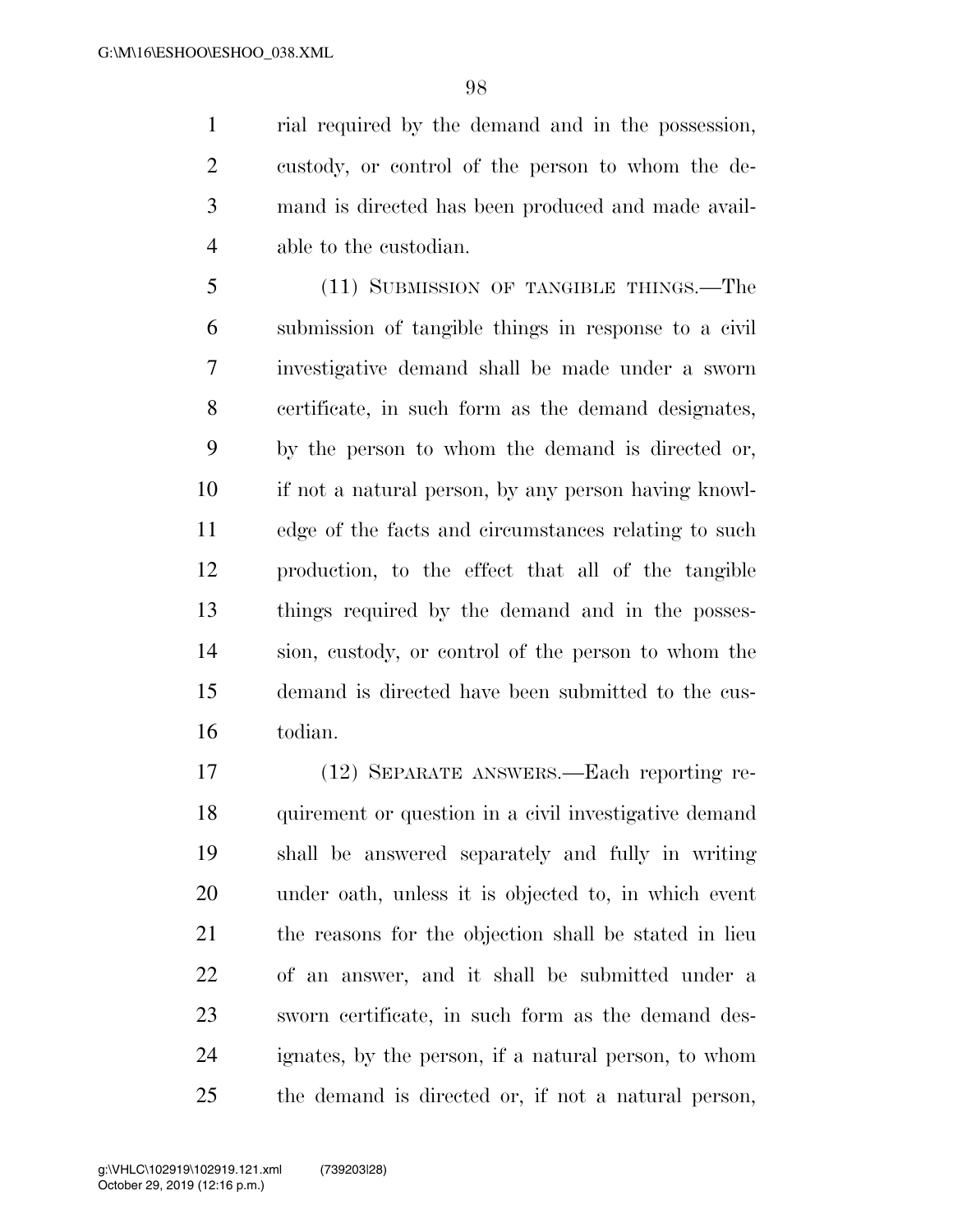rial required by the demand and in the possession, custody, or control of the person to whom the demand is directed has been produced and made available to the custodian.

(11) SUBMISSION OF TANGIBLE THINGS.—The submission of tangible things in response to a civil investigative demand shall be made under a sworn certificate, in such form as the demand designates, by the person to whom the demand is directed or, if not a natural person, by any person having knowledge of the facts and circumstances relating to such production, to the effect that all of the tangible things required by the demand and in the possession, custody, or control of the person to whom the demand is directed have been submitted to the custodian.

(12) SEPARATE ANSWERS.—Each reporting requirement or question in a civil investigative demand shall be answered separately and fully in writing under oath, unless it is objected to, in which event the reasons for the objection shall be stated in lieu of an answer, and it shall be submitted under a sworn certificate, in such form as the demand designates, by the person, if a natural person, to whom the demand is directed or, if not a natural person,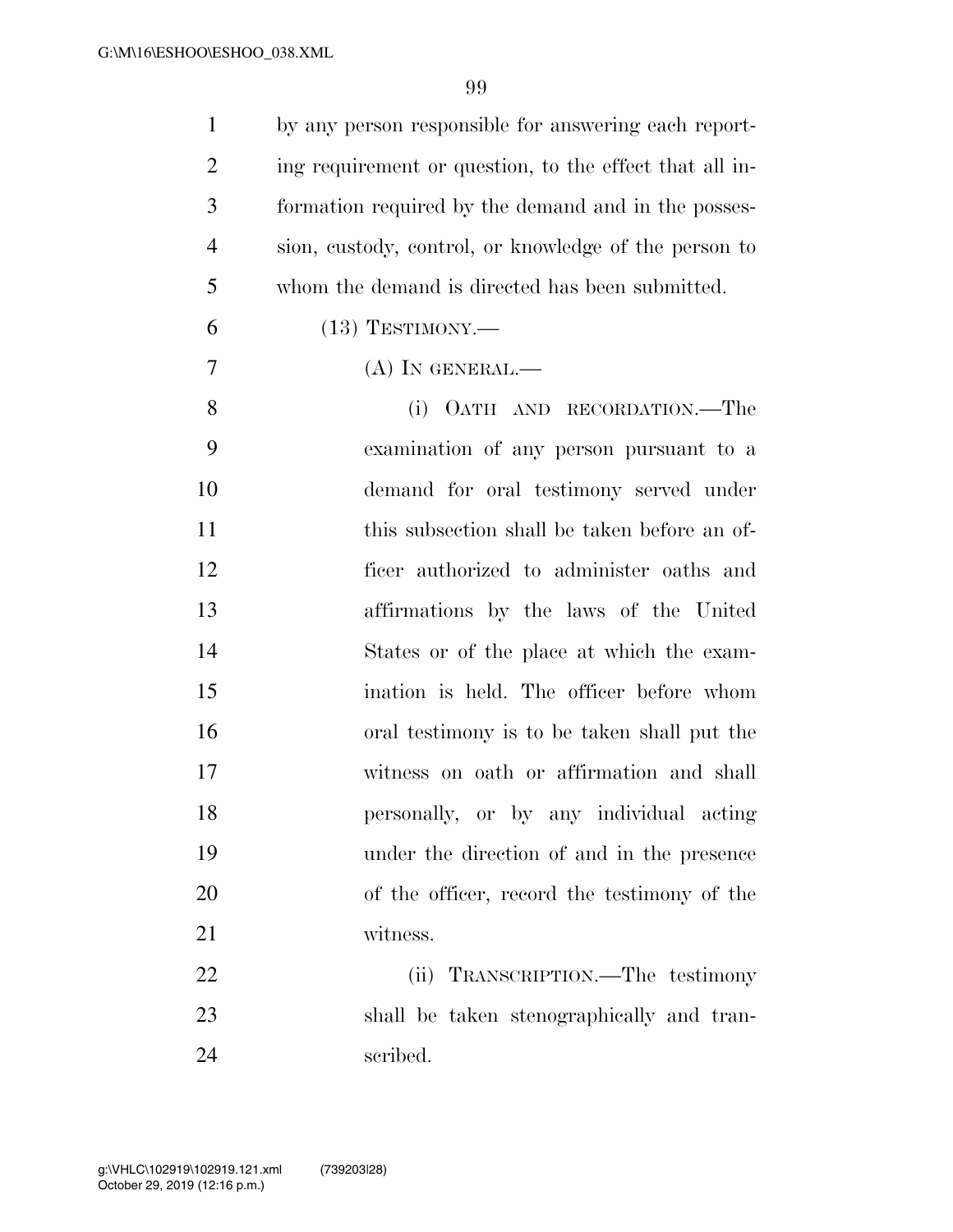by any person responsible for answering each reporting requirement or question, to the effect that all information required by the demand and in the possession, custody, control, or knowledge of the person to whom the demand is directed has been submitted.

(13) TESTIMONY.—

(A) IN GENERAL.—

(i) OATH AND RECORDATION.—The examination of any person pursuant to a demand for oral testimony served under this subsection shall be taken before an officer authorized to administer oaths and affirmations by the laws of the United States or of the place at which the examination is held. The officer before whom oral testimony is to be taken shall put the witness on oath or affirmation and shall personally, or by any individual acting under the direction of and in the presence of the officer, record the testimony of the witness.

(ii) TRANSCRIPTION.—The testimony shall be taken stenographically and transcribed.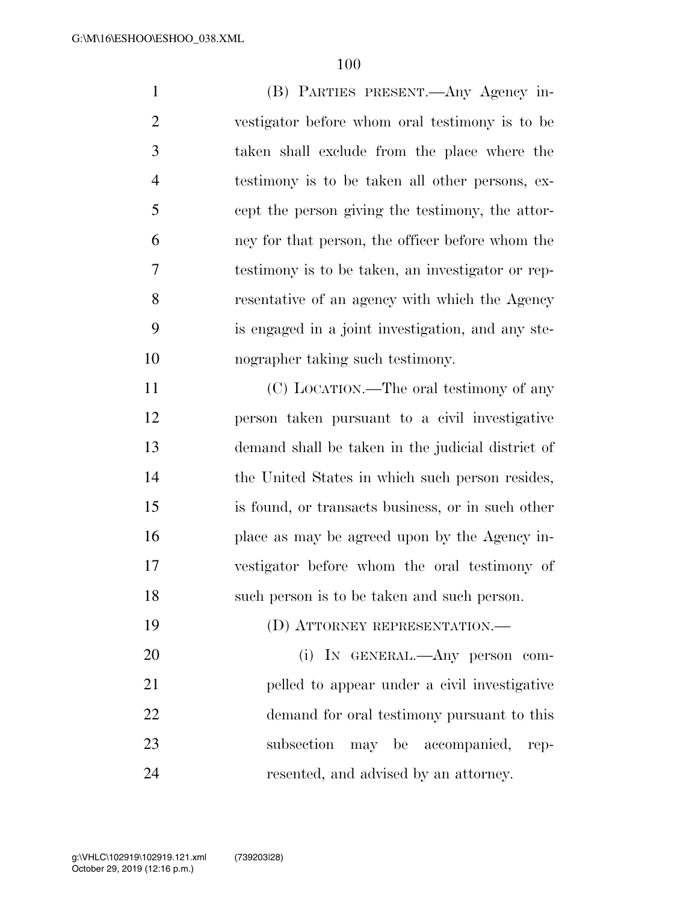(B) PARTIES PRESENT.—Any Agency investigator before whom oral testimony is to be taken shall exclude from the place where the testimony is to be taken all other persons, except the person giving the testimony, the attorney for that person, the officer before whom the testimony is to be taken, an investigator or representative of an agency with which the Agency is engaged in a joint investigation, and any stenographer taking such testimony.

(C) LOCATION.—The oral testimony of any person taken pursuant to a civil investigative demand shall be taken in the judicial district of the United States in which such person resides, is found, or transacts business, or in such other place as may be agreed upon by the Agency investigator before whom the oral testimony of such person is to be taken and such person.

(D) ATTORNEY REPRESENTATION.—

(i) IN GENERAL.—Any person compelled to appear under a civil investigative demand for oral testimony pursuant to this subsection may be accompanied, represented, and advised by an attorney.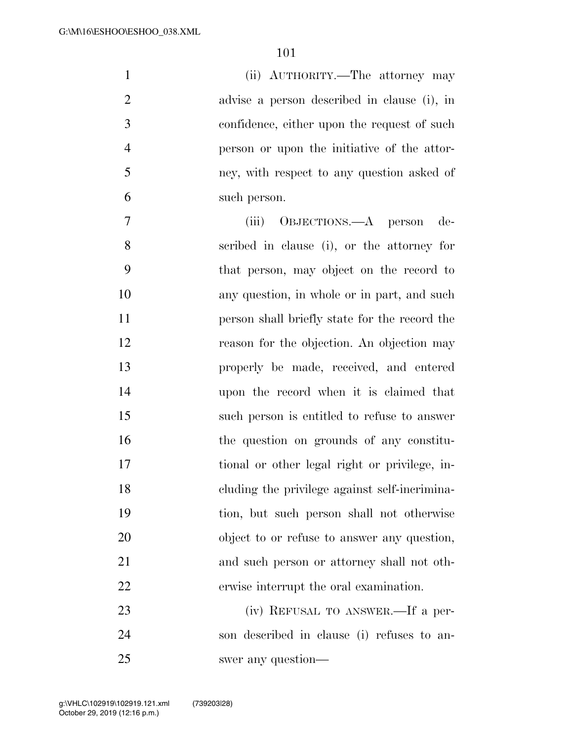(ii) AUTHORITY.—The attorney may advise a person described in clause (i), in confidence, either upon the request of such person or upon the initiative of the attorney, with respect to any question asked of such person.

(iii) OBJECTIONS.—A person described in clause (i), or the attorney for that person, may object on the record to any question, in whole or in part, and such person shall briefly state for the record the reason for the objection. An objection may properly be made, received, and entered upon the record when it is claimed that such person is entitled to refuse to answer the question on grounds of any constitutional or other legal right or privilege, including the privilege against self-incrimination, but such person shall not otherwise object to or refuse to answer any question, and such person or attorney shall not otherwise interrupt the oral examination.

(iv) REFUSAL TO ANSWER.—If a person described in clause (i) refuses to answer any question—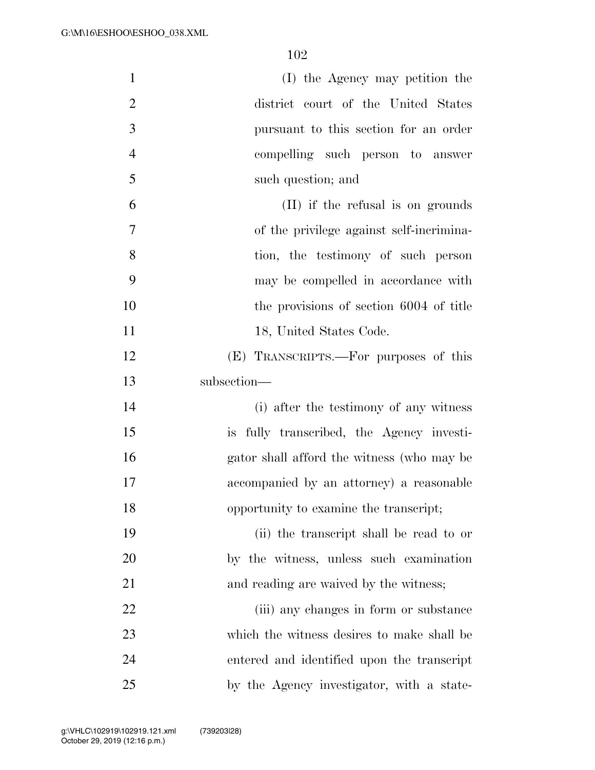(I) the Agency may petition the district court of the United States pursuant to this section for an order compelling such person to answer such question; and

(II) if the refusal is on grounds of the privilege against self-incrimination, the testimony of such person may be compelled in accordance with the provisions of section 6004 of title 18, United States Code.

(E) TRANSCRIPTS.—For purposes of this subsection—

(i) after the testimony of any witness is fully transcribed, the Agency investigator shall afford the witness (who may be accompanied by an attorney) a reasonable opportunity to examine the transcript;

(ii) the transcript shall be read to or by the witness, unless such examination and reading are waived by the witness;

(iii) any changes in form or substance which the witness desires to make shall be entered and identified upon the transcript by the Agency investigator, with a state-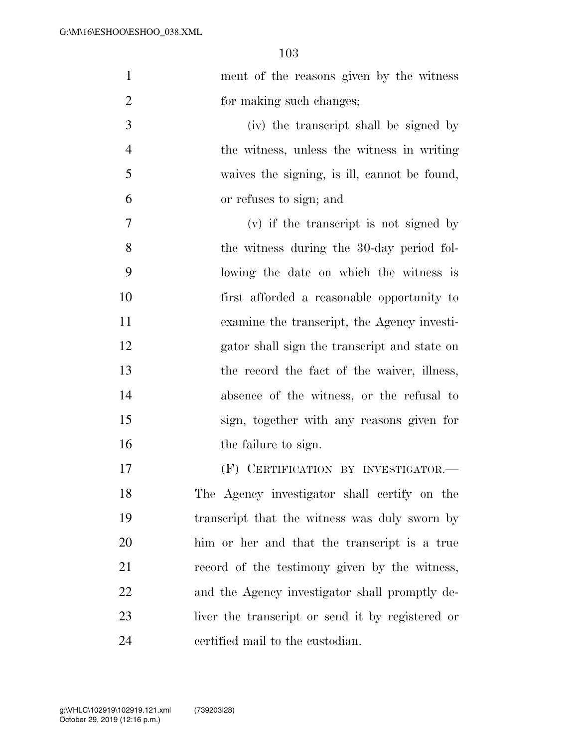ment of the reasons given by the witness for making such changes;

(iv) the transcript shall be signed by the witness, unless the witness in writing waives the signing, is ill, cannot be found, or refuses to sign; and

(v) if the transcript is not signed by the witness during the 30-day period following the date on which the witness is first afforded a reasonable opportunity to examine the transcript, the Agency investigator shall sign the transcript and state on the record the fact of the waiver, illness, absence of the witness, or the refusal to sign, together with any reasons given for the failure to sign.

(F) CERTIFICATION BY INVESTIGATOR.—The Agency investigator shall certify on the transcript that the witness was duly sworn by him or her and that the transcript is a true record of the testimony given by the witness, and the Agency investigator shall promptly deliver the transcript or send it by registered or certified mail to the custodian.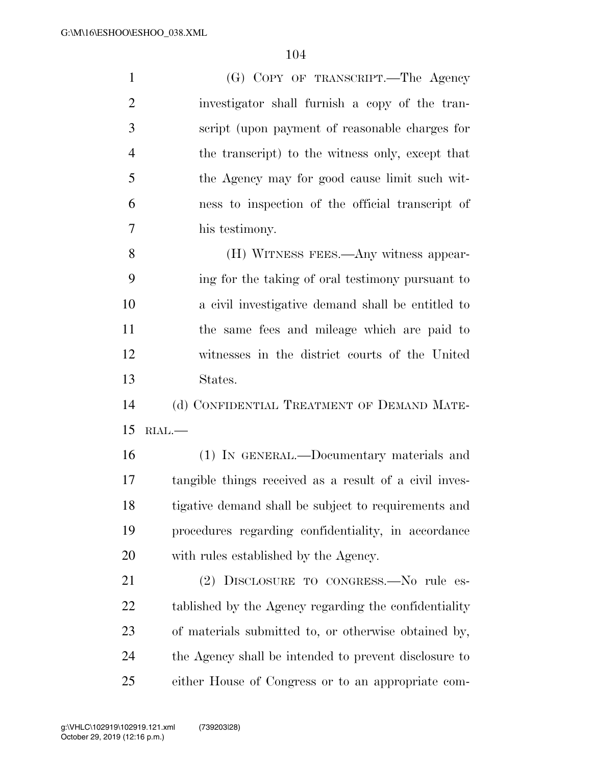(G) COPY OF TRANSCRIPT.—The Agency investigator shall furnish a copy of the transcript (upon payment of reasonable charges for the transcript) to the witness only, except that the Agency may for good cause limit such witness to inspection of the official transcript of his testimony.

(H) WITNESS FEES.—Any witness appearing for the taking of oral testimony pursuant to a civil investigative demand shall be entitled to the same fees and mileage which are paid to witnesses in the district courts of the United States.

(d) CONFIDENTIAL TREATMENT OF DEMAND MATERIAL.—

(1) IN GENERAL.—Documentary materials and tangible things received as a result of a civil investigative demand shall be subject to requirements and procedures regarding confidentiality, in accordance with rules established by the Agency.

(2) DISCLOSURE TO CONGRESS.—No rule established by the Agency regarding the confidentiality of materials submitted to, or otherwise obtained by, the Agency shall be intended to prevent disclosure to either House of Congress or to an appropriate com-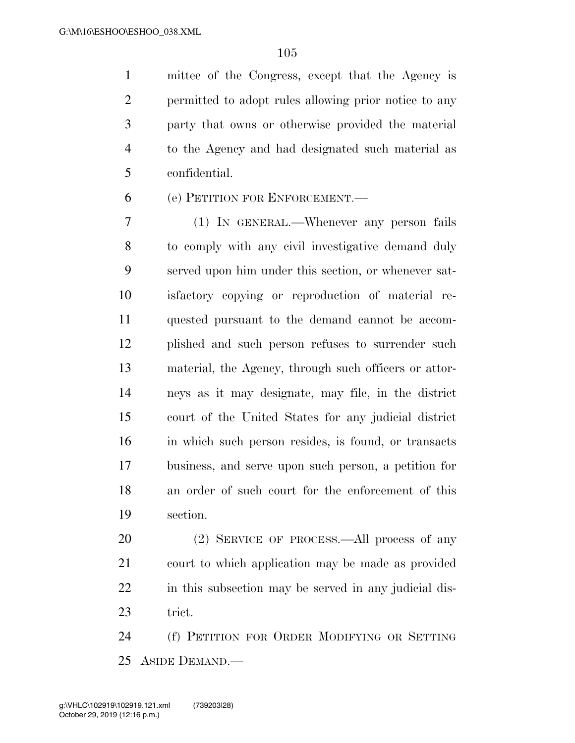mittee of the Congress, except that the Agency is permitted to adopt rules allowing prior notice to any party that owns or otherwise provided the material to the Agency and had designated such material as confidential.

(e) PETITION FOR ENFORCEMENT.—

(1) IN GENERAL.—Whenever any person fails to comply with any civil investigative demand duly served upon him under this section, or whenever satisfactory copying or reproduction of material requested pursuant to the demand cannot be accomplished and such person refuses to surrender such material, the Agency, through such officers or attorneys as it may designate, may file, in the district court of the United States for any judicial district in which such person resides, is found, or transacts business, and serve upon such person, a petition for an order of such court for the enforcement of this section.

(2) SERVICE OF PROCESS.—All process of any court to which application may be made as provided in this subsection may be served in any judicial district.

(f) PETITION FOR ORDER MODIFYING OR SETTING ASIDE DEMAND.—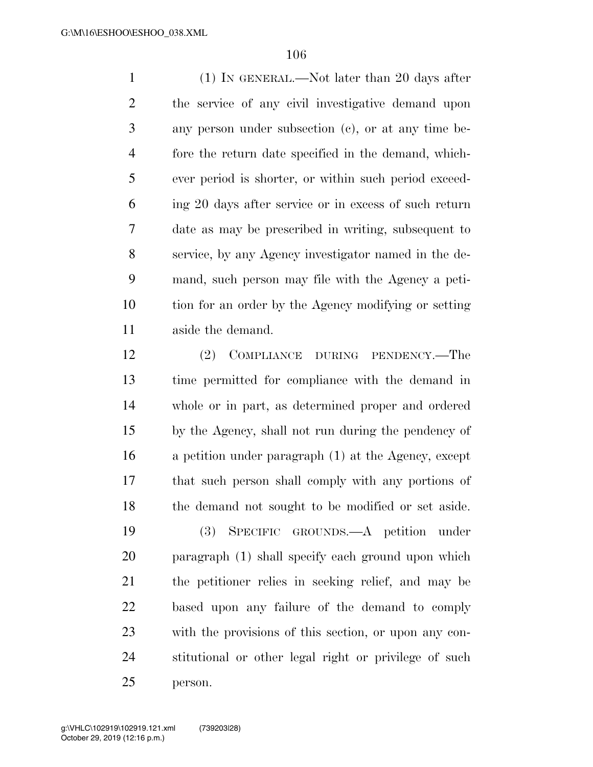(1) IN GENERAL.—Not later than 20 days after the service of any civil investigative demand upon any person under subsection (c), or at any time before the return date specified in the demand, whichever period is shorter, or within such period exceeding 20 days after service or in excess of such return date as may be prescribed in writing, subsequent to service, by any Agency investigator named in the demand, such person may file with the Agency a petition for an order by the Agency modifying or setting aside the demand.

(2) COMPLIANCE DURING PENDENCY.—The time permitted for compliance with the demand in whole or in part, as determined proper and ordered by the Agency, shall not run during the pendency of a petition under paragraph (1) at the Agency, except that such person shall comply with any portions of the demand not sought to be modified or set aside.

(3) SPECIFIC GROUNDS.—A petition under paragraph (1) shall specify each ground upon which the petitioner relies in seeking relief, and may be based upon any failure of the demand to comply with the provisions of this section, or upon any constitutional or other legal right or privilege of such person.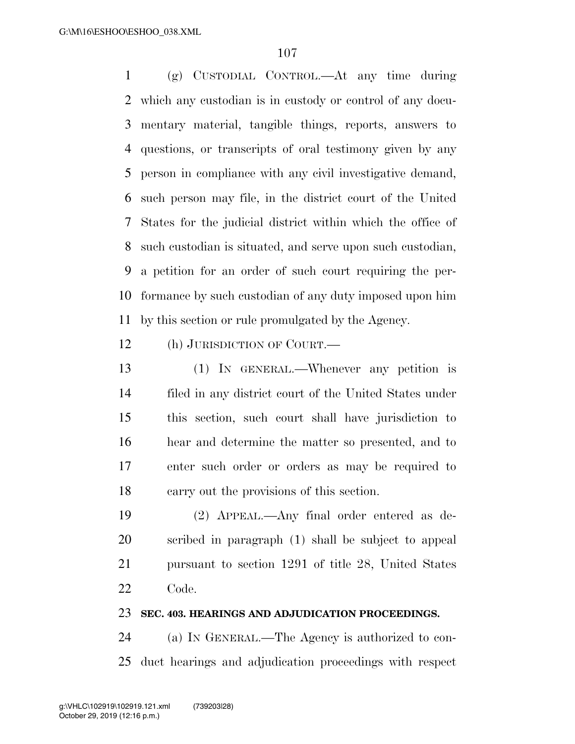(g) CUSTODIAL CONTROL.—At any time during which any custodian is in custody or control of any documentary material, tangible things, reports, answers to questions, or transcripts of oral testimony given by any person in compliance with any civil investigative demand, such person may file, in the district court of the United States for the judicial district within which the office of such custodian is situated, and serve upon such custodian, a petition for an order of such court requiring the performance by such custodian of any duty imposed upon him by this section or rule promulgated by the Agency.

(h) JURISDICTION OF COURT.—

(1) IN GENERAL.—Whenever any petition is filed in any district court of the United States under this section, such court shall have jurisdiction to hear and determine the matter so presented, and to enter such order or orders as may be required to carry out the provisions of this section.

(2) APPEAL.—Any final order entered as described in paragraph (1) shall be subject to appeal pursuant to section 1291 of title 28, United States Code.

**SEC. 403. HEARINGS AND ADJUDICATION PROCEEDINGS.**

(a) IN GENERAL.—The Agency is authorized to conduct hearings and adjudication proceedings with respect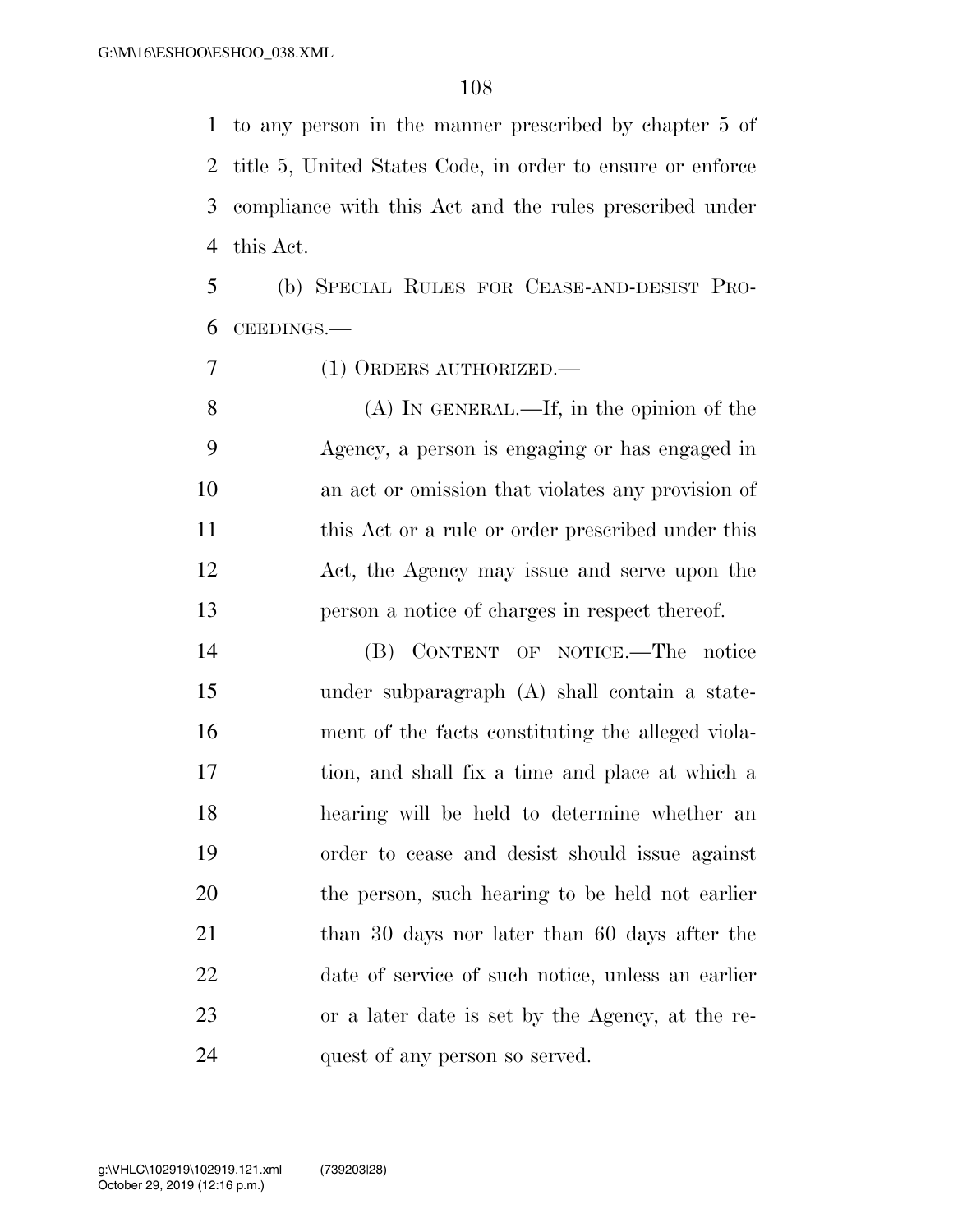to any person in the manner prescribed by chapter 5 of title 5, United States Code, in order to ensure or enforce compliance with this Act and the rules prescribed under this Act.

(b) SPECIAL RULES FOR CEASE-AND-DESIST PROCEEDINGS.—

(1) ORDERS AUTHORIZED.—

(A) IN GENERAL.—If, in the opinion of the Agency, a person is engaging or has engaged in an act or omission that violates any provision of this Act or a rule or order prescribed under this Act, the Agency may issue and serve upon the person a notice of charges in respect thereof.

(B) CONTENT OF NOTICE.—The notice under subparagraph (A) shall contain a statement of the facts constituting the alleged violation, and shall fix a time and place at which a hearing will be held to determine whether an order to cease and desist should issue against the person, such hearing to be held not earlier than 30 days nor later than 60 days after the date of service of such notice, unless an earlier or a later date is set by the Agency, at the request of any person so served.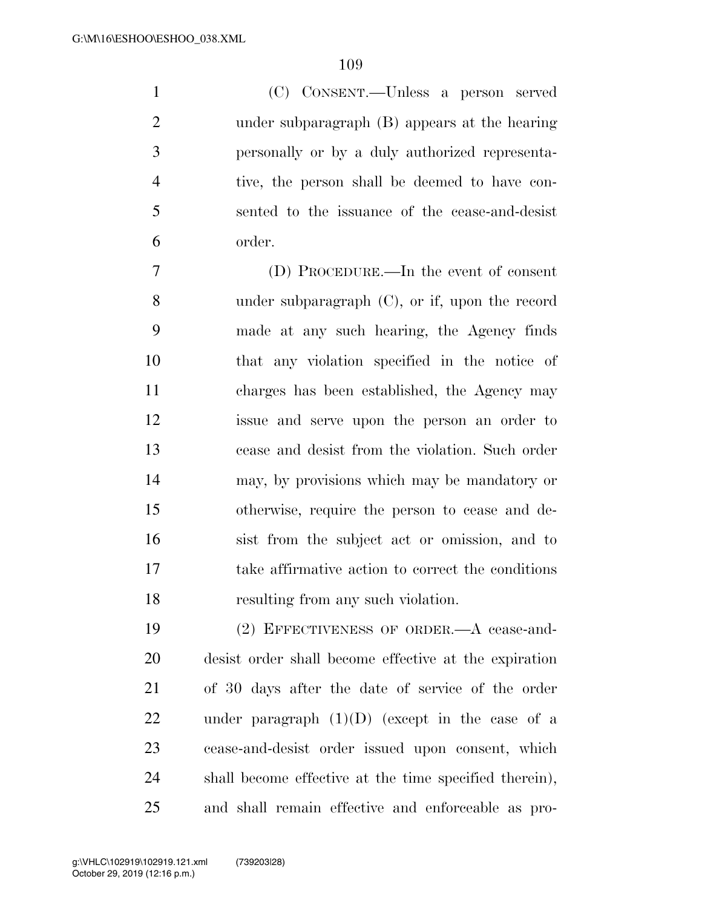(C) CONSENT.—Unless a person served under subparagraph (B) appears at the hearing personally or by a duly authorized representative, the person shall be deemed to have consented to the issuance of the cease-and-desist order.

(D) PROCEDURE.—In the event of consent under subparagraph (C), or if, upon the record made at any such hearing, the Agency finds that any violation specified in the notice of charges has been established, the Agency may issue and serve upon the person an order to cease and desist from the violation. Such order may, by provisions which may be mandatory or otherwise, require the person to cease and desist from the subject act or omission, and to take affirmative action to correct the conditions resulting from any such violation.

(2) EFFECTIVENESS OF ORDER.—A cease-and-desist order shall become effective at the expiration of 30 days after the date of service of the order under paragraph (1)(D) (except in the case of a cease-and-desist order issued upon consent, which shall become effective at the time specified therein), and shall remain effective and enforceable as pro-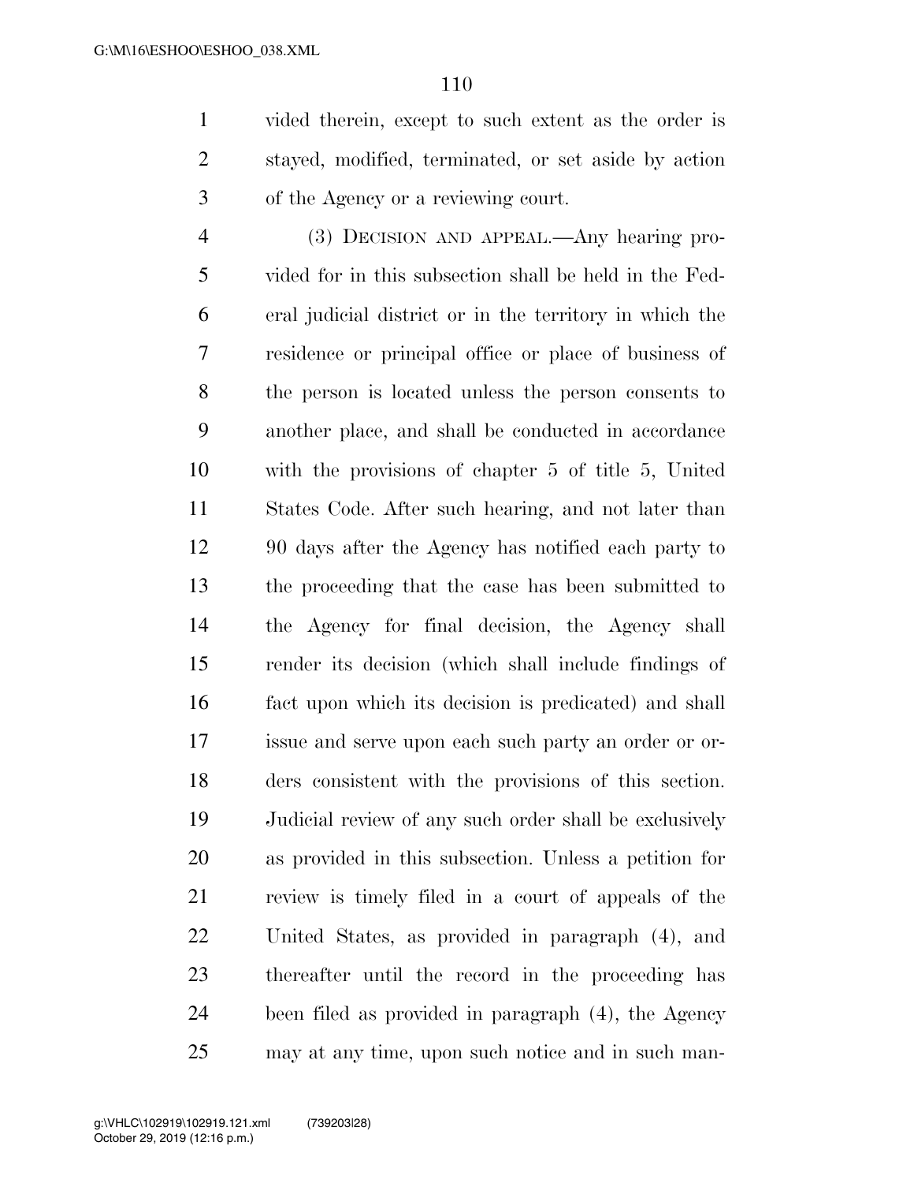vided therein, except to such extent as the order is stayed, modified, terminated, or set aside by action of the Agency or a reviewing court.

(3) DECISION AND APPEAL.—Any hearing provided for in this subsection shall be held in the Federal judicial district or in the territory in which the residence or principal office or place of business of the person is located unless the person consents to another place, and shall be conducted in accordance with the provisions of chapter 5 of title 5, United States Code. After such hearing, and not later than 90 days after the Agency has notified each party to the proceeding that the case has been submitted to the Agency for final decision, the Agency shall render its decision (which shall include findings of fact upon which its decision is predicated) and shall issue and serve upon each such party an order or orders consistent with the provisions of this section. Judicial review of any such order shall be exclusively as provided in this subsection. Unless a petition for review is timely filed in a court of appeals of the United States, as provided in paragraph (4), and thereafter until the record in the proceeding has been filed as provided in paragraph (4), the Agency may at any time, upon such notice and in such man-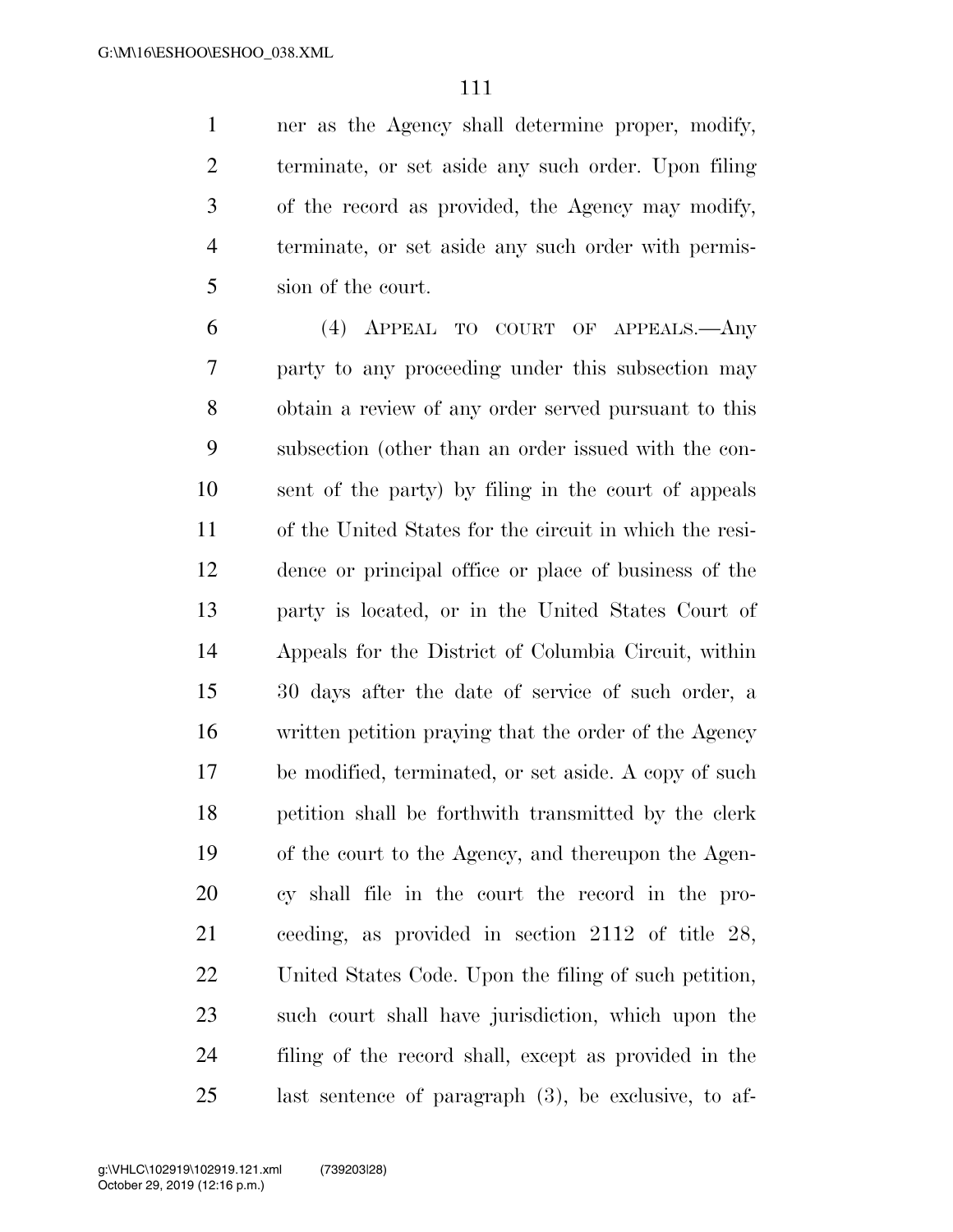ner as the Agency shall determine proper, modify, terminate, or set aside any such order. Upon filing of the record as provided, the Agency may modify, terminate, or set aside any such order with permission of the court.

(4) APPEAL TO COURT OF APPEALS.—Any party to any proceeding under this subsection may obtain a review of any order served pursuant to this subsection (other than an order issued with the consent of the party) by filing in the court of appeals of the United States for the circuit in which the residence or principal office or place of business of the party is located, or in the United States Court of Appeals for the District of Columbia Circuit, within 30 days after the date of service of such order, a written petition praying that the order of the Agency be modified, terminated, or set aside. A copy of such petition shall be forthwith transmitted by the clerk of the court to the Agency, and thereupon the Agency shall file in the court the record in the proceeding, as provided in section 2112 of title 28, United States Code. Upon the filing of such petition, such court shall have jurisdiction, which upon the filing of the record shall, except as provided in the last sentence of paragraph (3), be exclusive, to af-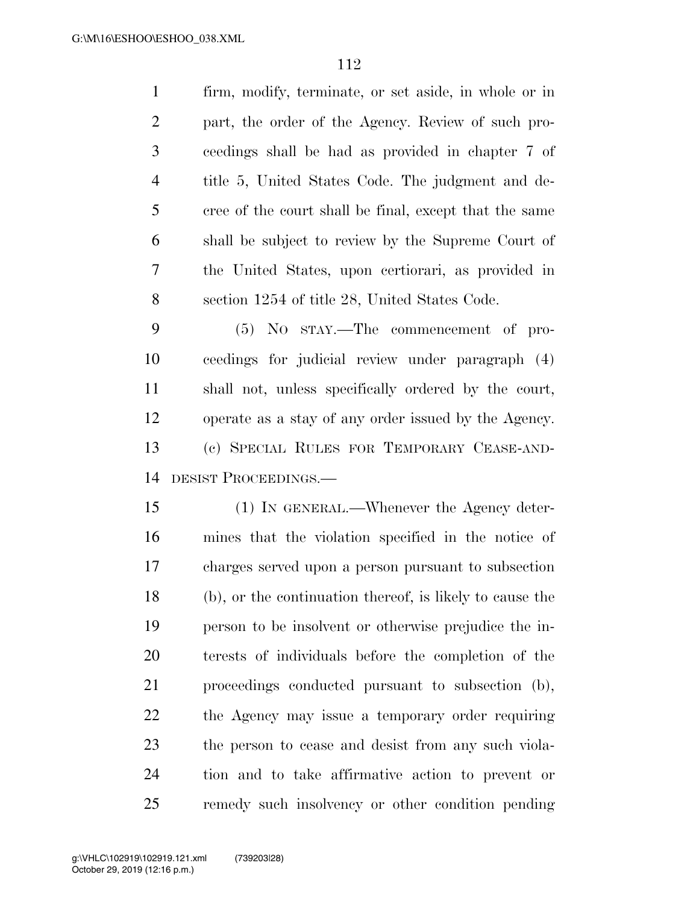firm, modify, terminate, or set aside, in whole or in part, the order of the Agency. Review of such proceedings shall be had as provided in chapter 7 of title 5, United States Code. The judgment and decree of the court shall be final, except that the same shall be subject to review by the Supreme Court of the United States, upon certiorari, as provided in section 1254 of title 28, United States Code.

(5) NO STAY.—The commencement of proceedings for judicial review under paragraph (4) shall not, unless specifically ordered by the court, operate as a stay of any order issued by the Agency.

(c) SPECIAL RULES FOR TEMPORARY CEASE-AND-DESIST PROCEEDINGS.—

(1) IN GENERAL.—Whenever the Agency determines that the violation specified in the notice of charges served upon a person pursuant to subsection (b), or the continuation thereof, is likely to cause the person to be insolvent or otherwise prejudice the interests of individuals before the completion of the proceedings conducted pursuant to subsection (b), the Agency may issue a temporary order requiring the person to cease and desist from any such violation and to take affirmative action to prevent or remedy such insolvency or other condition pending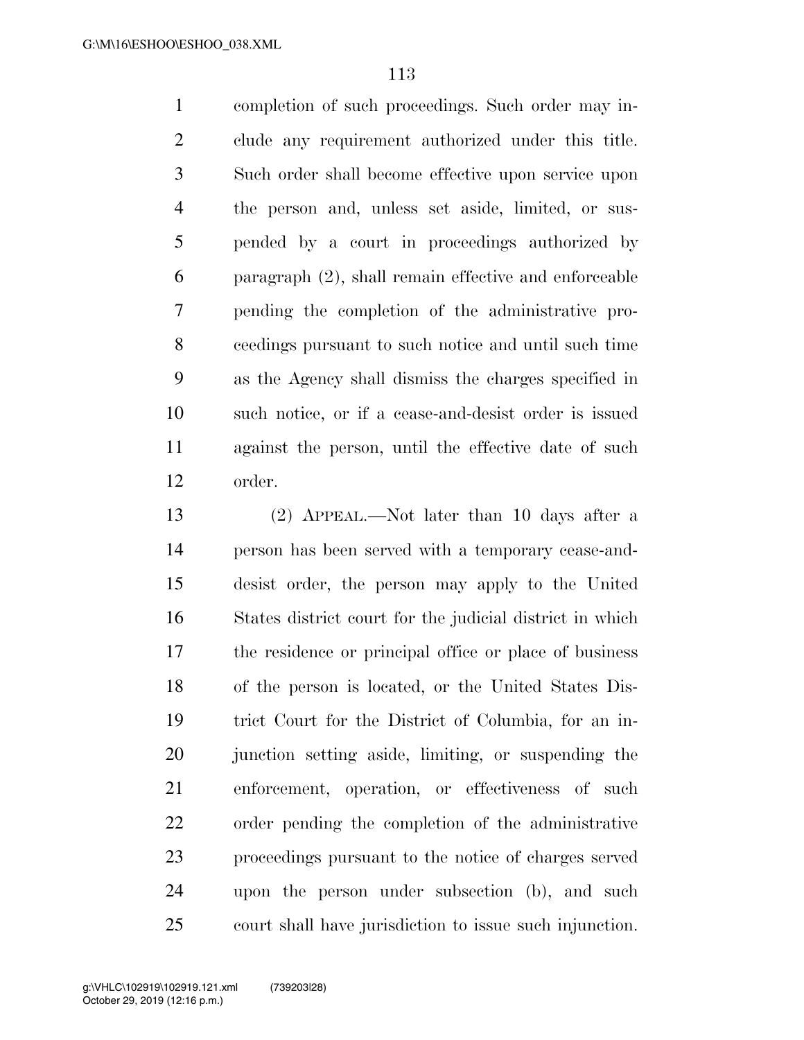completion of such proceedings. Such order may include any requirement authorized under this title. Such order shall become effective upon service upon the person and, unless set aside, limited, or suspended by a court in proceedings authorized by paragraph (2), shall remain effective and enforceable pending the completion of the administrative proceedings pursuant to such notice and until such time as the Agency shall dismiss the charges specified in such notice, or if a cease-and-desist order is issued against the person, until the effective date of such order.

(2) APPEAL.—Not later than 10 days after a person has been served with a temporary cease-and-desist order, the person may apply to the United States district court for the judicial district in which the residence or principal office or place of business of the person is located, or the United States District Court for the District of Columbia, for an injunction setting aside, limiting, or suspending the enforcement, operation, or effectiveness of such order pending the completion of the administrative proceedings pursuant to the notice of charges served upon the person under subsection (b), and such court shall have jurisdiction to issue such injunction.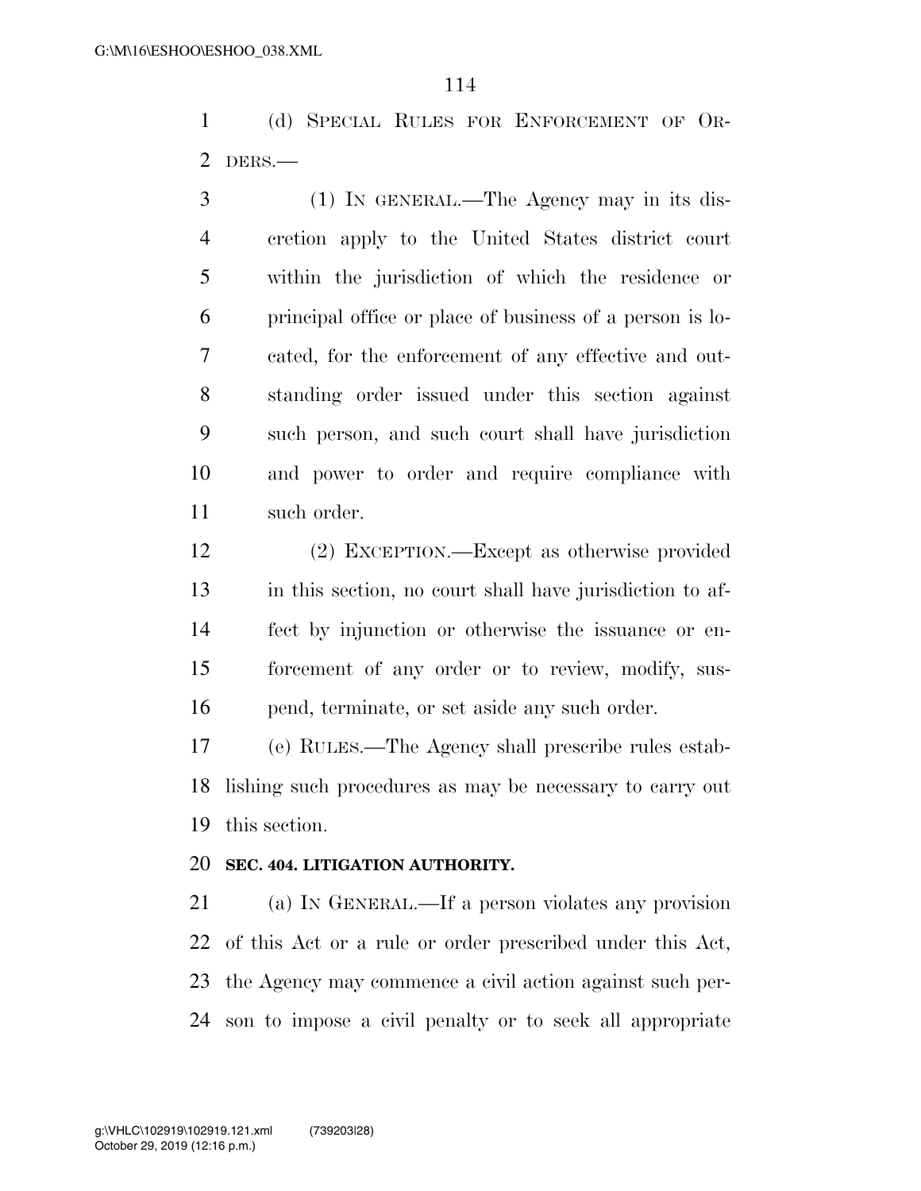(d) SPECIAL RULES FOR ENFORCEMENT OF ORDERS.—

(1) IN GENERAL.—The Agency may in its discretion apply to the United States district court within the jurisdiction of which the residence or principal office or place of business of a person is located, for the enforcement of any effective and outstanding order issued under this section against such person, and such court shall have jurisdiction and power to order and require compliance with such order.

(2) EXCEPTION.—Except as otherwise provided in this section, no court shall have jurisdiction to affect by injunction or otherwise the issuance or enforcement of any order or to review, modify, suspend, terminate, or set aside any such order.

(e) RULES.—The Agency shall prescribe rules establishing such procedures as may be necessary to carry out this section.

**SEC. 404. LITIGATION AUTHORITY.**

(a) IN GENERAL.—If a person violates any provision of this Act or a rule or order prescribed under this Act, the Agency may commence a civil action against such person to impose a civil penalty or to seek all appropriate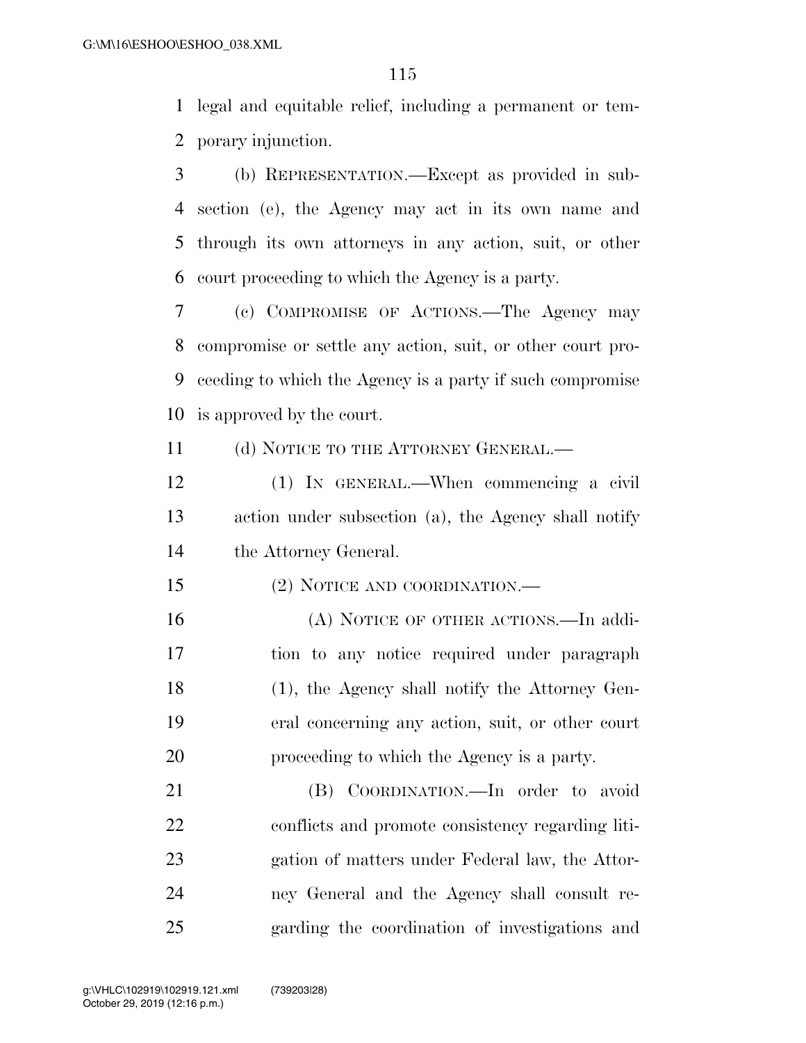legal and equitable relief, including a permanent or temporary injunction.

(b) REPRESENTATION.—Except as provided in subsection (e), the Agency may act in its own name and through its own attorneys in any action, suit, or other court proceeding to which the Agency is a party.

(c) COMPROMISE OF ACTIONS.—The Agency may compromise or settle any action, suit, or other court proceeding to which the Agency is a party if such compromise is approved by the court.

(d) NOTICE TO THE ATTORNEY GENERAL.—

(1) IN GENERAL.—When commencing a civil action under subsection (a), the Agency shall notify the Attorney General.

(2) NOTICE AND COORDINATION.—

(A) NOTICE OF OTHER ACTIONS.—In addition to any notice required under paragraph (1), the Agency shall notify the Attorney General concerning any action, suit, or other court proceeding to which the Agency is a party.

(B) COORDINATION.—In order to avoid conflicts and promote consistency regarding litigation of matters under Federal law, the Attorney General and the Agency shall consult regarding the coordination of investigations and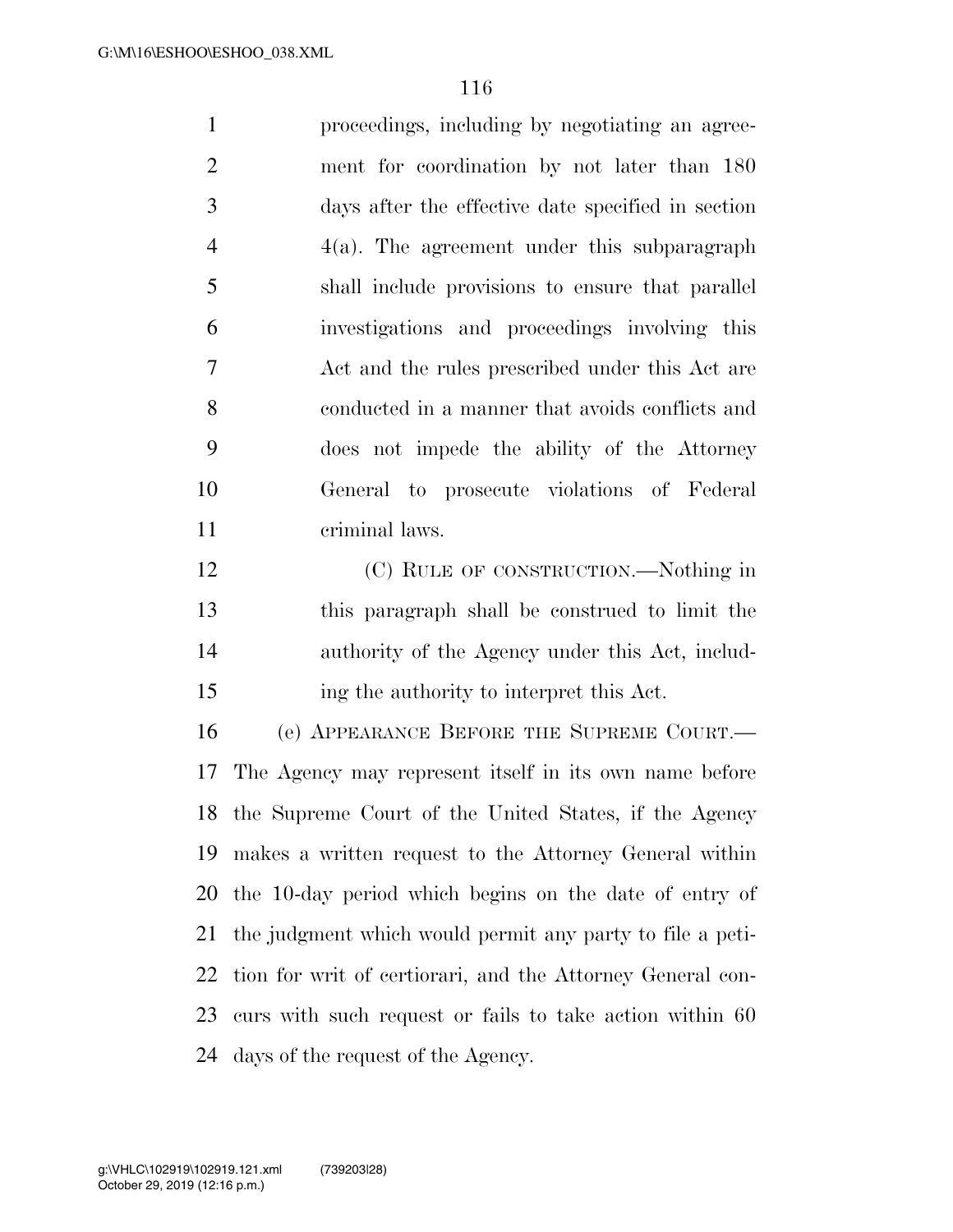proceedings, including by negotiating an agreement for coordination by not later than 180 days after the effective date specified in section 4(a). The agreement under this subparagraph shall include provisions to ensure that parallel investigations and proceedings involving this Act and the rules prescribed under this Act are conducted in a manner that avoids conflicts and does not impede the ability of the Attorney General to prosecute violations of Federal criminal laws.

(C) RULE OF CONSTRUCTION.—Nothing in this paragraph shall be construed to limit the authority of the Agency under this Act, including the authority to interpret this Act.

(e) APPEARANCE BEFORE THE SUPREME COURT.—The Agency may represent itself in its own name before the Supreme Court of the United States, if the Agency makes a written request to the Attorney General within the 10-day period which begins on the date of entry of the judgment which would permit any party to file a petition for writ of certiorari, and the Attorney General concurs with such request or fails to take action within 60 days of the request of the Agency.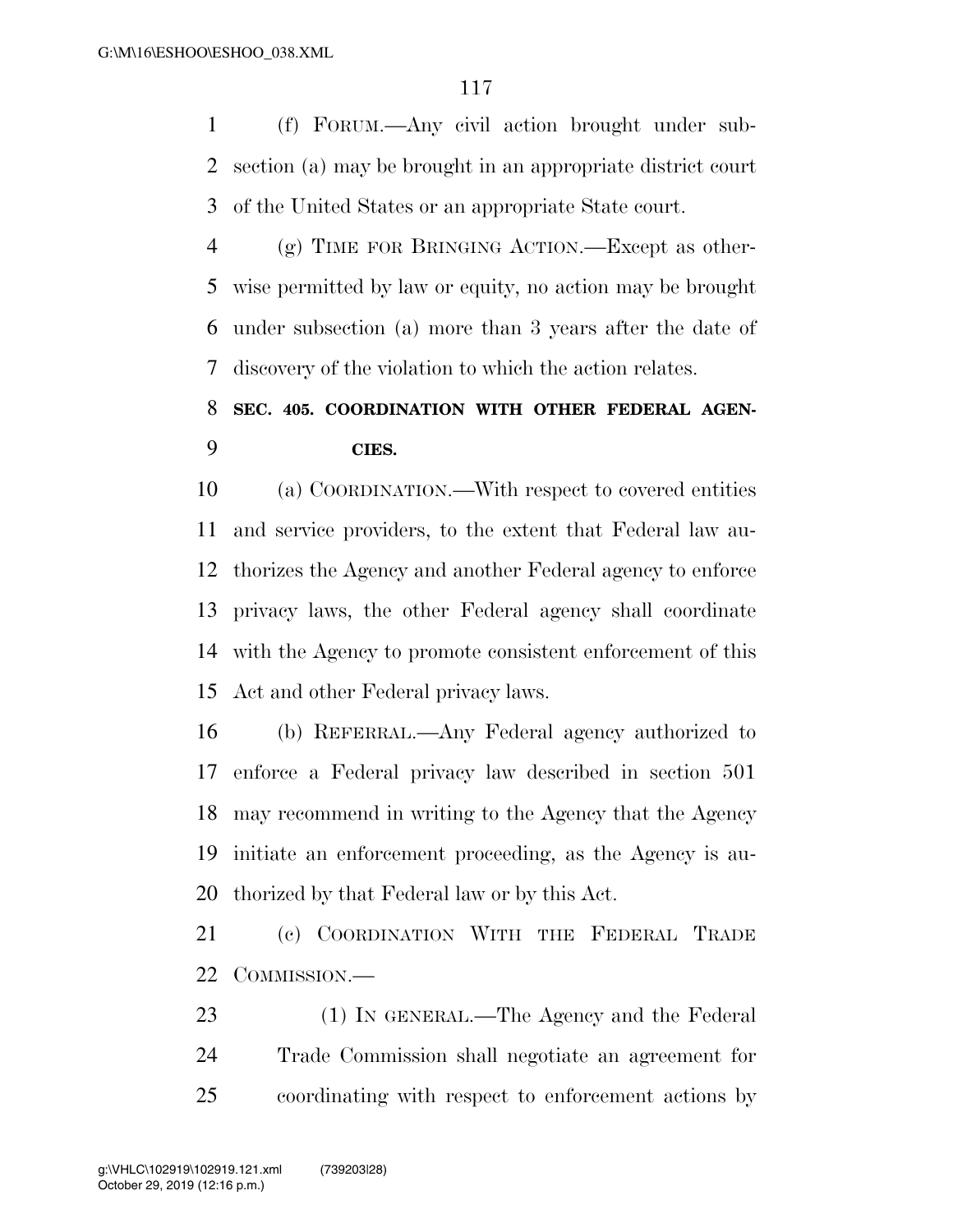(f) FORUM.—Any civil action brought under subsection (a) may be brought in an appropriate district court of the United States or an appropriate State court.

(g) TIME FOR BRINGING ACTION.—Except as otherwise permitted by law or equity, no action may be brought under subsection (a) more than 3 years after the date of discovery of the violation to which the action relates.

**SEC. 405. COORDINATION WITH OTHER FEDERAL AGENCIES.**

(a) COORDINATION.—With respect to covered entities and service providers, to the extent that Federal law authorizes the Agency and another Federal agency to enforce privacy laws, the other Federal agency shall coordinate with the Agency to promote consistent enforcement of this Act and other Federal privacy laws.

(b) REFERRAL.—Any Federal agency authorized to enforce a Federal privacy law described in section 501 may recommend in writing to the Agency that the Agency initiate an enforcement proceeding, as the Agency is authorized by that Federal law or by this Act.

(c) COORDINATION WITH THE FEDERAL TRADE COMMISSION.—

(1) IN GENERAL.—The Agency and the Federal Trade Commission shall negotiate an agreement for coordinating with respect to enforcement actions by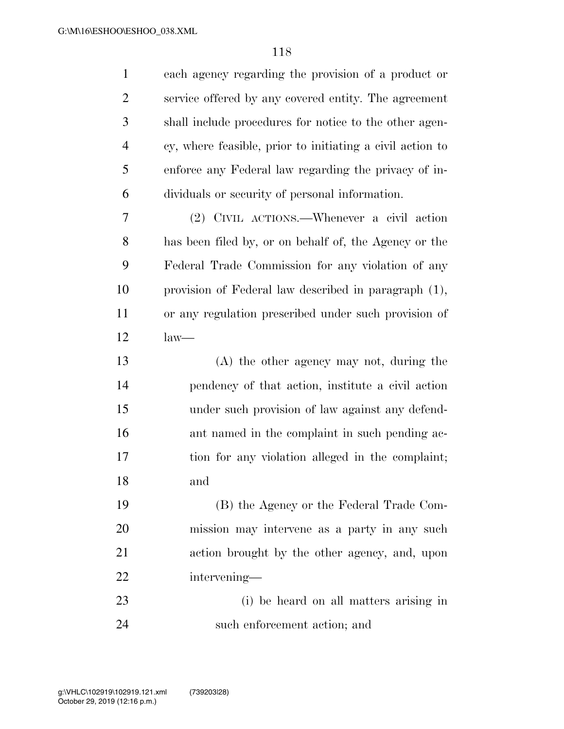each agency regarding the provision of a product or service offered by any covered entity. The agreement shall include procedures for notice to the other agency, where feasible, prior to initiating a civil action to enforce any Federal law regarding the privacy of individuals or security of personal information.

(2) CIVIL ACTIONS.—Whenever a civil action has been filed by, or on behalf of, the Agency or the Federal Trade Commission for any violation of any provision of Federal law described in paragraph (1), or any regulation prescribed under such provision of law—

(A) the other agency may not, during the pendency of that action, institute a civil action under such provision of law against any defendant named in the complaint in such pending action for any violation alleged in the complaint; and

(B) the Agency or the Federal Trade Commission may intervene as a party in any such action brought by the other agency, and, upon intervening—

(i) be heard on all matters arising in such enforcement action; and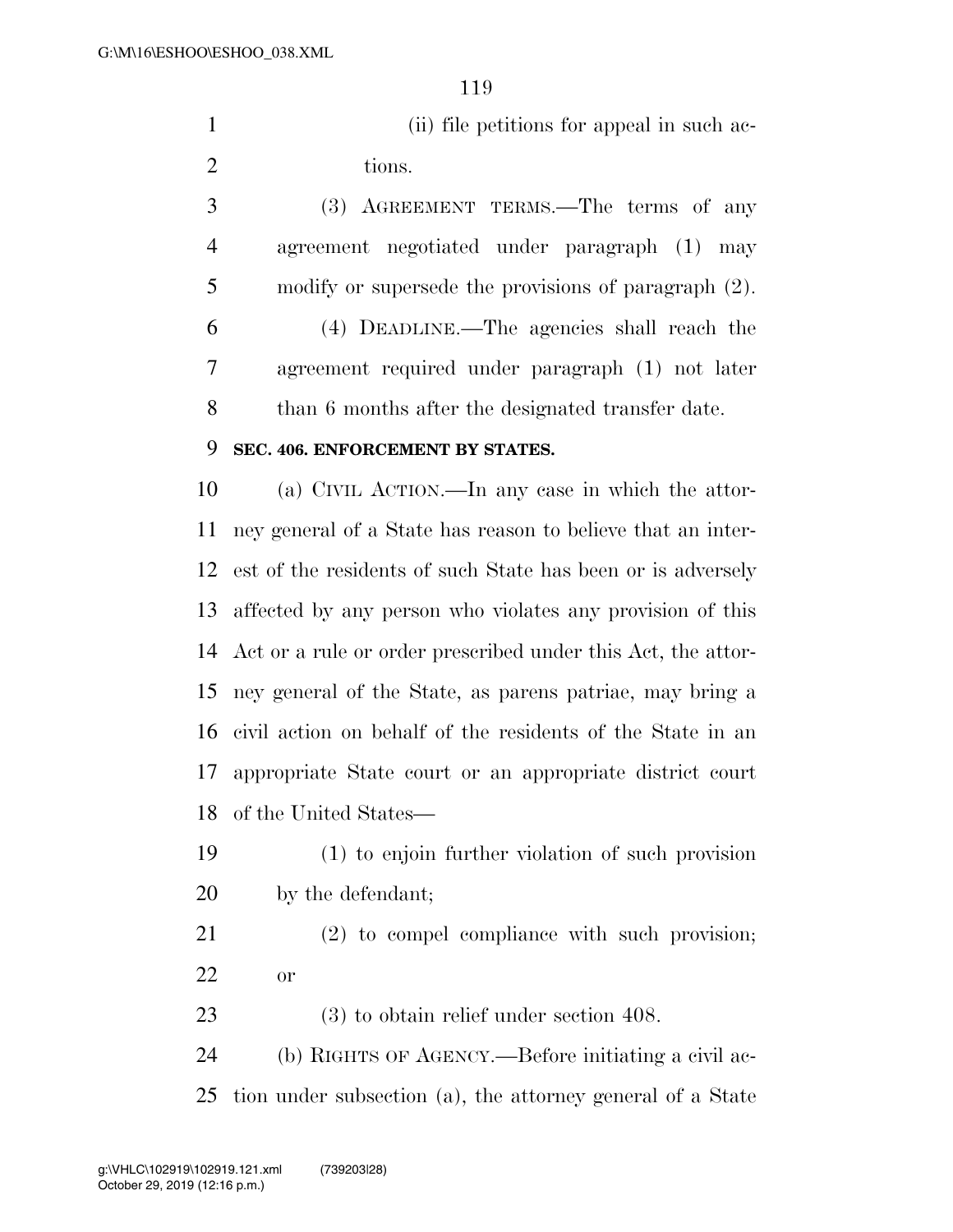(ii) file petitions for appeal in such actions.

(3) AGREEMENT TERMS.—The terms of any agreement negotiated under paragraph (1) may modify or supersede the provisions of paragraph (2).

(4) DEADLINE.—The agencies shall reach the agreement required under paragraph (1) not later than 6 months after the designated transfer date.

### SEC. 406. ENFORCEMENT BY STATES.

(a) CIVIL ACTION.—In any case in which the attorney general of a State has reason to believe that an interest of the residents of such State has been or is adversely affected by any person who violates any provision of this Act or a rule or order prescribed under this Act, the attorney general of the State, as parens patriae, may bring a civil action on behalf of the residents of the State in an appropriate State court or an appropriate district court of the United States—

(1) to enjoin further violation of such provision by the defendant;

(2) to compel compliance with such provision; or

(3) to obtain relief under section 408.

(b) RIGHTS OF AGENCY.—Before initiating a civil action under subsection (a), the attorney general of a State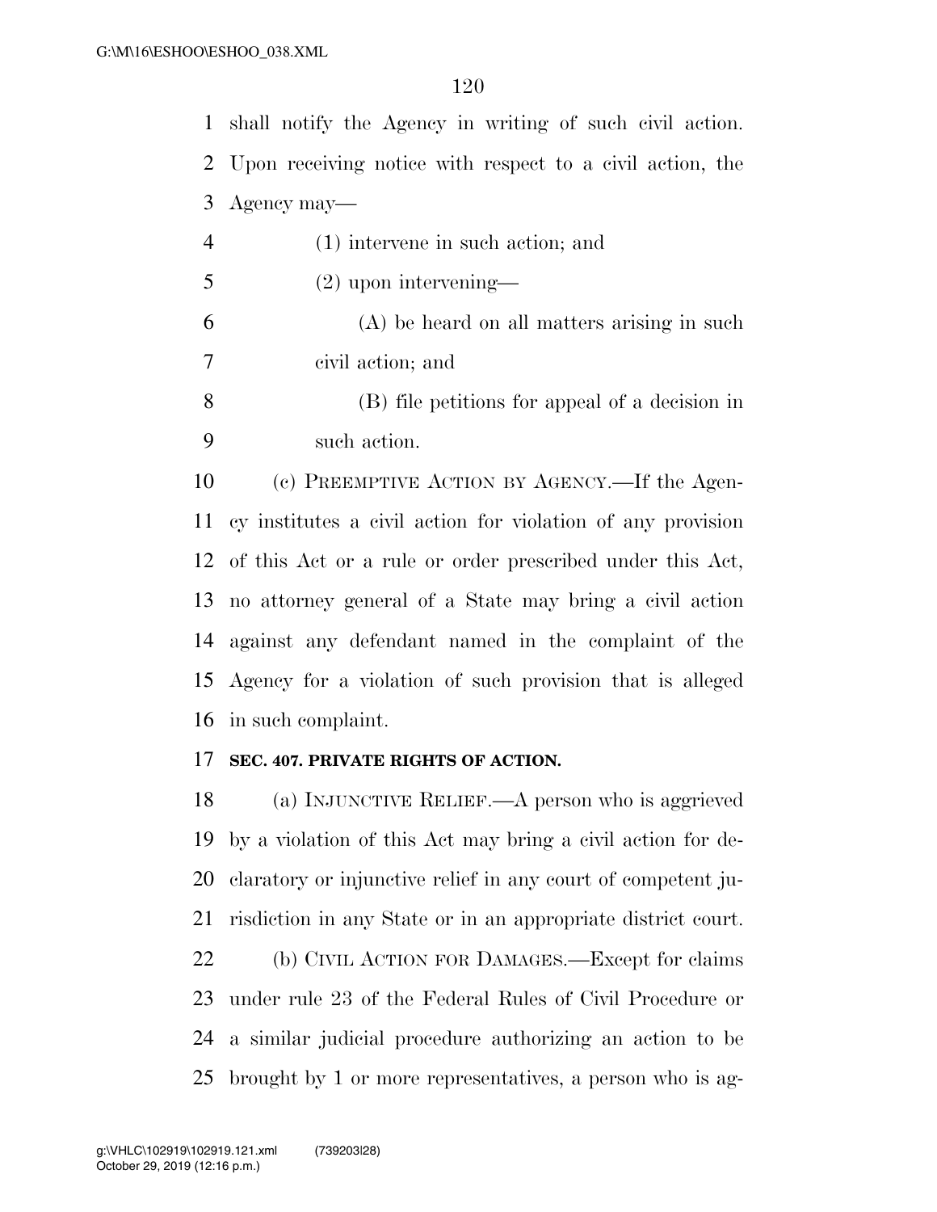shall notify the Agency in writing of such civil action. Upon receiving notice with respect to a civil action, the Agency may—

(1) intervene in such action; and

(2) upon intervening—

(A) be heard on all matters arising in such civil action; and

(B) file petitions for appeal of a decision in such action.

(c) PREEMPTIVE ACTION BY AGENCY.—If the Agency institutes a civil action for violation of any provision of this Act or a rule or order prescribed under this Act, no attorney general of a State may bring a civil action against any defendant named in the complaint of the Agency for a violation of such provision that is alleged in such complaint.

**SEC. 407. PRIVATE RIGHTS OF ACTION.**

(a) INJUNCTIVE RELIEF.—A person who is aggrieved by a violation of this Act may bring a civil action for declaratory or injunctive relief in any court of competent jurisdiction in any State or in an appropriate district court.

(b) CIVIL ACTION FOR DAMAGES.—Except for claims under rule 23 of the Federal Rules of Civil Procedure or a similar judicial procedure authorizing an action to be brought by 1 or more representatives, a person who is ag-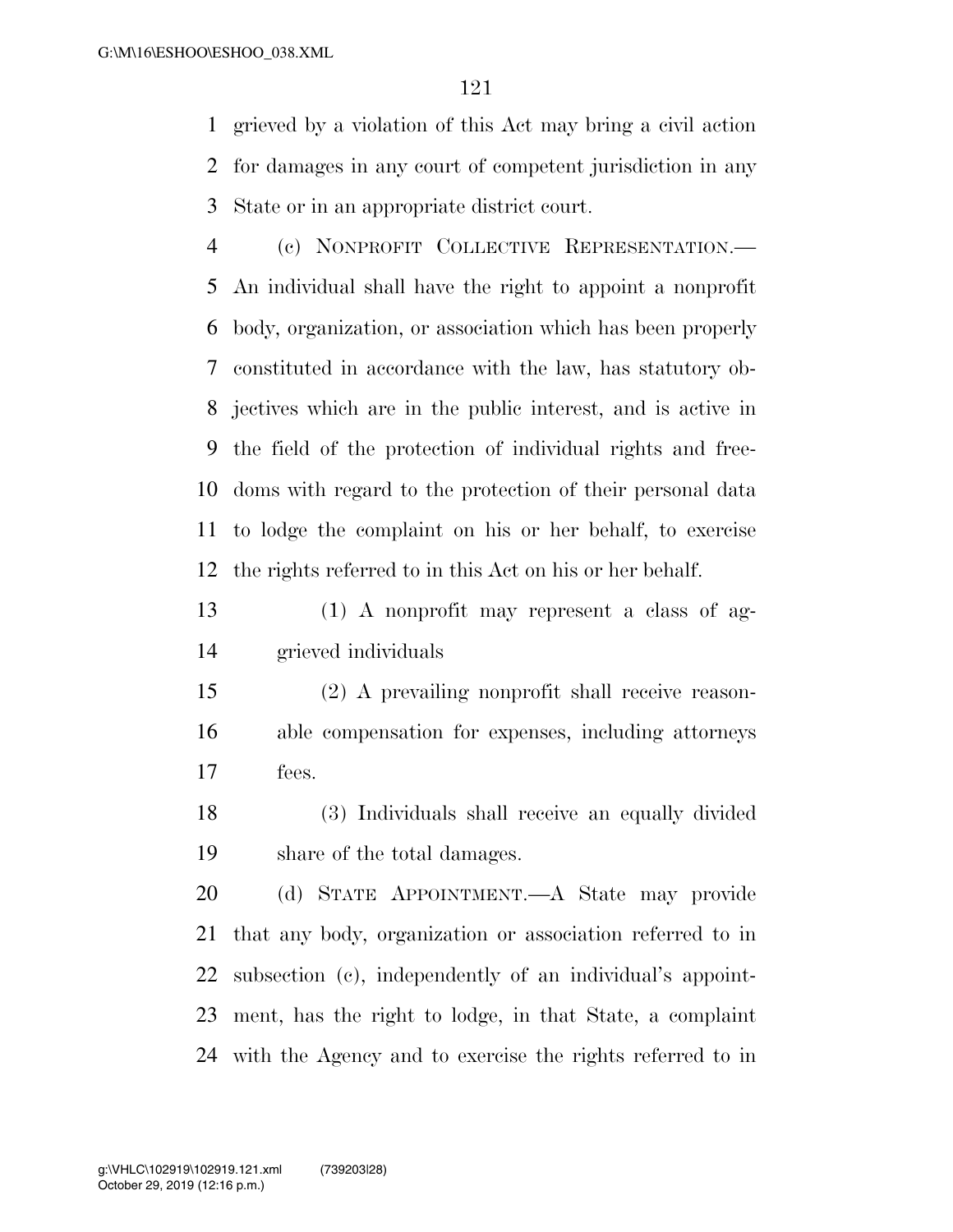grieved by a violation of this Act may bring a civil action for damages in any court of competent jurisdiction in any State or in an appropriate district court.

(c) NONPROFIT COLLECTIVE REPRESENTATION.—An individual shall have the right to appoint a nonprofit body, organization, or association which has been properly constituted in accordance with the law, has statutory objectives which are in the public interest, and is active in the field of the protection of individual rights and freedoms with regard to the protection of their personal data to lodge the complaint on his or her behalf, to exercise the rights referred to in this Act on his or her behalf.

(1) A nonprofit may represent a class of aggrieved individuals

(2) A prevailing nonprofit shall receive reasonable compensation for expenses, including attorneys fees.

(3) Individuals shall receive an equally divided share of the total damages.

(d) STATE APPOINTMENT.—A State may provide that any body, organization or association referred to in subsection (c), independently of an individual's appointment, has the right to lodge, in that State, a complaint with the Agency and to exercise the rights referred to in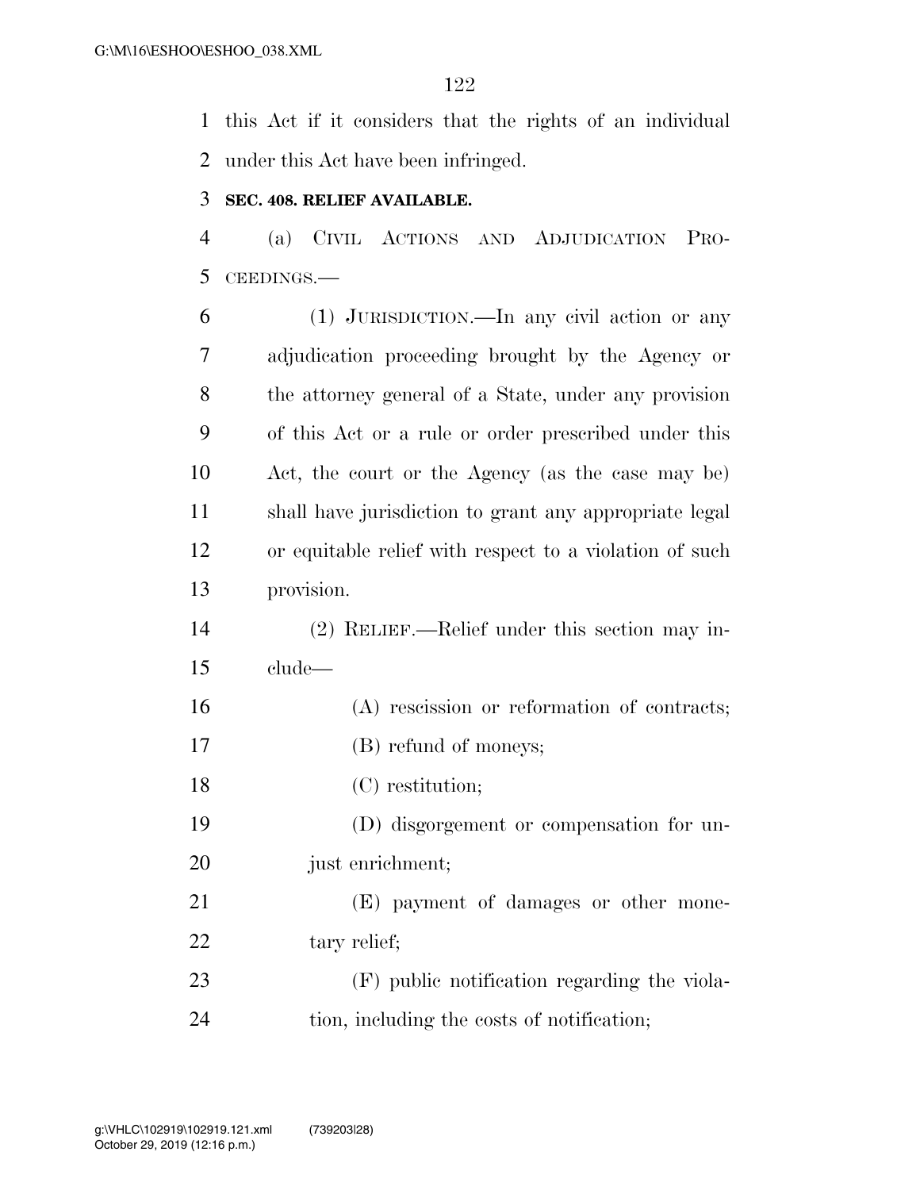this Act if it considers that the rights of an individual under this Act have been infringed.

**SEC. 408. RELIEF AVAILABLE.**

(a) CIVIL ACTIONS AND ADJUDICATION PROCEEDINGS.—

(1) JURISDICTION.—In any civil action or any adjudication proceeding brought by the Agency or the attorney general of a State, under any provision of this Act or a rule or order prescribed under this Act, the court or the Agency (as the case may be) shall have jurisdiction to grant any appropriate legal or equitable relief with respect to a violation of such provision.

(2) RELIEF.—Relief under this section may include—

(A) rescission or reformation of contracts;

(B) refund of moneys;

(C) restitution;

(D) disgorgement or compensation for unjust enrichment;

(E) payment of damages or other monetary relief;

(F) public notification regarding the violation, including the costs of notification;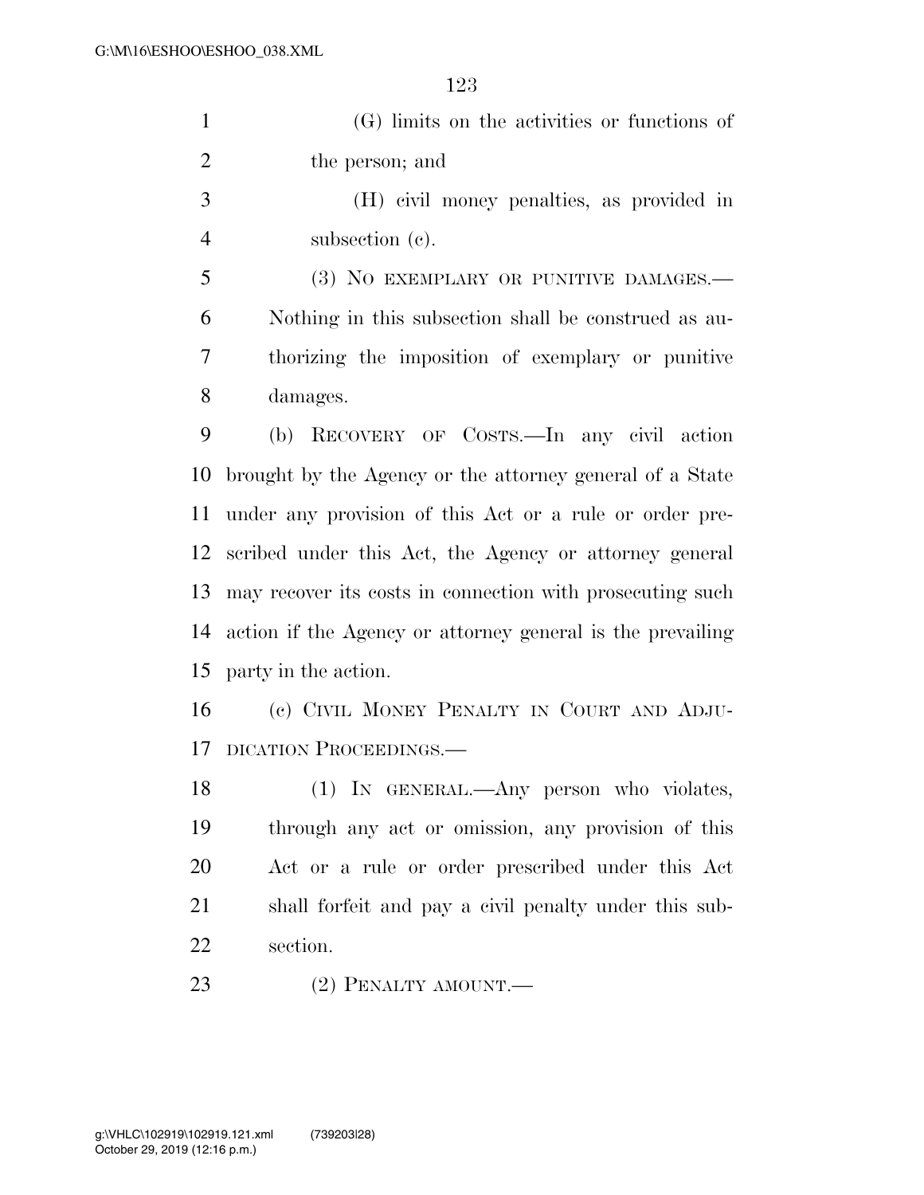(G) limits on the activities or functions of the person; and

(H) civil money penalties, as provided in subsection (c).

(3) NO EXEMPLARY OR PUNITIVE DAMAGES.—Nothing in this subsection shall be construed as authorizing the imposition of exemplary or punitive damages.

(b) RECOVERY OF COSTS.—In any civil action brought by the Agency or the attorney general of a State under any provision of this Act or a rule or order prescribed under this Act, the Agency or attorney general may recover its costs in connection with prosecuting such action if the Agency or attorney general is the prevailing party in the action.

(c) CIVIL MONEY PENALTY IN COURT AND ADJUDICATION PROCEEDINGS.—

(1) IN GENERAL.—Any person who violates, through any act or omission, any provision of this Act or a rule or order prescribed under this Act shall forfeit and pay a civil penalty under this subsection.

(2) PENALTY AMOUNT.—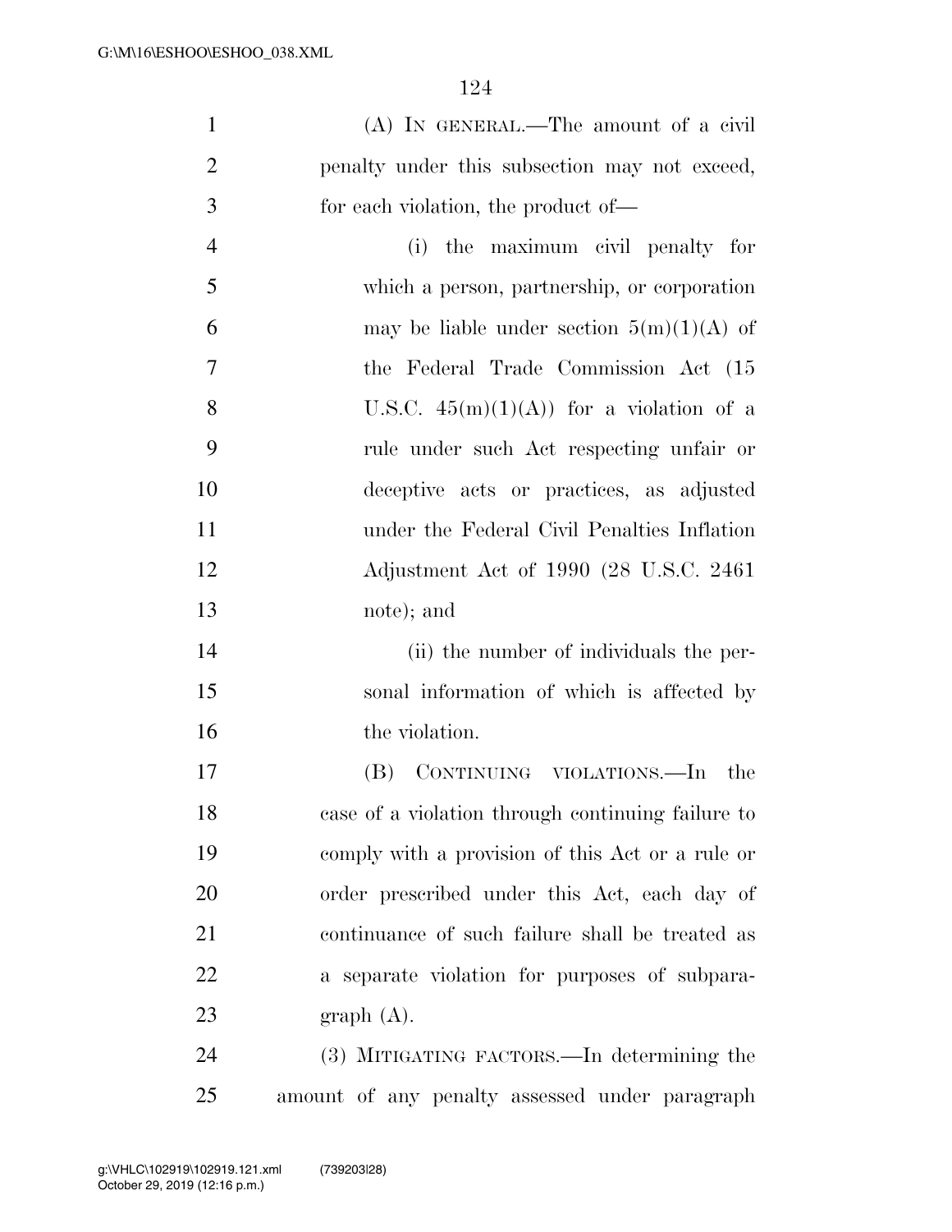(A) IN GENERAL.—The amount of a civil penalty under this subsection may not exceed, for each violation, the product of—

(i) the maximum civil penalty for which a person, partnership, or corporation may be liable under section 5(m)(1)(A) of the Federal Trade Commission Act (15 U.S.C. 45(m)(1)(A)) for a violation of a rule under such Act respecting unfair or deceptive acts or practices, as adjusted under the Federal Civil Penalties Inflation Adjustment Act of 1990 (28 U.S.C. 2461 note); and

(ii) the number of individuals the personal information of which is affected by the violation.

(B) CONTINUING VIOLATIONS.—In the case of a violation through continuing failure to comply with a provision of this Act or a rule or order prescribed under this Act, each day of continuance of such failure shall be treated as a separate violation for purposes of subparagraph (A).

(3) MITIGATING FACTORS.—In determining the amount of any penalty assessed under paragraph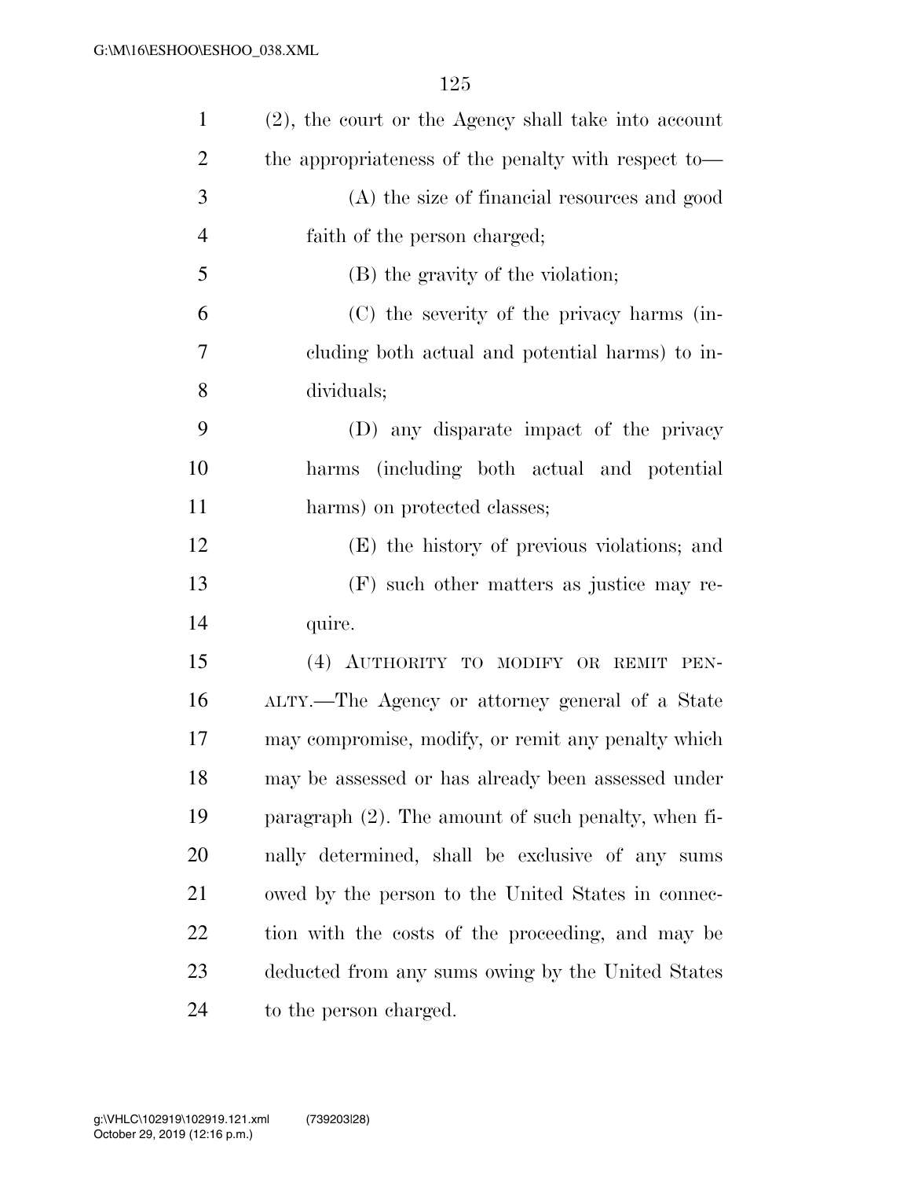(2), the court or the Agency shall take into account the appropriateness of the penalty with respect to—

(A) the size of financial resources and good faith of the person charged;

(B) the gravity of the violation;

(C) the severity of the privacy harms (including both actual and potential harms) to individuals;

(D) any disparate impact of the privacy harms (including both actual and potential harms) on protected classes;

(E) the history of previous violations; and

(F) such other matters as justice may require.

(4) AUTHORITY TO MODIFY OR REMIT PENALTY.—The Agency or attorney general of a State may compromise, modify, or remit any penalty which may be assessed or has already been assessed under paragraph (2). The amount of such penalty, when finally determined, shall be exclusive of any sums owed by the person to the United States in connection with the costs of the proceeding, and may be deducted from any sums owing by the United States to the person charged.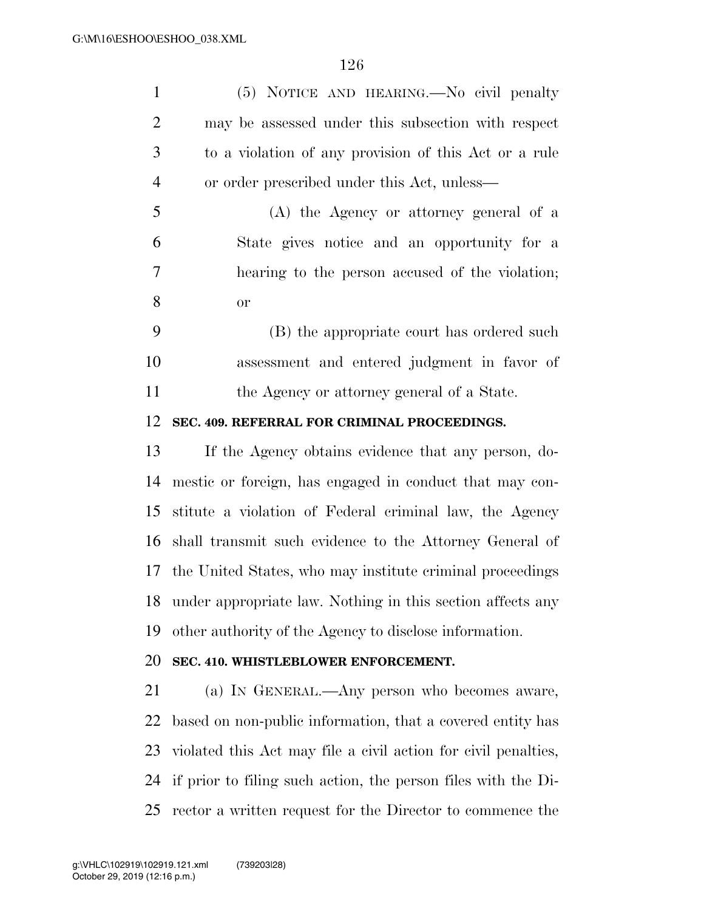(5) NOTICE AND HEARING.—No civil penalty may be assessed under this subsection with respect to a violation of any provision of this Act or a rule or order prescribed under this Act, unless—

(A) the Agency or attorney general of a State gives notice and an opportunity for a hearing to the person accused of the violation; or

(B) the appropriate court has ordered such assessment and entered judgment in favor of the Agency or attorney general of a State.

**SEC. 409. REFERRAL FOR CRIMINAL PROCEEDINGS.**

If the Agency obtains evidence that any person, domestic or foreign, has engaged in conduct that may constitute a violation of Federal criminal law, the Agency shall transmit such evidence to the Attorney General of the United States, who may institute criminal proceedings under appropriate law. Nothing in this section affects any other authority of the Agency to disclose information.

**SEC. 410. WHISTLEBLOWER ENFORCEMENT.**

(a) IN GENERAL.—Any person who becomes aware, based on non-public information, that a covered entity has violated this Act may file a civil action for civil penalties, if prior to filing such action, the person files with the Director a written request for the Director to commence the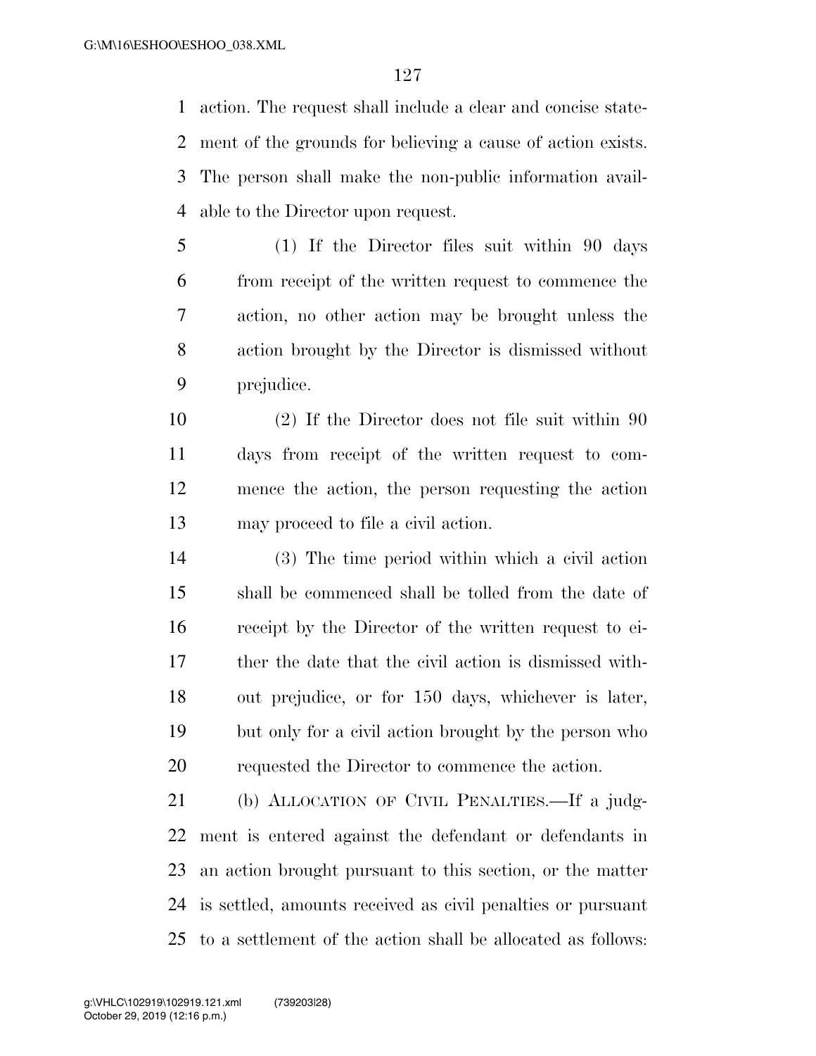action. The request shall include a clear and concise statement of the grounds for believing a cause of action exists. The person shall make the non-public information available to the Director upon request.

(1) If the Director files suit within 90 days from receipt of the written request to commence the action, no other action may be brought unless the action brought by the Director is dismissed without prejudice.

(2) If the Director does not file suit within 90 days from receipt of the written request to commence the action, the person requesting the action may proceed to file a civil action.

(3) The time period within which a civil action shall be commenced shall be tolled from the date of receipt by the Director of the written request to either the date that the civil action is dismissed without prejudice, or for 150 days, whichever is later, but only for a civil action brought by the person who requested the Director to commence the action.

(b) ALLOCATION OF CIVIL PENALTIES.—If a judgment is entered against the defendant or defendants in an action brought pursuant to this section, or the matter is settled, amounts received as civil penalties or pursuant to a settlement of the action shall be allocated as follows: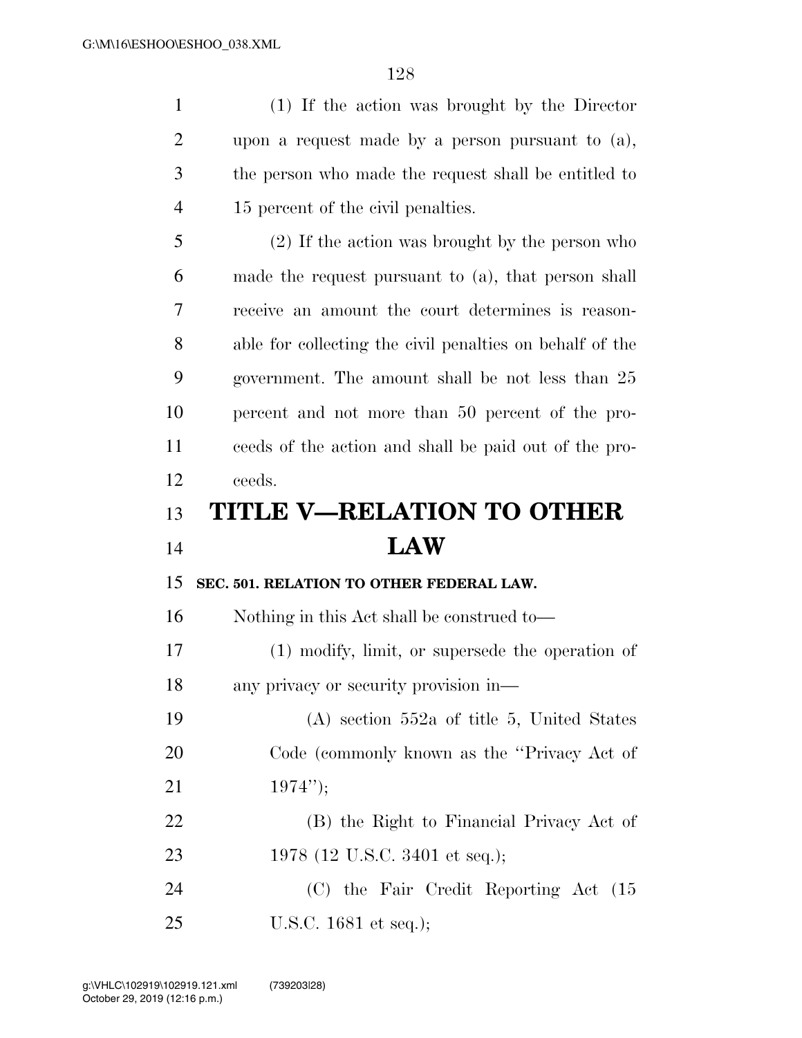(1) If the action was brought by the Director upon a request made by a person pursuant to (a), the person who made the request shall be entitled to 15 percent of the civil penalties.

(2) If the action was brought by the person who made the request pursuant to (a), that person shall receive an amount the court determines is reasonable for collecting the civil penalties on behalf of the government. The amount shall be not less than 25 percent and not more than 50 percent of the proceeds of the action and shall be paid out of the proceeds.

# TITLE V—RELATION TO OTHER LAW

### SEC. 501. RELATION TO OTHER FEDERAL LAW.

Nothing in this Act shall be construed to—

(1) modify, limit, or supersede the operation of any privacy or security provision in—

(A) section 552a of title 5, United States Code (commonly known as the ''Privacy Act of 1974'');

(B) the Right to Financial Privacy Act of 1978 (12 U.S.C. 3401 et seq.);

(C) the Fair Credit Reporting Act (15 U.S.C. 1681 et seq.);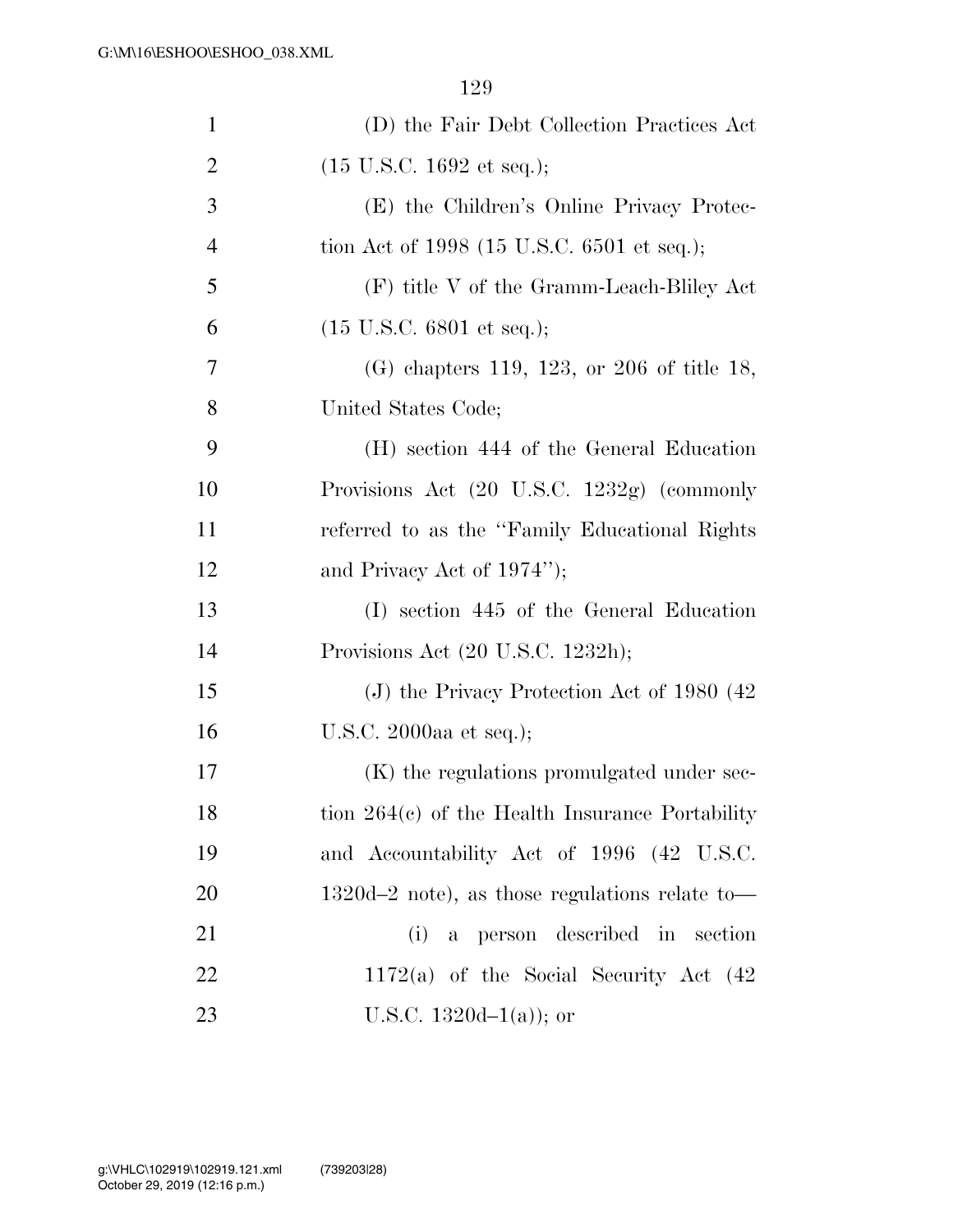(D) the Fair Debt Collection Practices Act (15 U.S.C. 1692 et seq.);

(E) the Children's Online Privacy Protection Act of 1998 (15 U.S.C. 6501 et seq.);

(F) title V of the Gramm-Leach-Bliley Act (15 U.S.C. 6801 et seq.);

(G) chapters 119, 123, or 206 of title 18, United States Code;

(H) section 444 of the General Education Provisions Act (20 U.S.C. 1232g) (commonly referred to as the ''Family Educational Rights and Privacy Act of 1974'');

(I) section 445 of the General Education Provisions Act (20 U.S.C. 1232h);

(J) the Privacy Protection Act of 1980 (42 U.S.C. 2000aa et seq.);

(K) the regulations promulgated under section 264(c) of the Health Insurance Portability and Accountability Act of 1996 (42 U.S.C. 1320d–2 note), as those regulations relate to—

(i) a person described in section 1172(a) of the Social Security Act (42 U.S.C. 1320d–1(a)); or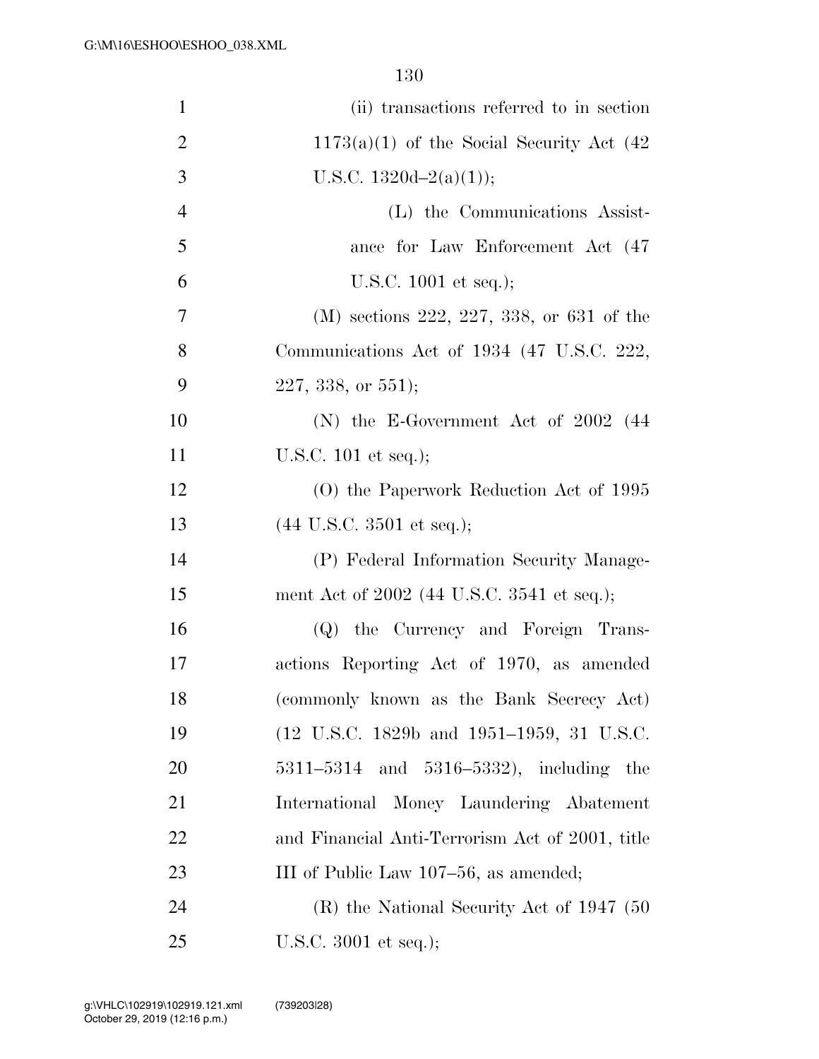(ii) transactions referred to in section 1173(a)(1) of the Social Security Act (42 U.S.C. 1320d–2(a)(1));

(L) the Communications Assistance for Law Enforcement Act (47 U.S.C. 1001 et seq.);

(M) sections 222, 227, 338, or 631 of the Communications Act of 1934 (47 U.S.C. 222, 227, 338, or 551);

(N) the E-Government Act of 2002 (44 U.S.C. 101 et seq.);

(O) the Paperwork Reduction Act of 1995 (44 U.S.C. 3501 et seq.);

(P) Federal Information Security Management Act of 2002 (44 U.S.C. 3541 et seq.);

(Q) the Currency and Foreign Transactions Reporting Act of 1970, as amended (commonly known as the Bank Secrecy Act) (12 U.S.C. 1829b and 1951–1959, 31 U.S.C. 5311–5314 and 5316–5332), including the International Money Laundering Abatement and Financial Anti-Terrorism Act of 2001, title III of Public Law 107–56, as amended;

(R) the National Security Act of 1947 (50 U.S.C. 3001 et seq.);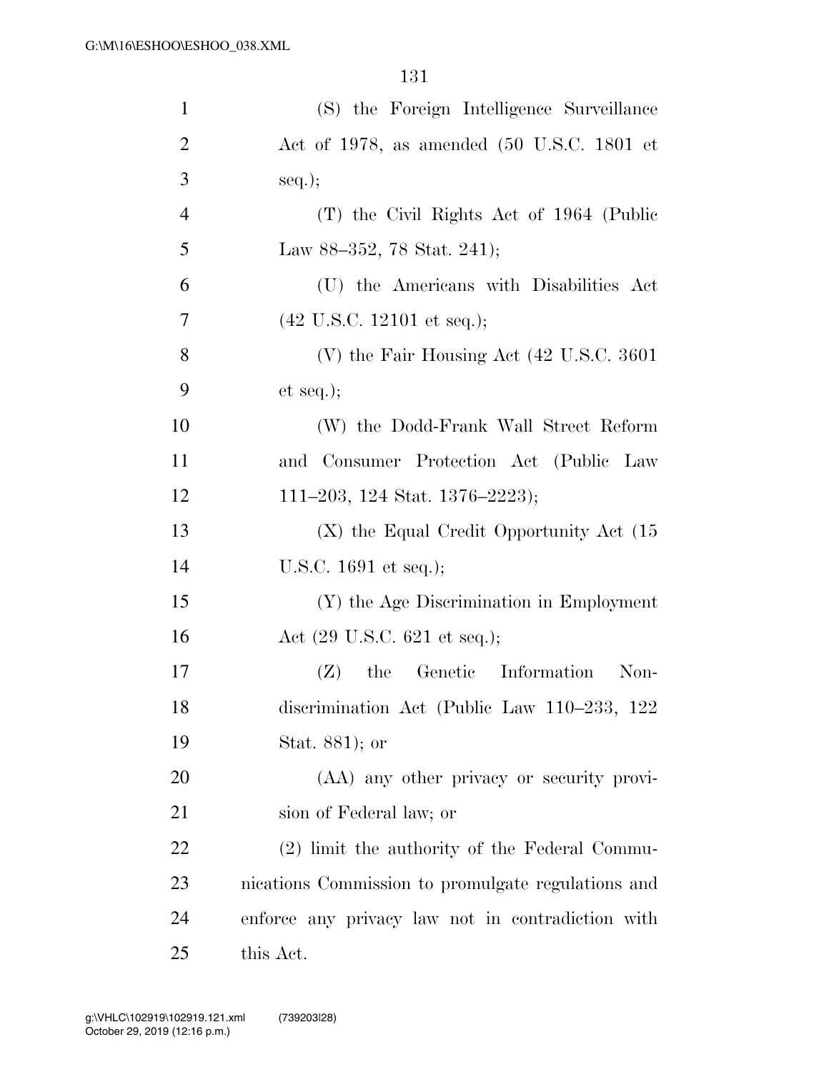(S) the Foreign Intelligence Surveillance Act of 1978, as amended (50 U.S.C. 1801 et seq.);

(T) the Civil Rights Act of 1964 (Public Law 88–352, 78 Stat. 241);

(U) the Americans with Disabilities Act (42 U.S.C. 12101 et seq.);

(V) the Fair Housing Act (42 U.S.C. 3601 et seq.);

(W) the Dodd-Frank Wall Street Reform and Consumer Protection Act (Public Law 111–203, 124 Stat. 1376–2223);

(X) the Equal Credit Opportunity Act (15 U.S.C. 1691 et seq.);

(Y) the Age Discrimination in Employment Act (29 U.S.C. 621 et seq.);

(Z) the Genetic Information Nondiscrimination Act (Public Law 110–233, 122 Stat. 881); or

(AA) any other privacy or security provision of Federal law; or

(2) limit the authority of the Federal Communications Commission to promulgate regulations and enforce any privacy law not in contradiction with this Act.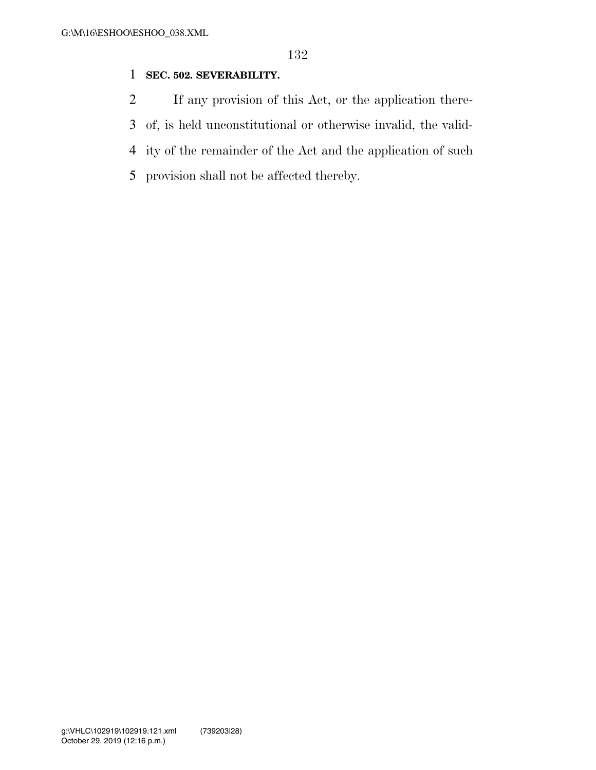**SEC. 502. SEVERABILITY.**

If any provision of this Act, or the application thereof, is held unconstitutional or otherwise invalid, the validity of the remainder of the Act and the application of such provision shall not be affected thereby.